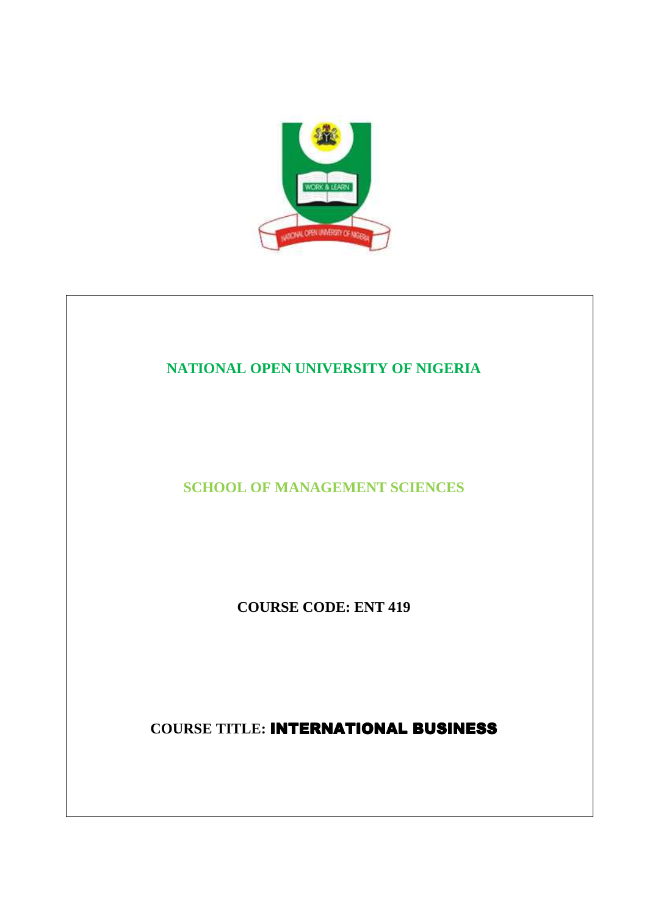**NATIONAL OPEN UNIVERSITY OF NIGERIA**

**SCHOOL OF MANAGEMENT SCIENCES**

**COURSE CODE: ENT 419**

**COURSE TITLE: INTERNATIONAL BUSINESS**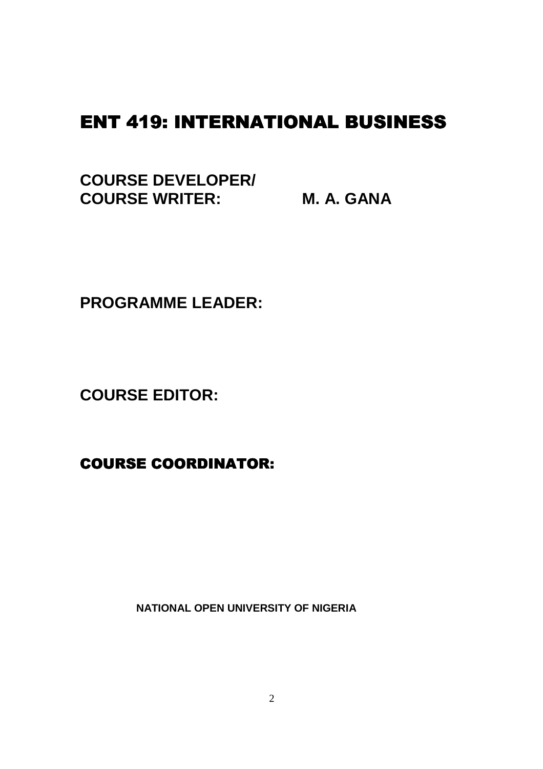# ENT 419: INTERNATIONAL BUSINESS

**COURSE DEVELOPER/**
**COURSE WRITER: M. A. GANA**

**PROGRAMME LEADER:**

**COURSE EDITOR:**

**COURSE COORDINATOR:**

**NATIONAL OPEN UNIVERSITY OF NIGERIA**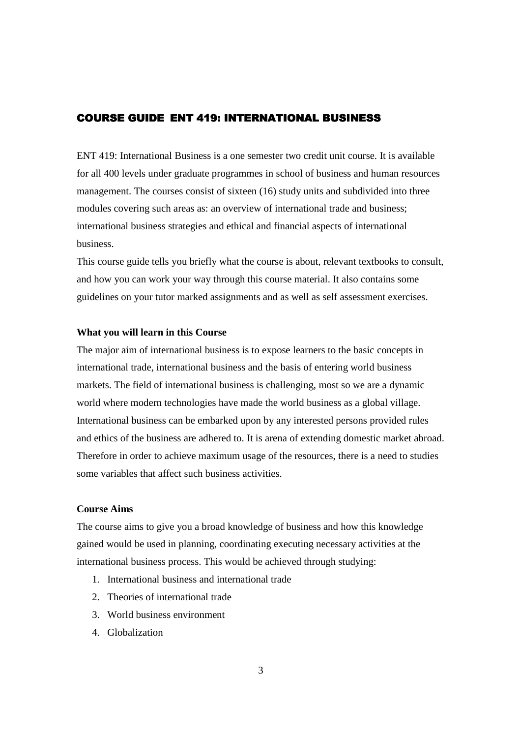# COURSE GUIDE ENT 419: INTERNATIONAL BUSINESS

ENT 419: International Business is a one semester two credit unit course. It is available for all 400 levels under graduate programmes in school of business and human resources management. The courses consist of sixteen (16) study units and subdivided into three modules covering such areas as: an overview of international trade and business; international business strategies and ethical and financial aspects of international business.

This course guide tells you briefly what the course is about, relevant textbooks to consult, and how you can work your way through this course material. It also contains some guidelines on your tutor marked assignments and as well as self assessment exercises.

**What you will learn in this Course**

The major aim of international business is to expose learners to the basic concepts in international trade, international business and the basis of entering world business markets. The field of international business is challenging, most so we are a dynamic world where modern technologies have made the world business as a global village. International business can be embarked upon by any interested persons provided rules and ethics of the business are adhered to. It is arena of extending domestic market abroad. Therefore in order to achieve maximum usage of the resources, there is a need to studies some variables that affect such business activities.

**Course Aims**

The course aims to give you a broad knowledge of business and how this knowledge gained would be used in planning, coordinating executing necessary activities at the international business process. This would be achieved through studying:

1. International business and international trade
2. Theories of international trade
3. World business environment
4. Globalization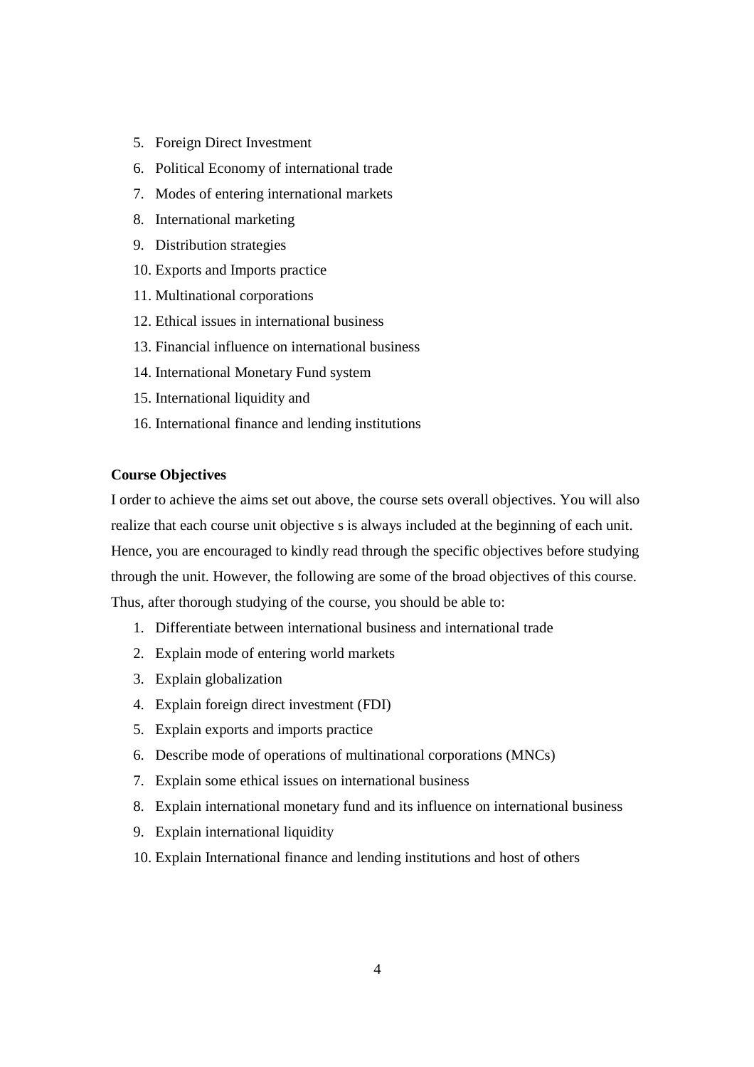5. Foreign Direct Investment
6. Political Economy of international trade
7. Modes of entering international markets
8. International marketing
9. Distribution strategies
10. Exports and Imports practice
11. Multinational corporations
12. Ethical issues in international business
13. Financial influence on international business
14. International Monetary Fund system
15. International liquidity and
16. International finance and lending institutions

**Course Objectives**

I order to achieve the aims set out above, the course sets overall objectives. You will also realize that each course unit objective s is always included at the beginning of each unit. Hence, you are encouraged to kindly read through the specific objectives before studying through the unit. However, the following are some of the broad objectives of this course. Thus, after thorough studying of the course, you should be able to:

1. Differentiate between international business and international trade
2. Explain mode of entering world markets
3. Explain globalization
4. Explain foreign direct investment (FDI)
5. Explain exports and imports practice
6. Describe mode of operations of multinational corporations (MNCs)
7. Explain some ethical issues on international business
8. Explain international monetary fund and its influence on international business
9. Explain international liquidity
10. Explain International finance and lending institutions and host of others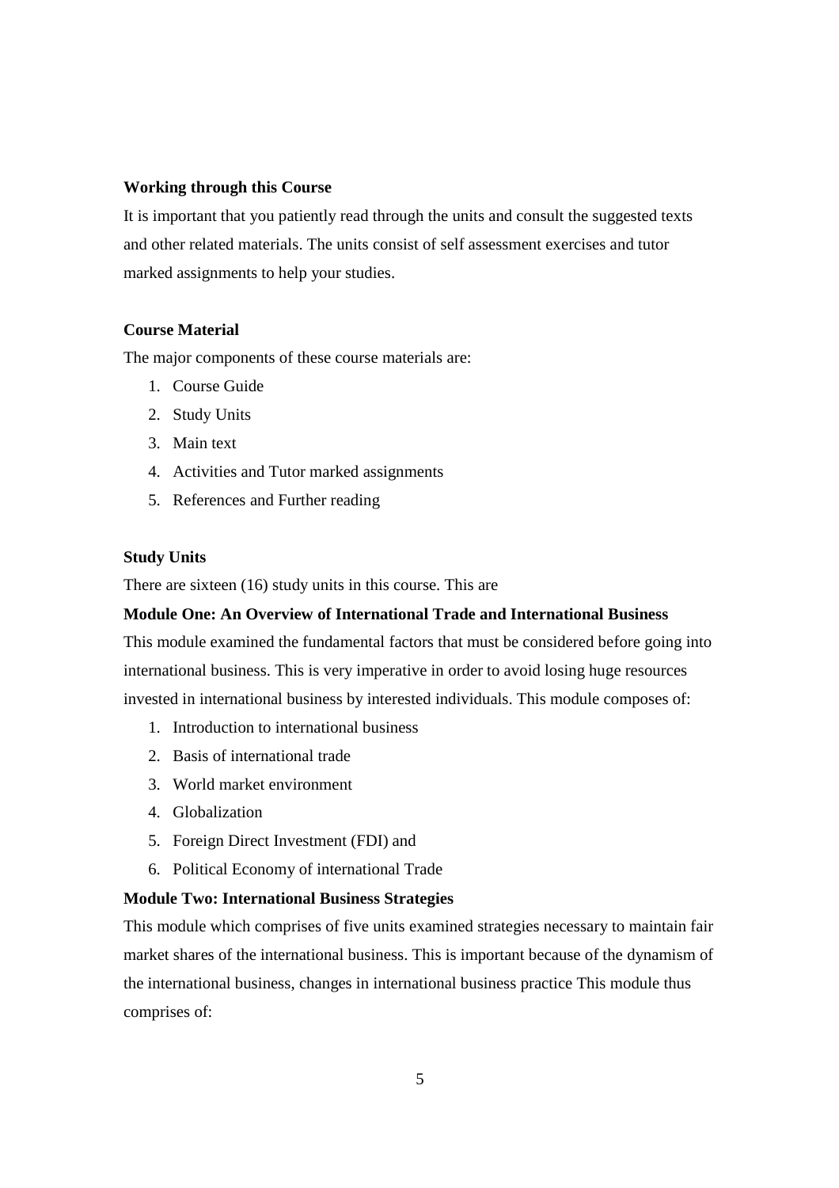**Working through this Course**

It is important that you patiently read through the units and consult the suggested texts and other related materials. The units consist of self assessment exercises and tutor marked assignments to help your studies.

**Course Material**

The major components of these course materials are:

1. Course Guide
2. Study Units
3. Main text
4. Activities and Tutor marked assignments
5. References and Further reading

**Study Units**

There are sixteen (16) study units in this course. This are

**Module One: An Overview of International Trade and International Business**

This module examined the fundamental factors that must be considered before going into international business. This is very imperative in order to avoid losing huge resources invested in international business by interested individuals. This module composes of:

1. Introduction to international business
2. Basis of international trade
3. World market environment
4. Globalization
5. Foreign Direct Investment (FDI) and
6. Political Economy of international Trade

**Module Two: International Business Strategies**

This module which comprises of five units examined strategies necessary to maintain fair market shares of the international business. This is important because of the dynamism of the international business, changes in international business practice This module thus comprises of: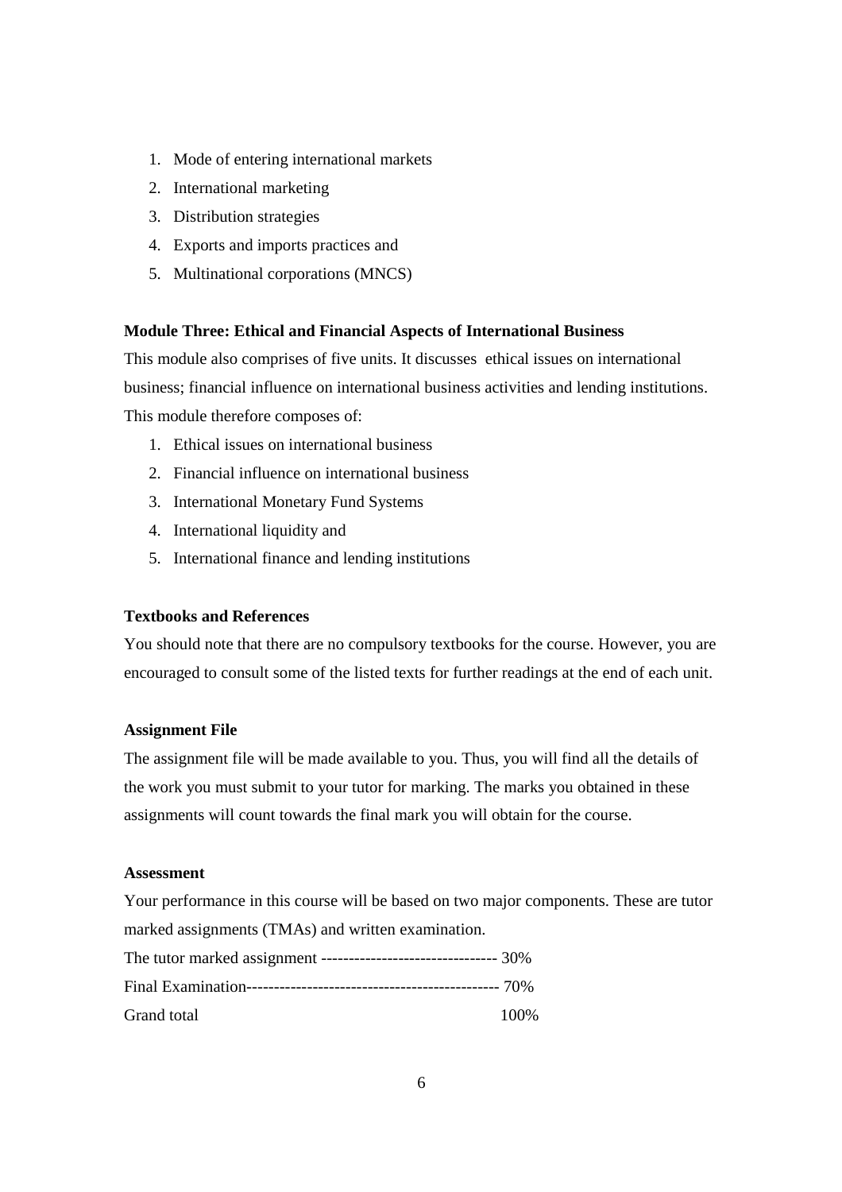1. Mode of entering international markets
2. International marketing
3. Distribution strategies
4. Exports and imports practices and
5. Multinational corporations (MNCS)

**Module Three: Ethical and Financial Aspects of International Business**

This module also comprises of five units. It discusses ethical issues on international business; financial influence on international business activities and lending institutions. This module therefore composes of:

1. Ethical issues on international business
2. Financial influence on international business
3. International Monetary Fund Systems
4. International liquidity and
5. International finance and lending institutions

**Textbooks and References**

You should note that there are no compulsory textbooks for the course. However, you are encouraged to consult some of the listed texts for further readings at the end of each unit.

**Assignment File**

The assignment file will be made available to you. Thus, you will find all the details of the work you must submit to your tutor for marking. The marks you obtained in these assignments will count towards the final mark you will obtain for the course.

**Assessment**

Your performance in this course will be based on two major components. These are tutor marked assignments (TMAs) and written examination.

The tutor marked assignment -------------------------------- 30%

Final Examination--------------------------------------------- 70%

Grand total 100%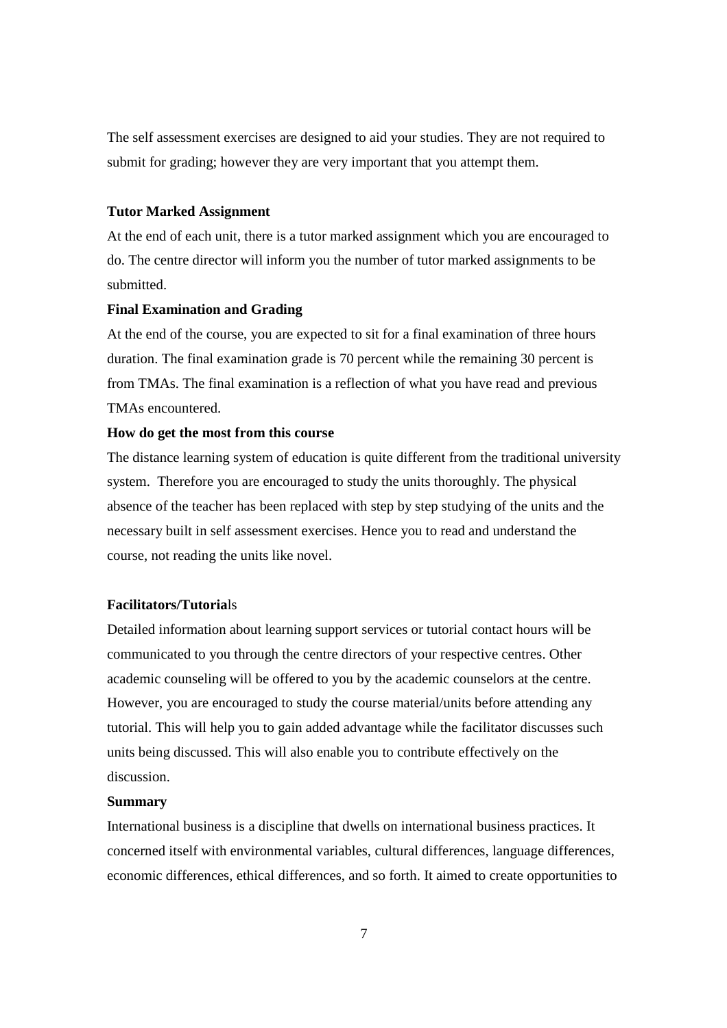The self assessment exercises are designed to aid your studies. They are not required to submit for grading; however they are very important that you attempt them.

**Tutor Marked Assignment**

At the end of each unit, there is a tutor marked assignment which you are encouraged to do. The centre director will inform you the number of tutor marked assignments to be submitted.

**Final Examination and Grading**

At the end of the course, you are expected to sit for a final examination of three hours duration. The final examination grade is 70 percent while the remaining 30 percent is from TMAs. The final examination is a reflection of what you have read and previous TMAs encountered.

**How do get the most from this course**

The distance learning system of education is quite different from the traditional university system. Therefore you are encouraged to study the units thoroughly. The physical absence of the teacher has been replaced with step by step studying of the units and the necessary built in self assessment exercises. Hence you to read and understand the course, not reading the units like novel.

**Facilitators/Tutorials**

Detailed information about learning support services or tutorial contact hours will be communicated to you through the centre directors of your respective centres. Other academic counseling will be offered to you by the academic counselors at the centre. However, you are encouraged to study the course material/units before attending any tutorial. This will help you to gain added advantage while the facilitator discusses such units being discussed. This will also enable you to contribute effectively on the discussion.

**Summary**

International business is a discipline that dwells on international business practices. It concerned itself with environmental variables, cultural differences, language differences, economic differences, ethical differences, and so forth. It aimed to create opportunities to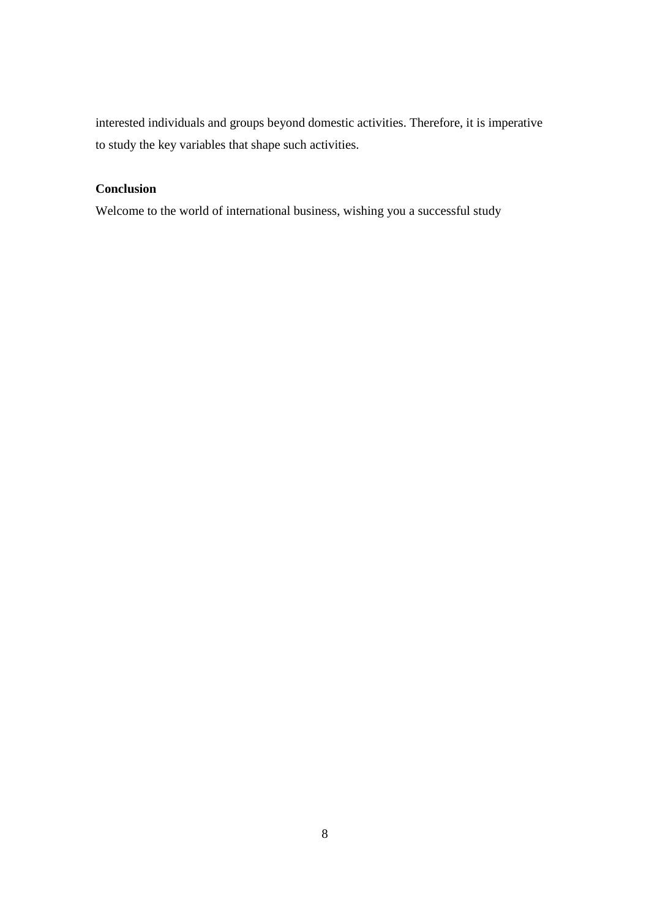interested individuals and groups beyond domestic activities. Therefore, it is imperative to study the key variables that shape such activities.

**Conclusion**

Welcome to the world of international business, wishing you a successful study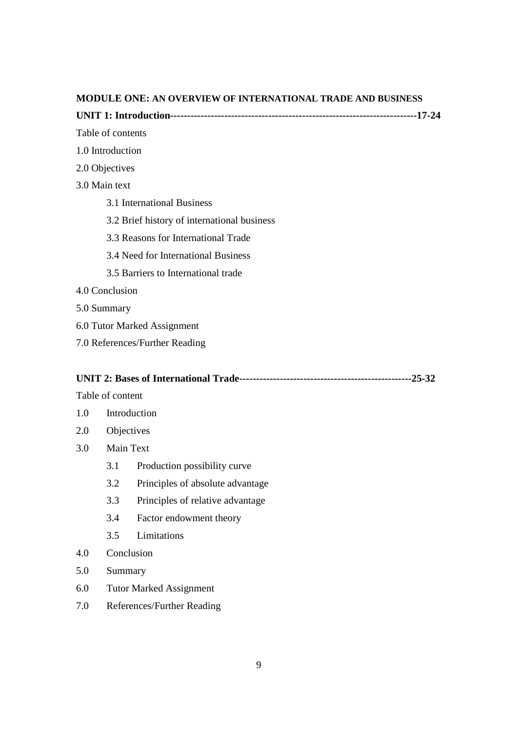**MODULE ONE: AN OVERVIEW OF INTERNATIONAL TRADE AND BUSINESS**

**UNIT 1: Introduction-------------------------------------------------------------------------17-24**

Table of contents

1.0 Introduction

2.0 Objectives

3.0 Main text

- 3.1 International Business
- 3.2 Brief history of international business
- 3.3 Reasons for International Trade
- 3.4 Need for International Business
- 3.5 Barriers to International trade

4.0 Conclusion

5.0 Summary

6.0 Tutor Marked Assignment

7.0 References/Further Reading

**UNIT 2: Bases of International Trade--------------------------------------------------25-32**

Table of content

1.0 Introduction

2.0 Objectives

3.0 Main Text

- 3.1 Production possibility curve
- 3.2 Principles of absolute advantage
- 3.3 Principles of relative advantage
- 3.4 Factor endowment theory
- 3.5 Limitations

4.0 Conclusion

5.0 Summary

6.0 Tutor Marked Assignment

7.0 References/Further Reading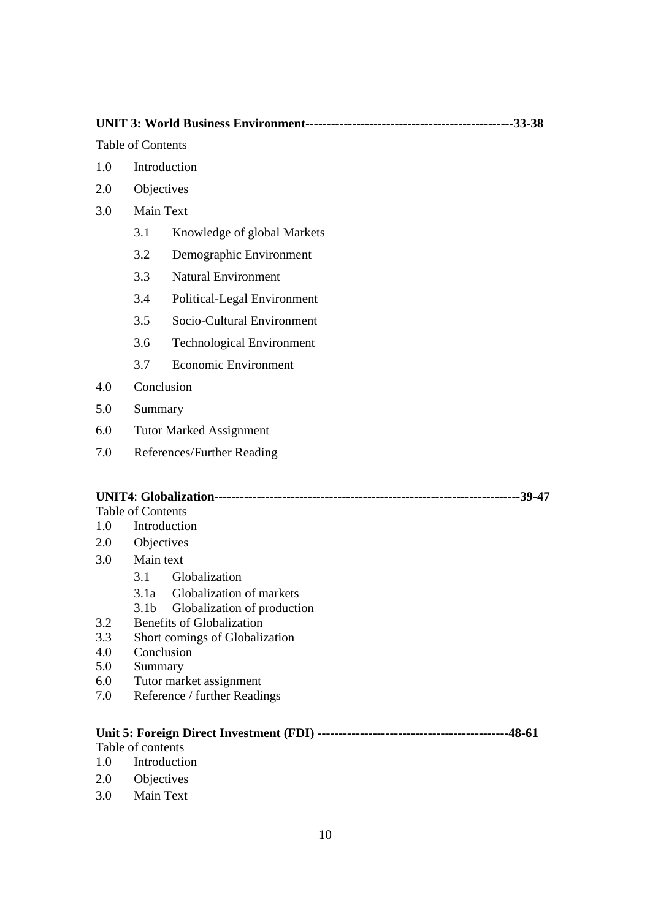**UNIT 3: World Business Environment-------------------------------------------------33-38**

Table of Contents

1.0 Introduction

2.0 Objectives

3.0 Main Text

- 3.1 Knowledge of global Markets
- 3.2 Demographic Environment
- 3.3 Natural Environment
- 3.4 Political-Legal Environment
- 3.5 Socio-Cultural Environment
- 3.6 Technological Environment
- 3.7 Economic Environment

4.0 Conclusion

5.0 Summary

6.0 Tutor Marked Assignment

7.0 References/Further Reading

**UNIT4**: **Globalization-----------------------------------------------------------------------39-47**

Table of Contents

1.0 Introduction

2.0 Objectives

3.0 Main text

- 3.1 Globalization
- 3.1a Globalization of markets
- 3.1b Globalization of production

3.2 Benefits of Globalization

3.3 Short comings of Globalization

4.0 Conclusion

5.0 Summary

6.0 Tutor market assignment

7.0 Reference / further Readings

**Unit 5: Foreign Direct Investment (FDI) --------------------------------------------48-61**

Table of contents

1.0 Introduction

2.0 Objectives

3.0 Main Text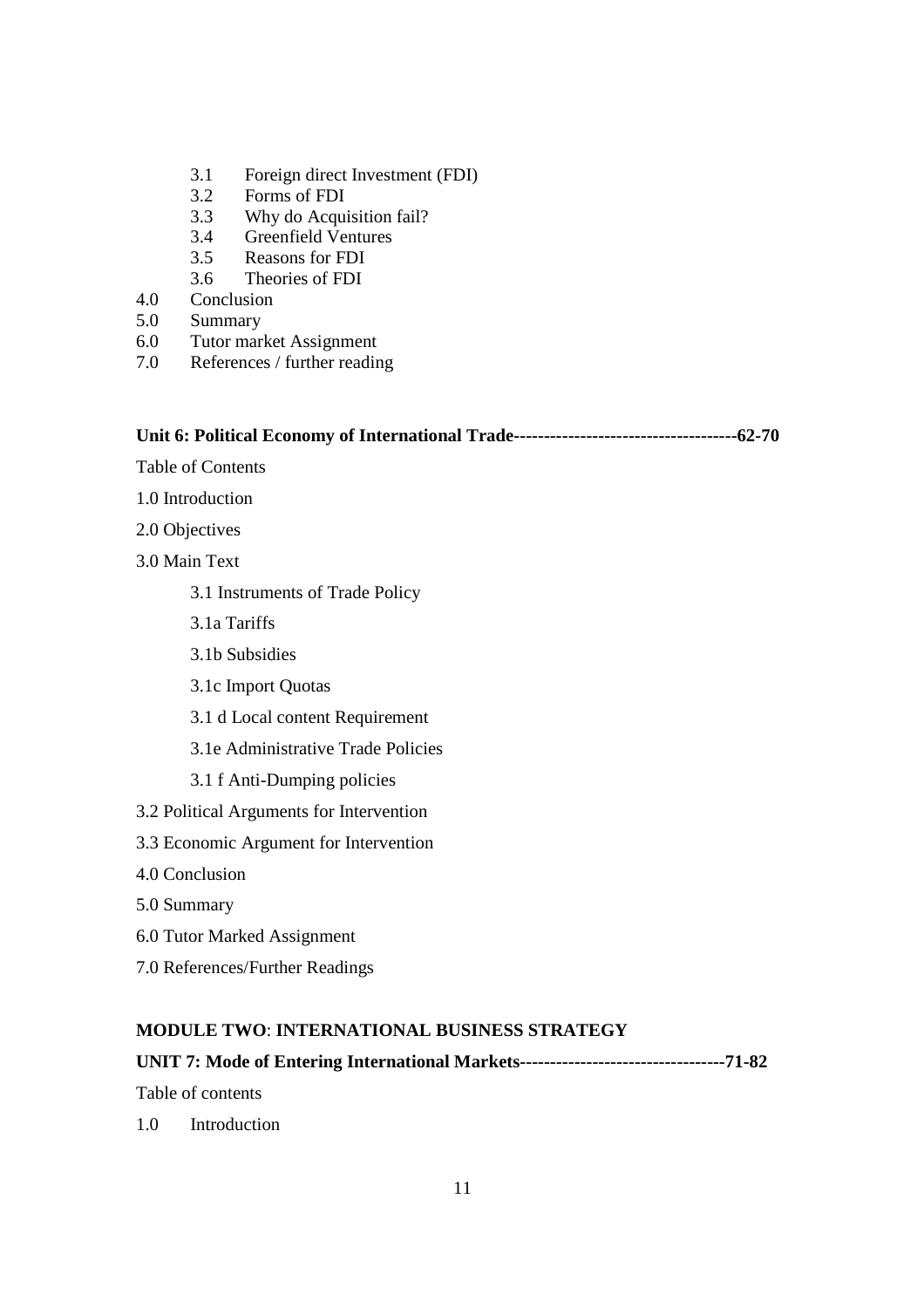3.1 Foreign direct Investment (FDI)
3.2 Forms of FDI
3.3 Why do Acquisition fail?
3.4 Greenfield Ventures
3.5 Reasons for FDI
3.6 Theories of FDI

4.0 Conclusion
5.0 Summary
6.0 Tutor market Assignment
7.0 References / further reading

**Unit 6: Political Economy of International Trade-------------------------------------62-70**

Table of Contents

1.0 Introduction

2.0 Objectives

3.0 Main Text

3.1 Instruments of Trade Policy

3.1a Tariffs

3.1b Subsidies

3.1c Import Quotas

3.1 d Local content Requirement

3.1e Administrative Trade Policies

3.1 f Anti-Dumping policies

3.2 Political Arguments for Intervention

3.3 Economic Argument for Intervention

4.0 Conclusion

5.0 Summary

6.0 Tutor Marked Assignment

7.0 References/Further Readings

**MODULE TWO**: **INTERNATIONAL BUSINESS STRATEGY**

**UNIT 7: Mode of Entering International Markets---------------------------------71-82**

Table of contents

1.0 Introduction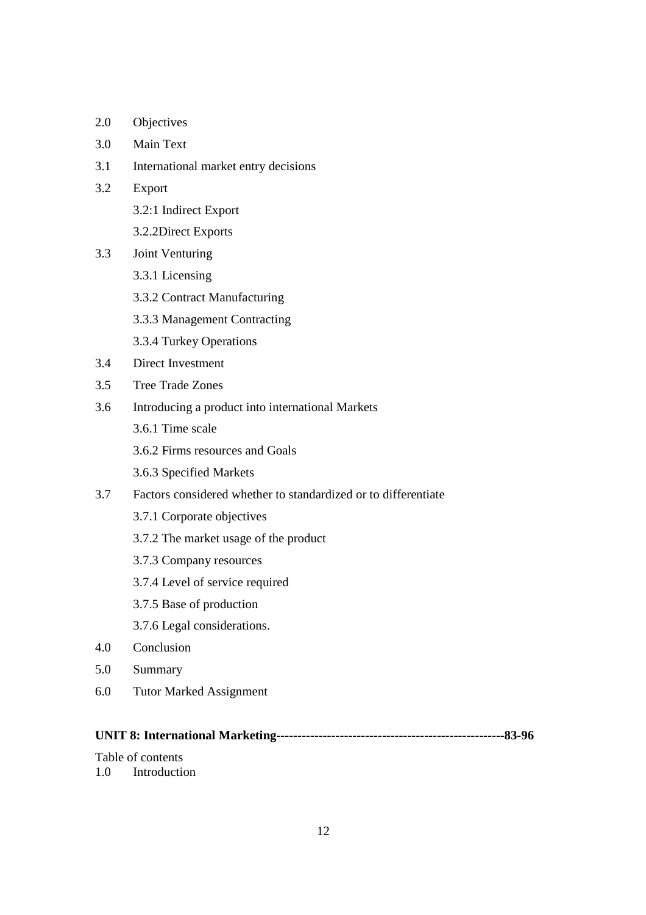2.0 Objectives

3.0 Main Text

3.1 International market entry decisions

3.2 Export

  3.2:1 Indirect Export

  3.2.2Direct Exports

3.3 Joint Venturing

  3.3.1 Licensing

  3.3.2 Contract Manufacturing

  3.3.3 Management Contracting

  3.3.4 Turkey Operations

3.4 Direct Investment

3.5 Tree Trade Zones

3.6 Introducing a product into international Markets

  3.6.1 Time scale

  3.6.2 Firms resources and Goals

  3.6.3 Specified Markets

3.7 Factors considered whether to standardized or to differentiate

  3.7.1 Corporate objectives

  3.7.2 The market usage of the product

  3.7.3 Company resources

  3.7.4 Level of service required

  3.7.5 Base of production

  3.7.6 Legal considerations.

4.0 Conclusion

5.0 Summary

6.0 Tutor Marked Assignment

**UNIT 8: International Marketing-----------------------------------------------------83-96**

Table of contents

1.0 Introduction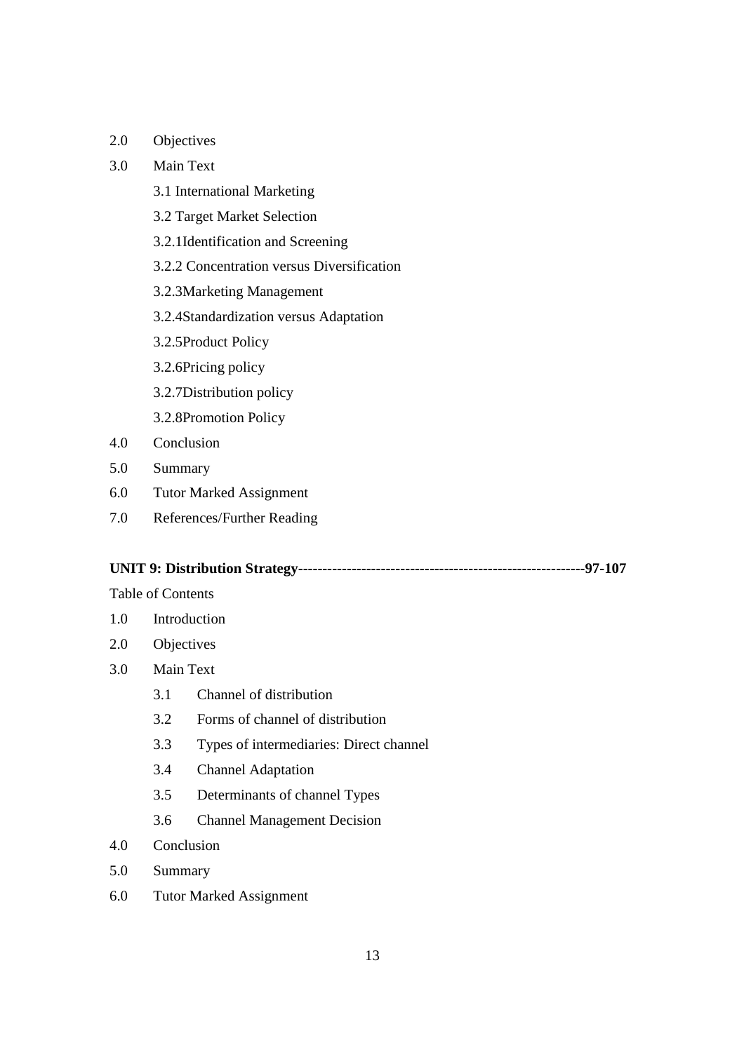2.0 Objectives

3.0 Main Text

3.1 International Marketing

3.2 Target Market Selection

3.2.1Identification and Screening

3.2.2 Concentration versus Diversification

3.2.3Marketing Management

3.2.4Standardization versus Adaptation

3.2.5Product Policy

3.2.6Pricing policy

3.2.7Distribution policy

3.2.8Promotion Policy

4.0 Conclusion

5.0 Summary

6.0 Tutor Marked Assignment

7.0 References/Further Reading

**UNIT 9: Distribution Strategy----------------------------------------------------------97-107**

Table of Contents

1.0 Introduction

2.0 Objectives

3.0 Main Text

3.1 Channel of distribution

3.2 Forms of channel of distribution

3.3 Types of intermediaries: Direct channel

3.4 Channel Adaptation

3.5 Determinants of channel Types

3.6 Channel Management Decision

4.0 Conclusion

5.0 Summary

6.0 Tutor Marked Assignment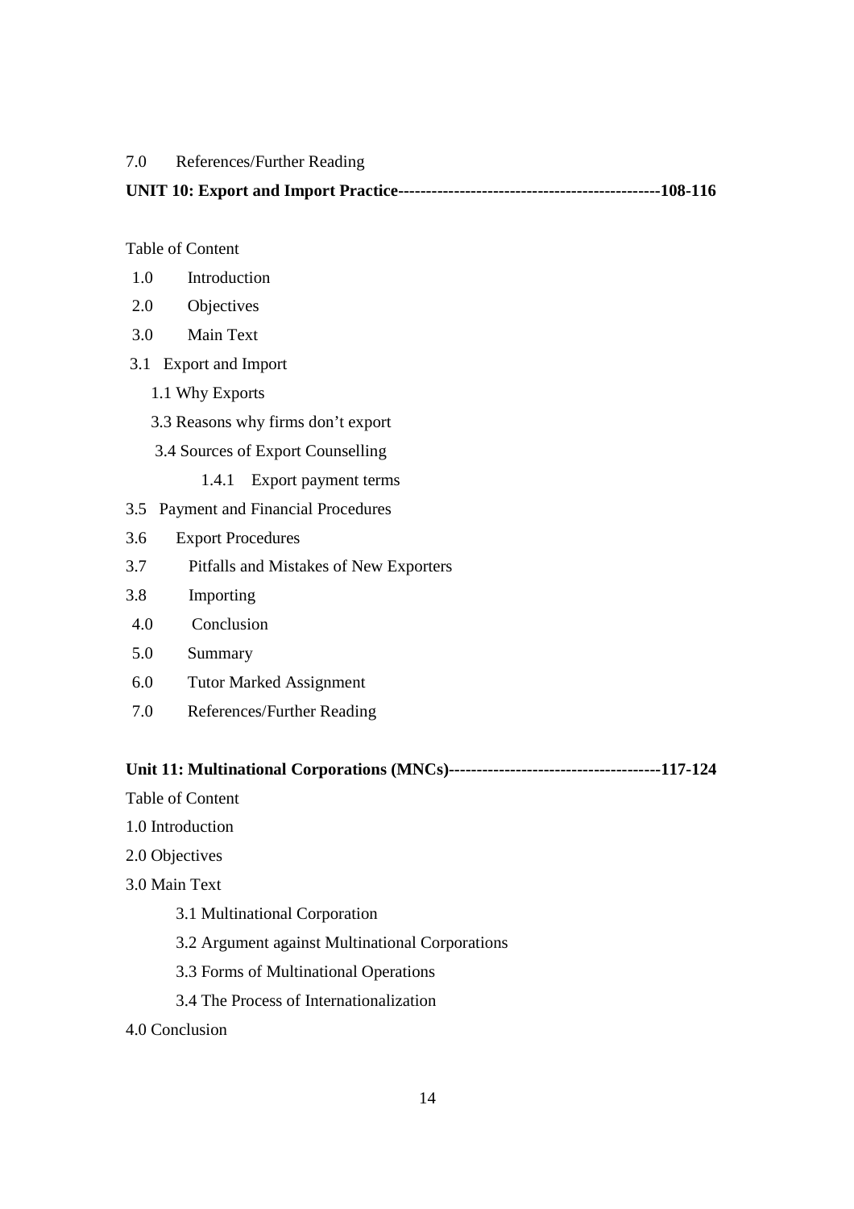7.0 References/Further Reading

**UNIT 10: Export and Import Practice-----------------------------------------------108-116**

Table of Content

1.0 Introduction

2.0 Objectives

3.0 Main Text

3.1 Export and Import

1.1 Why Exports

3.3 Reasons why firms don't export

3.4 Sources of Export Counselling

1.4.1 Export payment terms

3.5 Payment and Financial Procedures

3.6 Export Procedures

3.7 Pitfalls and Mistakes of New Exporters

3.8 Importing

4.0 Conclusion

5.0 Summary

6.0 Tutor Marked Assignment

7.0 References/Further Reading

**Unit 11: Multinational Corporations (MNCs)--------------------------------------117-124**

Table of Content

1.0 Introduction

2.0 Objectives

3.0 Main Text

3.1 Multinational Corporation

3.2 Argument against Multinational Corporations

3.3 Forms of Multinational Operations

3.4 The Process of Internationalization

4.0 Conclusion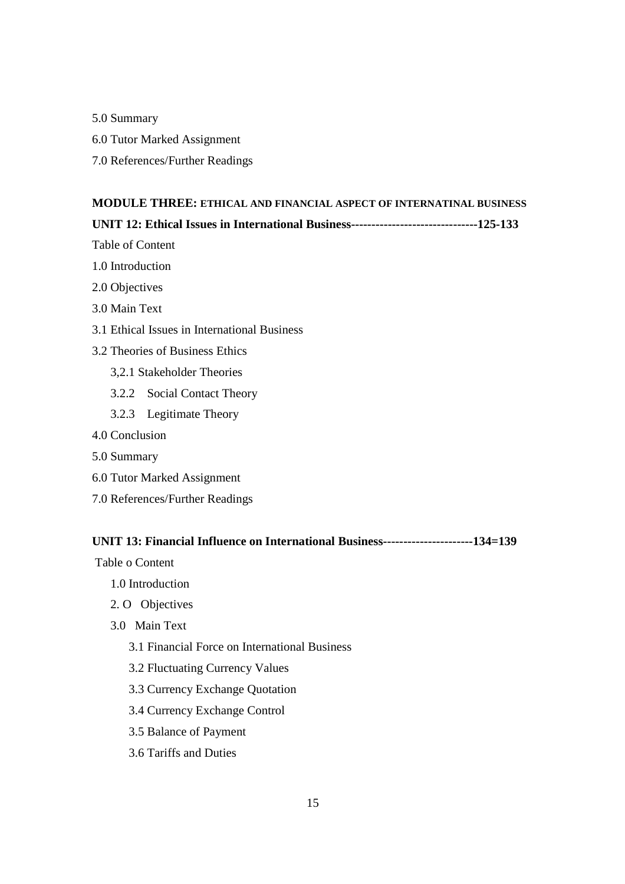5.0 Summary

6.0 Tutor Marked Assignment

7.0 References/Further Readings

**MODULE THREE: ETHICAL AND FINANCIAL ASPECT OF INTERNATINAL BUSINESS**

**UNIT 12: Ethical Issues in International Business-------------------------------125-133**

Table of Content

1.0 Introduction

2.0 Objectives

3.0 Main Text

3.1 Ethical Issues in International Business

3.2 Theories of Business Ethics

- 3,2.1 Stakeholder Theories
- 3.2.2 Social Contact Theory
- 3.2.3 Legitimate Theory

4.0 Conclusion

5.0 Summary

6.0 Tutor Marked Assignment

7.0 References/Further Readings

**UNIT 13: Financial Influence on International Business----------------------134=139**

Table o Content

- 1.0 Introduction
- 2. O Objectives
- 3.0 Main Text
  - 3.1 Financial Force on International Business
  - 3.2 Fluctuating Currency Values
  - 3.3 Currency Exchange Quotation
  - 3.4 Currency Exchange Control
  - 3.5 Balance of Payment
  - 3.6 Tariffs and Duties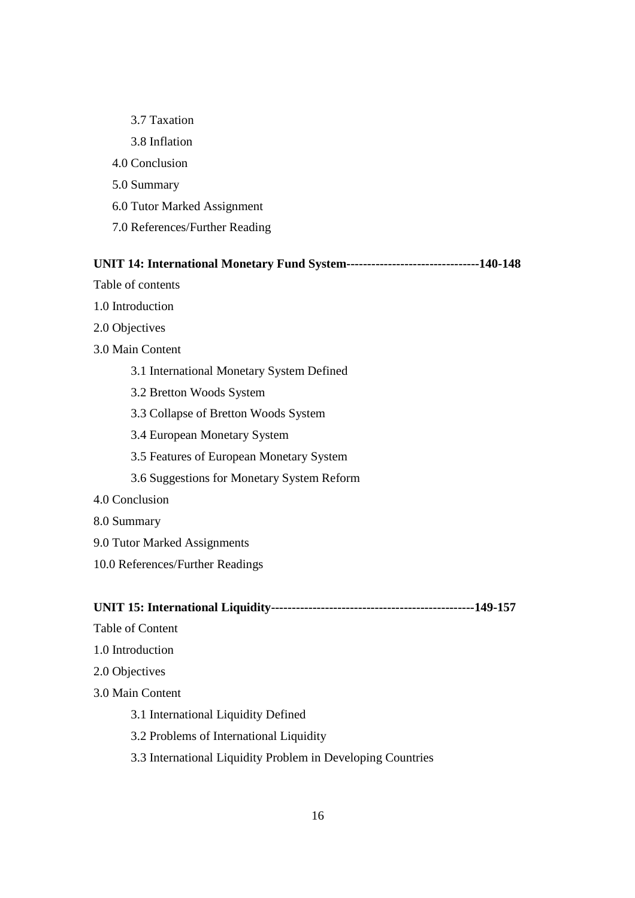3.7 Taxation

3.8 Inflation

4.0 Conclusion

5.0 Summary

6.0 Tutor Marked Assignment

7.0 References/Further Reading

**UNIT 14: International Monetary Fund System--------------------------------140-148**

Table of contents

1.0 Introduction

2.0 Objectives

3.0 Main Content

3.1 International Monetary System Defined

3.2 Bretton Woods System

3.3 Collapse of Bretton Woods System

3.4 European Monetary System

3.5 Features of European Monetary System

3.6 Suggestions for Monetary System Reform

4.0 Conclusion

8.0 Summary

9.0 Tutor Marked Assignments

10.0 References/Further Readings

**UNIT 15: International Liquidity-------------------------------------------------149-157**

Table of Content

1.0 Introduction

2.0 Objectives

3.0 Main Content

3.1 International Liquidity Defined

3.2 Problems of International Liquidity

3.3 International Liquidity Problem in Developing Countries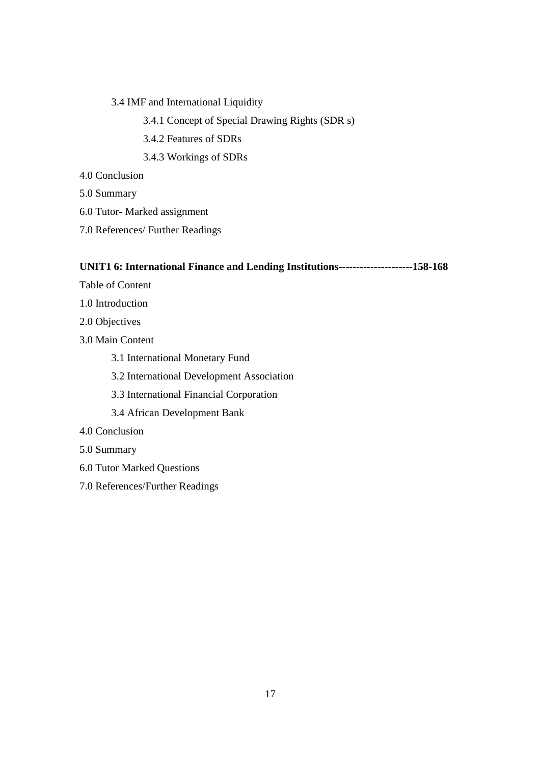3.4 IMF and International Liquidity

3.4.1 Concept of Special Drawing Rights (SDR s)

3.4.2 Features of SDRs

3.4.3 Workings of SDRs

4.0 Conclusion

5.0 Summary

6.0 Tutor- Marked assignment

7.0 References/ Further Readings

**UNIT1 6: International Finance and Lending Institutions--------------------158-168**

Table of Content

1.0 Introduction

2.0 Objectives

3.0 Main Content

3.1 International Monetary Fund

3.2 International Development Association

3.3 International Financial Corporation

3.4 African Development Bank

4.0 Conclusion

5.0 Summary

6.0 Tutor Marked Questions

7.0 References/Further Readings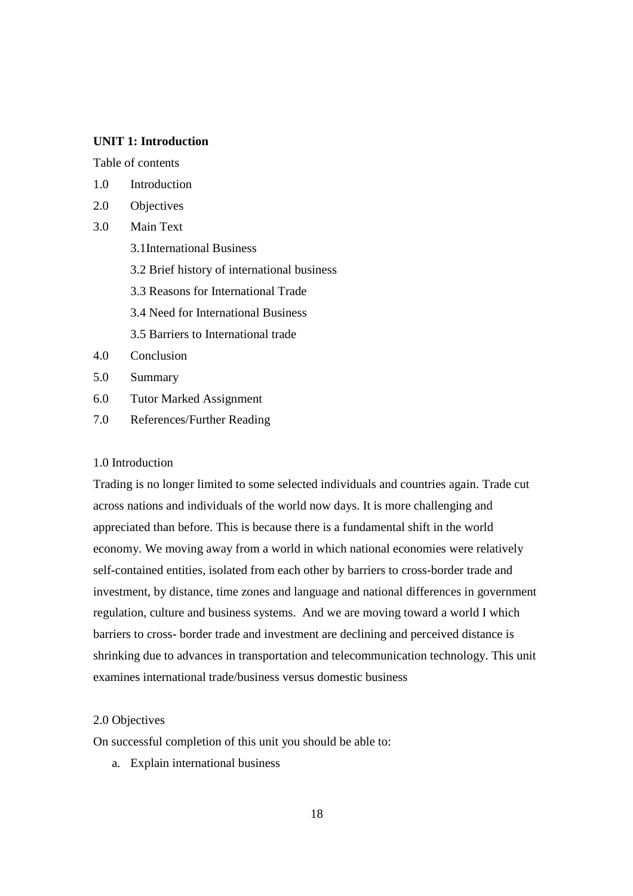**UNIT 1: Introduction**

Table of contents

1.0 Introduction

2.0 Objectives

3.0 Main Text

  3.1International Business

  3.2 Brief history of international business

  3.3 Reasons for International Trade

  3.4 Need for International Business

  3.5 Barriers to International trade

4.0 Conclusion

5.0 Summary

6.0 Tutor Marked Assignment

7.0 References/Further Reading

1.0 Introduction

Trading is no longer limited to some selected individuals and countries again. Trade cut across nations and individuals of the world now days. It is more challenging and appreciated than before. This is because there is a fundamental shift in the world economy. We moving away from a world in which national economies were relatively self-contained entities, isolated from each other by barriers to cross-border trade and investment, by distance, time zones and language and national differences in government regulation, culture and business systems. And we are moving toward a world I which barriers to cross- border trade and investment are declining and perceived distance is shrinking due to advances in transportation and telecommunication technology. This unit examines international trade/business versus domestic business

2.0 Objectives

On successful completion of this unit you should be able to:

a. Explain international business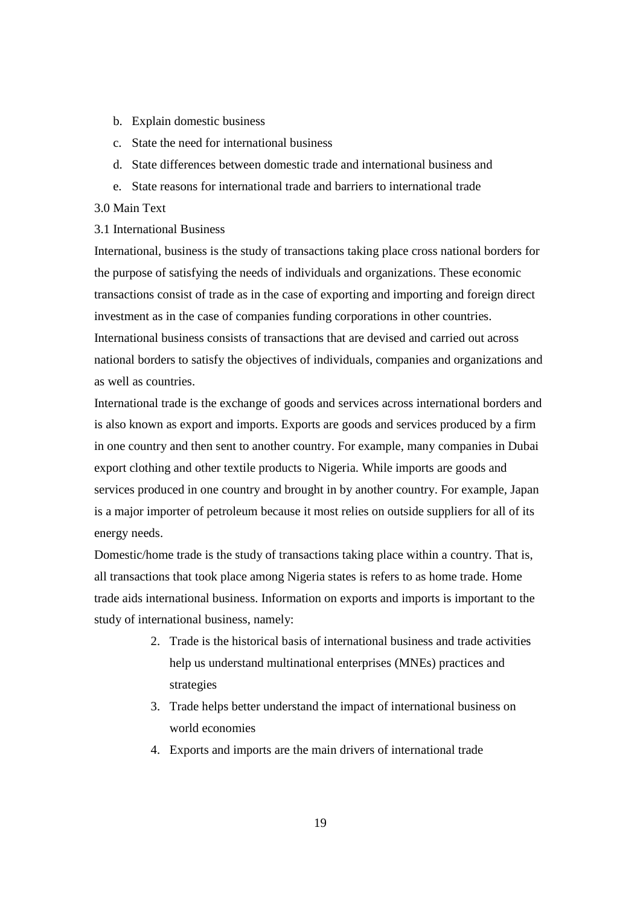b. Explain domestic business
c. State the need for international business
d. State differences between domestic trade and international business and
e. State reasons for international trade and barriers to international trade

3.0 Main Text

3.1 International Business

International, business is the study of transactions taking place cross national borders for the purpose of satisfying the needs of individuals and organizations. These economic transactions consist of trade as in the case of exporting and importing and foreign direct investment as in the case of companies funding corporations in other countries. International business consists of transactions that are devised and carried out across national borders to satisfy the objectives of individuals, companies and organizations and as well as countries.

International trade is the exchange of goods and services across international borders and is also known as export and imports. Exports are goods and services produced by a firm in one country and then sent to another country. For example, many companies in Dubai export clothing and other textile products to Nigeria. While imports are goods and services produced in one country and brought in by another country. For example, Japan is a major importer of petroleum because it most relies on outside suppliers for all of its energy needs.

Domestic/home trade is the study of transactions taking place within a country. That is, all transactions that took place among Nigeria states is refers to as home trade. Home trade aids international business. Information on exports and imports is important to the study of international business, namely:

2. Trade is the historical basis of international business and trade activities help us understand multinational enterprises (MNEs) practices and strategies
3. Trade helps better understand the impact of international business on world economies
4. Exports and imports are the main drivers of international trade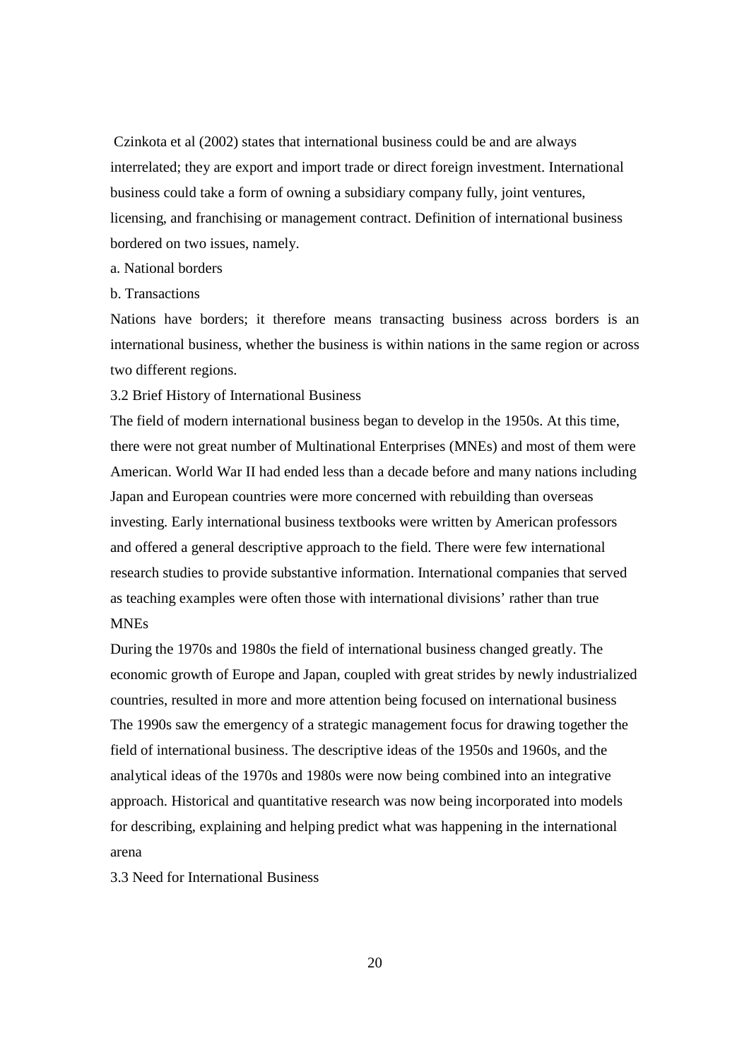Czinkota et al (2002) states that international business could be and are always interrelated; they are export and import trade or direct foreign investment. International business could take a form of owning a subsidiary company fully, joint ventures, licensing, and franchising or management contract. Definition of international business bordered on two issues, namely.

a. National borders

b. Transactions

Nations have borders; it therefore means transacting business across borders is an international business, whether the business is within nations in the same region or across two different regions.

### 3.2 Brief History of International Business

The field of modern international business began to develop in the 1950s. At this time, there were not great number of Multinational Enterprises (MNEs) and most of them were American. World War II had ended less than a decade before and many nations including Japan and European countries were more concerned with rebuilding than overseas investing. Early international business textbooks were written by American professors and offered a general descriptive approach to the field. There were few international research studies to provide substantive information. International companies that served as teaching examples were often those with international divisions' rather than true MNEs

During the 1970s and 1980s the field of international business changed greatly. The economic growth of Europe and Japan, coupled with great strides by newly industrialized countries, resulted in more and more attention being focused on international business

The 1990s saw the emergency of a strategic management focus for drawing together the field of international business. The descriptive ideas of the 1950s and 1960s, and the analytical ideas of the 1970s and 1980s were now being combined into an integrative approach. Historical and quantitative research was now being incorporated into models for describing, explaining and helping predict what was happening in the international arena

### 3.3 Need for International Business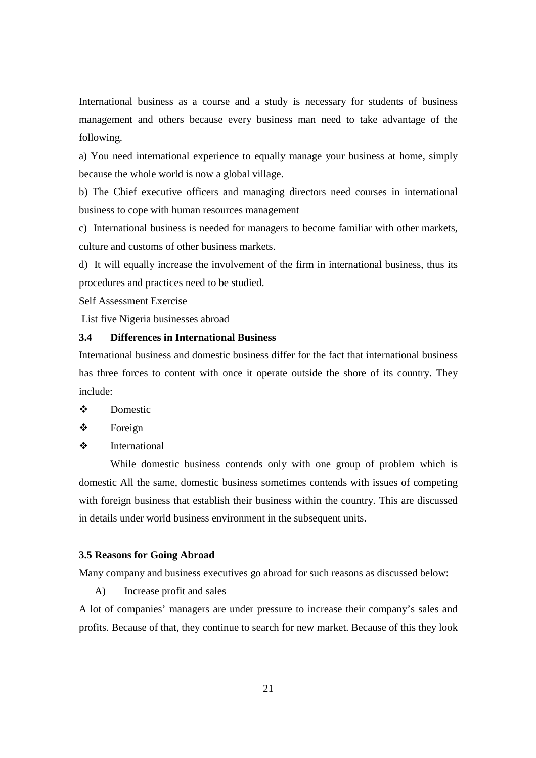International business as a course and a study is necessary for students of business management and others because every business man need to take advantage of the following.

a) You need international experience to equally manage your business at home, simply because the whole world is now a global village.

b) The Chief executive officers and managing directors need courses in international business to cope with human resources management

c) International business is needed for managers to become familiar with other markets, culture and customs of other business markets.

d) It will equally increase the involvement of the firm in international business, thus its procedures and practices need to be studied.

Self Assessment Exercise

List five Nigeria businesses abroad

### 3.4 Differences in International Business

International business and domestic business differ for the fact that international business has three forces to content with once it operate outside the shore of its country. They include:

- Domestic
- Foreign
- International

While domestic business contends only with one group of problem which is domestic All the same, domestic business sometimes contends with issues of competing with foreign business that establish their business within the country. This are discussed in details under world business environment in the subsequent units.

### 3.5 Reasons for Going Abroad

Many company and business executives go abroad for such reasons as discussed below:

A) Increase profit and sales

A lot of companies' managers are under pressure to increase their company's sales and profits. Because of that, they continue to search for new market. Because of this they look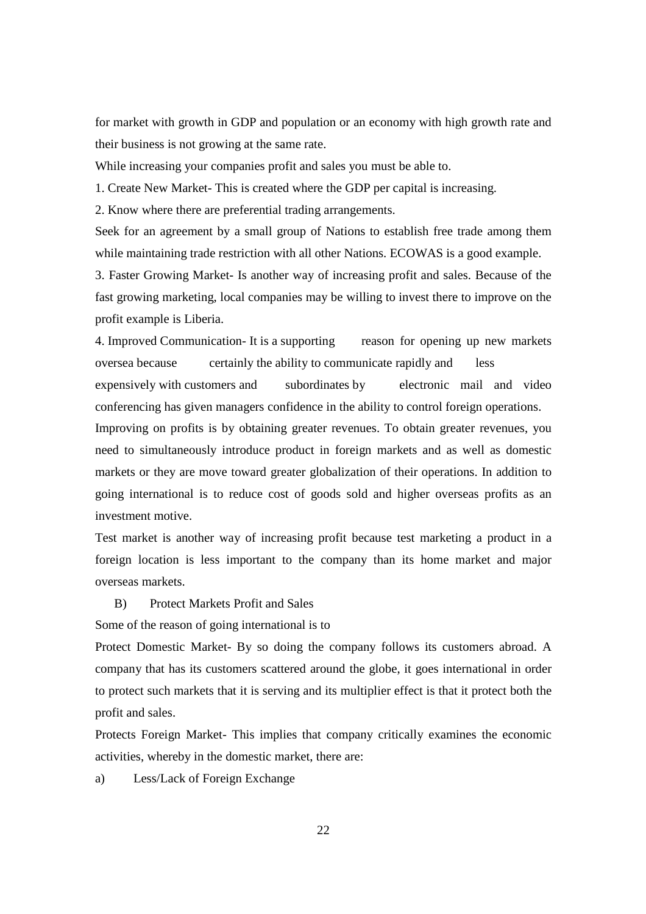for market with growth in GDP and population or an economy with high growth rate and their business is not growing at the same rate.

While increasing your companies profit and sales you must be able to.

1. Create New Market- This is created where the GDP per capital is increasing.

2. Know where there are preferential trading arrangements.

Seek for an agreement by a small group of Nations to establish free trade among them while maintaining trade restriction with all other Nations. ECOWAS is a good example.

3. Faster Growing Market- Is another way of increasing profit and sales. Because of the fast growing marketing, local companies may be willing to invest there to improve on the profit example is Liberia.

4. Improved Communication- It is a supporting reason for opening up new markets oversea because certainly the ability to communicate rapidly and less expensively with customers and subordinates by electronic mail and video conferencing has given managers confidence in the ability to control foreign operations.

Improving on profits is by obtaining greater revenues. To obtain greater revenues, you need to simultaneously introduce product in foreign markets and as well as domestic markets or they are move toward greater globalization of their operations. In addition to going international is to reduce cost of goods sold and higher overseas profits as an investment motive.

Test market is another way of increasing profit because test marketing a product in a foreign location is less important to the company than its home market and major overseas markets.

B) Protect Markets Profit and Sales

Some of the reason of going international is to

Protect Domestic Market- By so doing the company follows its customers abroad. A company that has its customers scattered around the globe, it goes international in order to protect such markets that it is serving and its multiplier effect is that it protect both the profit and sales.

Protects Foreign Market- This implies that company critically examines the economic activities, whereby in the domestic market, there are:

a) Less/Lack of Foreign Exchange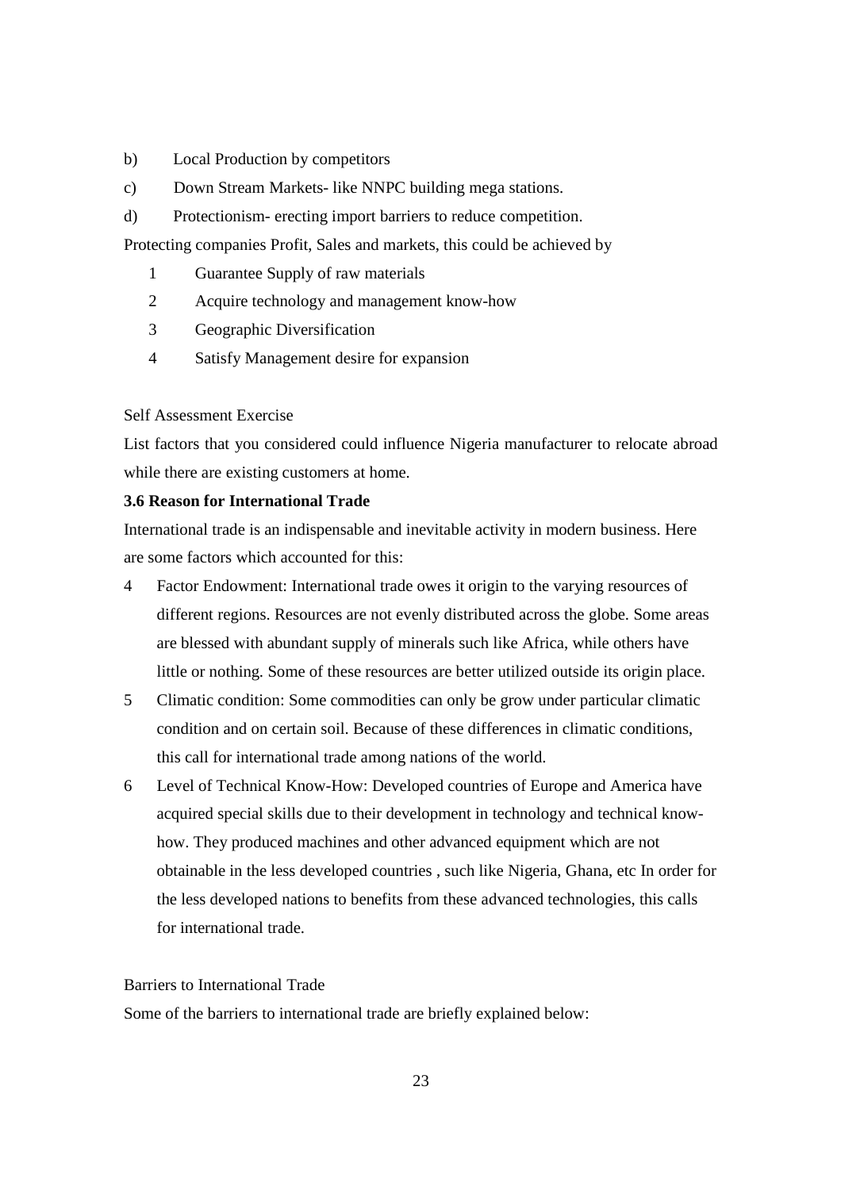b) Local Production by competitors

c) Down Stream Markets- like NNPC building mega stations.

d) Protectionism- erecting import barriers to reduce competition.

Protecting companies Profit, Sales and markets, this could be achieved by

1. Guarantee Supply of raw materials
2. Acquire technology and management know-how
3. Geographic Diversification
4. Satisfy Management desire for expansion

Self Assessment Exercise

List factors that you considered could influence Nigeria manufacturer to relocate abroad while there are existing customers at home.

**3.6 Reason for International Trade**

International trade is an indispensable and inevitable activity in modern business. Here are some factors which accounted for this:

4. Factor Endowment: International trade owes it origin to the varying resources of different regions. Resources are not evenly distributed across the globe. Some areas are blessed with abundant supply of minerals such like Africa, while others have little or nothing. Some of these resources are better utilized outside its origin place.
5. Climatic condition: Some commodities can only be grow under particular climatic condition and on certain soil. Because of these differences in climatic conditions, this call for international trade among nations of the world.
6. Level of Technical Know-How: Developed countries of Europe and America have acquired special skills due to their development in technology and technical know-how. They produced machines and other advanced equipment which are not obtainable in the less developed countries , such like Nigeria, Ghana, etc In order for the less developed nations to benefits from these advanced technologies, this calls for international trade.

Barriers to International Trade

Some of the barriers to international trade are briefly explained below: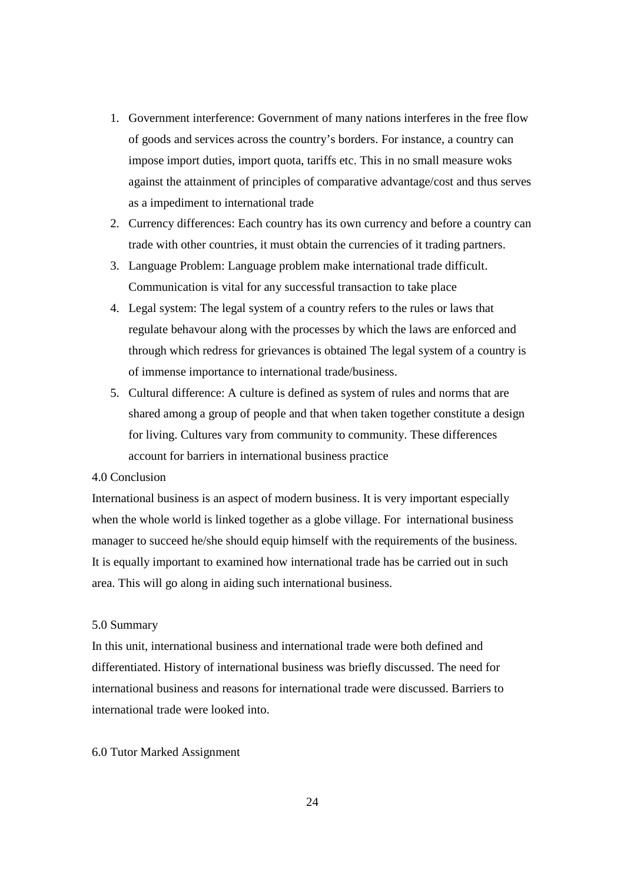1. Government interference: Government of many nations interferes in the free flow of goods and services across the country's borders. For instance, a country can impose import duties, import quota, tariffs etc. This in no small measure woks against the attainment of principles of comparative advantage/cost and thus serves as a impediment to international trade
2. Currency differences: Each country has its own currency and before a country can trade with other countries, it must obtain the currencies of it trading partners.
3. Language Problem: Language problem make international trade difficult. Communication is vital for any successful transaction to take place
4. Legal system: The legal system of a country refers to the rules or laws that regulate behavour along with the processes by which the laws are enforced and through which redress for grievances is obtained The legal system of a country is of immense importance to international trade/business.
5. Cultural difference: A culture is defined as system of rules and norms that are shared among a group of people and that when taken together constitute a design for living. Cultures vary from community to community. These differences account for barriers in international business practice

## 4.0 Conclusion

International business is an aspect of modern business. It is very important especially when the whole world is linked together as a globe village. For international business manager to succeed he/she should equip himself with the requirements of the business. It is equally important to examined how international trade has be carried out in such area. This will go along in aiding such international business.

## 5.0 Summary

In this unit, international business and international trade were both defined and differentiated. History of international business was briefly discussed. The need for international business and reasons for international trade were discussed. Barriers to international trade were looked into.

## 6.0 Tutor Marked Assignment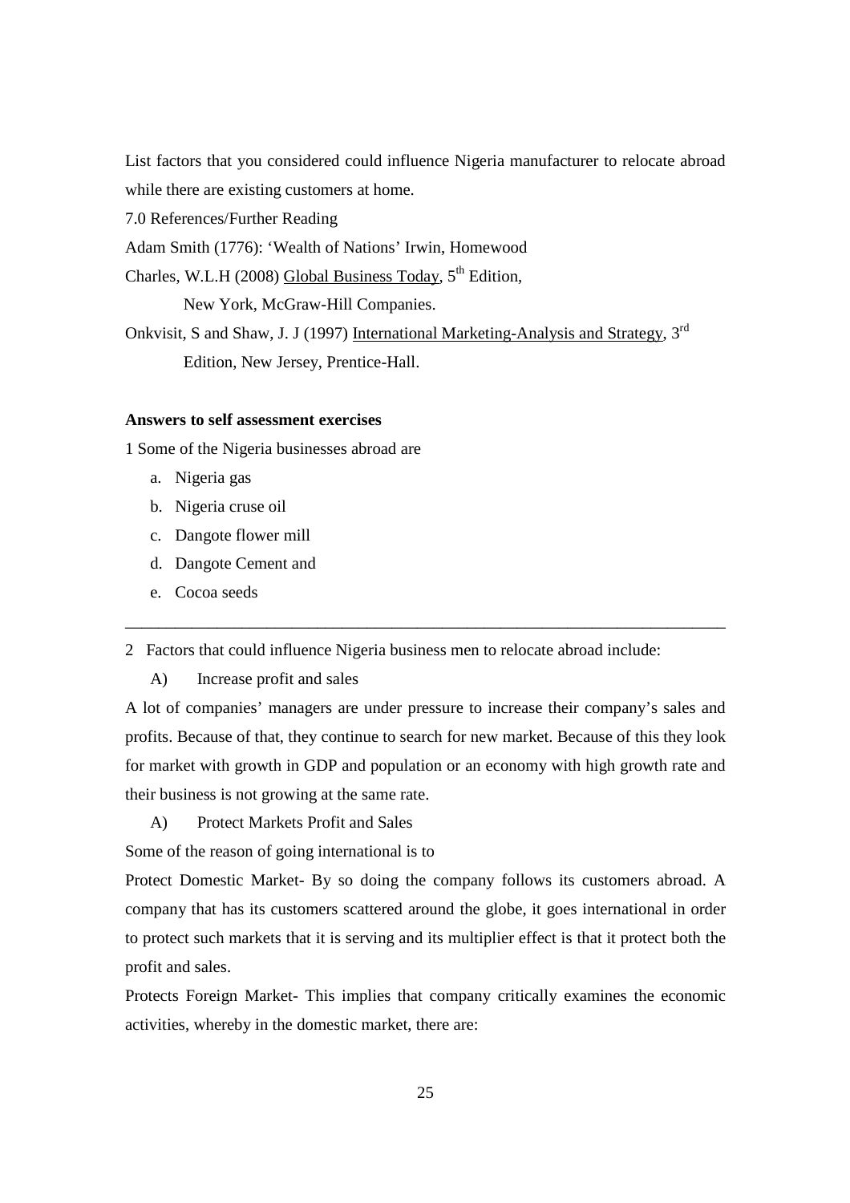List factors that you considered could influence Nigeria manufacturer to relocate abroad while there are existing customers at home.

7.0 References/Further Reading

Adam Smith (1776): 'Wealth of Nations' Irwin, Homewood

Charles, W.L.H (2008) Global Business Today, 5th Edition,
New York, McGraw-Hill Companies.

Onkvisit, S and Shaw, J. J (1997) International Marketing-Analysis and Strategy, 3rd Edition, New Jersey, Prentice-Hall.

**Answers to self assessment exercises**

1 Some of the Nigeria businesses abroad are

a. Nigeria gas
b. Nigeria cruse oil
c. Dangote flower mill
d. Dangote Cement and
e. Cocoa seeds

---

2 Factors that could influence Nigeria business men to relocate abroad include:

A) Increase profit and sales

A lot of companies' managers are under pressure to increase their company's sales and profits. Because of that, they continue to search for new market. Because of this they look for market with growth in GDP and population or an economy with high growth rate and their business is not growing at the same rate.

A) Protect Markets Profit and Sales

Some of the reason of going international is to

Protect Domestic Market- By so doing the company follows its customers abroad. A company that has its customers scattered around the globe, it goes international in order to protect such markets that it is serving and its multiplier effect is that it protect both the profit and sales.

Protects Foreign Market- This implies that company critically examines the economic activities, whereby in the domestic market, there are: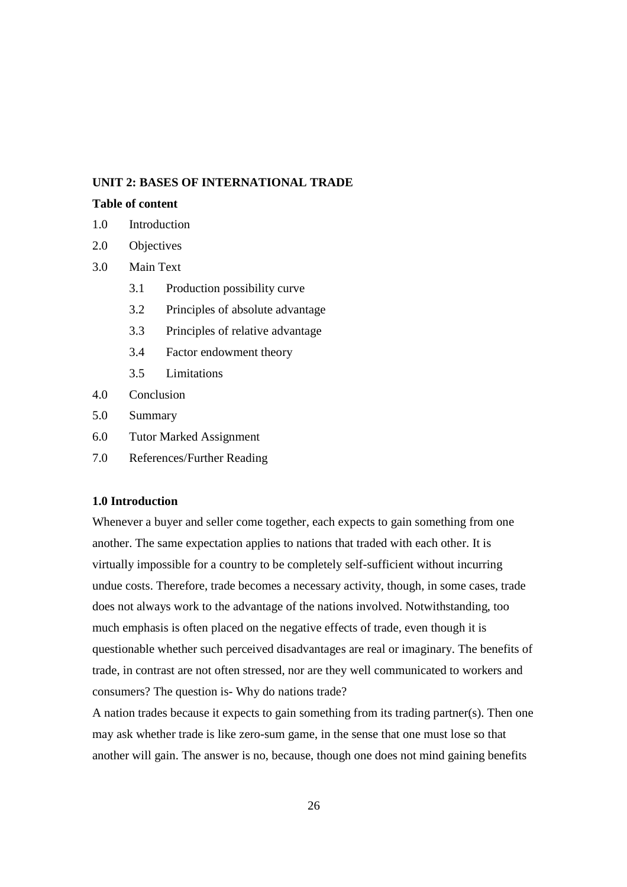## UNIT 2: BASES OF INTERNATIONAL TRADE

**Table of content**

1.0 Introduction

2.0 Objectives

3.0 Main Text

- 3.1 Production possibility curve
- 3.2 Principles of absolute advantage
- 3.3 Principles of relative advantage
- 3.4 Factor endowment theory
- 3.5 Limitations

4.0 Conclusion

5.0 Summary

6.0 Tutor Marked Assignment

7.0 References/Further Reading

### 1.0 Introduction

Whenever a buyer and seller come together, each expects to gain something from one another. The same expectation applies to nations that traded with each other. It is virtually impossible for a country to be completely self-sufficient without incurring undue costs. Therefore, trade becomes a necessary activity, though, in some cases, trade does not always work to the advantage of the nations involved. Notwithstanding, too much emphasis is often placed on the negative effects of trade, even though it is questionable whether such perceived disadvantages are real or imaginary. The benefits of trade, in contrast are not often stressed, nor are they well communicated to workers and consumers? The question is- Why do nations trade?

A nation trades because it expects to gain something from its trading partner(s). Then one may ask whether trade is like zero-sum game, in the sense that one must lose so that another will gain. The answer is no, because, though one does not mind gaining benefits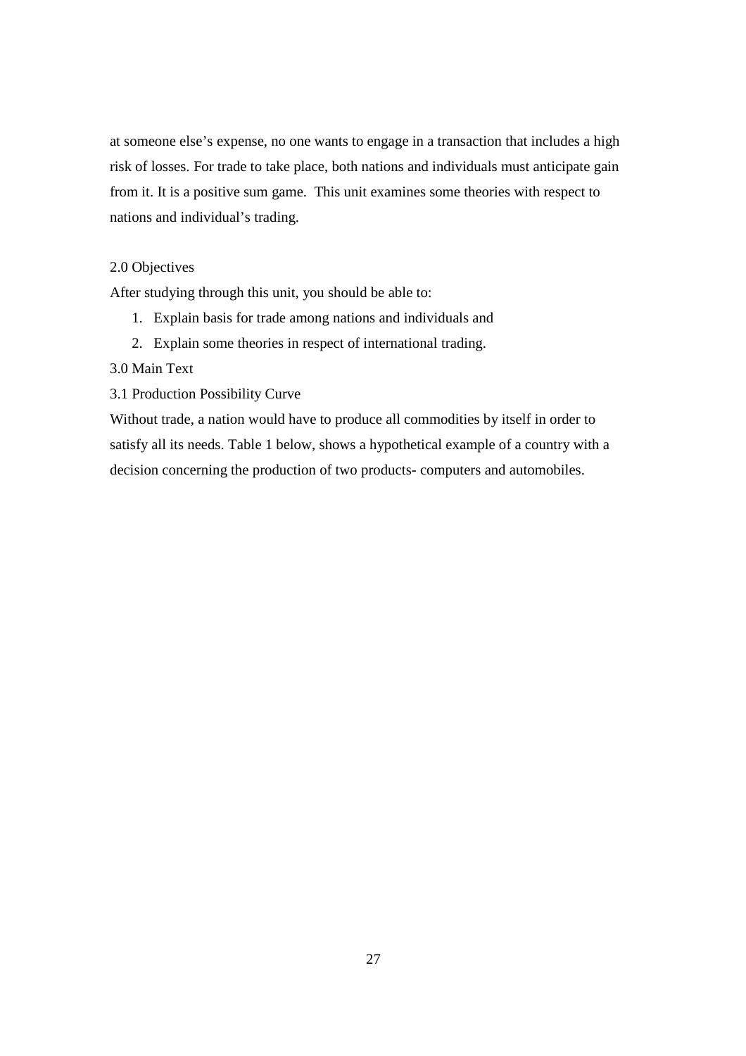at someone else's expense, no one wants to engage in a transaction that includes a high risk of losses. For trade to take place, both nations and individuals must anticipate gain from it. It is a positive sum game. This unit examines some theories with respect to nations and individual's trading.

## 2.0 Objectives

After studying through this unit, you should be able to:

1. Explain basis for trade among nations and individuals and
2. Explain some theories in respect of international trading.

## 3.0 Main Text

### 3.1 Production Possibility Curve

Without trade, a nation would have to produce all commodities by itself in order to satisfy all its needs. Table 1 below, shows a hypothetical example of a country with a decision concerning the production of two products- computers and automobiles.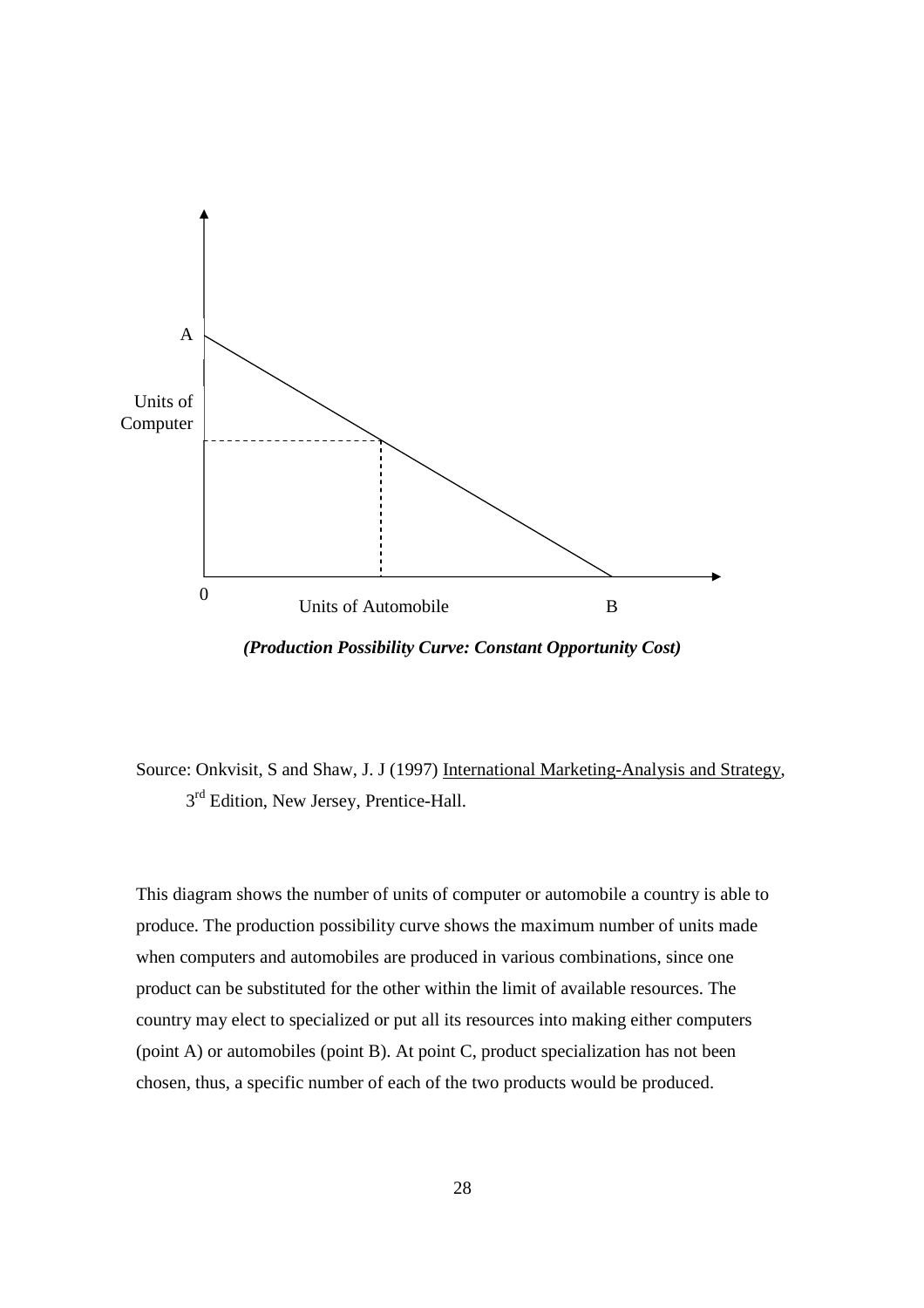*(Production Possibility Curve: Constant Opportunity Cost)*

Source: Onkvisit, S and Shaw, J. J (1997) International Marketing-Analysis and Strategy, 3rd Edition, New Jersey, Prentice-Hall.

This diagram shows the number of units of computer or automobile a country is able to produce. The production possibility curve shows the maximum number of units made when computers and automobiles are produced in various combinations, since one product can be substituted for the other within the limit of available resources. The country may elect to specialized or put all its resources into making either computers (point A) or automobiles (point B). At point C, product specialization has not been chosen, thus, a specific number of each of the two products would be produced.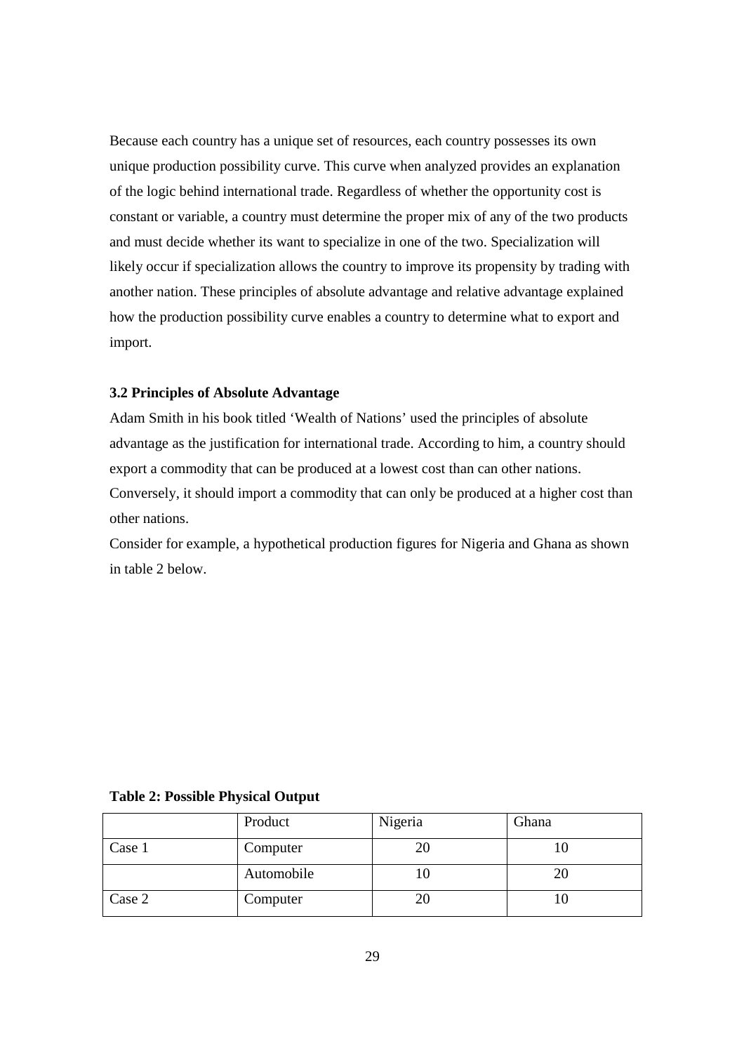Because each country has a unique set of resources, each country possesses its own unique production possibility curve. This curve when analyzed provides an explanation of the logic behind international trade. Regardless of whether the opportunity cost is constant or variable, a country must determine the proper mix of any of the two products and must decide whether its want to specialize in one of the two. Specialization will likely occur if specialization allows the country to improve its propensity by trading with another nation. These principles of absolute advantage and relative advantage explained how the production possibility curve enables a country to determine what to export and import.

### 3.2 Principles of Absolute Advantage

Adam Smith in his book titled 'Wealth of Nations' used the principles of absolute advantage as the justification for international trade. According to him, a country should export a commodity that can be produced at a lowest cost than can other nations. Conversely, it should import a commodity that can only be produced at a higher cost than other nations.

Consider for example, a hypothetical production figures for Nigeria and Ghana as shown in table 2 below.

**Table 2: Possible Physical Output**

| | Product | Nigeria | Ghana |
|---|---|---|---|
| Case 1 | Computer | 20 | 10 |
| | Automobile | 10 | 20 |
| Case 2 | Computer | 20 | 10 |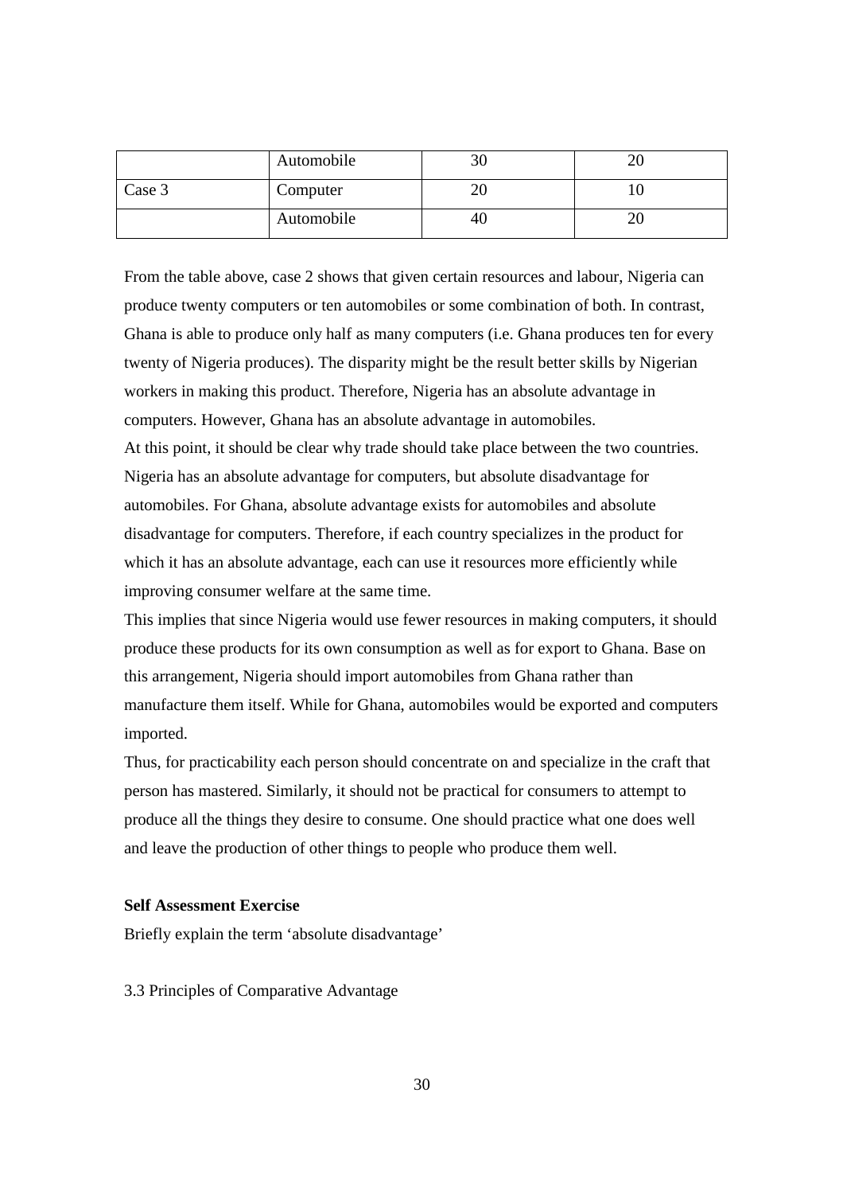|  |  |  |  |
|---|---|---|---|
|  | Automobile | 30 | 20 |
| Case 3 | Computer | 20 | 10 |
|  | Automobile | 40 | 20 |

From the table above, case 2 shows that given certain resources and labour, Nigeria can produce twenty computers or ten automobiles or some combination of both. In contrast, Ghana is able to produce only half as many computers (i.e. Ghana produces ten for every twenty of Nigeria produces). The disparity might be the result better skills by Nigerian workers in making this product. Therefore, Nigeria has an absolute advantage in computers. However, Ghana has an absolute advantage in automobiles.

At this point, it should be clear why trade should take place between the two countries. Nigeria has an absolute advantage for computers, but absolute disadvantage for automobiles. For Ghana, absolute advantage exists for automobiles and absolute disadvantage for computers. Therefore, if each country specializes in the product for which it has an absolute advantage, each can use it resources more efficiently while improving consumer welfare at the same time.

This implies that since Nigeria would use fewer resources in making computers, it should produce these products for its own consumption as well as for export to Ghana. Base on this arrangement, Nigeria should import automobiles from Ghana rather than manufacture them itself. While for Ghana, automobiles would be exported and computers imported.

Thus, for practicability each person should concentrate on and specialize in the craft that person has mastered. Similarly, it should not be practical for consumers to attempt to produce all the things they desire to consume. One should practice what one does well and leave the production of other things to people who produce them well.

**Self Assessment Exercise**

Briefly explain the term 'absolute disadvantage'

3.3 Principles of Comparative Advantage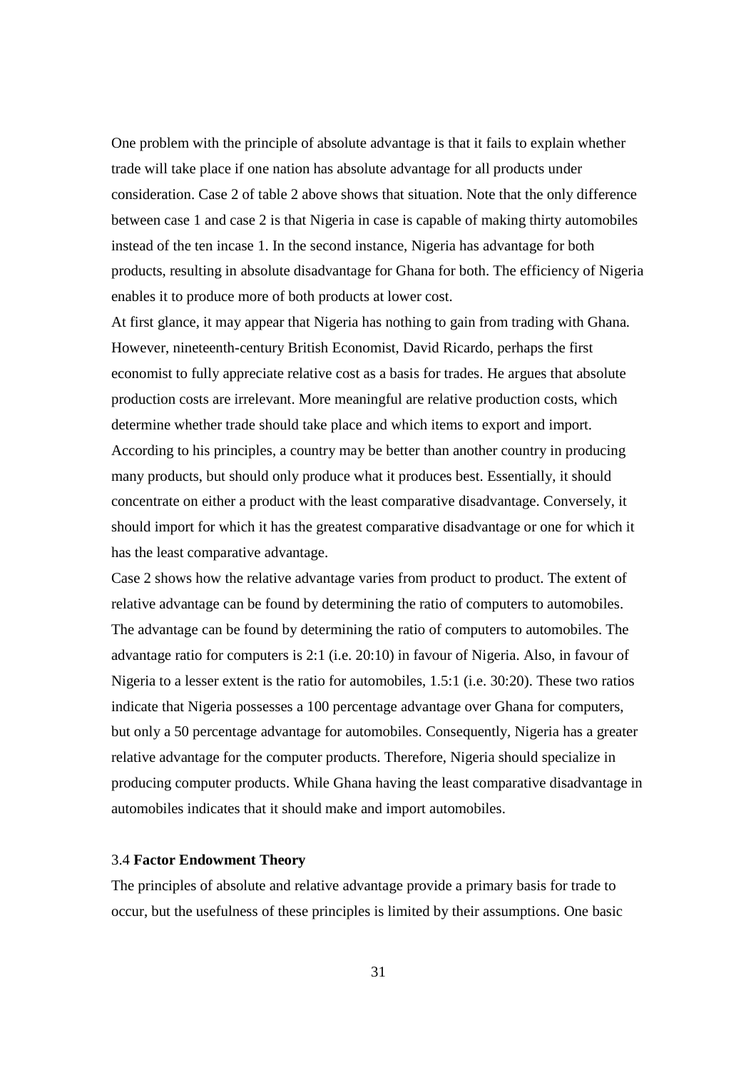One problem with the principle of absolute advantage is that it fails to explain whether trade will take place if one nation has absolute advantage for all products under consideration. Case 2 of table 2 above shows that situation. Note that the only difference between case 1 and case 2 is that Nigeria in case is capable of making thirty automobiles instead of the ten incase 1. In the second instance, Nigeria has advantage for both products, resulting in absolute disadvantage for Ghana for both. The efficiency of Nigeria enables it to produce more of both products at lower cost.

At first glance, it may appear that Nigeria has nothing to gain from trading with Ghana. However, nineteenth-century British Economist, David Ricardo, perhaps the first economist to fully appreciate relative cost as a basis for trades. He argues that absolute production costs are irrelevant. More meaningful are relative production costs, which determine whether trade should take place and which items to export and import. According to his principles, a country may be better than another country in producing many products, but should only produce what it produces best. Essentially, it should concentrate on either a product with the least comparative disadvantage. Conversely, it should import for which it has the greatest comparative disadvantage or one for which it has the least comparative advantage.

Case 2 shows how the relative advantage varies from product to product. The extent of relative advantage can be found by determining the ratio of computers to automobiles. The advantage can be found by determining the ratio of computers to automobiles. The advantage ratio for computers is 2:1 (i.e. 20:10) in favour of Nigeria. Also, in favour of Nigeria to a lesser extent is the ratio for automobiles, 1.5:1 (i.e. 30:20). These two ratios indicate that Nigeria possesses a 100 percentage advantage over Ghana for computers, but only a 50 percentage advantage for automobiles. Consequently, Nigeria has a greater relative advantage for the computer products. Therefore, Nigeria should specialize in producing computer products. While Ghana having the least comparative disadvantage in automobiles indicates that it should make and import automobiles.

### 3.4 **Factor Endowment Theory**

The principles of absolute and relative advantage provide a primary basis for trade to occur, but the usefulness of these principles is limited by their assumptions. One basic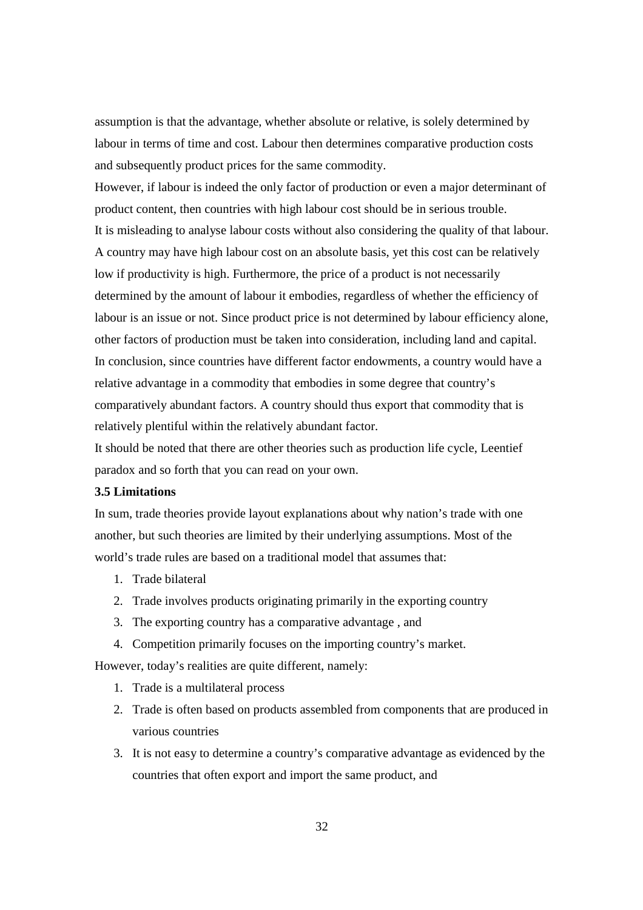assumption is that the advantage, whether absolute or relative, is solely determined by labour in terms of time and cost. Labour then determines comparative production costs and subsequently product prices for the same commodity.

However, if labour is indeed the only factor of production or even a major determinant of product content, then countries with high labour cost should be in serious trouble.

It is misleading to analyse labour costs without also considering the quality of that labour. A country may have high labour cost on an absolute basis, yet this cost can be relatively low if productivity is high. Furthermore, the price of a product is not necessarily determined by the amount of labour it embodies, regardless of whether the efficiency of labour is an issue or not. Since product price is not determined by labour efficiency alone, other factors of production must be taken into consideration, including land and capital.

In conclusion, since countries have different factor endowments, a country would have a relative advantage in a commodity that embodies in some degree that country's comparatively abundant factors. A country should thus export that commodity that is relatively plentiful within the relatively abundant factor.

It should be noted that there are other theories such as production life cycle, Leentief paradox and so forth that you can read on your own.

### 3.5 Limitations

In sum, trade theories provide layout explanations about why nation's trade with one another, but such theories are limited by their underlying assumptions. Most of the world's trade rules are based on a traditional model that assumes that:

1. Trade bilateral
2. Trade involves products originating primarily in the exporting country
3. The exporting country has a comparative advantage , and
4. Competition primarily focuses on the importing country's market.

However, today's realities are quite different, namely:

1. Trade is a multilateral process
2. Trade is often based on products assembled from components that are produced in various countries
3. It is not easy to determine a country's comparative advantage as evidenced by the countries that often export and import the same product, and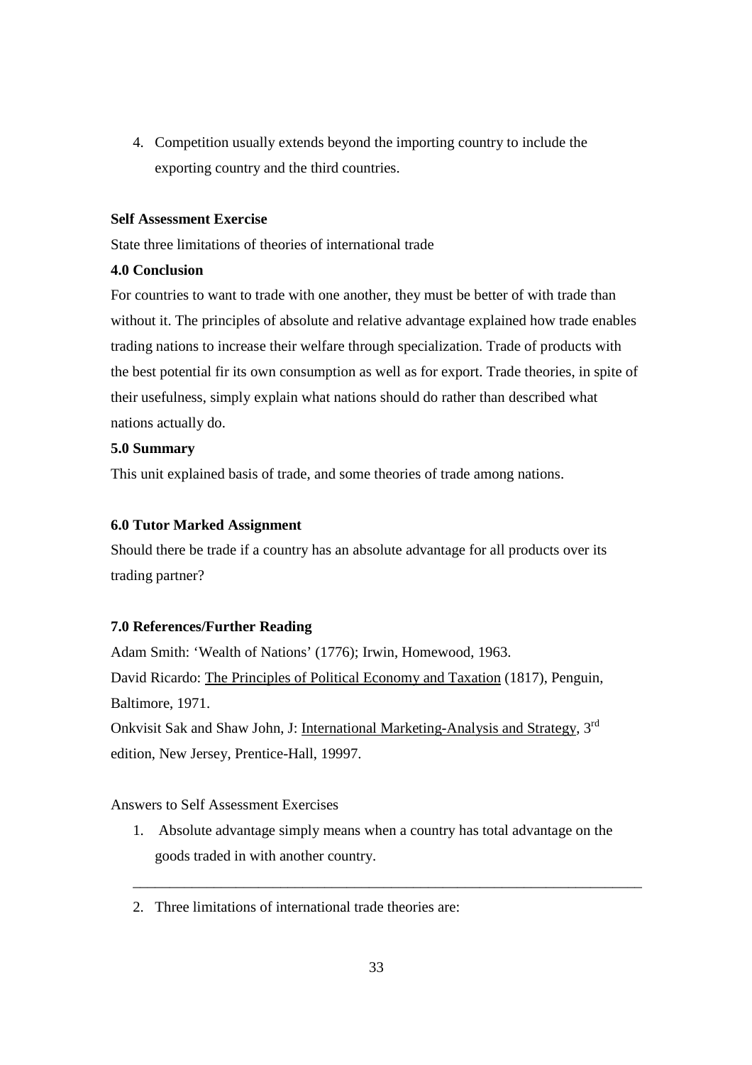4. Competition usually extends beyond the importing country to include the exporting country and the third countries.

**Self Assessment Exercise**

State three limitations of theories of international trade

**4.0 Conclusion**

For countries to want to trade with one another, they must be better of with trade than without it. The principles of absolute and relative advantage explained how trade enables trading nations to increase their welfare through specialization. Trade of products with the best potential fir its own consumption as well as for export. Trade theories, in spite of their usefulness, simply explain what nations should do rather than described what nations actually do.

**5.0 Summary**

This unit explained basis of trade, and some theories of trade among nations.

**6.0 Tutor Marked Assignment**

Should there be trade if a country has an absolute advantage for all products over its trading partner?

**7.0 References/Further Reading**

Adam Smith: 'Wealth of Nations' (1776); Irwin, Homewood, 1963.

David Ricardo: The Principles of Political Economy and Taxation (1817), Penguin, Baltimore, 1971.

Onkvisit Sak and Shaw John, J: International Marketing-Analysis and Strategy, 3rd edition, New Jersey, Prentice-Hall, 19997.

Answers to Self Assessment Exercises

1. Absolute advantage simply means when a country has total advantage on the goods traded in with another country.

---

2. Three limitations of international trade theories are: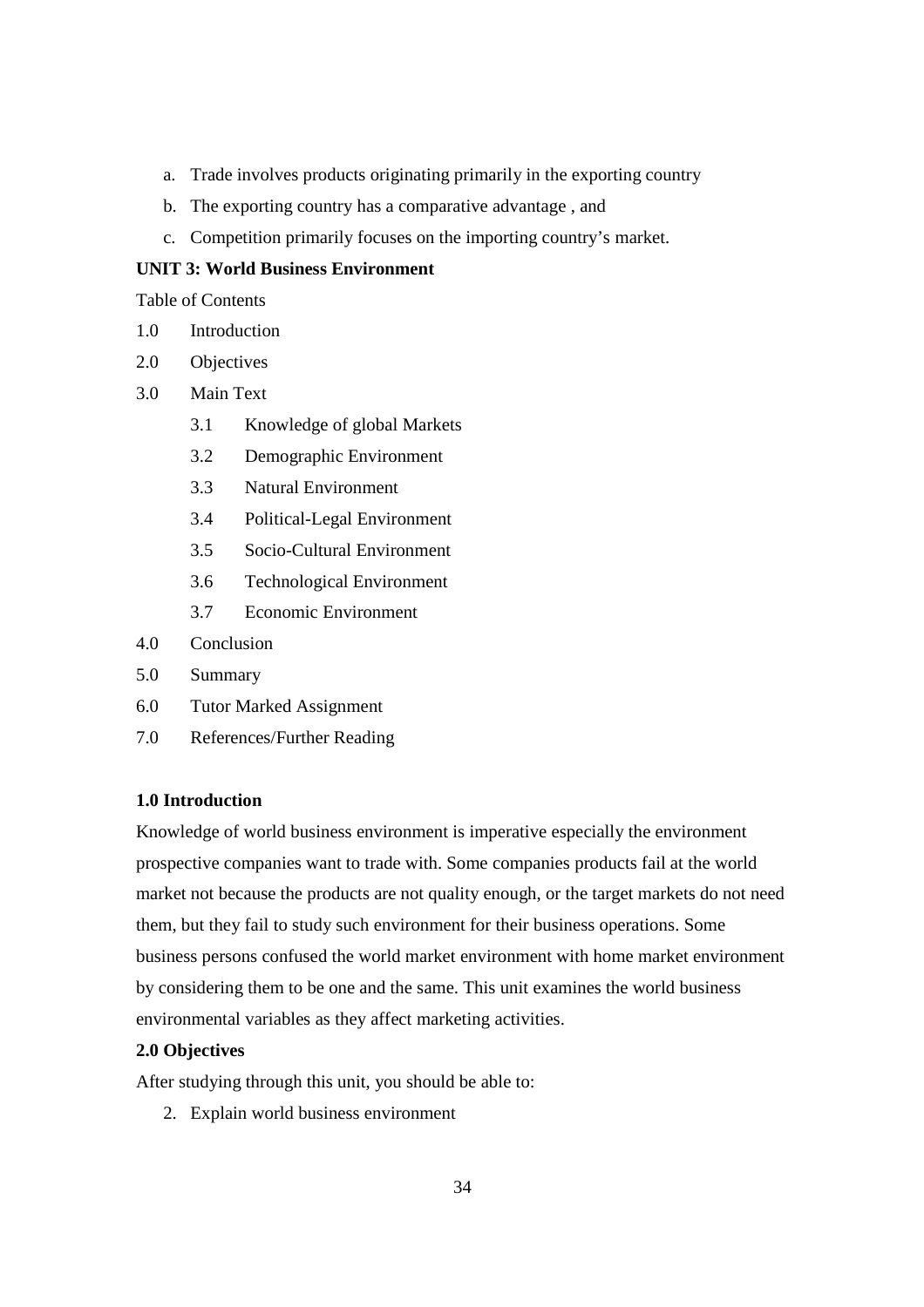a. Trade involves products originating primarily in the exporting country
b. The exporting country has a comparative advantage , and
c. Competition primarily focuses on the importing country's market.

**UNIT 3: World Business Environment**

Table of Contents

1.0 Introduction

2.0 Objectives

3.0 Main Text

- 3.1 Knowledge of global Markets
- 3.2 Demographic Environment
- 3.3 Natural Environment
- 3.4 Political-Legal Environment
- 3.5 Socio-Cultural Environment
- 3.6 Technological Environment
- 3.7 Economic Environment

4.0 Conclusion

5.0 Summary

6.0 Tutor Marked Assignment

7.0 References/Further Reading

**1.0 Introduction**

Knowledge of world business environment is imperative especially the environment prospective companies want to trade with. Some companies products fail at the world market not because the products are not quality enough, or the target markets do not need them, but they fail to study such environment for their business operations. Some business persons confused the world market environment with home market environment by considering them to be one and the same. This unit examines the world business environmental variables as they affect marketing activities.

**2.0 Objectives**

After studying through this unit, you should be able to:

2. Explain world business environment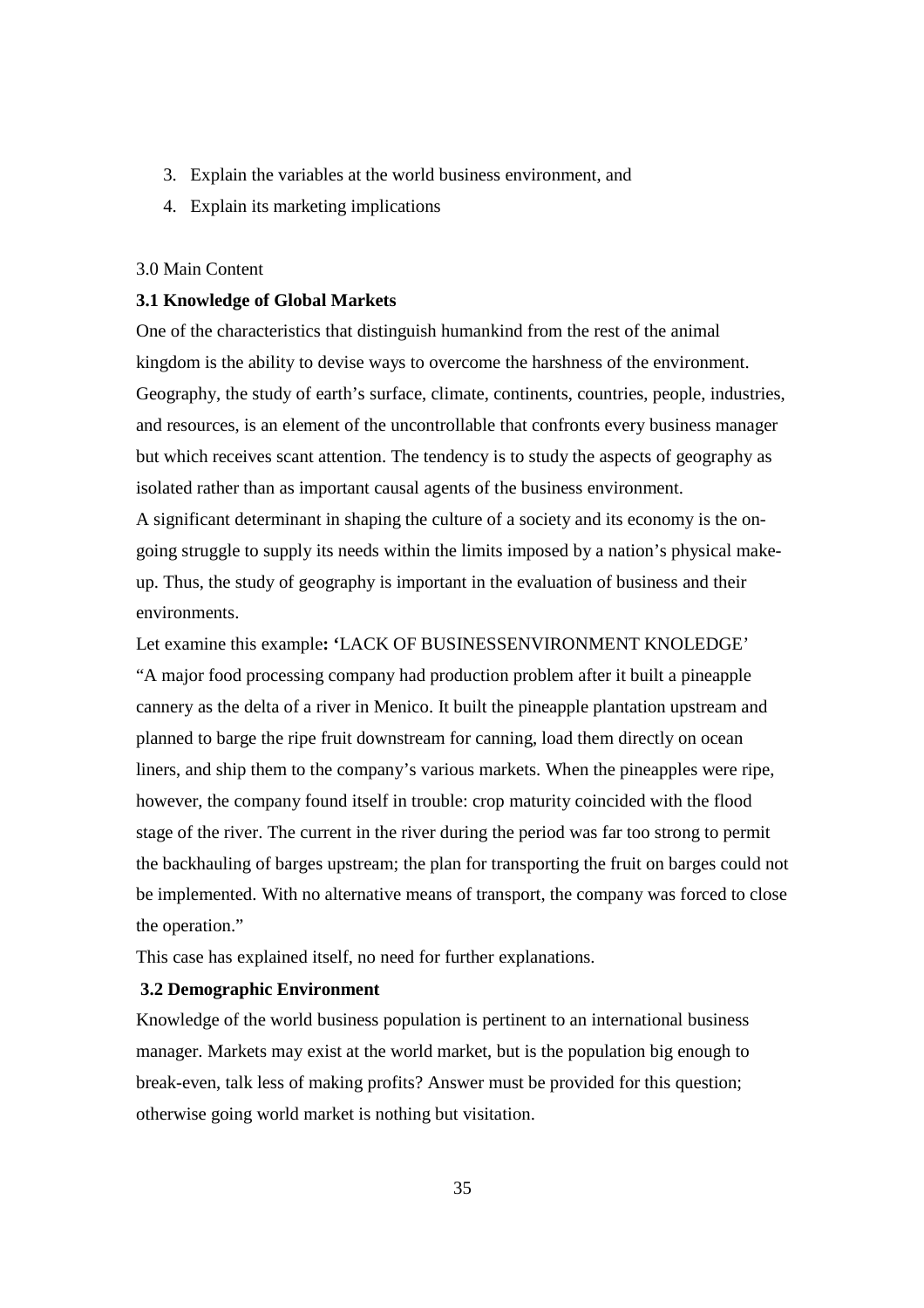3. Explain the variables at the world business environment, and
4. Explain its marketing implications

3.0 Main Content

**3.1 Knowledge of Global Markets**

One of the characteristics that distinguish humankind from the rest of the animal kingdom is the ability to devise ways to overcome the harshness of the environment. Geography, the study of earth's surface, climate, continents, countries, people, industries, and resources, is an element of the uncontrollable that confronts every business manager but which receives scant attention. The tendency is to study the aspects of geography as isolated rather than as important causal agents of the business environment.

A significant determinant in shaping the culture of a society and its economy is the on-going struggle to supply its needs within the limits imposed by a nation's physical make-up. Thus, the study of geography is important in the evaluation of business and their environments.

Let examine this example**: '**LACK OF BUSINESSENVIRONMENT KNOLEDGE'

"A major food processing company had production problem after it built a pineapple cannery as the delta of a river in Menico. It built the pineapple plantation upstream and planned to barge the ripe fruit downstream for canning, load them directly on ocean liners, and ship them to the company's various markets. When the pineapples were ripe, however, the company found itself in trouble: crop maturity coincided with the flood stage of the river. The current in the river during the period was far too strong to permit the backhauling of barges upstream; the plan for transporting the fruit on barges could not be implemented. With no alternative means of transport, the company was forced to close the operation."

This case has explained itself, no need for further explanations.

**3.2 Demographic Environment**

Knowledge of the world business population is pertinent to an international business manager. Markets may exist at the world market, but is the population big enough to break-even, talk less of making profits? Answer must be provided for this question; otherwise going world market is nothing but visitation.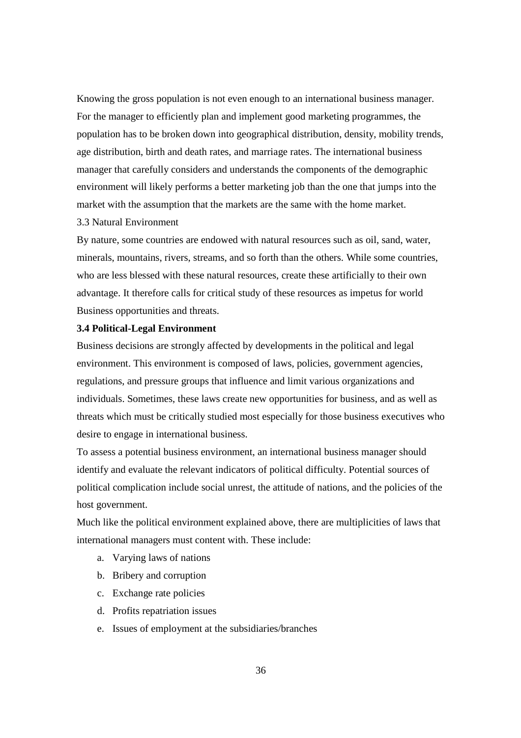Knowing the gross population is not even enough to an international business manager. For the manager to efficiently plan and implement good marketing programmes, the population has to be broken down into geographical distribution, density, mobility trends, age distribution, birth and death rates, and marriage rates. The international business manager that carefully considers and understands the components of the demographic environment will likely performs a better marketing job than the one that jumps into the market with the assumption that the markets are the same with the home market.

### 3.3 Natural Environment

By nature, some countries are endowed with natural resources such as oil, sand, water, minerals, mountains, rivers, streams, and so forth than the others. While some countries, who are less blessed with these natural resources, create these artificially to their own advantage. It therefore calls for critical study of these resources as impetus for world Business opportunities and threats.

### **3.4 Political-Legal Environment**

Business decisions are strongly affected by developments in the political and legal environment. This environment is composed of laws, policies, government agencies, regulations, and pressure groups that influence and limit various organizations and individuals. Sometimes, these laws create new opportunities for business, and as well as threats which must be critically studied most especially for those business executives who desire to engage in international business.

To assess a potential business environment, an international business manager should identify and evaluate the relevant indicators of political difficulty. Potential sources of political complication include social unrest, the attitude of nations, and the policies of the host government.

Much like the political environment explained above, there are multiplicities of laws that international managers must content with. These include:

a. Varying laws of nations
b. Bribery and corruption
c. Exchange rate policies
d. Profits repatriation issues
e. Issues of employment at the subsidiaries/branches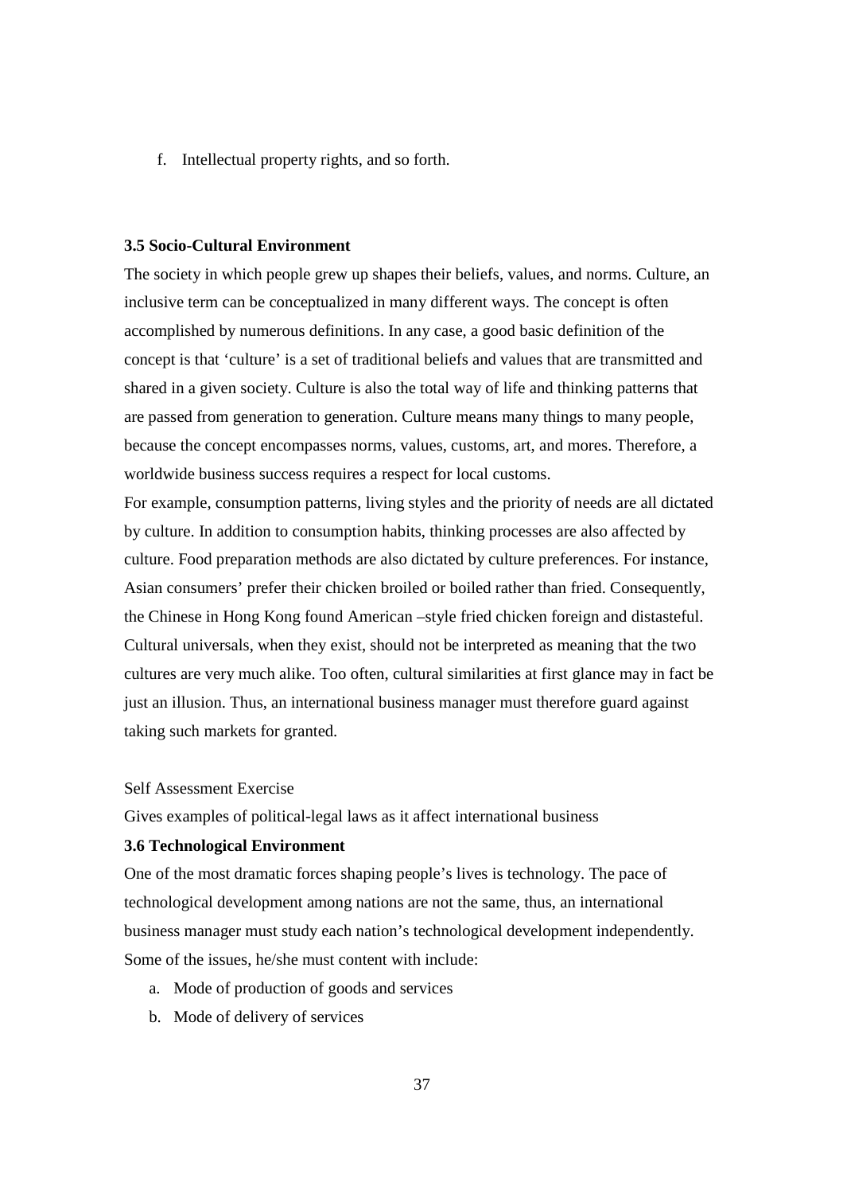f. Intellectual property rights, and so forth.

### 3.5 Socio-Cultural Environment

The society in which people grew up shapes their beliefs, values, and norms. Culture, an inclusive term can be conceptualized in many different ways. The concept is often accomplished by numerous definitions. In any case, a good basic definition of the concept is that 'culture' is a set of traditional beliefs and values that are transmitted and shared in a given society. Culture is also the total way of life and thinking patterns that are passed from generation to generation. Culture means many things to many people, because the concept encompasses norms, values, customs, art, and mores. Therefore, a worldwide business success requires a respect for local customs.

For example, consumption patterns, living styles and the priority of needs are all dictated by culture. In addition to consumption habits, thinking processes are also affected by culture. Food preparation methods are also dictated by culture preferences. For instance, Asian consumers' prefer their chicken broiled or boiled rather than fried. Consequently, the Chinese in Hong Kong found American –style fried chicken foreign and distasteful. Cultural universals, when they exist, should not be interpreted as meaning that the two cultures are very much alike. Too often, cultural similarities at first glance may in fact be just an illusion. Thus, an international business manager must therefore guard against taking such markets for granted.

Self Assessment Exercise

Gives examples of political-legal laws as it affect international business

### 3.6 Technological Environment

One of the most dramatic forces shaping people's lives is technology. The pace of technological development among nations are not the same, thus, an international business manager must study each nation's technological development independently. Some of the issues, he/she must content with include:

a. Mode of production of goods and services
b. Mode of delivery of services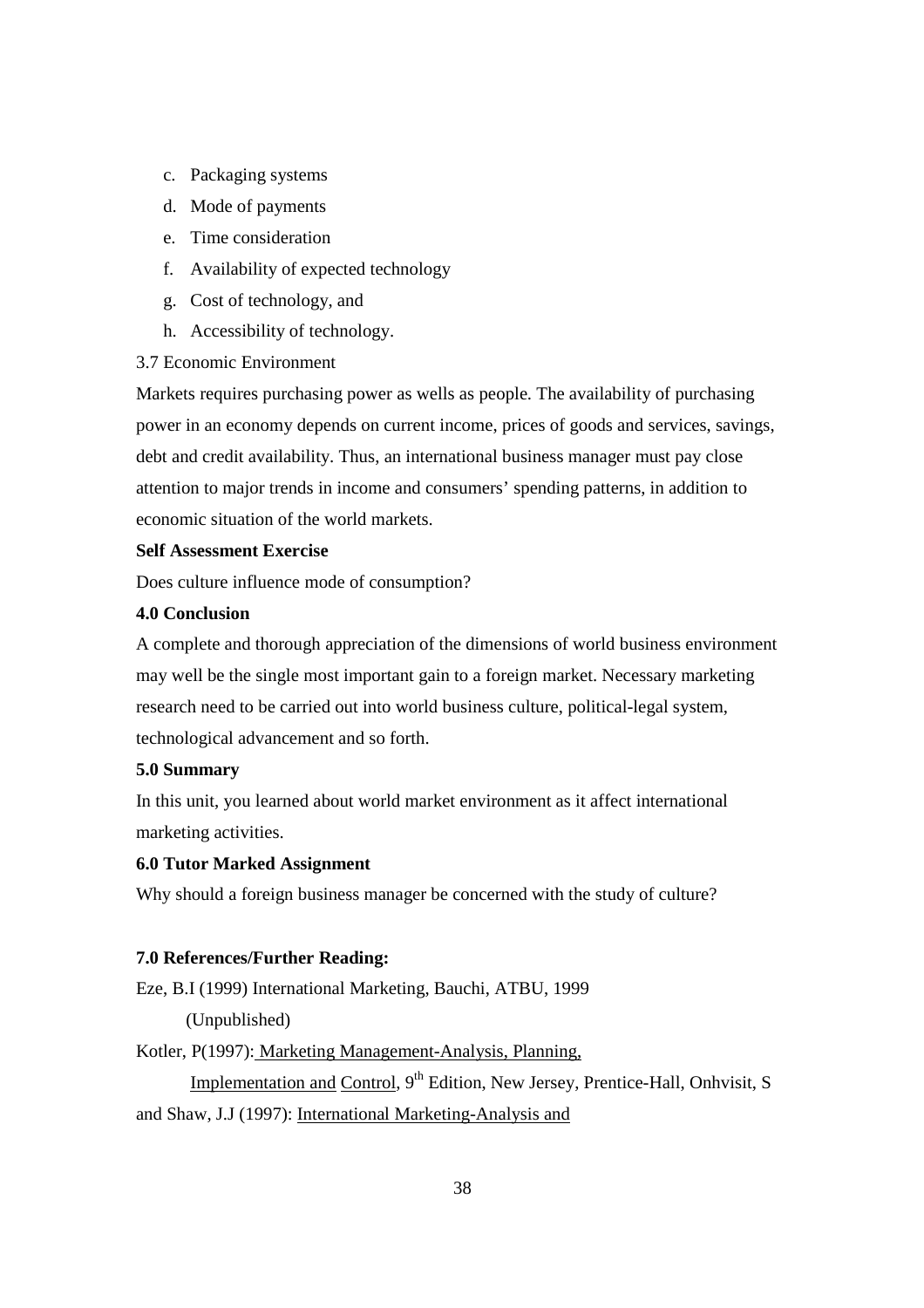c. Packaging systems
d. Mode of payments
e. Time consideration
f. Availability of expected technology
g. Cost of technology, and
h. Accessibility of technology.

3.7 Economic Environment

Markets requires purchasing power as wells as people. The availability of purchasing power in an economy depends on current income, prices of goods and services, savings, debt and credit availability. Thus, an international business manager must pay close attention to major trends in income and consumers' spending patterns, in addition to economic situation of the world markets.

**Self Assessment Exercise**

Does culture influence mode of consumption?

**4.0 Conclusion**

A complete and thorough appreciation of the dimensions of world business environment may well be the single most important gain to a foreign market. Necessary marketing research need to be carried out into world business culture, political-legal system, technological advancement and so forth.

**5.0 Summary**

In this unit, you learned about world market environment as it affect international marketing activities.

**6.0 Tutor Marked Assignment**

Why should a foreign business manager be concerned with the study of culture?

**7.0 References/Further Reading:**

Eze, B.I (1999) International Marketing, Bauchi, ATBU, 1999 (Unpublished)

Kotler, P(1997): Marketing Management-Analysis, Planning, Implementation and Control, 9th Edition, New Jersey, Prentice-Hall, Onhvisit, S and Shaw, J.J (1997): International Marketing-Analysis and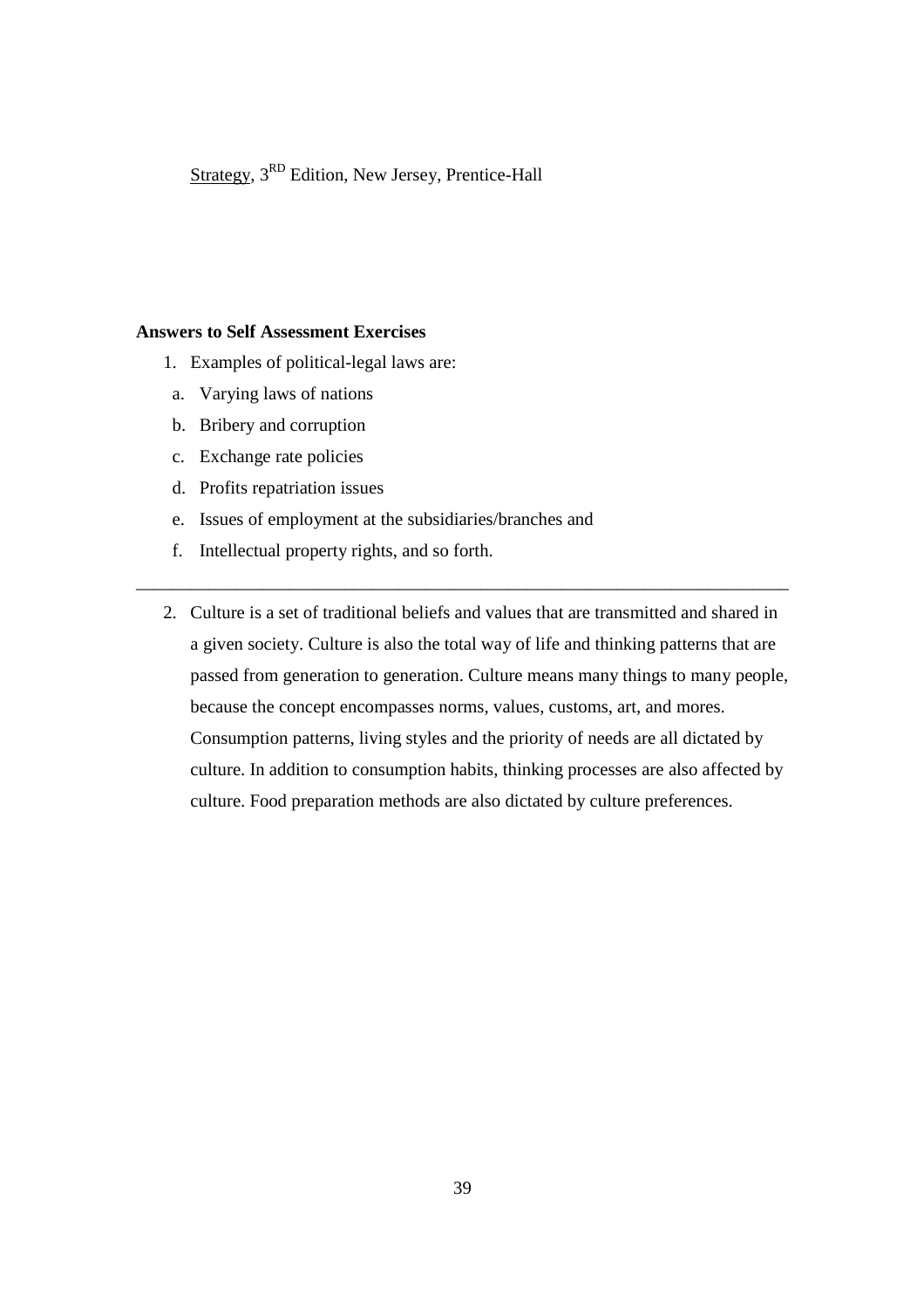Strategy, 3$^{RD}$ Edition, New Jersey, Prentice-Hall

**Answers to Self Assessment Exercises**

1. Examples of political-legal laws are:
   a. Varying laws of nations
   b. Bribery and corruption
   c. Exchange rate policies
   d. Profits repatriation issues
   e. Issues of employment at the subsidiaries/branches and
   f. Intellectual property rights, and so forth.

---

2. Culture is a set of traditional beliefs and values that are transmitted and shared in a given society. Culture is also the total way of life and thinking patterns that are passed from generation to generation. Culture means many things to many people, because the concept encompasses norms, values, customs, art, and mores. Consumption patterns, living styles and the priority of needs are all dictated by culture. In addition to consumption habits, thinking processes are also affected by culture. Food preparation methods are also dictated by culture preferences.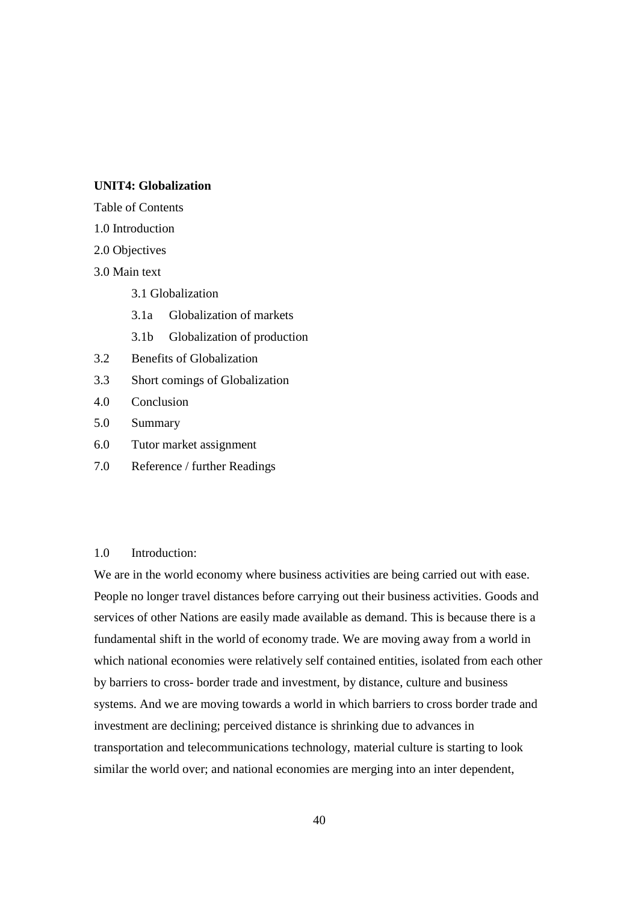**UNIT4: Globalization**

Table of Contents

1.0 Introduction

2.0 Objectives

3.0 Main text

- 3.1 Globalization
- 3.1a Globalization of markets
- 3.1b Globalization of production

3.2 Benefits of Globalization

3.3 Short comings of Globalization

4.0 Conclusion

5.0 Summary

6.0 Tutor market assignment

7.0 Reference / further Readings

1.0 Introduction:

We are in the world economy where business activities are being carried out with ease. People no longer travel distances before carrying out their business activities. Goods and services of other Nations are easily made available as demand. This is because there is a fundamental shift in the world of economy trade. We are moving away from a world in which national economies were relatively self contained entities, isolated from each other by barriers to cross- border trade and investment, by distance, culture and business systems. And we are moving towards a world in which barriers to cross border trade and investment are declining; perceived distance is shrinking due to advances in transportation and telecommunications technology, material culture is starting to look similar the world over; and national economies are merging into an inter dependent,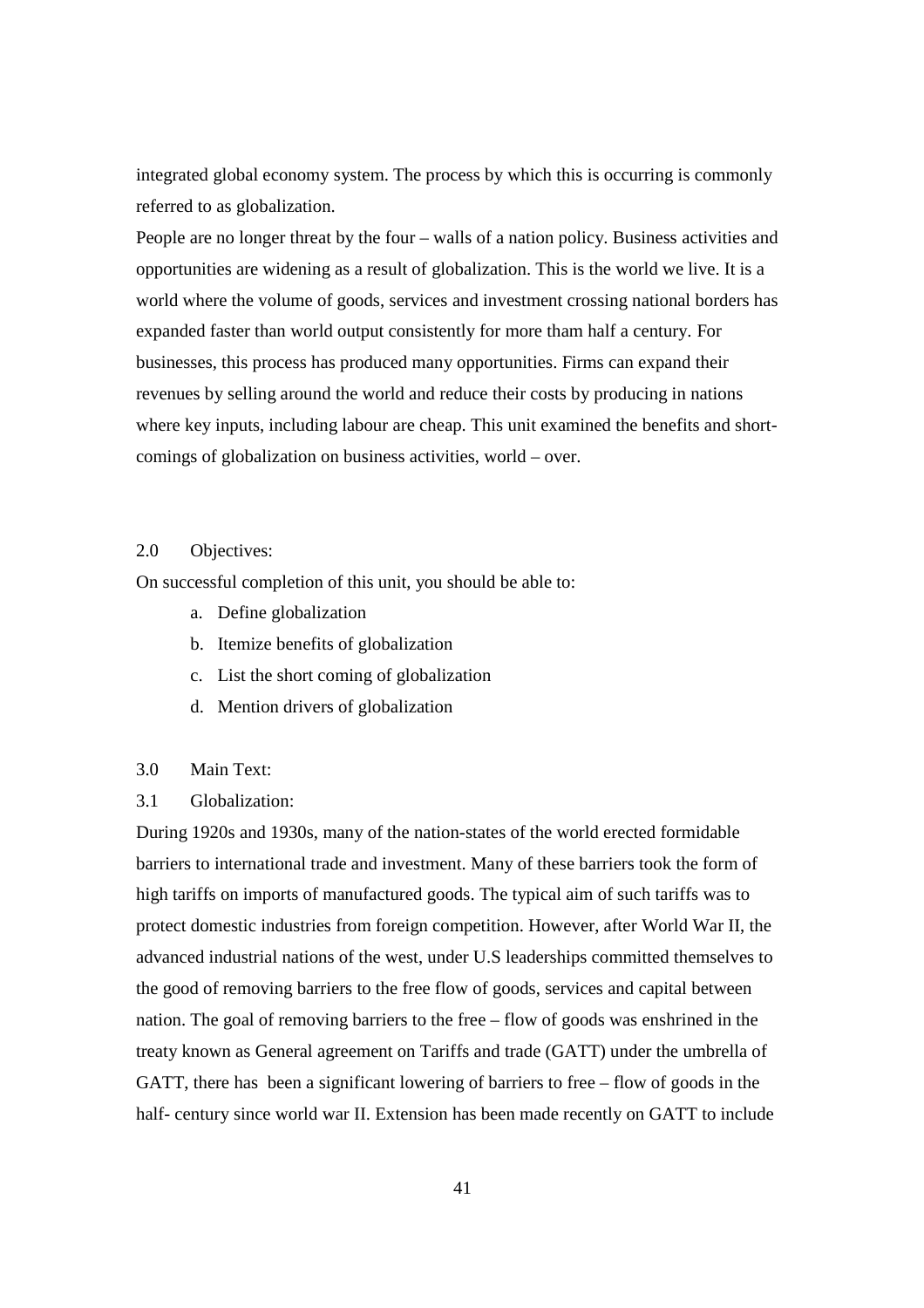integrated global economy system. The process by which this is occurring is commonly referred to as globalization.

People are no longer threat by the four – walls of a nation policy. Business activities and opportunities are widening as a result of globalization. This is the world we live. It is a world where the volume of goods, services and investment crossing national borders has expanded faster than world output consistently for more tham half a century. For businesses, this process has produced many opportunities. Firms can expand their revenues by selling around the world and reduce their costs by producing in nations where key inputs, including labour are cheap. This unit examined the benefits and short-comings of globalization on business activities, world – over.

## 2.0 Objectives:

On successful completion of this unit, you should be able to:

a. Define globalization
b. Itemize benefits of globalization
c. List the short coming of globalization
d. Mention drivers of globalization

## 3.0 Main Text:

### 3.1 Globalization:

During 1920s and 1930s, many of the nation-states of the world erected formidable barriers to international trade and investment. Many of these barriers took the form of high tariffs on imports of manufactured goods. The typical aim of such tariffs was to protect domestic industries from foreign competition. However, after World War II, the advanced industrial nations of the west, under U.S leaderships committed themselves to the good of removing barriers to the free flow of goods, services and capital between nation. The goal of removing barriers to the free – flow of goods was enshrined in the treaty known as General agreement on Tariffs and trade (GATT) under the umbrella of GATT, there has been a significant lowering of barriers to free – flow of goods in the half- century since world war II. Extension has been made recently on GATT to include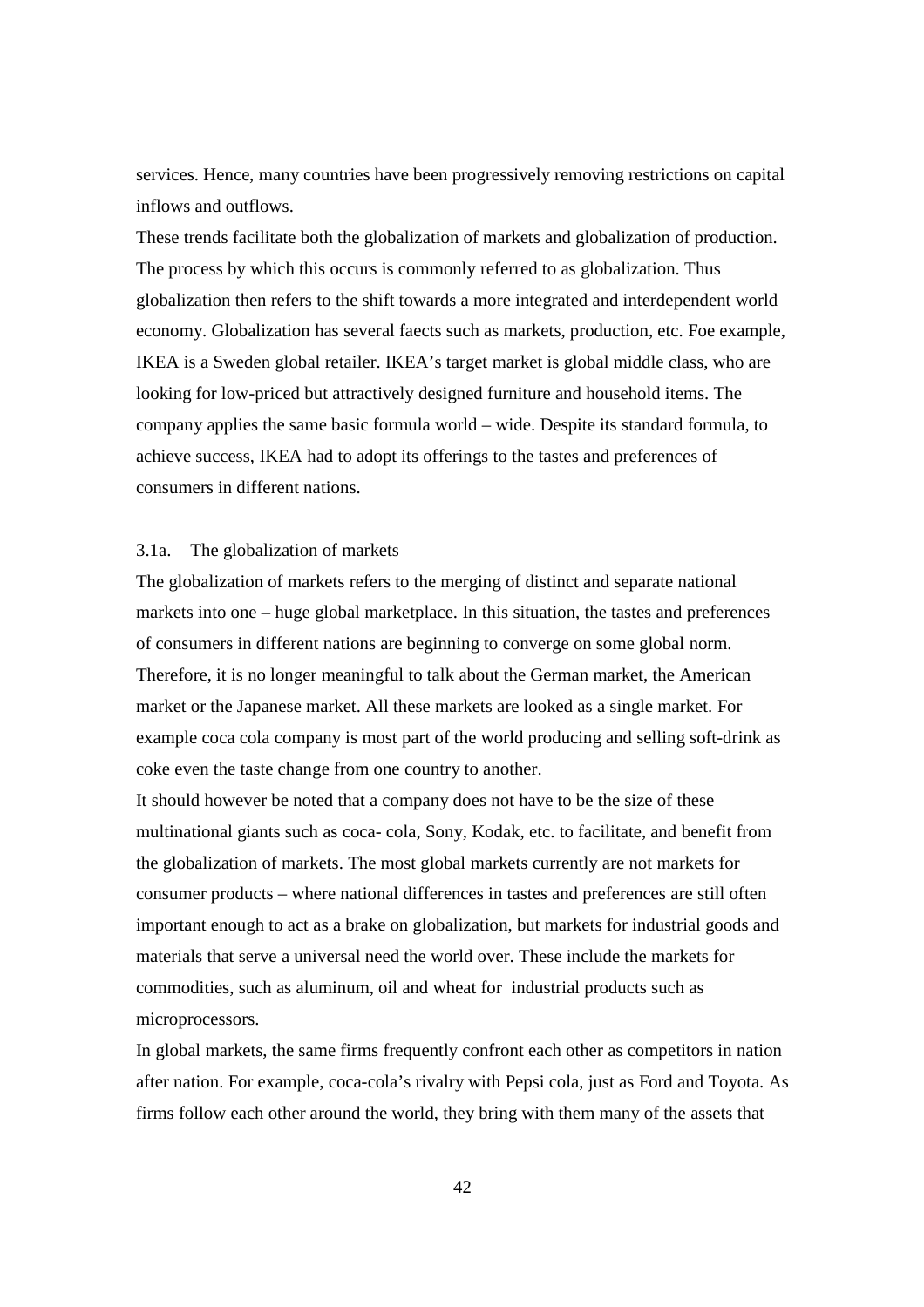services. Hence, many countries have been progressively removing restrictions on capital inflows and outflows.

These trends facilitate both the globalization of markets and globalization of production. The process by which this occurs is commonly referred to as globalization. Thus globalization then refers to the shift towards a more integrated and interdependent world economy. Globalization has several faects such as markets, production, etc. Foe example, IKEA is a Sweden global retailer. IKEA's target market is global middle class, who are looking for low-priced but attractively designed furniture and household items. The company applies the same basic formula world – wide. Despite its standard formula, to achieve success, IKEA had to adopt its offerings to the tastes and preferences of consumers in different nations.

### 3.1a. The globalization of markets

The globalization of markets refers to the merging of distinct and separate national markets into one – huge global marketplace. In this situation, the tastes and preferences of consumers in different nations are beginning to converge on some global norm. Therefore, it is no longer meaningful to talk about the German market, the American market or the Japanese market. All these markets are looked as a single market. For example coca cola company is most part of the world producing and selling soft-drink as coke even the taste change from one country to another.

It should however be noted that a company does not have to be the size of these multinational giants such as coca- cola, Sony, Kodak, etc. to facilitate, and benefit from the globalization of markets. The most global markets currently are not markets for consumer products – where national differences in tastes and preferences are still often important enough to act as a brake on globalization, but markets for industrial goods and materials that serve a universal need the world over. These include the markets for commodities, such as aluminum, oil and wheat for industrial products such as microprocessors.

In global markets, the same firms frequently confront each other as competitors in nation after nation. For example, coca-cola's rivalry with Pepsi cola, just as Ford and Toyota. As firms follow each other around the world, they bring with them many of the assets that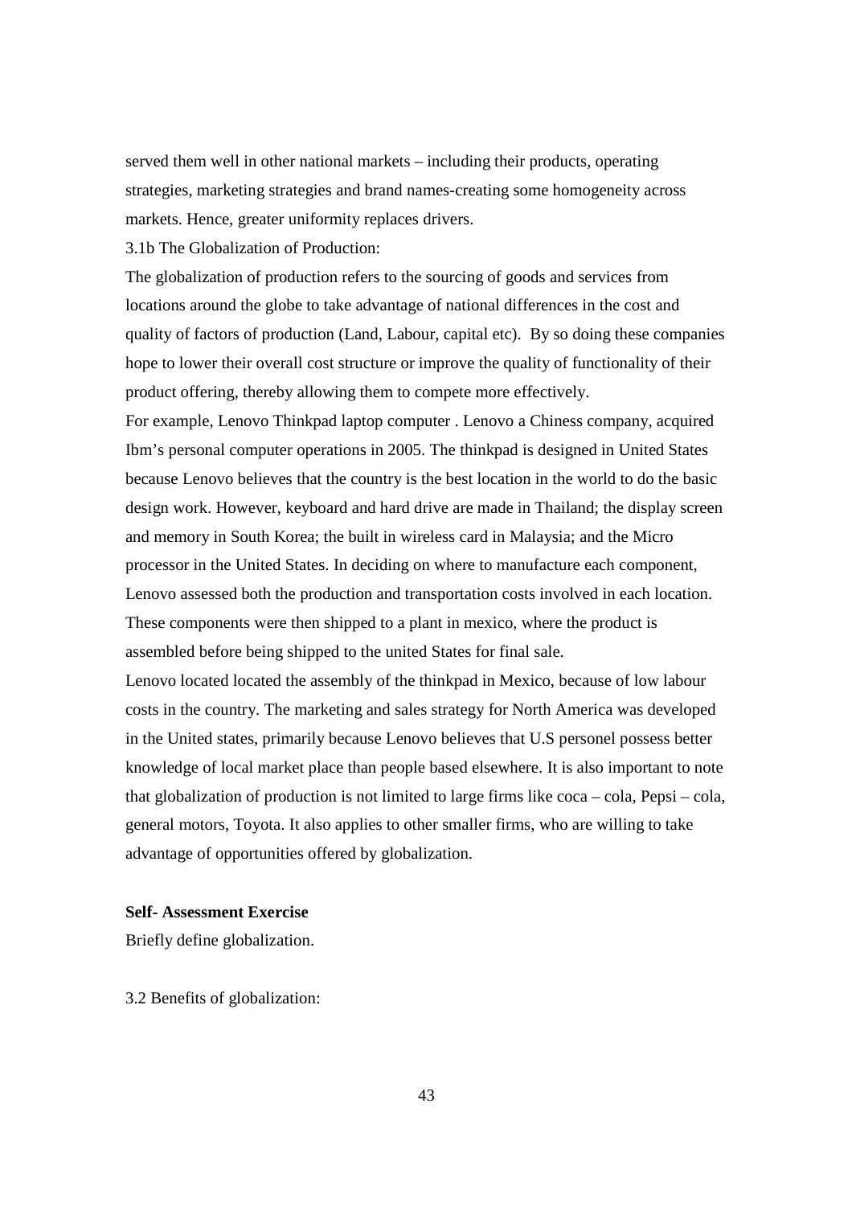served them well in other national markets – including their products, operating strategies, marketing strategies and brand names-creating some homogeneity across markets. Hence, greater uniformity replaces drivers.

3.1b The Globalization of Production:

The globalization of production refers to the sourcing of goods and services from locations around the globe to take advantage of national differences in the cost and quality of factors of production (Land, Labour, capital etc). By so doing these companies hope to lower their overall cost structure or improve the quality of functionality of their product offering, thereby allowing them to compete more effectively.

For example, Lenovo Thinkpad laptop computer . Lenovo a Chiness company, acquired Ibm's personal computer operations in 2005. The thinkpad is designed in United States because Lenovo believes that the country is the best location in the world to do the basic design work. However, keyboard and hard drive are made in Thailand; the display screen and memory in South Korea; the built in wireless card in Malaysia; and the Micro processor in the United States. In deciding on where to manufacture each component, Lenovo assessed both the production and transportation costs involved in each location. These components were then shipped to a plant in mexico, where the product is assembled before being shipped to the united States for final sale.

Lenovo located located the assembly of the thinkpad in Mexico, because of low labour costs in the country. The marketing and sales strategy for North America was developed in the United states, primarily because Lenovo believes that U.S personel possess better knowledge of local market place than people based elsewhere. It is also important to note that globalization of production is not limited to large firms like coca – cola, Pepsi – cola, general motors, Toyota. It also applies to other smaller firms, who are willing to take advantage of opportunities offered by globalization.

**Self- Assessment Exercise**

Briefly define globalization.

3.2 Benefits of globalization: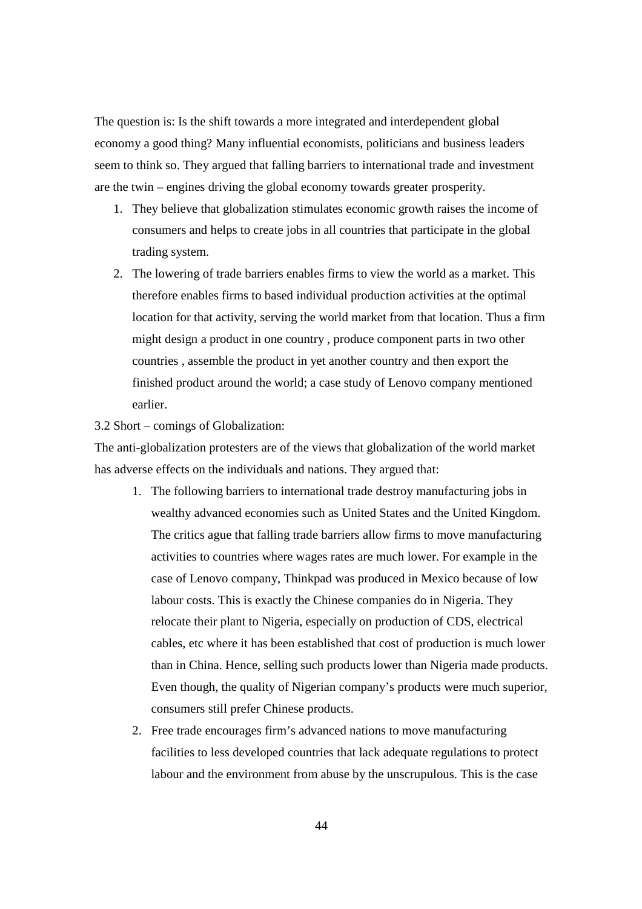The question is: Is the shift towards a more integrated and interdependent global economy a good thing? Many influential economists, politicians and business leaders seem to think so. They argued that falling barriers to international trade and investment are the twin – engines driving the global economy towards greater prosperity.

1. They believe that globalization stimulates economic growth raises the income of consumers and helps to create jobs in all countries that participate in the global trading system.
2. The lowering of trade barriers enables firms to view the world as a market. This therefore enables firms to based individual production activities at the optimal location for that activity, serving the world market from that location. Thus a firm might design a product in one country , produce component parts in two other countries , assemble the product in yet another country and then export the finished product around the world; a case study of Lenovo company mentioned earlier.

3.2 Short – comings of Globalization:

The anti-globalization protesters are of the views that globalization of the world market has adverse effects on the individuals and nations. They argued that:

1. The following barriers to international trade destroy manufacturing jobs in wealthy advanced economies such as United States and the United Kingdom. The critics ague that falling trade barriers allow firms to move manufacturing activities to countries where wages rates are much lower. For example in the case of Lenovo company, Thinkpad was produced in Mexico because of low labour costs. This is exactly the Chinese companies do in Nigeria. They relocate their plant to Nigeria, especially on production of CDS, electrical cables, etc where it has been established that cost of production is much lower than in China. Hence, selling such products lower than Nigeria made products. Even though, the quality of Nigerian company's products were much superior, consumers still prefer Chinese products.
2. Free trade encourages firm's advanced nations to move manufacturing facilities to less developed countries that lack adequate regulations to protect labour and the environment from abuse by the unscrupulous. This is the case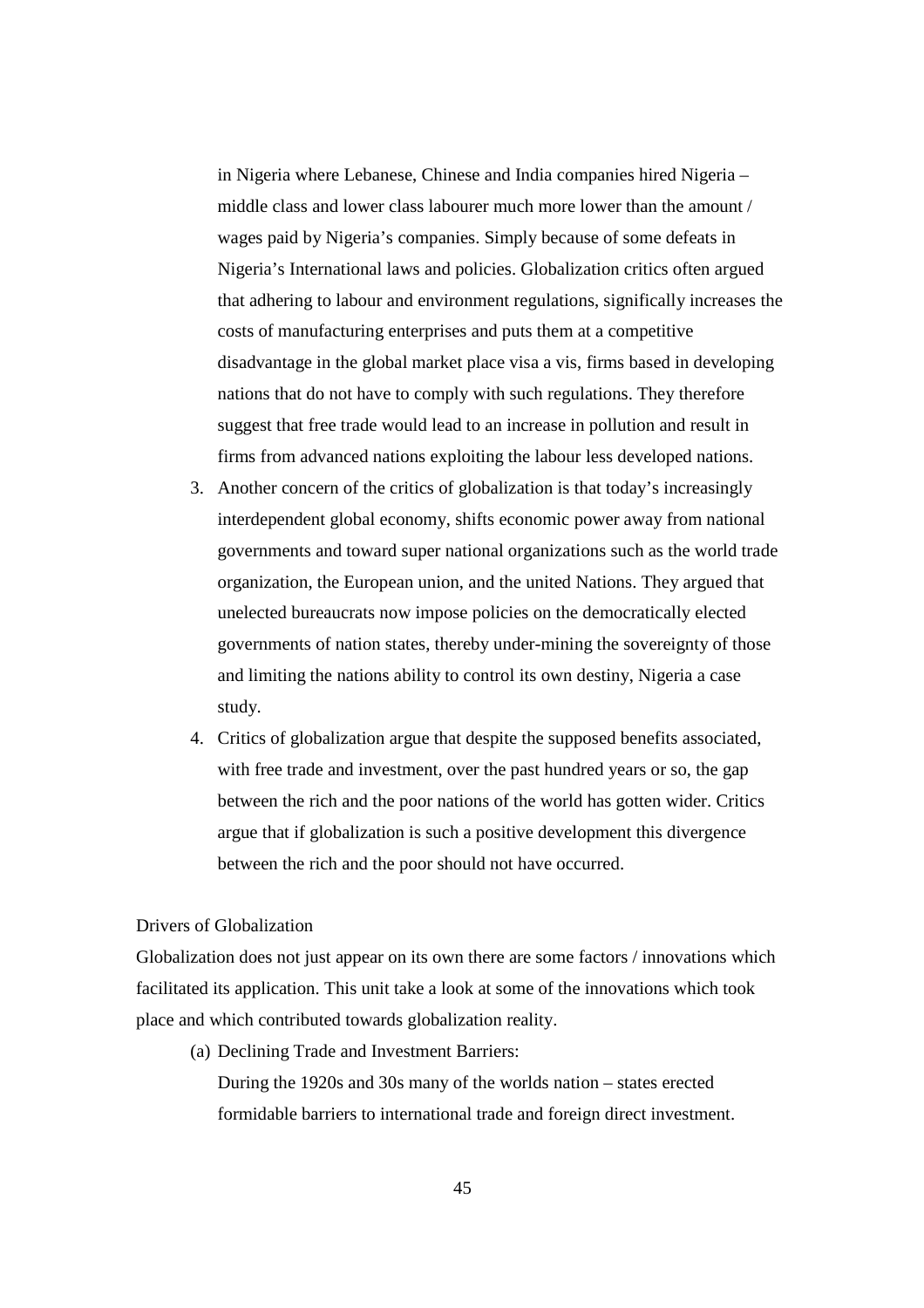in Nigeria where Lebanese, Chinese and India companies hired Nigeria – middle class and lower class labourer much more lower than the amount / wages paid by Nigeria's companies. Simply because of some defeats in Nigeria's International laws and policies. Globalization critics often argued that adhering to labour and environment regulations, significally increases the costs of manufacturing enterprises and puts them at a competitive disadvantage in the global market place visa a vis, firms based in developing nations that do not have to comply with such regulations. They therefore suggest that free trade would lead to an increase in pollution and result in firms from advanced nations exploiting the labour less developed nations.

3. Another concern of the critics of globalization is that today's increasingly interdependent global economy, shifts economic power away from national governments and toward super national organizations such as the world trade organization, the European union, and the united Nations. They argued that unelected bureaucrats now impose policies on the democratically elected governments of nation states, thereby under-mining the sovereignty of those and limiting the nations ability to control its own destiny, Nigeria a case study.
4. Critics of globalization argue that despite the supposed benefits associated, with free trade and investment, over the past hundred years or so, the gap between the rich and the poor nations of the world has gotten wider. Critics argue that if globalization is such a positive development this divergence between the rich and the poor should not have occurred.

Drivers of Globalization

Globalization does not just appear on its own there are some factors / innovations which facilitated its application. This unit take a look at some of the innovations which took place and which contributed towards globalization reality.

(a) Declining Trade and Investment Barriers:

During the 1920s and 30s many of the worlds nation – states erected formidable barriers to international trade and foreign direct investment.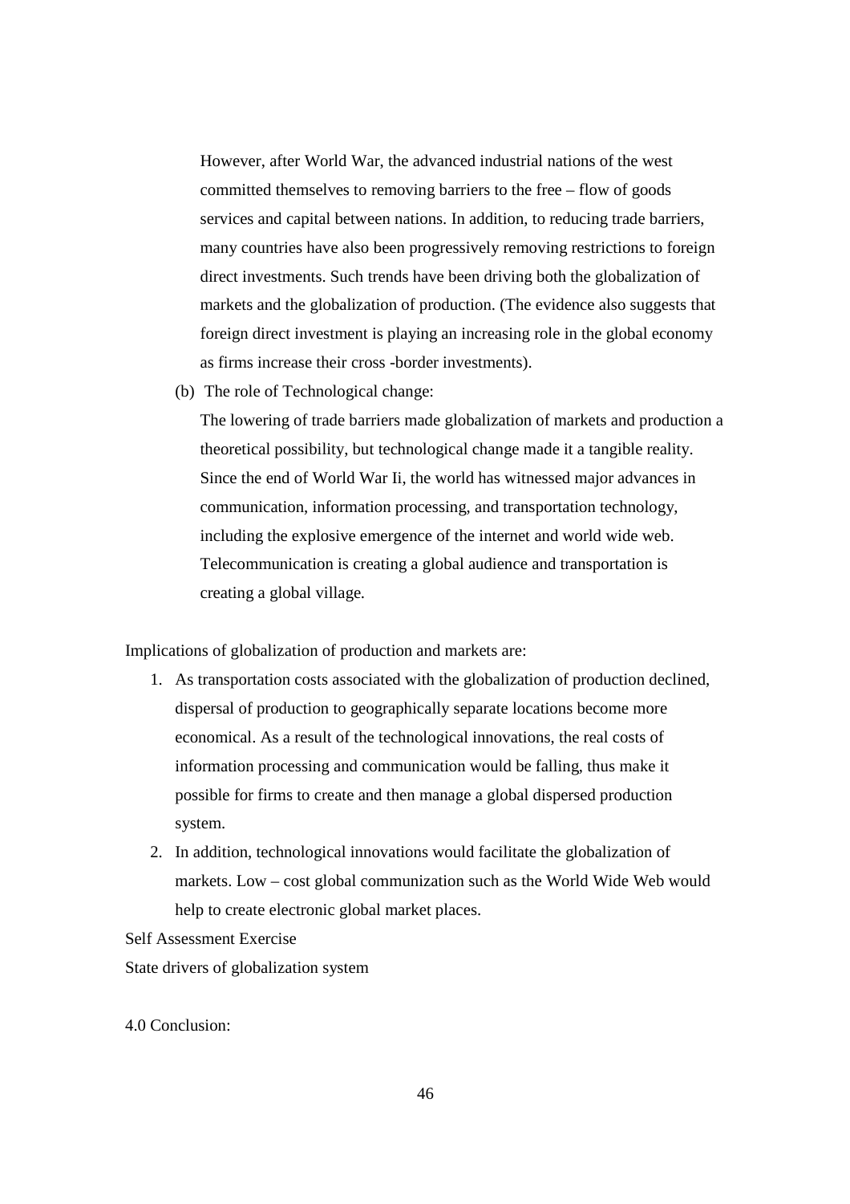However, after World War, the advanced industrial nations of the west committed themselves to removing barriers to the free – flow of goods services and capital between nations. In addition, to reducing trade barriers, many countries have also been progressively removing restrictions to foreign direct investments. Such trends have been driving both the globalization of markets and the globalization of production. (The evidence also suggests that foreign direct investment is playing an increasing role in the global economy as firms increase their cross -border investments).

(b) The role of Technological change:

The lowering of trade barriers made globalization of markets and production a theoretical possibility, but technological change made it a tangible reality. Since the end of World War Ii, the world has witnessed major advances in communication, information processing, and transportation technology, including the explosive emergence of the internet and world wide web. Telecommunication is creating a global audience and transportation is creating a global village.

Implications of globalization of production and markets are:

1. As transportation costs associated with the globalization of production declined, dispersal of production to geographically separate locations become more economical. As a result of the technological innovations, the real costs of information processing and communication would be falling, thus make it possible for firms to create and then manage a global dispersed production system.
2. In addition, technological innovations would facilitate the globalization of markets. Low – cost global communization such as the World Wide Web would help to create electronic global market places.

Self Assessment Exercise

State drivers of globalization system

4.0 Conclusion: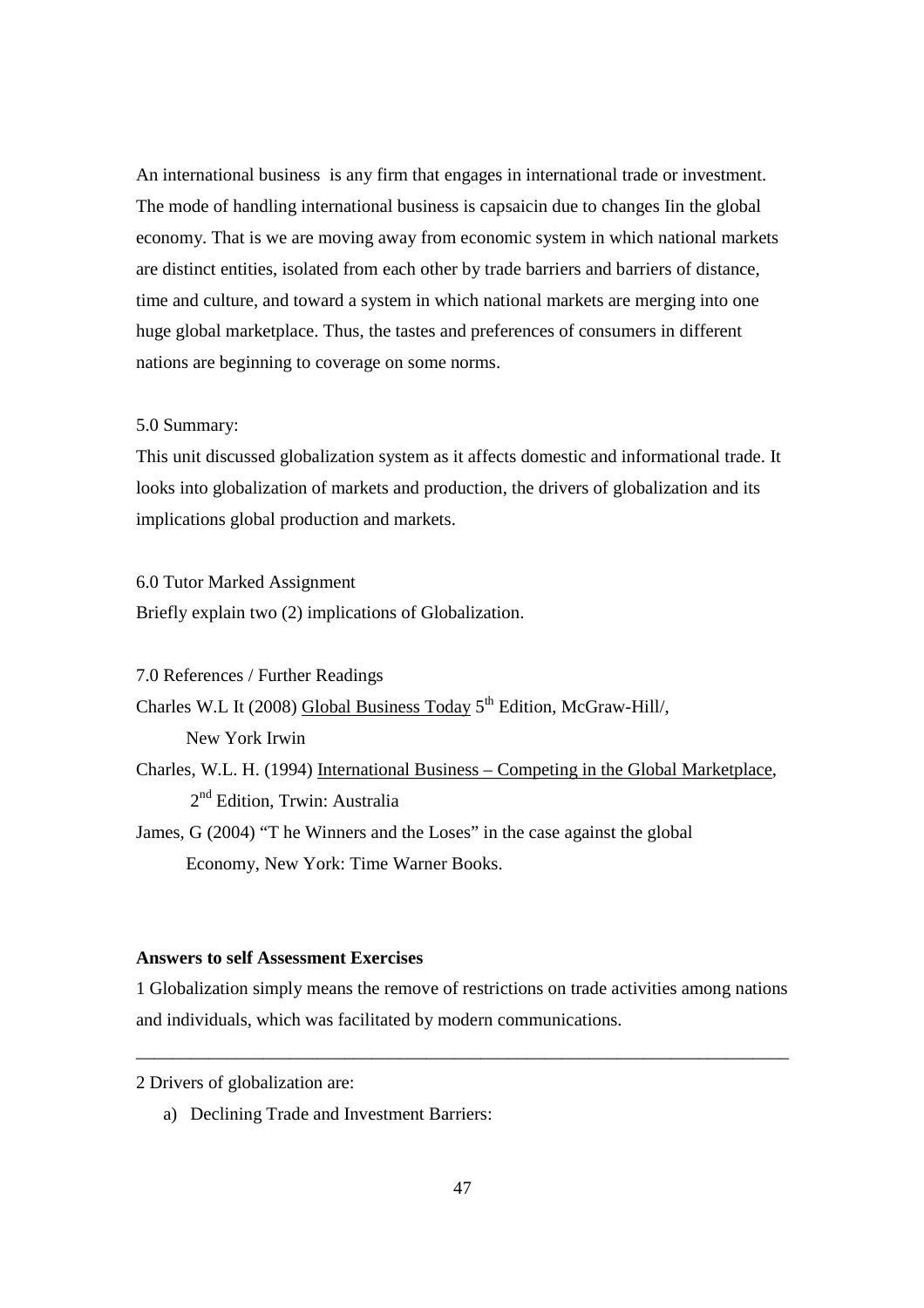An international business is any firm that engages in international trade or investment. The mode of handling international business is capsaicin due to changes Iin the global economy. That is we are moving away from economic system in which national markets are distinct entities, isolated from each other by trade barriers and barriers of distance, time and culture, and toward a system in which national markets are merging into one huge global marketplace. Thus, the tastes and preferences of consumers in different nations are beginning to coverage on some norms.

5.0 Summary:

This unit discussed globalization system as it affects domestic and informational trade. It looks into globalization of markets and production, the drivers of globalization and its implications global production and markets.

6.0 Tutor Marked Assignment

Briefly explain two (2) implications of Globalization.

7.0 References / Further Readings

Charles W.L It (2008) Global Business Today 5th Edition, McGraw-Hill/, New York Irwin

Charles, W.L. H. (1994) International Business – Competing in the Global Marketplace, 2nd Edition, Trwin: Australia

James, G (2004) "T he Winners and the Loses" in the case against the global Economy, New York: Time Warner Books.

**Answers to self Assessment Exercises**

1 Globalization simply means the remove of restrictions on trade activities among nations and individuals, which was facilitated by modern communications.

---

2 Drivers of globalization are:

a) Declining Trade and Investment Barriers: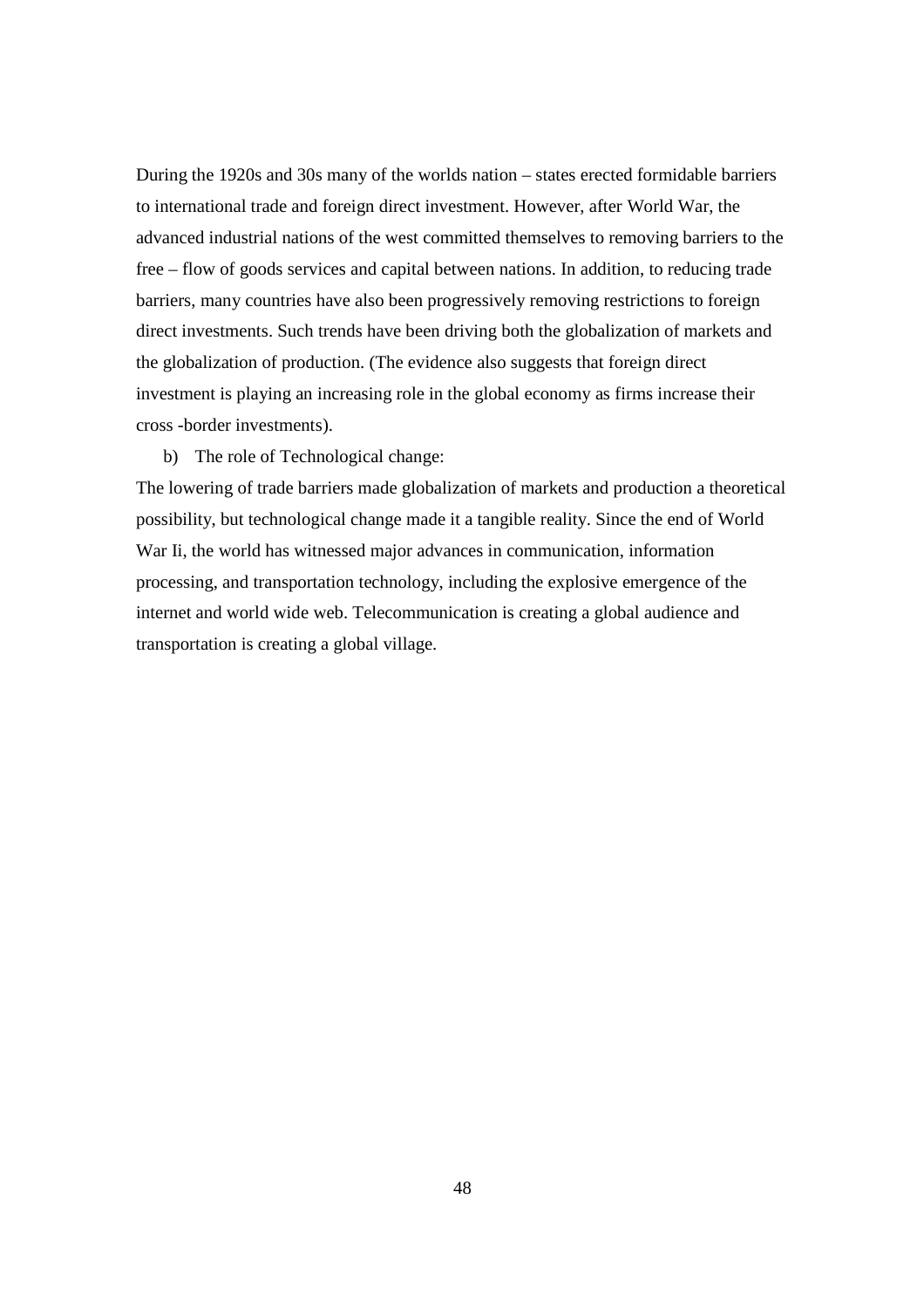During the 1920s and 30s many of the worlds nation – states erected formidable barriers to international trade and foreign direct investment. However, after World War, the advanced industrial nations of the west committed themselves to removing barriers to the free – flow of goods services and capital between nations. In addition, to reducing trade barriers, many countries have also been progressively removing restrictions to foreign direct investments. Such trends have been driving both the globalization of markets and the globalization of production. (The evidence also suggests that foreign direct investment is playing an increasing role in the global economy as firms increase their cross -border investments).

b) The role of Technological change:

The lowering of trade barriers made globalization of markets and production a theoretical possibility, but technological change made it a tangible reality. Since the end of World War Ii, the world has witnessed major advances in communication, information processing, and transportation technology, including the explosive emergence of the internet and world wide web. Telecommunication is creating a global audience and transportation is creating a global village.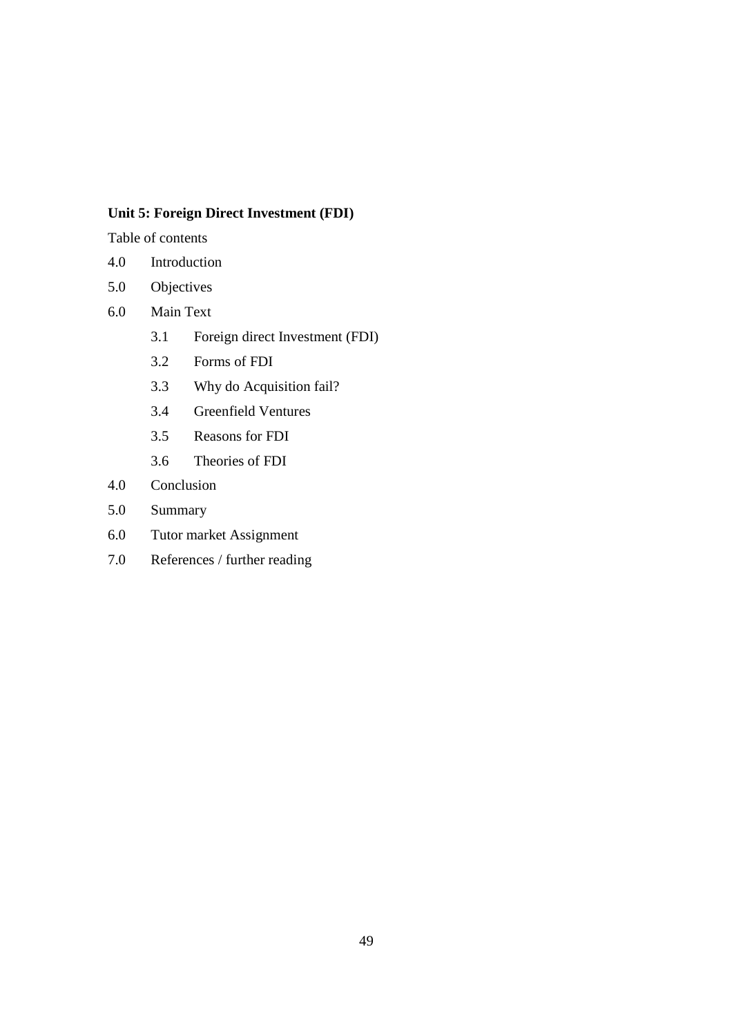**Unit 5: Foreign Direct Investment (FDI)**

Table of contents

4.0 Introduction

5.0 Objectives

6.0 Main Text

- 3.1 Foreign direct Investment (FDI)
- 3.2 Forms of FDI
- 3.3 Why do Acquisition fail?
- 3.4 Greenfield Ventures
- 3.5 Reasons for FDI
- 3.6 Theories of FDI

4.0 Conclusion

5.0 Summary

6.0 Tutor market Assignment

7.0 References / further reading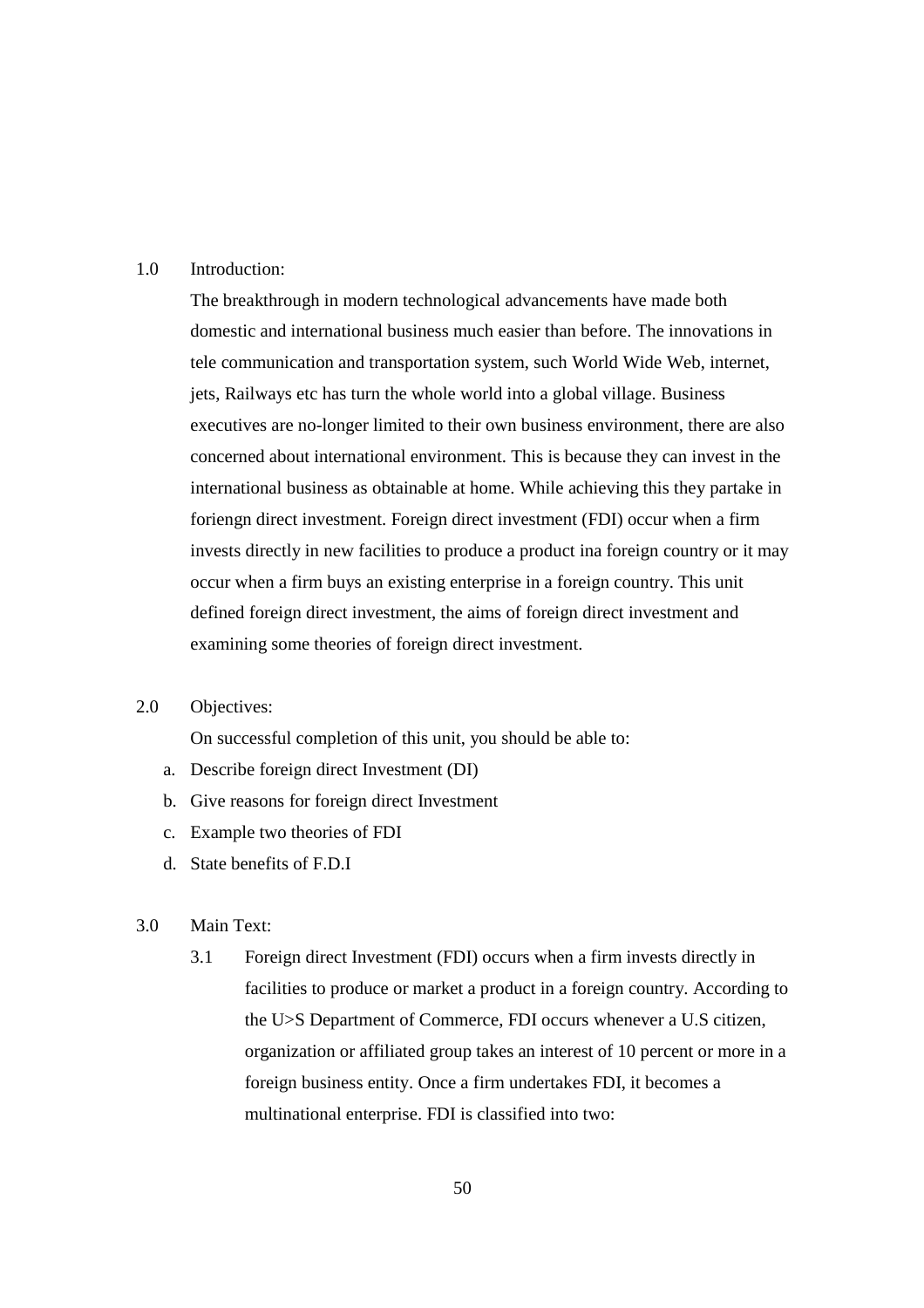## 1.0 Introduction:

The breakthrough in modern technological advancements have made both domestic and international business much easier than before. The innovations in tele communication and transportation system, such World Wide Web, internet, jets, Railways etc has turn the whole world into a global village. Business executives are no-longer limited to their own business environment, there are also concerned about international environment. This is because they can invest in the international business as obtainable at home. While achieving this they partake in foriengn direct investment. Foreign direct investment (FDI) occur when a firm invests directly in new facilities to produce a product ina foreign country or it may occur when a firm buys an existing enterprise in a foreign country. This unit defined foreign direct investment, the aims of foreign direct investment and examining some theories of foreign direct investment.

## 2.0 Objectives:

On successful completion of this unit, you should be able to:

a. Describe foreign direct Investment (DI)
b. Give reasons for foreign direct Investment
c. Example two theories of FDI
d. State benefits of F.D.I

## 3.0 Main Text:

3.1 Foreign direct Investment (FDI) occurs when a firm invests directly in facilities to produce or market a product in a foreign country. According to the U>S Department of Commerce, FDI occurs whenever a U.S citizen, organization or affiliated group takes an interest of 10 percent or more in a foreign business entity. Once a firm undertakes FDI, it becomes a multinational enterprise. FDI is classified into two: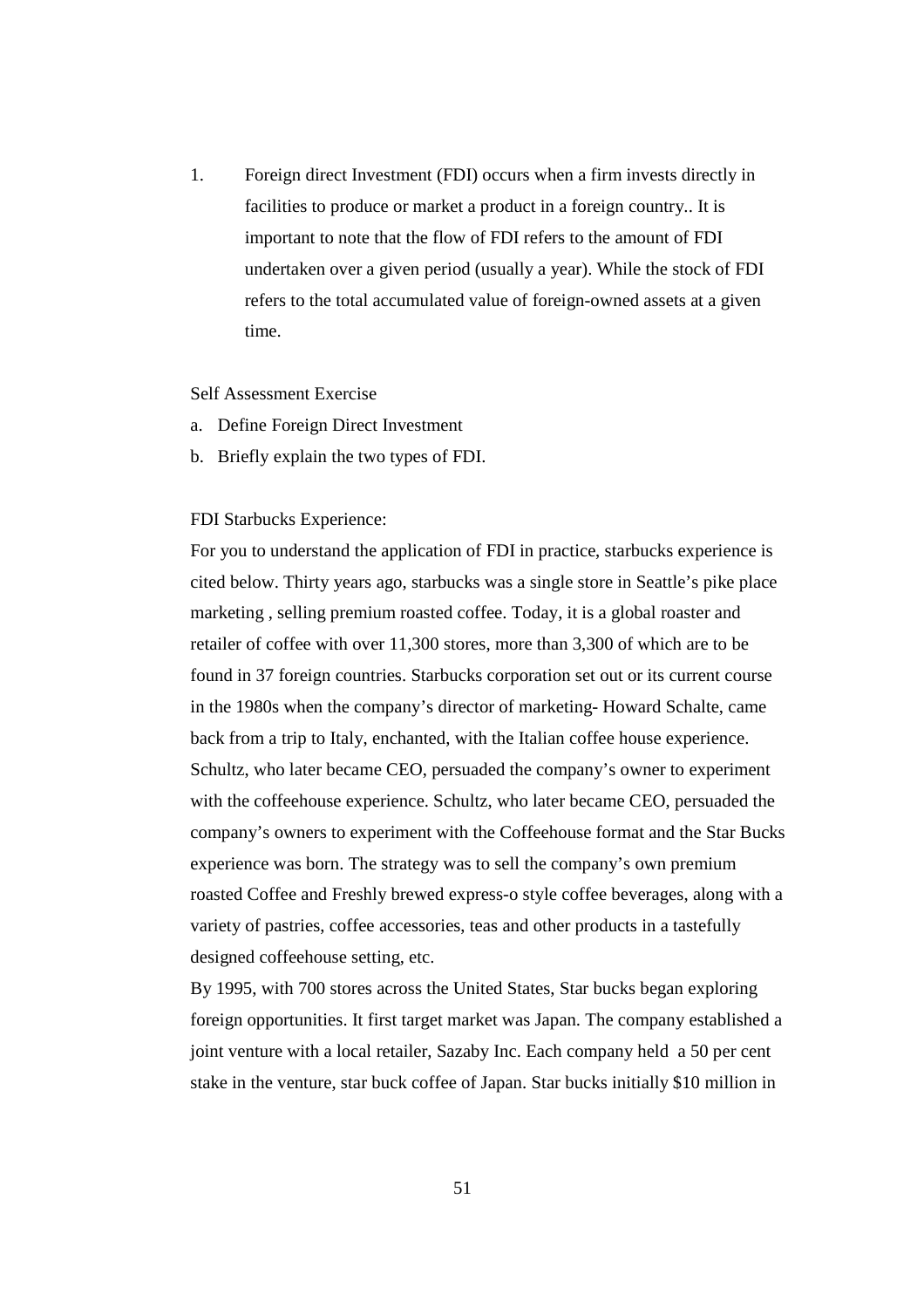1. Foreign direct Investment (FDI) occurs when a firm invests directly in facilities to produce or market a product in a foreign country.. It is important to note that the flow of FDI refers to the amount of FDI undertaken over a given period (usually a year). While the stock of FDI refers to the total accumulated value of foreign-owned assets at a given time.

Self Assessment Exercise

a. Define Foreign Direct Investment
b. Briefly explain the two types of FDI.

FDI Starbucks Experience:

For you to understand the application of FDI in practice, starbucks experience is cited below. Thirty years ago, starbucks was a single store in Seattle's pike place marketing , selling premium roasted coffee. Today, it is a global roaster and retailer of coffee with over 11,300 stores, more than 3,300 of which are to be found in 37 foreign countries. Starbucks corporation set out or its current course in the 1980s when the company's director of marketing- Howard Schalte, came back from a trip to Italy, enchanted, with the Italian coffee house experience. Schultz, who later became CEO, persuaded the company's owner to experiment with the coffeehouse experience. Schultz, who later became CEO, persuaded the company's owners to experiment with the Coffeehouse format and the Star Bucks experience was born. The strategy was to sell the company's own premium roasted Coffee and Freshly brewed express-o style coffee beverages, along with a variety of pastries, coffee accessories, teas and other products in a tastefully designed coffeehouse setting, etc.

By 1995, with 700 stores across the United States, Star bucks began exploring foreign opportunities. It first target market was Japan. The company established a joint venture with a local retailer, Sazaby Inc. Each company held a 50 per cent stake in the venture, star buck coffee of Japan. Star bucks initially $10 million in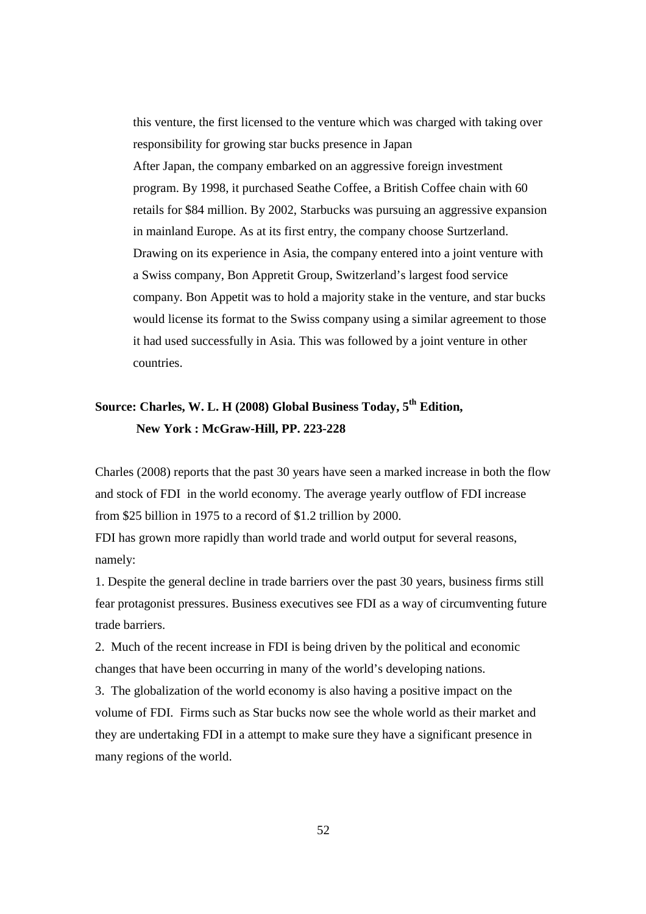this venture, the first licensed to the venture which was charged with taking over responsibility for growing star bucks presence in Japan

After Japan, the company embarked on an aggressive foreign investment program. By 1998, it purchased Seathe Coffee, a British Coffee chain with 60 retails for \$84 million. By 2002, Starbucks was pursuing an aggressive expansion in mainland Europe. As at its first entry, the company choose Surtzerland. Drawing on its experience in Asia, the company entered into a joint venture with a Swiss company, Bon Appretit Group, Switzerland's largest food service company. Bon Appetit was to hold a majority stake in the venture, and star bucks would license its format to the Swiss company using a similar agreement to those it had used successfully in Asia. This was followed by a joint venture in other countries.

**Source: Charles, W. L. H (2008) Global Business Today, 5th Edition, New York : McGraw-Hill, PP. 223-228**

Charles (2008) reports that the past 30 years have seen a marked increase in both the flow and stock of FDI in the world economy. The average yearly outflow of FDI increase from \$25 billion in 1975 to a record of \$1.2 trillion by 2000.

FDI has grown more rapidly than world trade and world output for several reasons, namely:

1. Despite the general decline in trade barriers over the past 30 years, business firms still fear protagonist pressures. Business executives see FDI as a way of circumventing future trade barriers.
2. Much of the recent increase in FDI is being driven by the political and economic changes that have been occurring in many of the world's developing nations.
3. The globalization of the world economy is also having a positive impact on the volume of FDI. Firms such as Star bucks now see the whole world as their market and they are undertaking FDI in a attempt to make sure they have a significant presence in many regions of the world.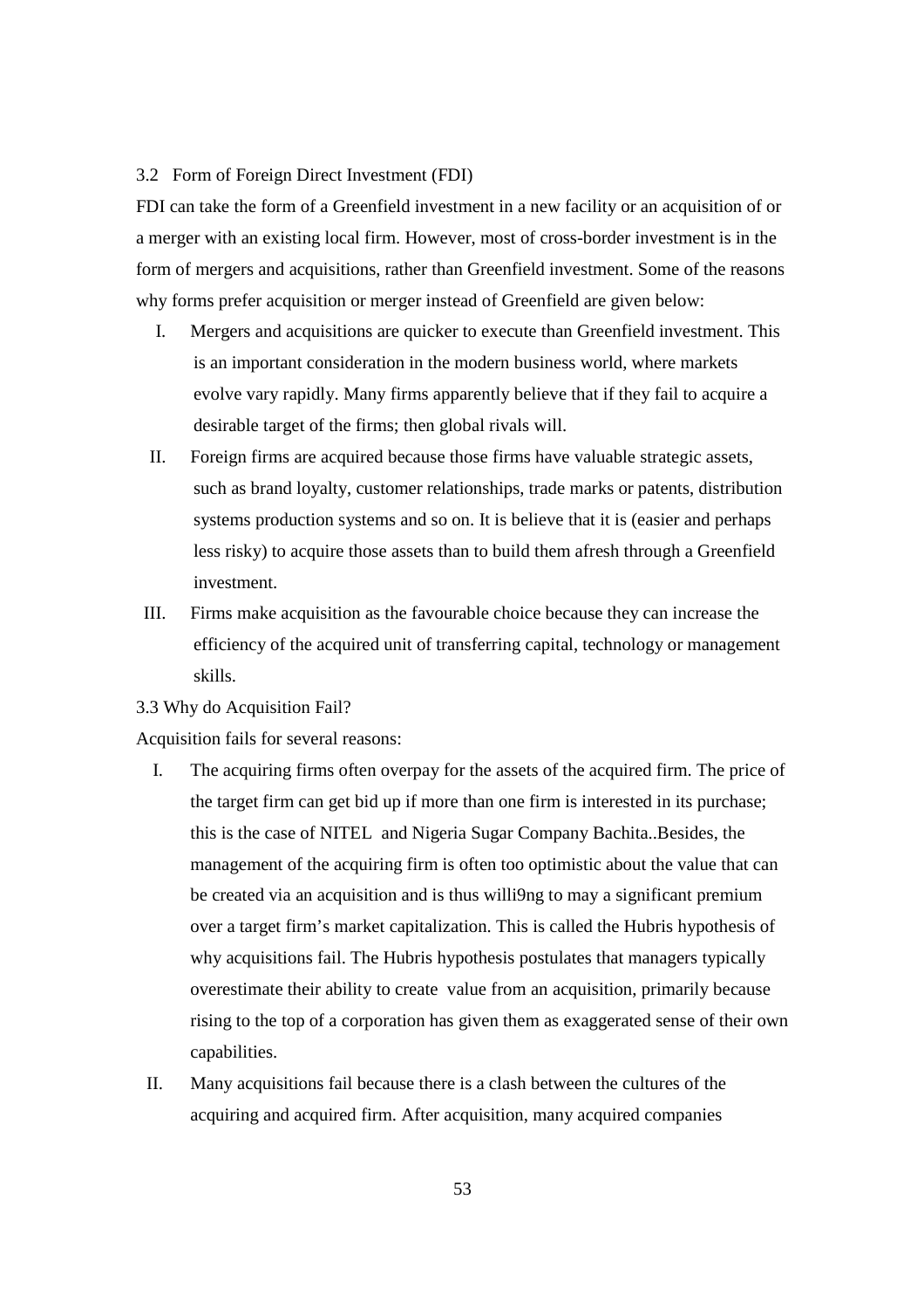### 3.2 Form of Foreign Direct Investment (FDI)

FDI can take the form of a Greenfield investment in a new facility or an acquisition of or a merger with an existing local firm. However, most of cross-border investment is in the form of mergers and acquisitions, rather than Greenfield investment. Some of the reasons why forms prefer acquisition or merger instead of Greenfield are given below:

I. Mergers and acquisitions are quicker to execute than Greenfield investment. This is an important consideration in the modern business world, where markets evolve vary rapidly. Many firms apparently believe that if they fail to acquire a desirable target of the firms; then global rivals will.

II. Foreign firms are acquired because those firms have valuable strategic assets, such as brand loyalty, customer relationships, trade marks or patents, distribution systems production systems and so on. It is believe that it is (easier and perhaps less risky) to acquire those assets than to build them afresh through a Greenfield investment.

III. Firms make acquisition as the favourable choice because they can increase the efficiency of the acquired unit of transferring capital, technology or management skills.

### 3.3 Why do Acquisition Fail?

Acquisition fails for several reasons:

I. The acquiring firms often overpay for the assets of the acquired firm. The price of the target firm can get bid up if more than one firm is interested in its purchase; this is the case of NITEL and Nigeria Sugar Company Bachita..Besides, the management of the acquiring firm is often too optimistic about the value that can be created via an acquisition and is thus willi9ng to may a significant premium over a target firm's market capitalization. This is called the Hubris hypothesis of why acquisitions fail. The Hubris hypothesis postulates that managers typically overestimate their ability to create value from an acquisition, primarily because rising to the top of a corporation has given them as exaggerated sense of their own capabilities.

II. Many acquisitions fail because there is a clash between the cultures of the acquiring and acquired firm. After acquisition, many acquired companies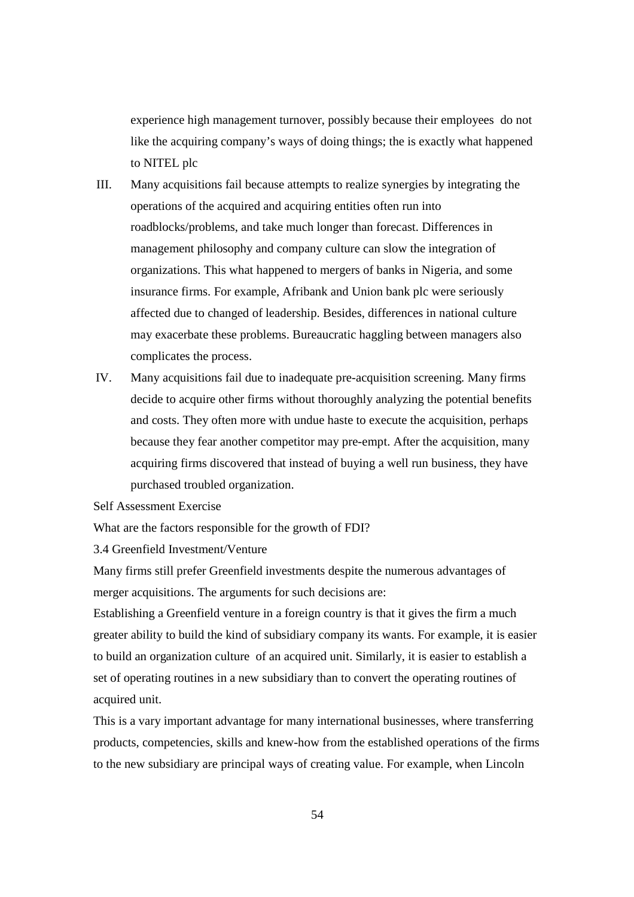experience high management turnover, possibly because their employees do not like the acquiring company's ways of doing things; the is exactly what happened to NITEL plc

III. Many acquisitions fail because attempts to realize synergies by integrating the operations of the acquired and acquiring entities often run into roadblocks/problems, and take much longer than forecast. Differences in management philosophy and company culture can slow the integration of organizations. This what happened to mergers of banks in Nigeria, and some insurance firms. For example, Afribank and Union bank plc were seriously affected due to changed of leadership. Besides, differences in national culture may exacerbate these problems. Bureaucratic haggling between managers also complicates the process.

IV. Many acquisitions fail due to inadequate pre-acquisition screening. Many firms decide to acquire other firms without thoroughly analyzing the potential benefits and costs. They often more with undue haste to execute the acquisition, perhaps because they fear another competitor may pre-empt. After the acquisition, many acquiring firms discovered that instead of buying a well run business, they have purchased troubled organization.

Self Assessment Exercise

What are the factors responsible for the growth of FDI?

3.4 Greenfield Investment/Venture

Many firms still prefer Greenfield investments despite the numerous advantages of merger acquisitions. The arguments for such decisions are:

Establishing a Greenfield venture in a foreign country is that it gives the firm a much greater ability to build the kind of subsidiary company its wants. For example, it is easier to build an organization culture of an acquired unit. Similarly, it is easier to establish a set of operating routines in a new subsidiary than to convert the operating routines of acquired unit.

This is a vary important advantage for many international businesses, where transferring products, competencies, skills and knew-how from the established operations of the firms to the new subsidiary are principal ways of creating value. For example, when Lincoln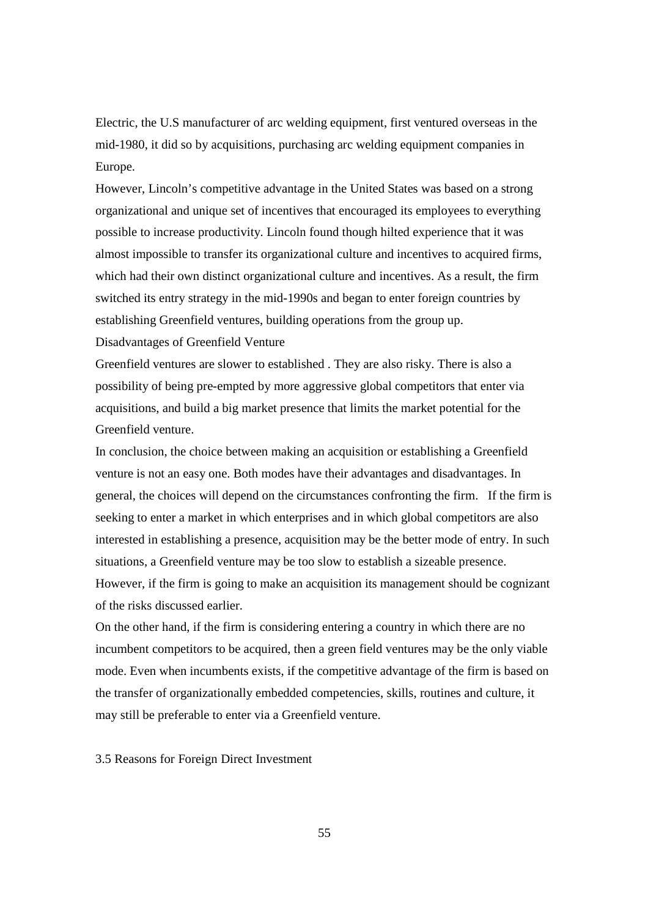Electric, the U.S manufacturer of arc welding equipment, first ventured overseas in the mid-1980, it did so by acquisitions, purchasing arc welding equipment companies in Europe.

However, Lincoln's competitive advantage in the United States was based on a strong organizational and unique set of incentives that encouraged its employees to everything possible to increase productivity. Lincoln found though hilted experience that it was almost impossible to transfer its organizational culture and incentives to acquired firms, which had their own distinct organizational culture and incentives. As a result, the firm switched its entry strategy in the mid-1990s and began to enter foreign countries by establishing Greenfield ventures, building operations from the group up.

Disadvantages of Greenfield Venture

Greenfield ventures are slower to established . They are also risky. There is also a possibility of being pre-empted by more aggressive global competitors that enter via acquisitions, and build a big market presence that limits the market potential for the Greenfield venture.

In conclusion, the choice between making an acquisition or establishing a Greenfield venture is not an easy one. Both modes have their advantages and disadvantages. In general, the choices will depend on the circumstances confronting the firm. If the firm is seeking to enter a market in which enterprises and in which global competitors are also interested in establishing a presence, acquisition may be the better mode of entry. In such situations, a Greenfield venture may be too slow to establish a sizeable presence. However, if the firm is going to make an acquisition its management should be cognizant of the risks discussed earlier.

On the other hand, if the firm is considering entering a country in which there are no incumbent competitors to be acquired, then a green field ventures may be the only viable mode. Even when incumbents exists, if the competitive advantage of the firm is based on the transfer of organizationally embedded competencies, skills, routines and culture, it may still be preferable to enter via a Greenfield venture.

3.5 Reasons for Foreign Direct Investment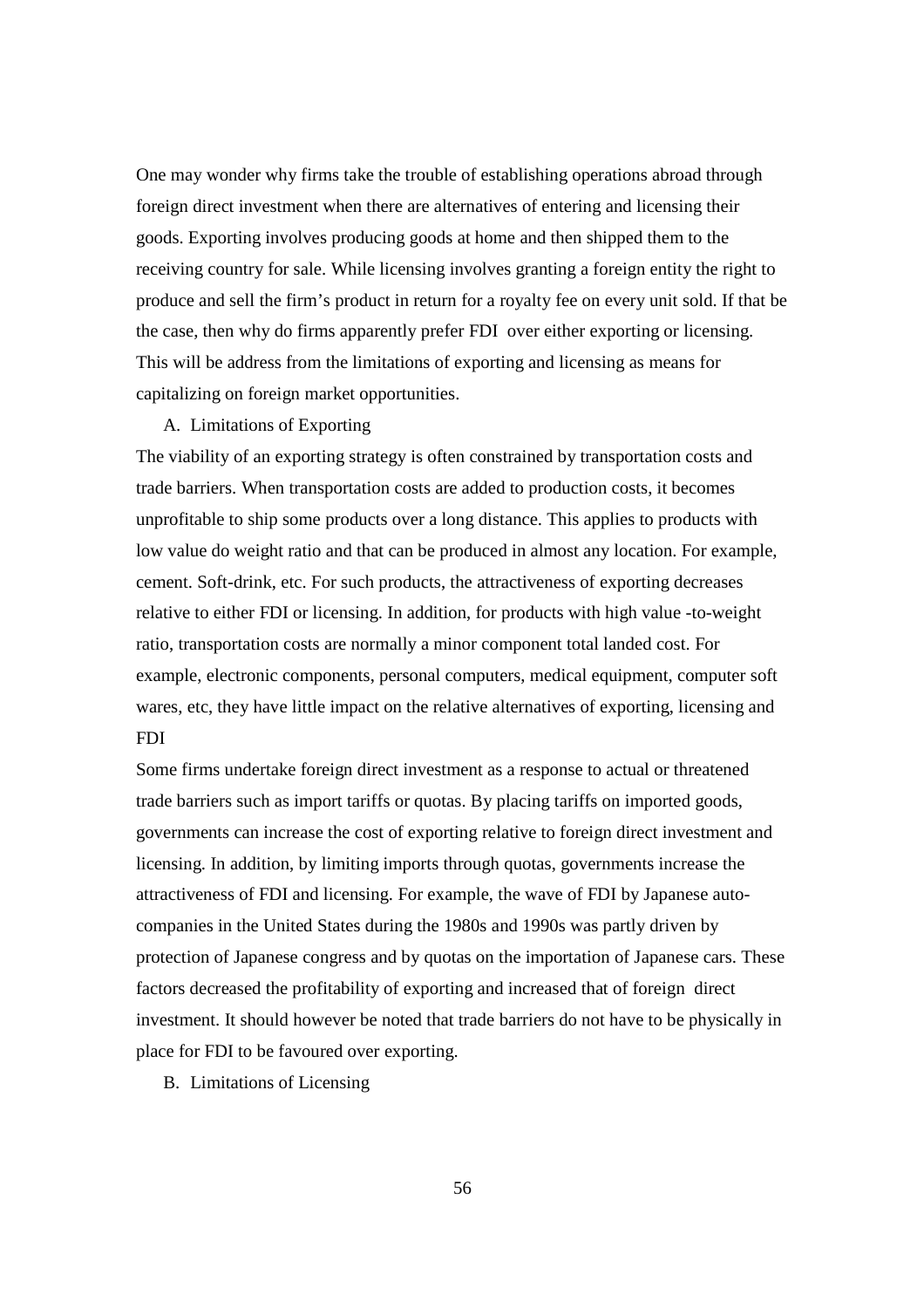One may wonder why firms take the trouble of establishing operations abroad through foreign direct investment when there are alternatives of entering and licensing their goods. Exporting involves producing goods at home and then shipped them to the receiving country for sale. While licensing involves granting a foreign entity the right to produce and sell the firm's product in return for a royalty fee on every unit sold. If that be the case, then why do firms apparently prefer FDI over either exporting or licensing. This will be address from the limitations of exporting and licensing as means for capitalizing on foreign market opportunities.

A. Limitations of Exporting

The viability of an exporting strategy is often constrained by transportation costs and trade barriers. When transportation costs are added to production costs, it becomes unprofitable to ship some products over a long distance. This applies to products with low value do weight ratio and that can be produced in almost any location. For example, cement. Soft-drink, etc. For such products, the attractiveness of exporting decreases relative to either FDI or licensing. In addition, for products with high value -to-weight ratio, transportation costs are normally a minor component total landed cost. For example, electronic components, personal computers, medical equipment, computer soft wares, etc, they have little impact on the relative alternatives of exporting, licensing and FDI

Some firms undertake foreign direct investment as a response to actual or threatened trade barriers such as import tariffs or quotas. By placing tariffs on imported goods, governments can increase the cost of exporting relative to foreign direct investment and licensing. In addition, by limiting imports through quotas, governments increase the attractiveness of FDI and licensing. For example, the wave of FDI by Japanese auto-companies in the United States during the 1980s and 1990s was partly driven by protection of Japanese congress and by quotas on the importation of Japanese cars. These factors decreased the profitability of exporting and increased that of foreign direct investment. It should however be noted that trade barriers do not have to be physically in place for FDI to be favoured over exporting.

B. Limitations of Licensing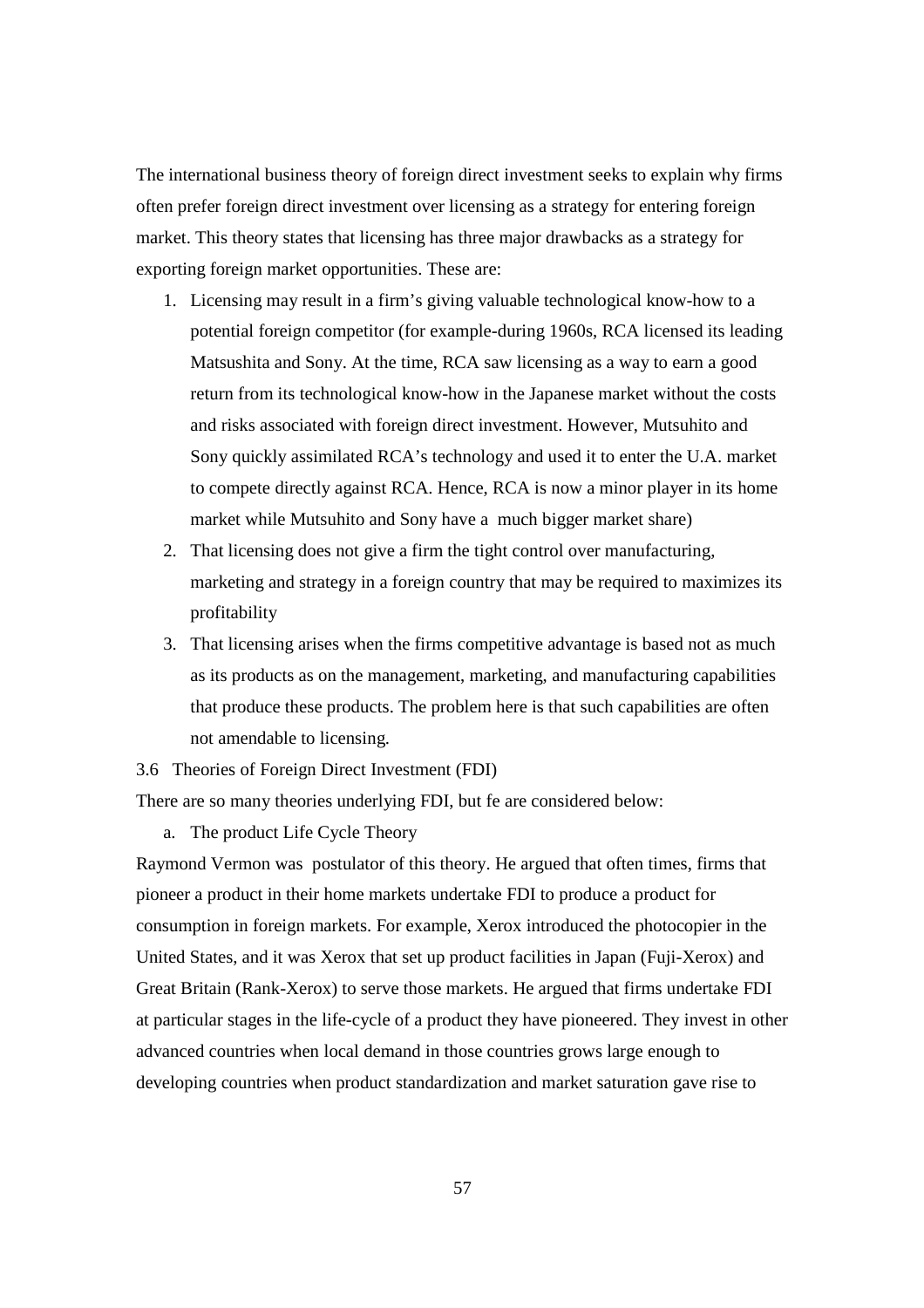The international business theory of foreign direct investment seeks to explain why firms often prefer foreign direct investment over licensing as a strategy for entering foreign market. This theory states that licensing has three major drawbacks as a strategy for exporting foreign market opportunities. These are:

1. Licensing may result in a firm's giving valuable technological know-how to a potential foreign competitor (for example-during 1960s, RCA licensed its leading Matsushita and Sony. At the time, RCA saw licensing as a way to earn a good return from its technological know-how in the Japanese market without the costs and risks associated with foreign direct investment. However, Mutsuhito and Sony quickly assimilated RCA's technology and used it to enter the U.A. market to compete directly against RCA. Hence, RCA is now a minor player in its home market while Mutsuhito and Sony have a much bigger market share)
2. That licensing does not give a firm the tight control over manufacturing, marketing and strategy in a foreign country that may be required to maximizes its profitability
3. That licensing arises when the firms competitive advantage is based not as much as its products as on the management, marketing, and manufacturing capabilities that produce these products. The problem here is that such capabilities are often not amendable to licensing.

3.6 Theories of Foreign Direct Investment (FDI)

There are so many theories underlying FDI, but fe are considered below:

a. The product Life Cycle Theory

Raymond Vermon was postulator of this theory. He argued that often times, firms that pioneer a product in their home markets undertake FDI to produce a product for consumption in foreign markets. For example, Xerox introduced the photocopier in the United States, and it was Xerox that set up product facilities in Japan (Fuji-Xerox) and Great Britain (Rank-Xerox) to serve those markets. He argued that firms undertake FDI at particular stages in the life-cycle of a product they have pioneered. They invest in other advanced countries when local demand in those countries grows large enough to developing countries when product standardization and market saturation gave rise to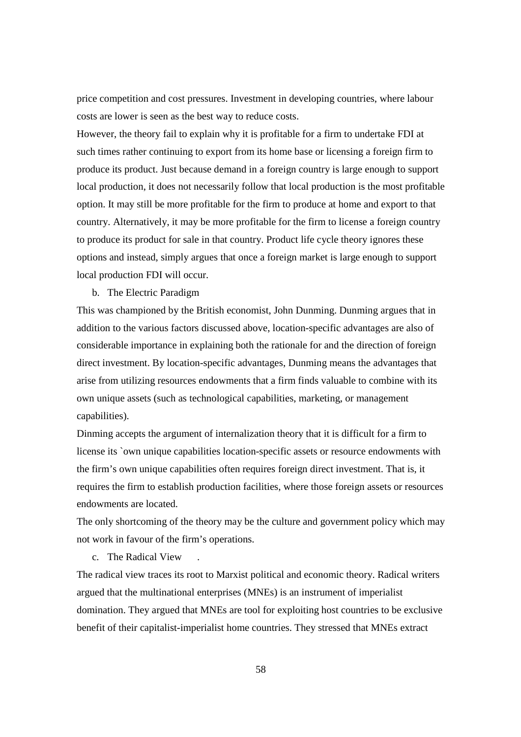price competition and cost pressures. Investment in developing countries, where labour costs are lower is seen as the best way to reduce costs.

However, the theory fail to explain why it is profitable for a firm to undertake FDI at such times rather continuing to export from its home base or licensing a foreign firm to produce its product. Just because demand in a foreign country is large enough to support local production, it does not necessarily follow that local production is the most profitable option. It may still be more profitable for the firm to produce at home and export to that country. Alternatively, it may be more profitable for the firm to license a foreign country to produce its product for sale in that country. Product life cycle theory ignores these options and instead, simply argues that once a foreign market is large enough to support local production FDI will occur.

b. The Electric Paradigm

This was championed by the British economist, John Dunming. Dunming argues that in addition to the various factors discussed above, location-specific advantages are also of considerable importance in explaining both the rationale for and the direction of foreign direct investment. By location-specific advantages, Dunming means the advantages that arise from utilizing resources endowments that a firm finds valuable to combine with its own unique assets (such as technological capabilities, marketing, or management capabilities).

Dinming accepts the argument of internalization theory that it is difficult for a firm to license its `own unique capabilities location-specific assets or resource endowments with the firm's own unique capabilities often requires foreign direct investment. That is, it requires the firm to establish production facilities, where those foreign assets or resources endowments are located.

The only shortcoming of the theory may be the culture and government policy which may not work in favour of the firm's operations.

c. The Radical View .

The radical view traces its root to Marxist political and economic theory. Radical writers argued that the multinational enterprises (MNEs) is an instrument of imperialist domination. They argued that MNEs are tool for exploiting host countries to be exclusive benefit of their capitalist-imperialist home countries. They stressed that MNEs extract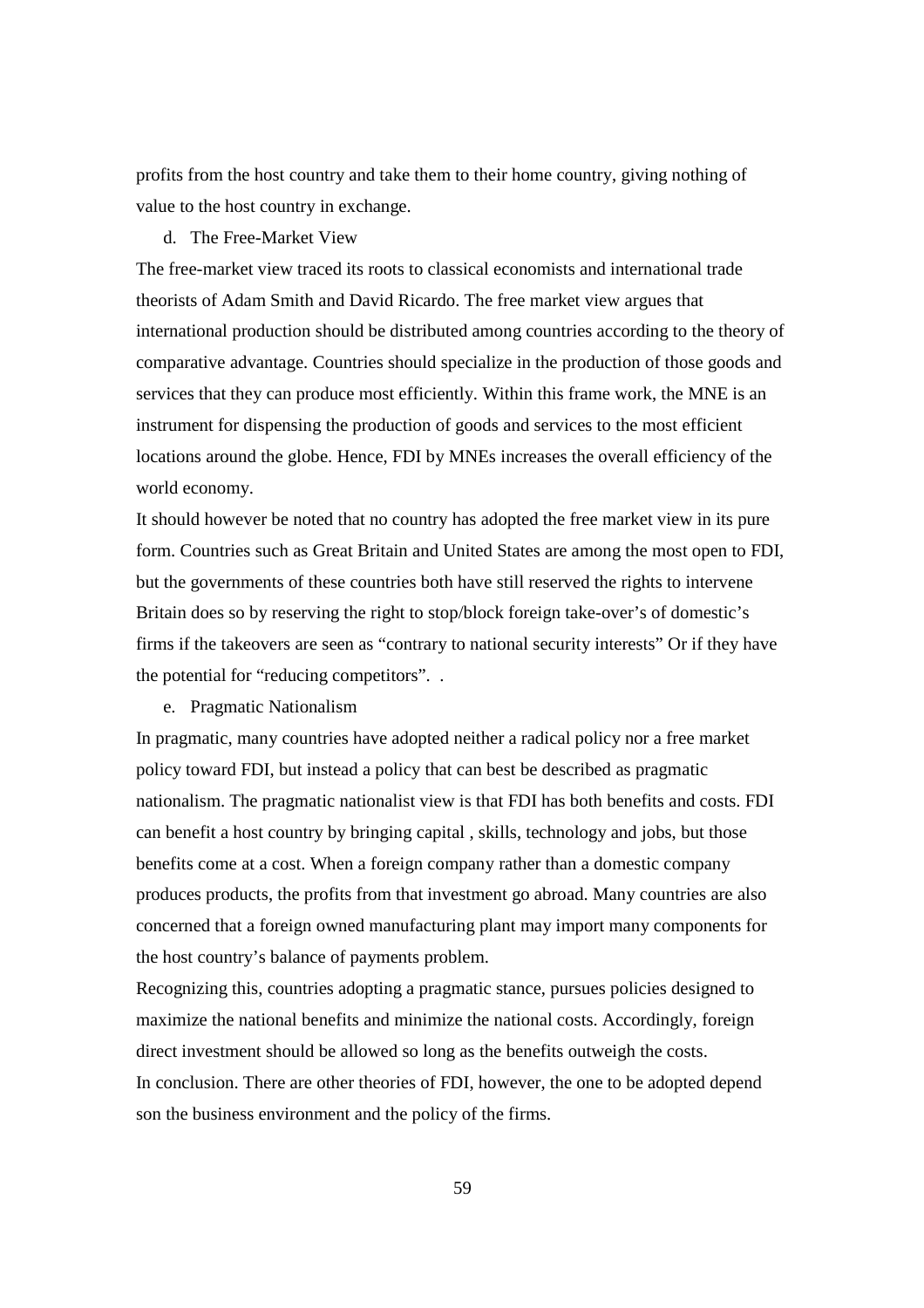profits from the host country and take them to their home country, giving nothing of value to the host country in exchange.

d. The Free-Market View

The free-market view traced its roots to classical economists and international trade theorists of Adam Smith and David Ricardo. The free market view argues that international production should be distributed among countries according to the theory of comparative advantage. Countries should specialize in the production of those goods and services that they can produce most efficiently. Within this frame work, the MNE is an instrument for dispensing the production of goods and services to the most efficient locations around the globe. Hence, FDI by MNEs increases the overall efficiency of the world economy.

It should however be noted that no country has adopted the free market view in its pure form. Countries such as Great Britain and United States are among the most open to FDI, but the governments of these countries both have still reserved the rights to intervene Britain does so by reserving the right to stop/block foreign take-over's of domestic's firms if the takeovers are seen as "contrary to national security interests" Or if they have the potential for "reducing competitors". .

e. Pragmatic Nationalism

In pragmatic, many countries have adopted neither a radical policy nor a free market policy toward FDI, but instead a policy that can best be described as pragmatic nationalism. The pragmatic nationalist view is that FDI has both benefits and costs. FDI can benefit a host country by bringing capital , skills, technology and jobs, but those benefits come at a cost. When a foreign company rather than a domestic company produces products, the profits from that investment go abroad. Many countries are also concerned that a foreign owned manufacturing plant may import many components for the host country's balance of payments problem.

Recognizing this, countries adopting a pragmatic stance, pursues policies designed to maximize the national benefits and minimize the national costs. Accordingly, foreign direct investment should be allowed so long as the benefits outweigh the costs.

In conclusion. There are other theories of FDI, however, the one to be adopted depend son the business environment and the policy of the firms.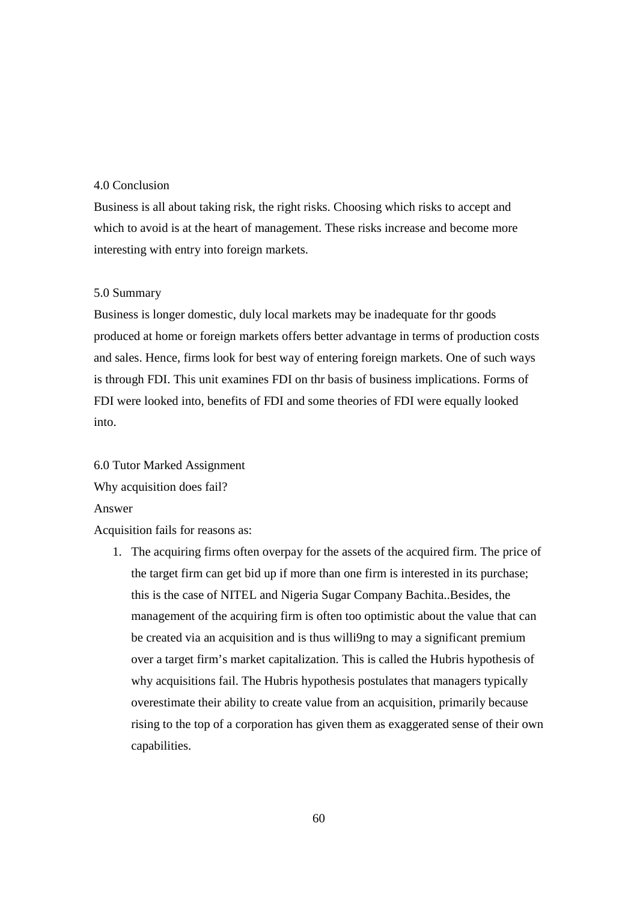4.0 Conclusion

Business is all about taking risk, the right risks. Choosing which risks to accept and which to avoid is at the heart of management. These risks increase and become more interesting with entry into foreign markets.

5.0 Summary

Business is longer domestic, duly local markets may be inadequate for thr goods produced at home or foreign markets offers better advantage in terms of production costs and sales. Hence, firms look for best way of entering foreign markets. One of such ways is through FDI. This unit examines FDI on thr basis of business implications. Forms of FDI were looked into, benefits of FDI and some theories of FDI were equally looked into.

6.0 Tutor Marked Assignment

Why acquisition does fail?

Answer

Acquisition fails for reasons as:

1. The acquiring firms often overpay for the assets of the acquired firm. The price of the target firm can get bid up if more than one firm is interested in its purchase; this is the case of NITEL and Nigeria Sugar Company Bachita..Besides, the management of the acquiring firm is often too optimistic about the value that can be created via an acquisition and is thus willi9ng to may a significant premium over a target firm's market capitalization. This is called the Hubris hypothesis of why acquisitions fail. The Hubris hypothesis postulates that managers typically overestimate their ability to create value from an acquisition, primarily because rising to the top of a corporation has given them as exaggerated sense of their own capabilities.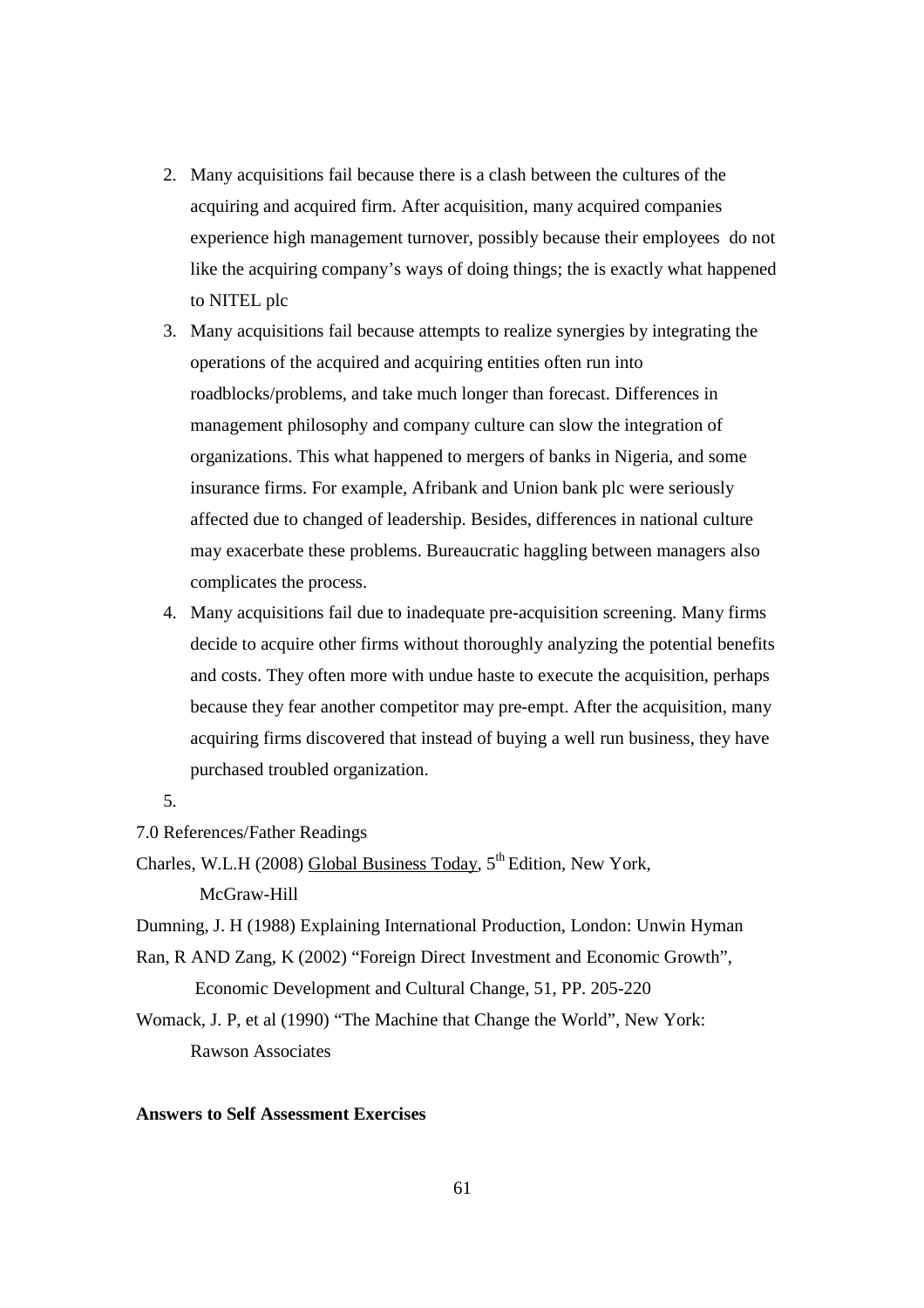2. Many acquisitions fail because there is a clash between the cultures of the acquiring and acquired firm. After acquisition, many acquired companies experience high management turnover, possibly because their employees do not like the acquiring company's ways of doing things; the is exactly what happened to NITEL plc
3. Many acquisitions fail because attempts to realize synergies by integrating the operations of the acquired and acquiring entities often run into roadblocks/problems, and take much longer than forecast. Differences in management philosophy and company culture can slow the integration of organizations. This what happened to mergers of banks in Nigeria, and some insurance firms. For example, Afribank and Union bank plc were seriously affected due to changed of leadership. Besides, differences in national culture may exacerbate these problems. Bureaucratic haggling between managers also complicates the process.
4. Many acquisitions fail due to inadequate pre-acquisition screening. Many firms decide to acquire other firms without thoroughly analyzing the potential benefits and costs. They often more with undue haste to execute the acquisition, perhaps because they fear another competitor may pre-empt. After the acquisition, many acquiring firms discovered that instead of buying a well run business, they have purchased troubled organization.
5.

7.0 References/Father Readings

Charles, W.L.H (2008) <u>Global Business Today</u>, 5th Edition, New York, McGraw-Hill

Dumning, J. H (1988) Explaining International Production, London: Unwin Hyman

Ran, R AND Zang, K (2002) "Foreign Direct Investment and Economic Growth", Economic Development and Cultural Change, 51, PP. 205-220

Womack, J. P, et al (1990) "The Machine that Change the World", New York: Rawson Associates

**Answers to Self Assessment Exercises**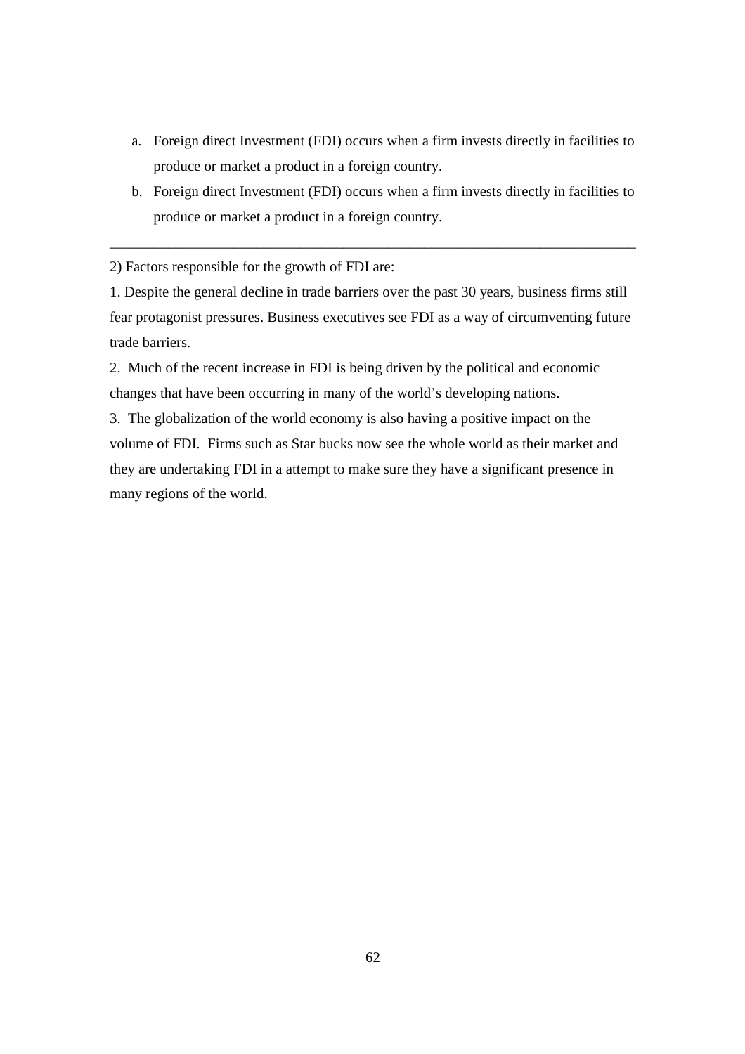a. Foreign direct Investment (FDI) occurs when a firm invests directly in facilities to produce or market a product in a foreign country.
b. Foreign direct Investment (FDI) occurs when a firm invests directly in facilities to produce or market a product in a foreign country.

---

2) Factors responsible for the growth of FDI are:

1. Despite the general decline in trade barriers over the past 30 years, business firms still fear protagonist pressures. Business executives see FDI as a way of circumventing future trade barriers.

2. Much of the recent increase in FDI is being driven by the political and economic changes that have been occurring in many of the world's developing nations.

3. The globalization of the world economy is also having a positive impact on the volume of FDI. Firms such as Star bucks now see the whole world as their market and they are undertaking FDI in a attempt to make sure they have a significant presence in many regions of the world.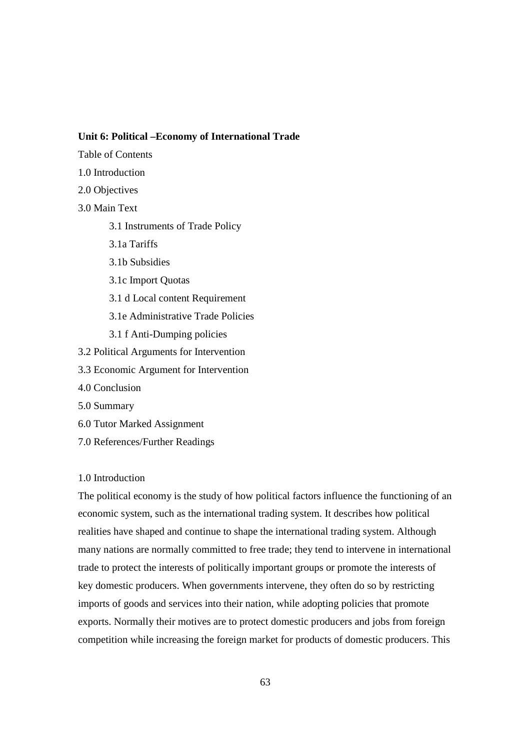## Unit 6: Political –Economy of International Trade

Table of Contents

1.0 Introduction

2.0 Objectives

3.0 Main Text

- 3.1 Instruments of Trade Policy
- 3.1a Tariffs
- 3.1b Subsidies
- 3.1c Import Quotas
- 3.1 d Local content Requirement
- 3.1e Administrative Trade Policies
- 3.1 f Anti-Dumping policies

3.2 Political Arguments for Intervention

3.3 Economic Argument for Intervention

4.0 Conclusion

5.0 Summary

6.0 Tutor Marked Assignment

7.0 References/Further Readings

1.0 Introduction

The political economy is the study of how political factors influence the functioning of an economic system, such as the international trading system. It describes how political realities have shaped and continue to shape the international trading system. Although many nations are normally committed to free trade; they tend to intervene in international trade to protect the interests of politically important groups or promote the interests of key domestic producers. When governments intervene, they often do so by restricting imports of goods and services into their nation, while adopting policies that promote exports. Normally their motives are to protect domestic producers and jobs from foreign competition while increasing the foreign market for products of domestic producers. This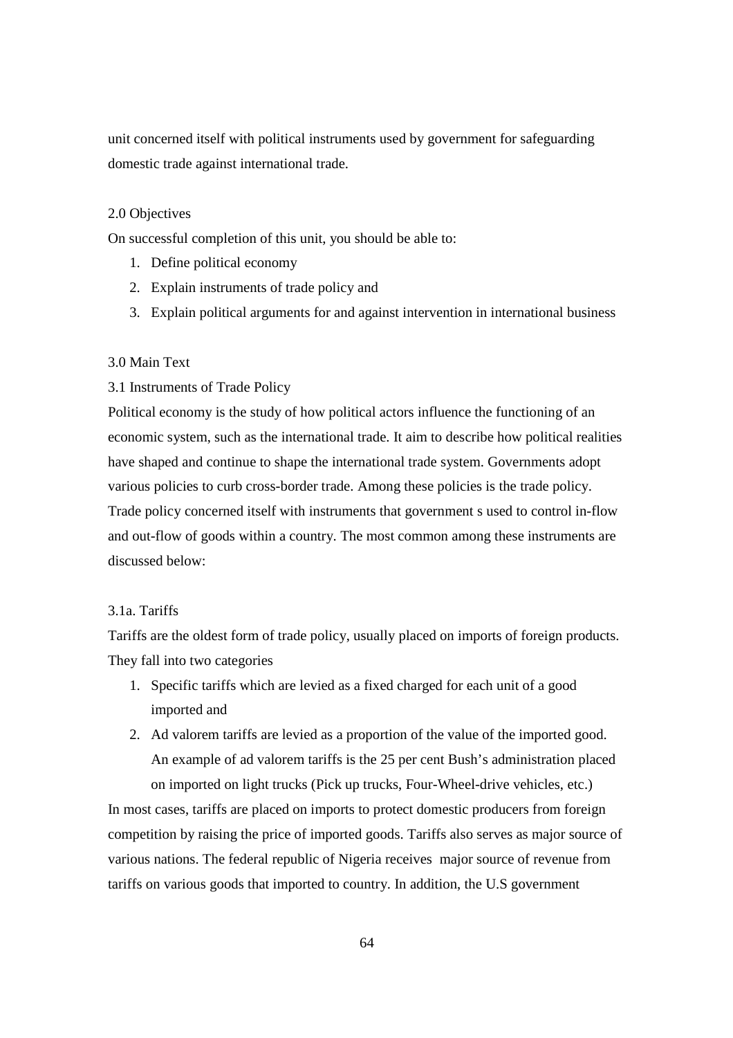unit concerned itself with political instruments used by government for safeguarding domestic trade against international trade.

2.0 Objectives

On successful completion of this unit, you should be able to:

1. Define political economy
2. Explain instruments of trade policy and
3. Explain political arguments for and against intervention in international business

3.0 Main Text

3.1 Instruments of Trade Policy

Political economy is the study of how political actors influence the functioning of an economic system, such as the international trade. It aim to describe how political realities have shaped and continue to shape the international trade system. Governments adopt various policies to curb cross-border trade. Among these policies is the trade policy. Trade policy concerned itself with instruments that government s used to control in-flow and out-flow of goods within a country. The most common among these instruments are discussed below:

3.1a. Tariffs

Tariffs are the oldest form of trade policy, usually placed on imports of foreign products. They fall into two categories

1. Specific tariffs which are levied as a fixed charged for each unit of a good imported and
2. Ad valorem tariffs are levied as a proportion of the value of the imported good. An example of ad valorem tariffs is the 25 per cent Bush's administration placed on imported on light trucks (Pick up trucks, Four-Wheel-drive vehicles, etc.)

In most cases, tariffs are placed on imports to protect domestic producers from foreign competition by raising the price of imported goods. Tariffs also serves as major source of various nations. The federal republic of Nigeria receives major source of revenue from tariffs on various goods that imported to country. In addition, the U.S government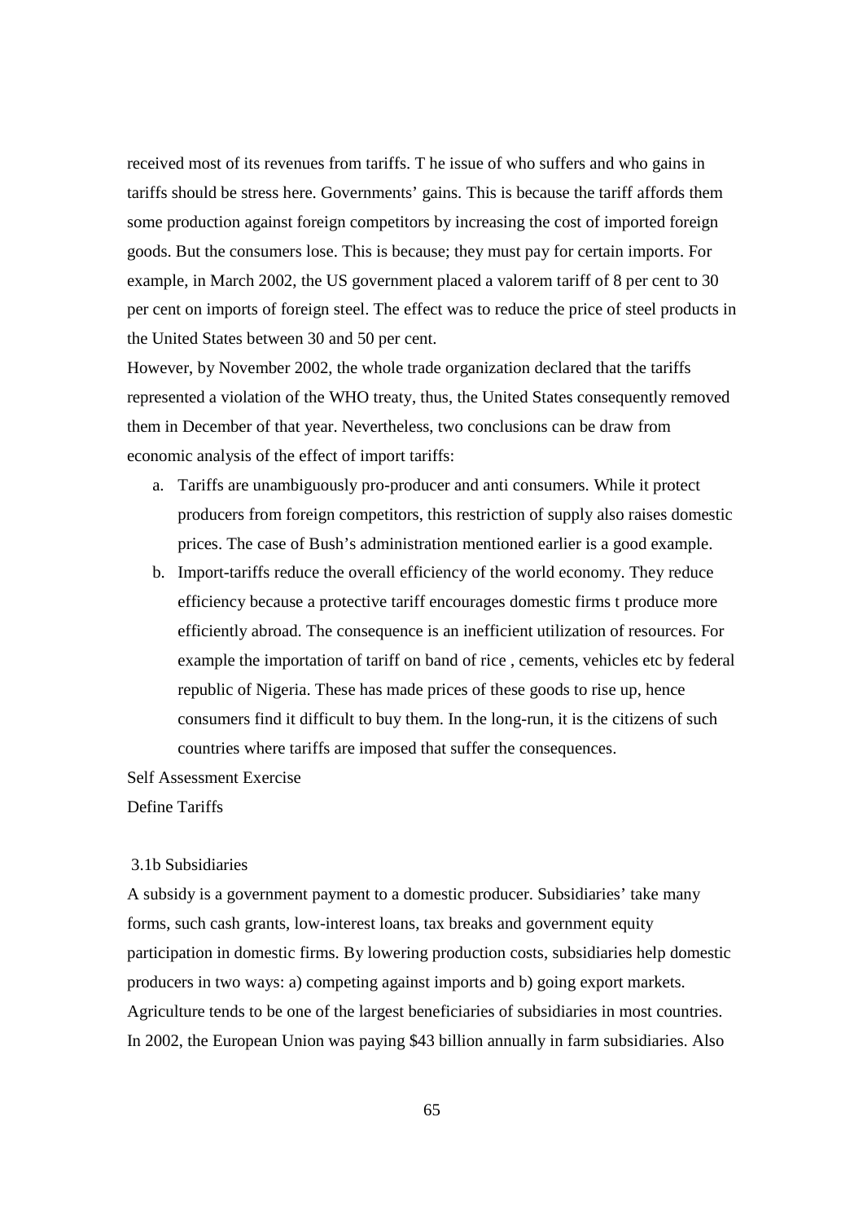received most of its revenues from tariffs. T he issue of who suffers and who gains in tariffs should be stress here. Governments' gains. This is because the tariff affords them some production against foreign competitors by increasing the cost of imported foreign goods. But the consumers lose. This is because; they must pay for certain imports. For example, in March 2002, the US government placed a valorem tariff of 8 per cent to 30 per cent on imports of foreign steel. The effect was to reduce the price of steel products in the United States between 30 and 50 per cent.

However, by November 2002, the whole trade organization declared that the tariffs represented a violation of the WHO treaty, thus, the United States consequently removed them in December of that year. Nevertheless, two conclusions can be draw from economic analysis of the effect of import tariffs:

a. Tariffs are unambiguously pro-producer and anti consumers. While it protect producers from foreign competitors, this restriction of supply also raises domestic prices. The case of Bush's administration mentioned earlier is a good example.
b. Import-tariffs reduce the overall efficiency of the world economy. They reduce efficiency because a protective tariff encourages domestic firms t produce more efficiently abroad. The consequence is an inefficient utilization of resources. For example the importation of tariff on band of rice , cements, vehicles etc by federal republic of Nigeria. These has made prices of these goods to rise up, hence consumers find it difficult to buy them. In the long-run, it is the citizens of such countries where tariffs are imposed that suffer the consequences.

Self Assessment Exercise

Define Tariffs

3.1b Subsidiaries

A subsidy is a government payment to a domestic producer. Subsidiaries' take many forms, such cash grants, low-interest loans, tax breaks and government equity participation in domestic firms. By lowering production costs, subsidiaries help domestic producers in two ways: a) competing against imports and b) going export markets. Agriculture tends to be one of the largest beneficiaries of subsidiaries in most countries. In 2002, the European Union was paying \$43 billion annually in farm subsidiaries. Also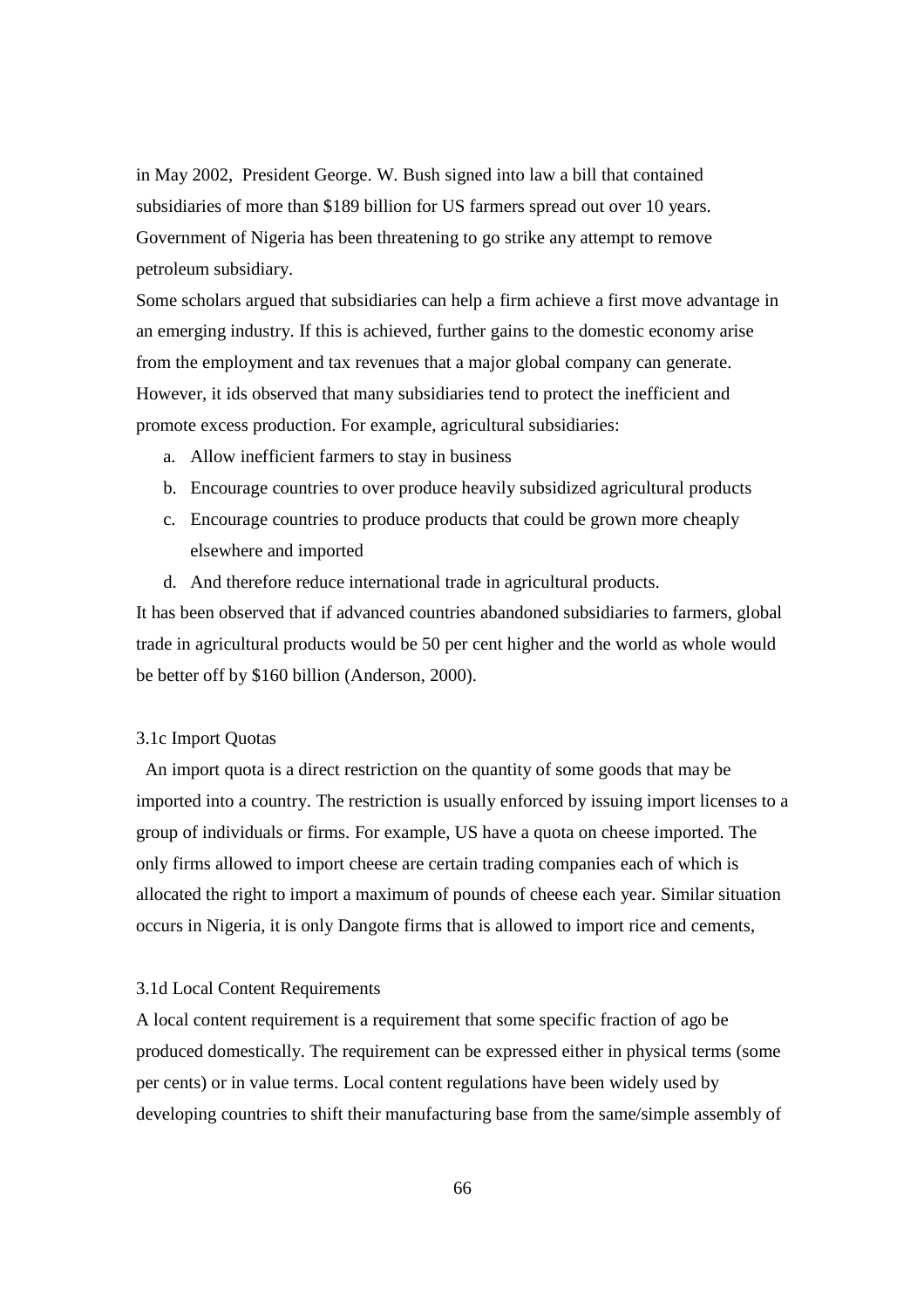in May 2002, President George. W. Bush signed into law a bill that contained subsidiaries of more than $189 billion for US farmers spread out over 10 years. Government of Nigeria has been threatening to go strike any attempt to remove petroleum subsidiary.

Some scholars argued that subsidiaries can help a firm achieve a first move advantage in an emerging industry. If this is achieved, further gains to the domestic economy arise from the employment and tax revenues that a major global company can generate. However, it ids observed that many subsidiaries tend to protect the inefficient and promote excess production. For example, agricultural subsidiaries:

a. Allow inefficient farmers to stay in business
b. Encourage countries to over produce heavily subsidized agricultural products
c. Encourage countries to produce products that could be grown more cheaply elsewhere and imported
d. And therefore reduce international trade in agricultural products.

It has been observed that if advanced countries abandoned subsidiaries to farmers, global trade in agricultural products would be 50 per cent higher and the world as whole would be better off by $160 billion (Anderson, 2000).

### 3.1c Import Quotas

An import quota is a direct restriction on the quantity of some goods that may be imported into a country. The restriction is usually enforced by issuing import licenses to a group of individuals or firms. For example, US have a quota on cheese imported. The only firms allowed to import cheese are certain trading companies each of which is allocated the right to import a maximum of pounds of cheese each year. Similar situation occurs in Nigeria, it is only Dangote firms that is allowed to import rice and cements,

### 3.1d Local Content Requirements

A local content requirement is a requirement that some specific fraction of ago be produced domestically. The requirement can be expressed either in physical terms (some per cents) or in value terms. Local content regulations have been widely used by developing countries to shift their manufacturing base from the same/simple assembly of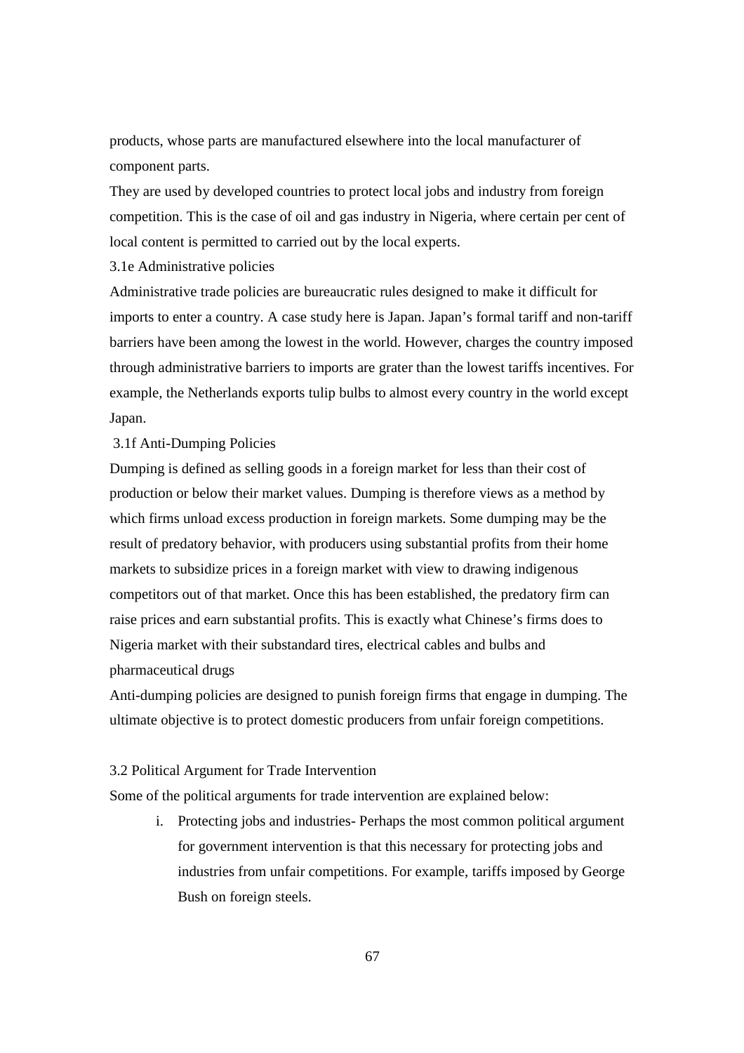products, whose parts are manufactured elsewhere into the local manufacturer of component parts.

They are used by developed countries to protect local jobs and industry from foreign competition. This is the case of oil and gas industry in Nigeria, where certain per cent of local content is permitted to carried out by the local experts.

### 3.1e Administrative policies

Administrative trade policies are bureaucratic rules designed to make it difficult for imports to enter a country. A case study here is Japan. Japan's formal tariff and non-tariff barriers have been among the lowest in the world. However, charges the country imposed through administrative barriers to imports are grater than the lowest tariffs incentives. For example, the Netherlands exports tulip bulbs to almost every country in the world except Japan.

### 3.1f Anti-Dumping Policies

Dumping is defined as selling goods in a foreign market for less than their cost of production or below their market values. Dumping is therefore views as a method by which firms unload excess production in foreign markets. Some dumping may be the result of predatory behavior, with producers using substantial profits from their home markets to subsidize prices in a foreign market with view to drawing indigenous competitors out of that market. Once this has been established, the predatory firm can raise prices and earn substantial profits. This is exactly what Chinese's firms does to Nigeria market with their substandard tires, electrical cables and bulbs and pharmaceutical drugs

Anti-dumping policies are designed to punish foreign firms that engage in dumping. The ultimate objective is to protect domestic producers from unfair foreign competitions.

## 3.2 Political Argument for Trade Intervention

Some of the political arguments for trade intervention are explained below:

i. Protecting jobs and industries- Perhaps the most common political argument for government intervention is that this necessary for protecting jobs and industries from unfair competitions. For example, tariffs imposed by George Bush on foreign steels.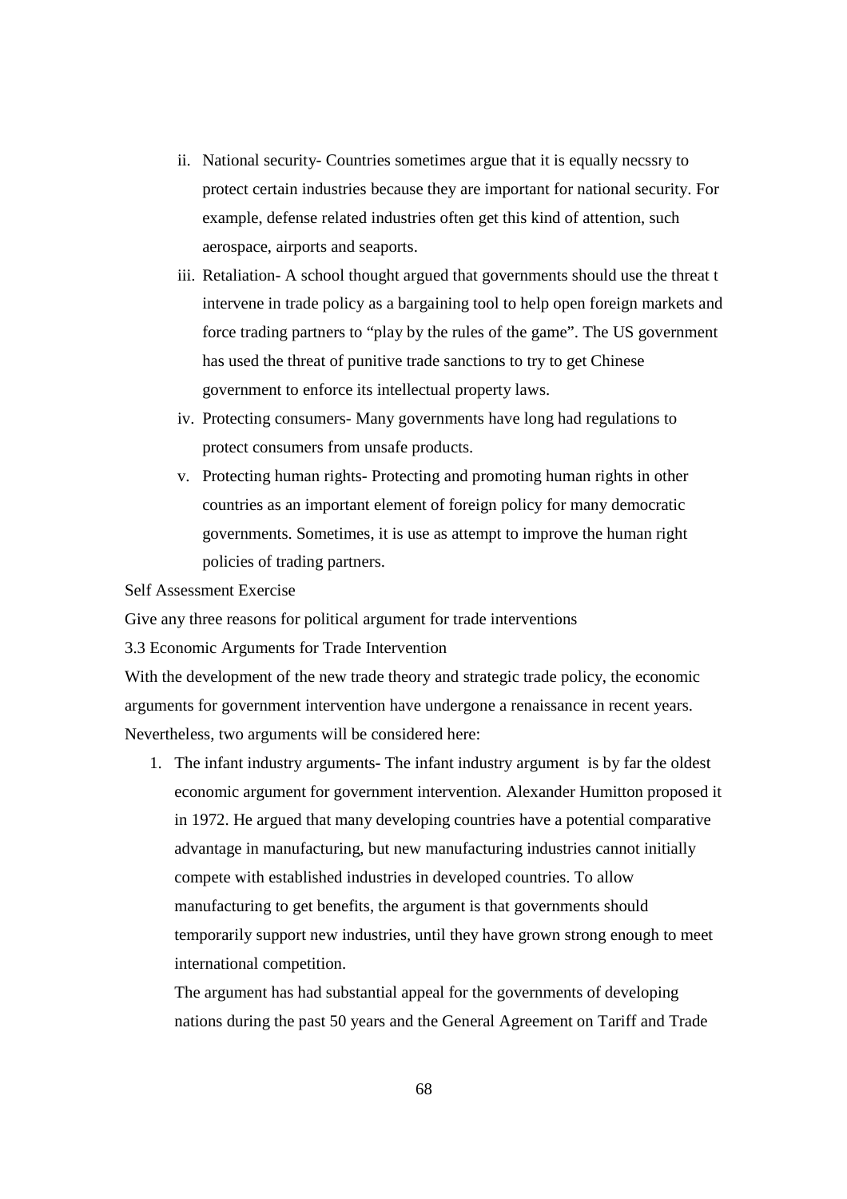ii. National security- Countries sometimes argue that it is equally necssry to protect certain industries because they are important for national security. For example, defense related industries often get this kind of attention, such aerospace, airports and seaports.

iii. Retaliation- A school thought argued that governments should use the threat t intervene in trade policy as a bargaining tool to help open foreign markets and force trading partners to "play by the rules of the game". The US government has used the threat of punitive trade sanctions to try to get Chinese government to enforce its intellectual property laws.

iv. Protecting consumers- Many governments have long had regulations to protect consumers from unsafe products.

v. Protecting human rights- Protecting and promoting human rights in other countries as an important element of foreign policy for many democratic governments. Sometimes, it is use as attempt to improve the human right policies of trading partners.

Self Assessment Exercise

Give any three reasons for political argument for trade interventions

3.3 Economic Arguments for Trade Intervention

With the development of the new trade theory and strategic trade policy, the economic arguments for government intervention have undergone a renaissance in recent years. Nevertheless, two arguments will be considered here:

1. The infant industry arguments- The infant industry argument is by far the oldest economic argument for government intervention. Alexander Humitton proposed it in 1972. He argued that many developing countries have a potential comparative advantage in manufacturing, but new manufacturing industries cannot initially compete with established industries in developed countries. To allow manufacturing to get benefits, the argument is that governments should temporarily support new industries, until they have grown strong enough to meet international competition.

   The argument has had substantial appeal for the governments of developing nations during the past 50 years and the General Agreement on Tariff and Trade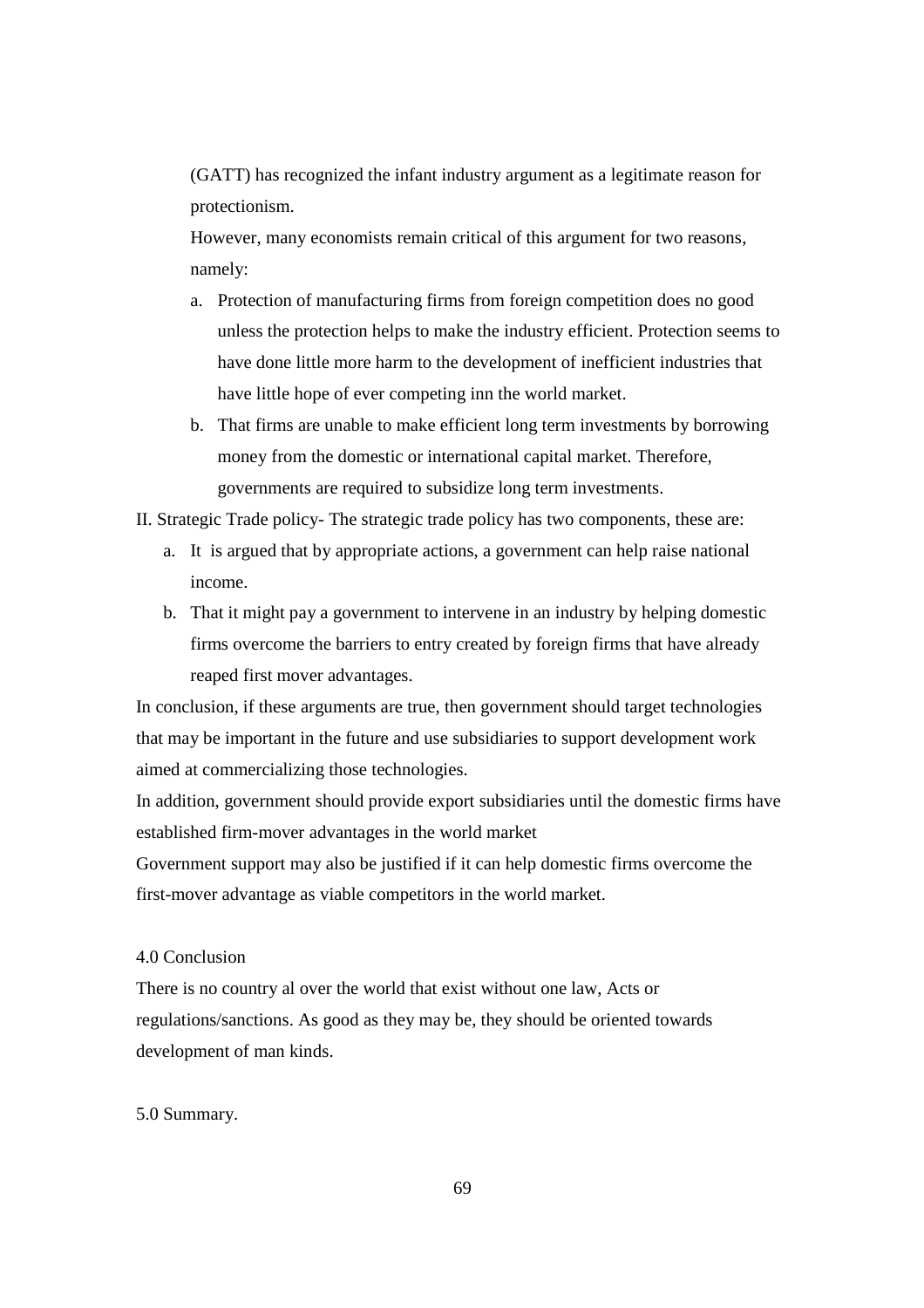(GATT) has recognized the infant industry argument as a legitimate reason for protectionism.

However, many economists remain critical of this argument for two reasons, namely:

a. Protection of manufacturing firms from foreign competition does no good unless the protection helps to make the industry efficient. Protection seems to have done little more harm to the development of inefficient industries that have little hope of ever competing inn the world market.
b. That firms are unable to make efficient long term investments by borrowing money from the domestic or international capital market. Therefore, governments are required to subsidize long term investments.

II. Strategic Trade policy- The strategic trade policy has two components, these are:

a. It is argued that by appropriate actions, a government can help raise national income.
b. That it might pay a government to intervene in an industry by helping domestic firms overcome the barriers to entry created by foreign firms that have already reaped first mover advantages.

In conclusion, if these arguments are true, then government should target technologies that may be important in the future and use subsidiaries to support development work aimed at commercializing those technologies.

In addition, government should provide export subsidiaries until the domestic firms have established firm-mover advantages in the world market

Government support may also be justified if it can help domestic firms overcome the first-mover advantage as viable competitors in the world market.

## 4.0 Conclusion

There is no country al over the world that exist without one law, Acts or regulations/sanctions. As good as they may be, they should be oriented towards development of man kinds.

## 5.0 Summary.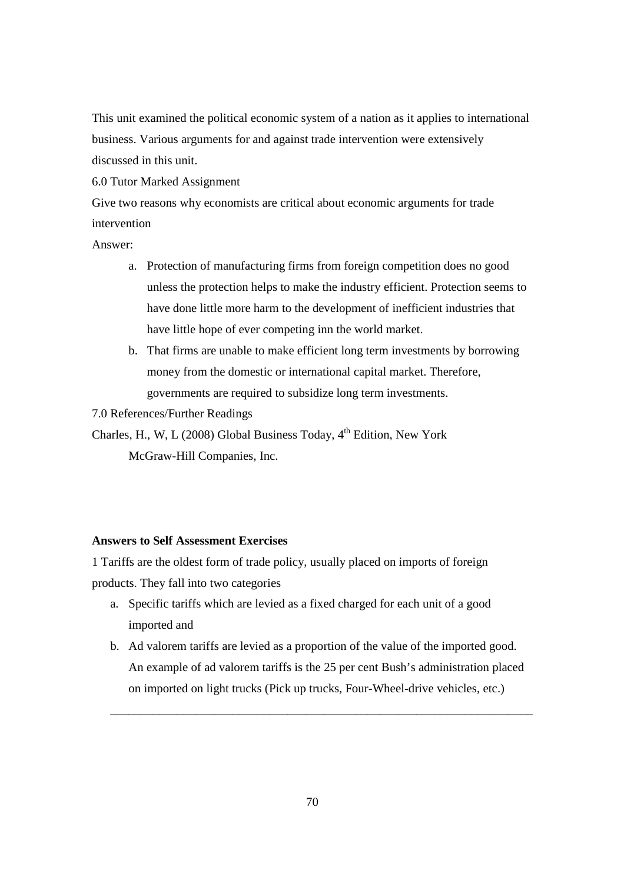This unit examined the political economic system of a nation as it applies to international business. Various arguments for and against trade intervention were extensively discussed in this unit.

6.0 Tutor Marked Assignment

Give two reasons why economists are critical about economic arguments for trade intervention

Answer:

a. Protection of manufacturing firms from foreign competition does no good unless the protection helps to make the industry efficient. Protection seems to have done little more harm to the development of inefficient industries that have little hope of ever competing inn the world market.
b. That firms are unable to make efficient long term investments by borrowing money from the domestic or international capital market. Therefore, governments are required to subsidize long term investments.

7.0 References/Further Readings

Charles, H., W, L (2008) Global Business Today, 4th Edition, New York McGraw-Hill Companies, Inc.

**Answers to Self Assessment Exercises**

1 Tariffs are the oldest form of trade policy, usually placed on imports of foreign products. They fall into two categories

a. Specific tariffs which are levied as a fixed charged for each unit of a good imported and
b. Ad valorem tariffs are levied as a proportion of the value of the imported good. An example of ad valorem tariffs is the 25 per cent Bush's administration placed on imported on light trucks (Pick up trucks, Four-Wheel-drive vehicles, etc.)

---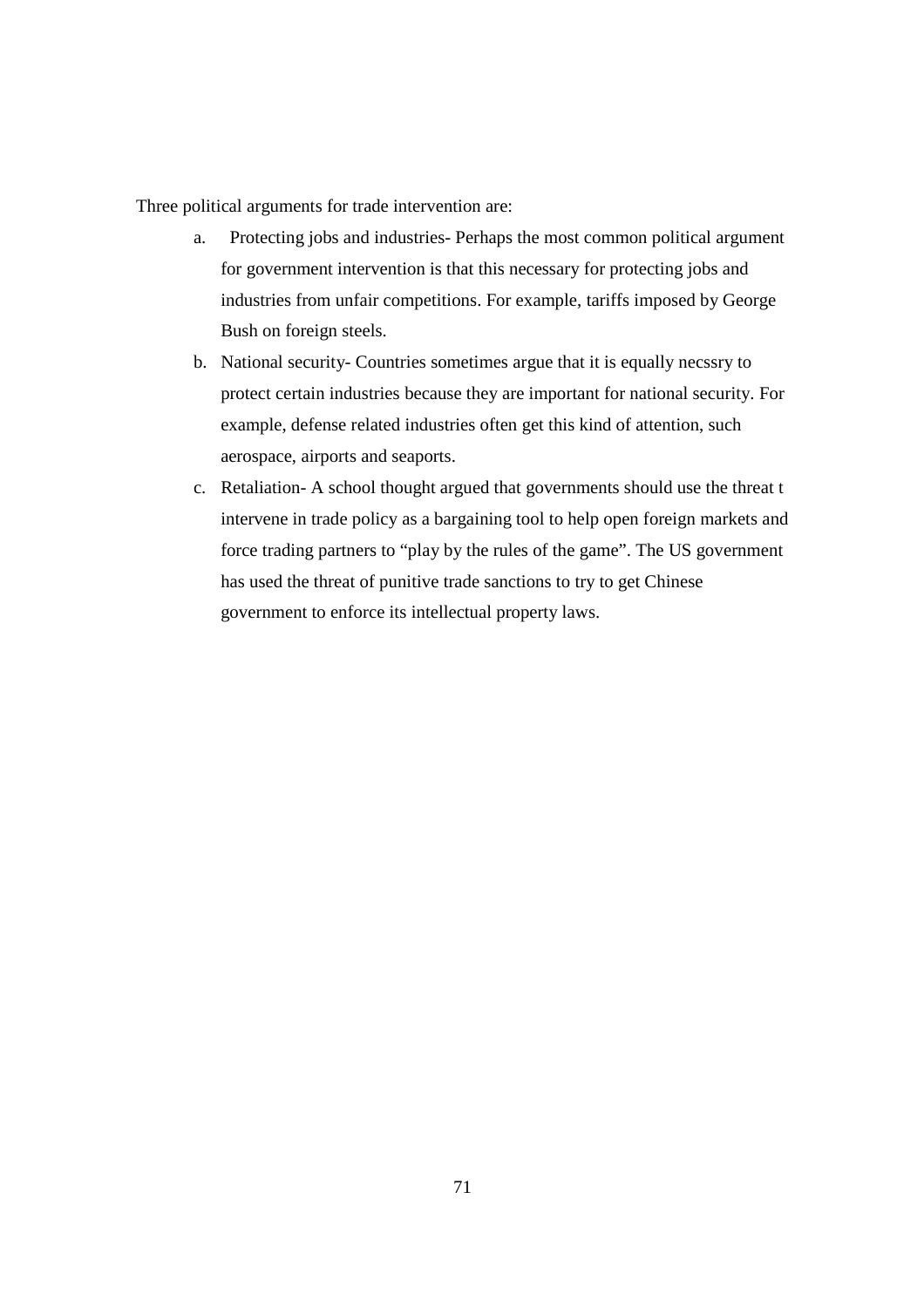Three political arguments for trade intervention are:

a. Protecting jobs and industries- Perhaps the most common political argument for government intervention is that this necessary for protecting jobs and industries from unfair competitions. For example, tariffs imposed by George Bush on foreign steels.

b. National security- Countries sometimes argue that it is equally necssry to protect certain industries because they are important for national security. For example, defense related industries often get this kind of attention, such aerospace, airports and seaports.

c. Retaliation- A school thought argued that governments should use the threat t intervene in trade policy as a bargaining tool to help open foreign markets and force trading partners to "play by the rules of the game". The US government has used the threat of punitive trade sanctions to try to get Chinese government to enforce its intellectual property laws.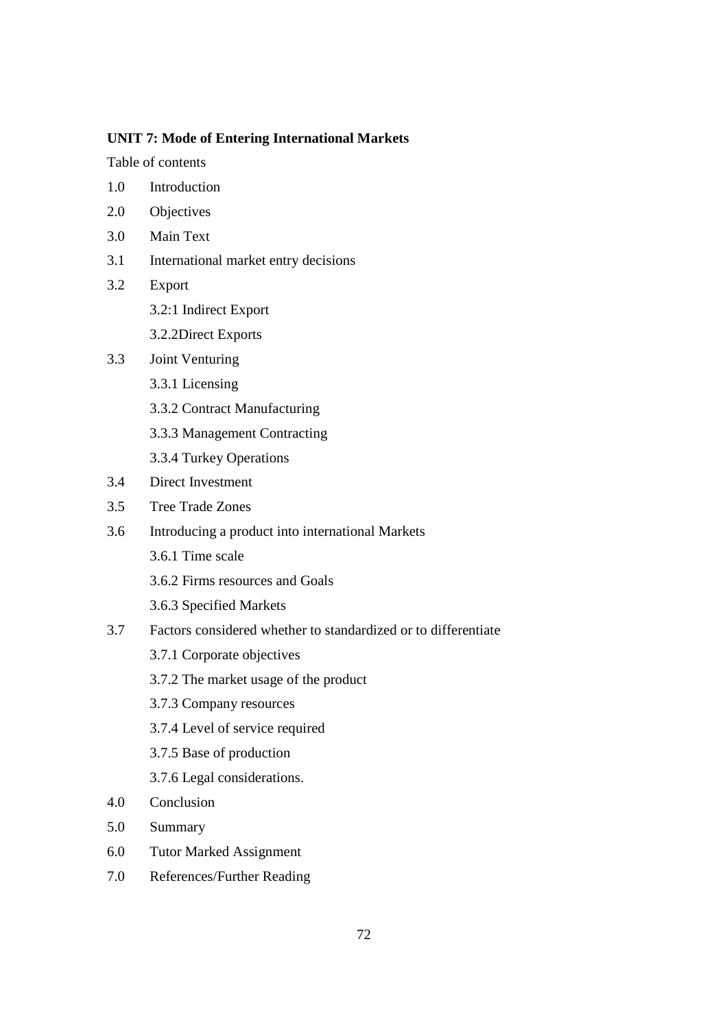**UNIT 7: Mode of Entering International Markets**

Table of contents

1.0 Introduction

2.0 Objectives

3.0 Main Text

3.1 International market entry decisions

3.2 Export

    3.2:1 Indirect Export

    3.2.2Direct Exports

3.3 Joint Venturing

    3.3.1 Licensing

    3.3.2 Contract Manufacturing

    3.3.3 Management Contracting

    3.3.4 Turkey Operations

3.4 Direct Investment

3.5 Tree Trade Zones

3.6 Introducing a product into international Markets

    3.6.1 Time scale

    3.6.2 Firms resources and Goals

    3.6.3 Specified Markets

3.7 Factors considered whether to standardized or to differentiate

    3.7.1 Corporate objectives

    3.7.2 The market usage of the product

    3.7.3 Company resources

    3.7.4 Level of service required

    3.7.5 Base of production

    3.7.6 Legal considerations.

4.0 Conclusion

5.0 Summary

6.0 Tutor Marked Assignment

7.0 References/Further Reading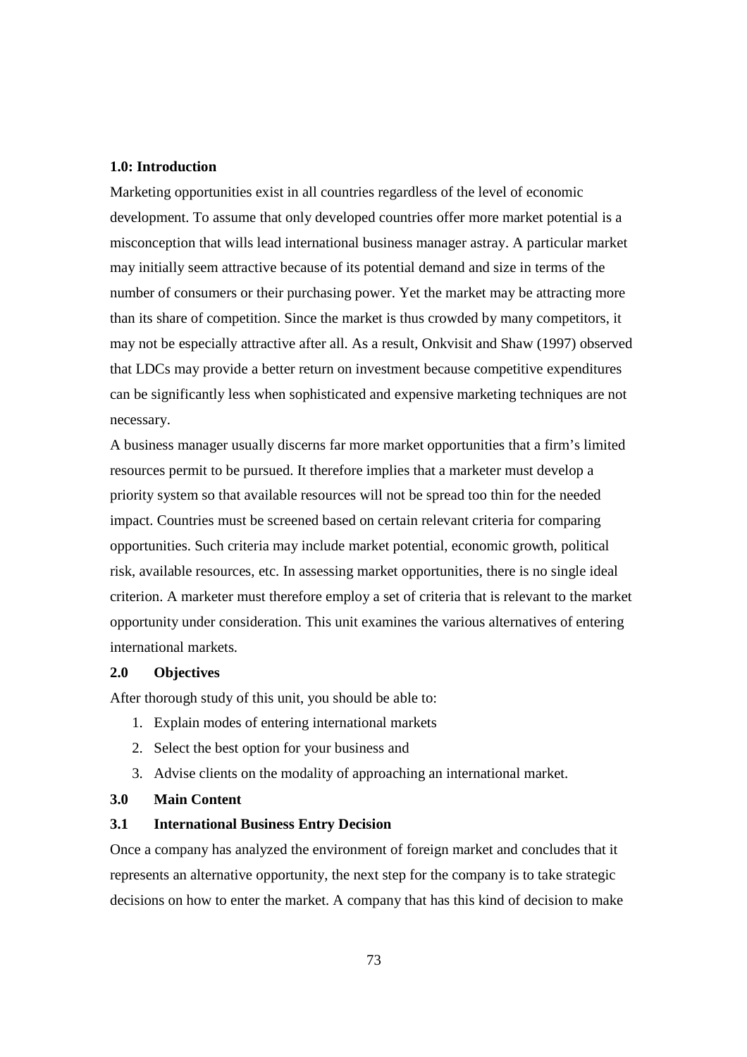## 1.0: Introduction

Marketing opportunities exist in all countries regardless of the level of economic development. To assume that only developed countries offer more market potential is a misconception that wills lead international business manager astray. A particular market may initially seem attractive because of its potential demand and size in terms of the number of consumers or their purchasing power. Yet the market may be attracting more than its share of competition. Since the market is thus crowded by many competitors, it may not be especially attractive after all. As a result, Onkvisit and Shaw (1997) observed that LDCs may provide a better return on investment because competitive expenditures can be significantly less when sophisticated and expensive marketing techniques are not necessary.

A business manager usually discerns far more market opportunities that a firm's limited resources permit to be pursued. It therefore implies that a marketer must develop a priority system so that available resources will not be spread too thin for the needed impact. Countries must be screened based on certain relevant criteria for comparing opportunities. Such criteria may include market potential, economic growth, political risk, available resources, etc. In assessing market opportunities, there is no single ideal criterion. A marketer must therefore employ a set of criteria that is relevant to the market opportunity under consideration. This unit examines the various alternatives of entering international markets.

## 2.0 Objectives

After thorough study of this unit, you should be able to:

1. Explain modes of entering international markets
2. Select the best option for your business and
3. Advise clients on the modality of approaching an international market.

## 3.0 Main Content

### 3.1 International Business Entry Decision

Once a company has analyzed the environment of foreign market and concludes that it represents an alternative opportunity, the next step for the company is to take strategic decisions on how to enter the market. A company that has this kind of decision to make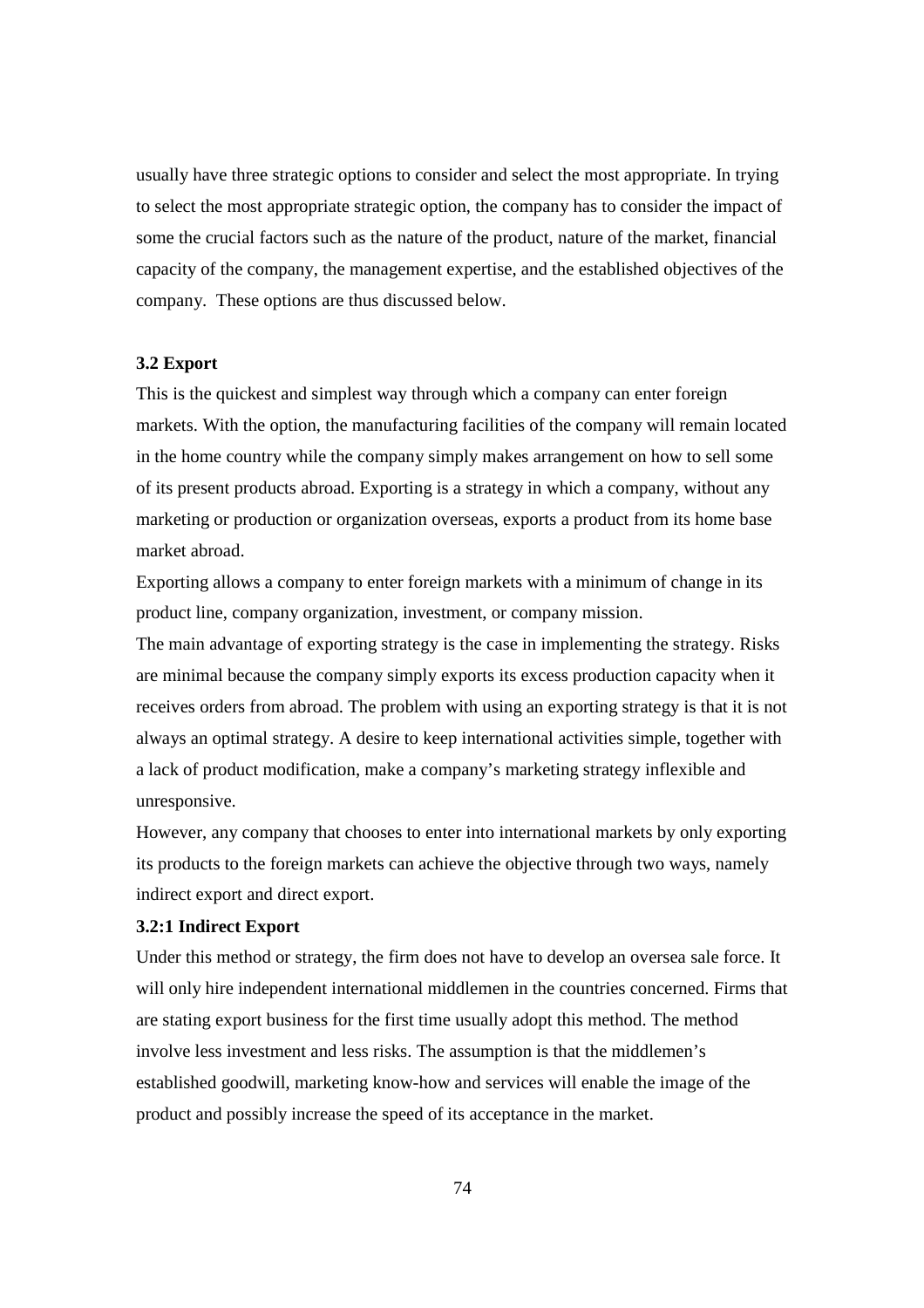usually have three strategic options to consider and select the most appropriate. In trying to select the most appropriate strategic option, the company has to consider the impact of some the crucial factors such as the nature of the product, nature of the market, financial capacity of the company, the management expertise, and the established objectives of the company. These options are thus discussed below.

### 3.2 Export

This is the quickest and simplest way through which a company can enter foreign markets. With the option, the manufacturing facilities of the company will remain located in the home country while the company simply makes arrangement on how to sell some of its present products abroad. Exporting is a strategy in which a company, without any marketing or production or organization overseas, exports a product from its home base market abroad.

Exporting allows a company to enter foreign markets with a minimum of change in its product line, company organization, investment, or company mission.

The main advantage of exporting strategy is the case in implementing the strategy. Risks are minimal because the company simply exports its excess production capacity when it receives orders from abroad. The problem with using an exporting strategy is that it is not always an optimal strategy. A desire to keep international activities simple, together with a lack of product modification, make a company's marketing strategy inflexible and unresponsive.

However, any company that chooses to enter into international markets by only exporting its products to the foreign markets can achieve the objective through two ways, namely indirect export and direct export.

#### 3.2:1 Indirect Export

Under this method or strategy, the firm does not have to develop an oversea sale force. It will only hire independent international middlemen in the countries concerned. Firms that are stating export business for the first time usually adopt this method. The method involve less investment and less risks. The assumption is that the middlemen's established goodwill, marketing know-how and services will enable the image of the product and possibly increase the speed of its acceptance in the market.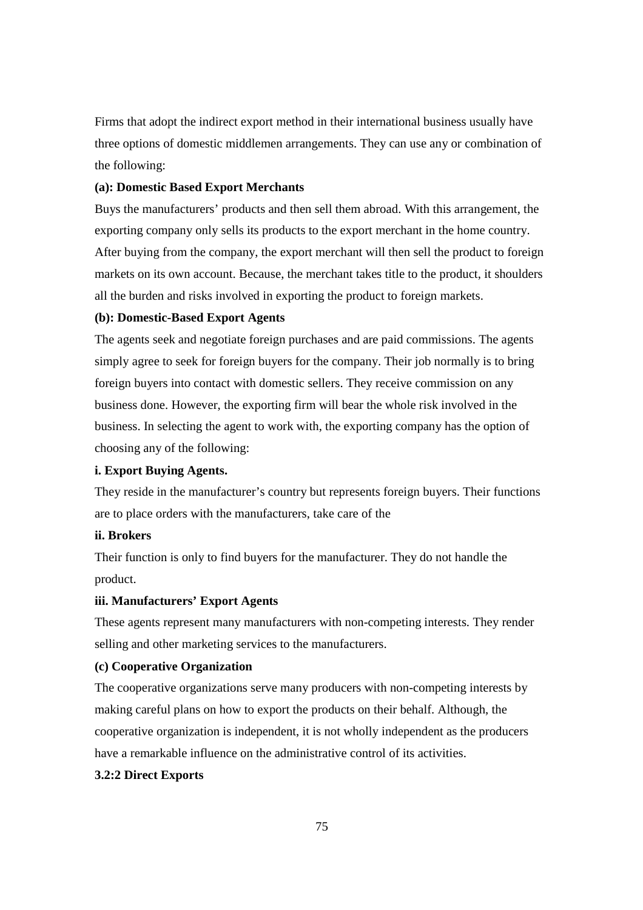Firms that adopt the indirect export method in their international business usually have three options of domestic middlemen arrangements. They can use any or combination of the following:

**(a): Domestic Based Export Merchants**

Buys the manufacturers' products and then sell them abroad. With this arrangement, the exporting company only sells its products to the export merchant in the home country. After buying from the company, the export merchant will then sell the product to foreign markets on its own account. Because, the merchant takes title to the product, it shoulders all the burden and risks involved in exporting the product to foreign markets.

**(b): Domestic-Based Export Agents**

The agents seek and negotiate foreign purchases and are paid commissions. The agents simply agree to seek for foreign buyers for the company. Their job normally is to bring foreign buyers into contact with domestic sellers. They receive commission on any business done. However, the exporting firm will bear the whole risk involved in the business. In selecting the agent to work with, the exporting company has the option of choosing any of the following:

**i. Export Buying Agents.**

They reside in the manufacturer's country but represents foreign buyers. Their functions are to place orders with the manufacturers, take care of the

**ii. Brokers**

Their function is only to find buyers for the manufacturer. They do not handle the product.

**iii. Manufacturers' Export Agents**

These agents represent many manufacturers with non-competing interests. They render selling and other marketing services to the manufacturers.

**(c) Cooperative Organization**

The cooperative organizations serve many producers with non-competing interests by making careful plans on how to export the products on their behalf. Although, the cooperative organization is independent, it is not wholly independent as the producers have a remarkable influence on the administrative control of its activities.

**3.2:2 Direct Exports**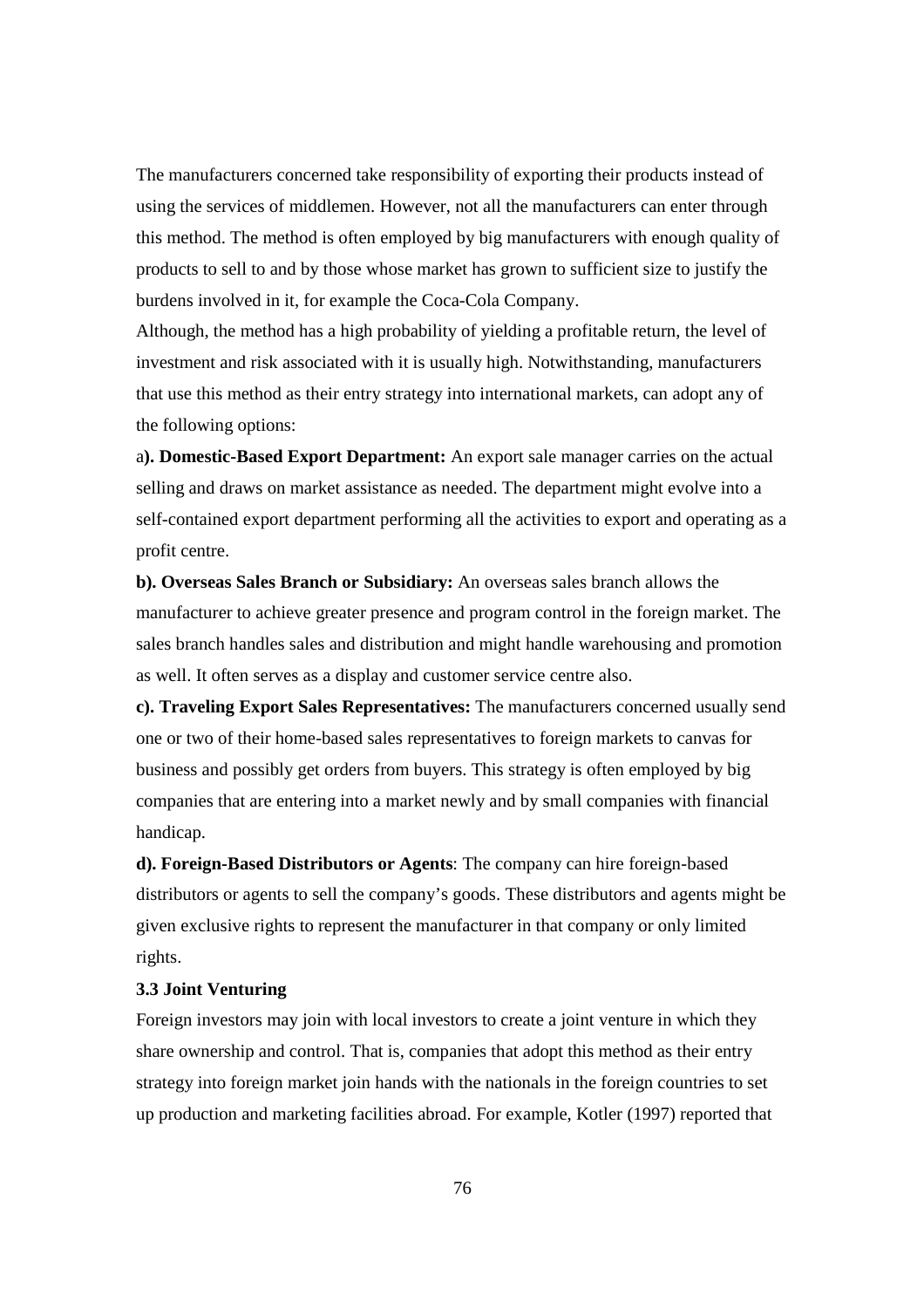The manufacturers concerned take responsibility of exporting their products instead of using the services of middlemen. However, not all the manufacturers can enter through this method. The method is often employed by big manufacturers with enough quality of products to sell to and by those whose market has grown to sufficient size to justify the burdens involved in it, for example the Coca-Cola Company.

Although, the method has a high probability of yielding a profitable return, the level of investment and risk associated with it is usually high. Notwithstanding, manufacturers that use this method as their entry strategy into international markets, can adopt any of the following options:

a**). Domestic-Based Export Department:** An export sale manager carries on the actual selling and draws on market assistance as needed. The department might evolve into a self-contained export department performing all the activities to export and operating as a profit centre.

**b). Overseas Sales Branch or Subsidiary:** An overseas sales branch allows the manufacturer to achieve greater presence and program control in the foreign market. The sales branch handles sales and distribution and might handle warehousing and promotion as well. It often serves as a display and customer service centre also.

**c). Traveling Export Sales Representatives:** The manufacturers concerned usually send one or two of their home-based sales representatives to foreign markets to canvas for business and possibly get orders from buyers. This strategy is often employed by big companies that are entering into a market newly and by small companies with financial handicap.

**d). Foreign-Based Distributors or Agents**: The company can hire foreign-based distributors or agents to sell the company's goods. These distributors and agents might be given exclusive rights to represent the manufacturer in that company or only limited rights.

### 3.3 Joint Venturing

Foreign investors may join with local investors to create a joint venture in which they share ownership and control. That is, companies that adopt this method as their entry strategy into foreign market join hands with the nationals in the foreign countries to set up production and marketing facilities abroad. For example, Kotler (1997) reported that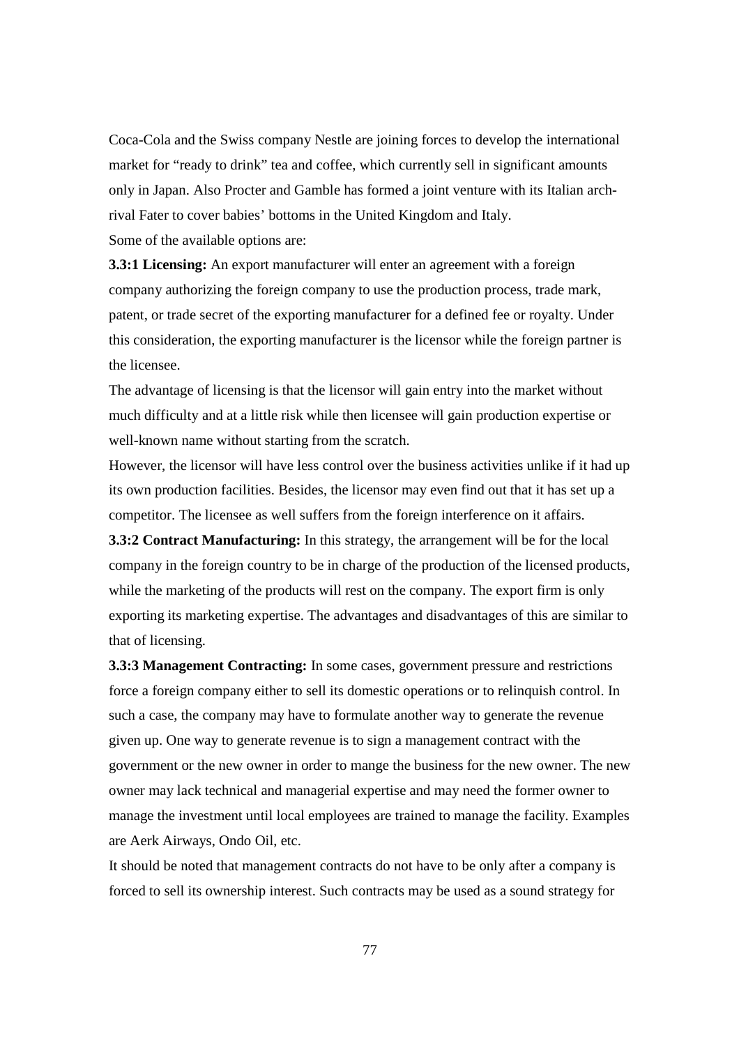Coca-Cola and the Swiss company Nestle are joining forces to develop the international market for "ready to drink" tea and coffee, which currently sell in significant amounts only in Japan. Also Procter and Gamble has formed a joint venture with its Italian arch-rival Fater to cover babies' bottoms in the United Kingdom and Italy.

Some of the available options are:

**3.3:1 Licensing:** An export manufacturer will enter an agreement with a foreign company authorizing the foreign company to use the production process, trade mark, patent, or trade secret of the exporting manufacturer for a defined fee or royalty. Under this consideration, the exporting manufacturer is the licensor while the foreign partner is the licensee.

The advantage of licensing is that the licensor will gain entry into the market without much difficulty and at a little risk while then licensee will gain production expertise or well-known name without starting from the scratch.

However, the licensor will have less control over the business activities unlike if it had up its own production facilities. Besides, the licensor may even find out that it has set up a competitor. The licensee as well suffers from the foreign interference on it affairs.

**3.3:2 Contract Manufacturing:** In this strategy, the arrangement will be for the local company in the foreign country to be in charge of the production of the licensed products, while the marketing of the products will rest on the company. The export firm is only exporting its marketing expertise. The advantages and disadvantages of this are similar to that of licensing.

**3.3:3 Management Contracting:** In some cases, government pressure and restrictions force a foreign company either to sell its domestic operations or to relinquish control. In such a case, the company may have to formulate another way to generate the revenue given up. One way to generate revenue is to sign a management contract with the government or the new owner in order to mange the business for the new owner. The new owner may lack technical and managerial expertise and may need the former owner to manage the investment until local employees are trained to manage the facility. Examples are Aerk Airways, Ondo Oil, etc.

It should be noted that management contracts do not have to be only after a company is forced to sell its ownership interest. Such contracts may be used as a sound strategy for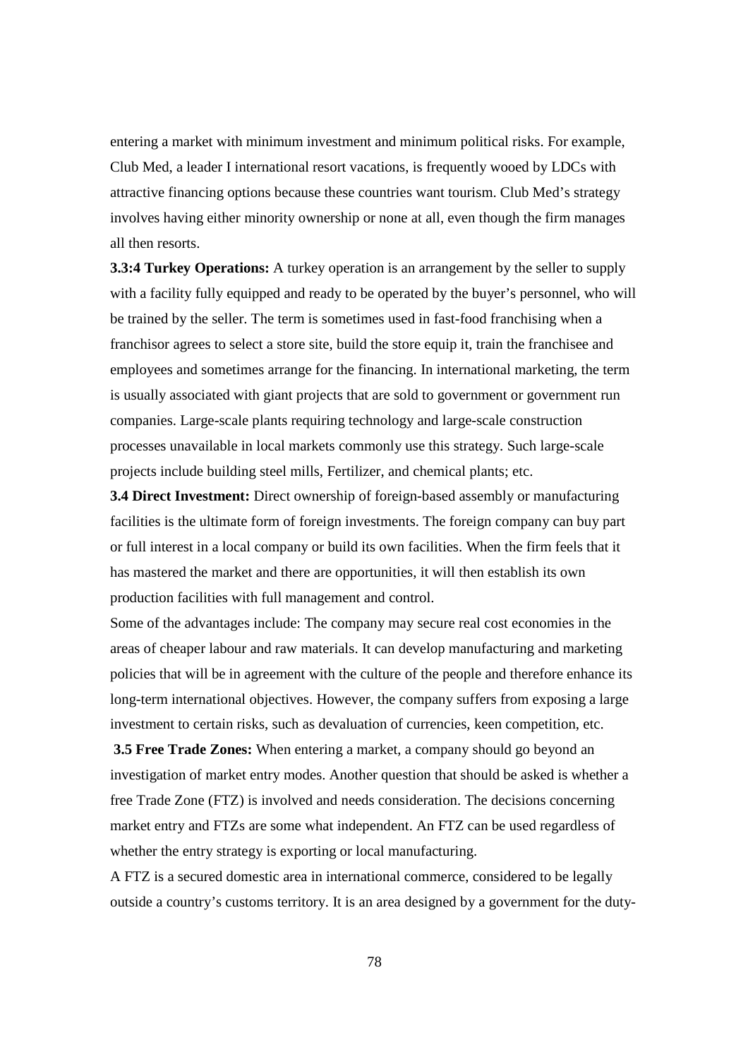entering a market with minimum investment and minimum political risks. For example, Club Med, a leader I international resort vacations, is frequently wooed by LDCs with attractive financing options because these countries want tourism. Club Med's strategy involves having either minority ownership or none at all, even though the firm manages all then resorts.

**3.3:4 Turkey Operations:** A turkey operation is an arrangement by the seller to supply with a facility fully equipped and ready to be operated by the buyer's personnel, who will be trained by the seller. The term is sometimes used in fast-food franchising when a franchisor agrees to select a store site, build the store equip it, train the franchisee and employees and sometimes arrange for the financing. In international marketing, the term is usually associated with giant projects that are sold to government or government run companies. Large-scale plants requiring technology and large-scale construction processes unavailable in local markets commonly use this strategy. Such large-scale projects include building steel mills, Fertilizer, and chemical plants; etc.

**3.4 Direct Investment:** Direct ownership of foreign-based assembly or manufacturing facilities is the ultimate form of foreign investments. The foreign company can buy part or full interest in a local company or build its own facilities. When the firm feels that it has mastered the market and there are opportunities, it will then establish its own production facilities with full management and control.

Some of the advantages include: The company may secure real cost economies in the areas of cheaper labour and raw materials. It can develop manufacturing and marketing policies that will be in agreement with the culture of the people and therefore enhance its long-term international objectives. However, the company suffers from exposing a large investment to certain risks, such as devaluation of currencies, keen competition, etc.

**3.5 Free Trade Zones:** When entering a market, a company should go beyond an investigation of market entry modes. Another question that should be asked is whether a free Trade Zone (FTZ) is involved and needs consideration. The decisions concerning market entry and FTZs are some what independent. An FTZ can be used regardless of whether the entry strategy is exporting or local manufacturing.

A FTZ is a secured domestic area in international commerce, considered to be legally outside a country's customs territory. It is an area designed by a government for the duty-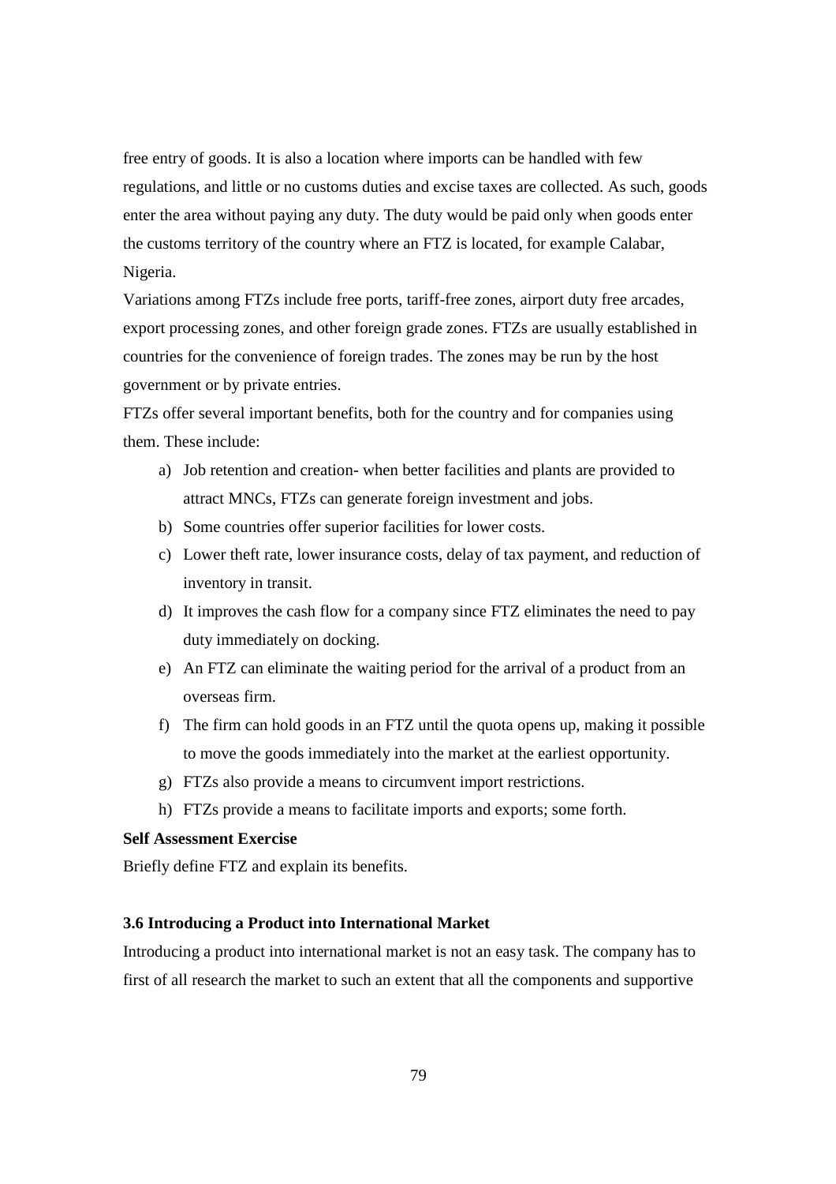free entry of goods. It is also a location where imports can be handled with few regulations, and little or no customs duties and excise taxes are collected. As such, goods enter the area without paying any duty. The duty would be paid only when goods enter the customs territory of the country where an FTZ is located, for example Calabar, Nigeria.

Variations among FTZs include free ports, tariff-free zones, airport duty free arcades, export processing zones, and other foreign grade zones. FTZs are usually established in countries for the convenience of foreign trades. The zones may be run by the host government or by private entries.

FTZs offer several important benefits, both for the country and for companies using them. These include:

a) Job retention and creation- when better facilities and plants are provided to attract MNCs, FTZs can generate foreign investment and jobs.
b) Some countries offer superior facilities for lower costs.
c) Lower theft rate, lower insurance costs, delay of tax payment, and reduction of inventory in transit.
d) It improves the cash flow for a company since FTZ eliminates the need to pay duty immediately on docking.
e) An FTZ can eliminate the waiting period for the arrival of a product from an overseas firm.
f) The firm can hold goods in an FTZ until the quota opens up, making it possible to move the goods immediately into the market at the earliest opportunity.
g) FTZs also provide a means to circumvent import restrictions.
h) FTZs provide a means to facilitate imports and exports; some forth.

**Self Assessment Exercise**

Briefly define FTZ and explain its benefits.

### 3.6 Introducing a Product into International Market

Introducing a product into international market is not an easy task. The company has to first of all research the market to such an extent that all the components and supportive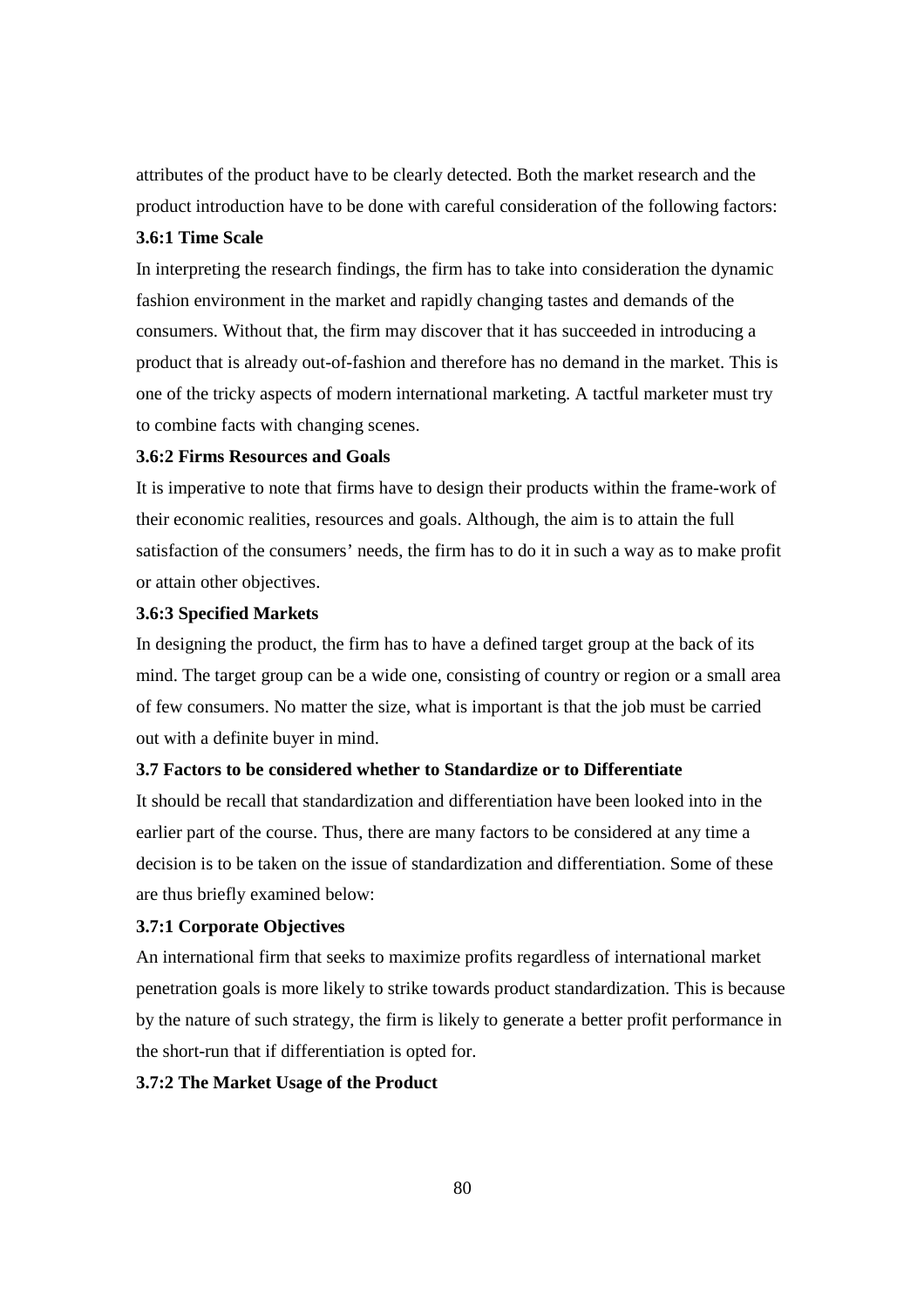attributes of the product have to be clearly detected. Both the market research and the product introduction have to be done with careful consideration of the following factors:

### 3.6:1 Time Scale

In interpreting the research findings, the firm has to take into consideration the dynamic fashion environment in the market and rapidly changing tastes and demands of the consumers. Without that, the firm may discover that it has succeeded in introducing a product that is already out-of-fashion and therefore has no demand in the market. This is one of the tricky aspects of modern international marketing. A tactful marketer must try to combine facts with changing scenes.

### 3.6:2 Firms Resources and Goals

It is imperative to note that firms have to design their products within the frame-work of their economic realities, resources and goals. Although, the aim is to attain the full satisfaction of the consumers' needs, the firm has to do it in such a way as to make profit or attain other objectives.

### 3.6:3 Specified Markets

In designing the product, the firm has to have a defined target group at the back of its mind. The target group can be a wide one, consisting of country or region or a small area of few consumers. No matter the size, what is important is that the job must be carried out with a definite buyer in mind.

## 3.7 Factors to be considered whether to Standardize or to Differentiate

It should be recall that standardization and differentiation have been looked into in the earlier part of the course. Thus, there are many factors to be considered at any time a decision is to be taken on the issue of standardization and differentiation. Some of these are thus briefly examined below:

### 3.7:1 Corporate Objectives

An international firm that seeks to maximize profits regardless of international market penetration goals is more likely to strike towards product standardization. This is because by the nature of such strategy, the firm is likely to generate a better profit performance in the short-run that if differentiation is opted for.

### 3.7:2 The Market Usage of the Product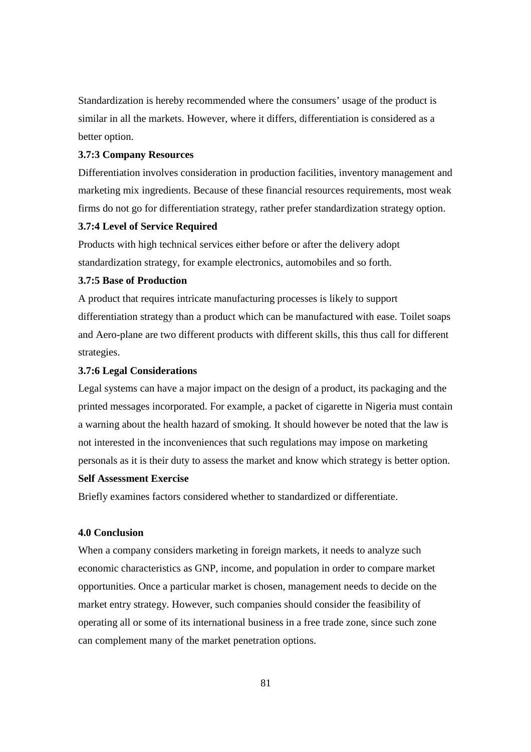Standardization is hereby recommended where the consumers' usage of the product is similar in all the markets. However, where it differs, differentiation is considered as a better option.

### 3.7:3 Company Resources

Differentiation involves consideration in production facilities, inventory management and marketing mix ingredients. Because of these financial resources requirements, most weak firms do not go for differentiation strategy, rather prefer standardization strategy option.

### 3.7:4 Level of Service Required

Products with high technical services either before or after the delivery adopt standardization strategy, for example electronics, automobiles and so forth.

### 3.7:5 Base of Production

A product that requires intricate manufacturing processes is likely to support differentiation strategy than a product which can be manufactured with ease. Toilet soaps and Aero-plane are two different products with different skills, this thus call for different strategies.

### 3.7:6 Legal Considerations

Legal systems can have a major impact on the design of a product, its packaging and the printed messages incorporated. For example, a packet of cigarette in Nigeria must contain a warning about the health hazard of smoking. It should however be noted that the law is not interested in the inconveniences that such regulations may impose on marketing personals as it is their duty to assess the market and know which strategy is better option.

**Self Assessment Exercise**

Briefly examines factors considered whether to standardized or differentiate.

## 4.0 Conclusion

When a company considers marketing in foreign markets, it needs to analyze such economic characteristics as GNP, income, and population in order to compare market opportunities. Once a particular market is chosen, management needs to decide on the market entry strategy. However, such companies should consider the feasibility of operating all or some of its international business in a free trade zone, since such zone can complement many of the market penetration options.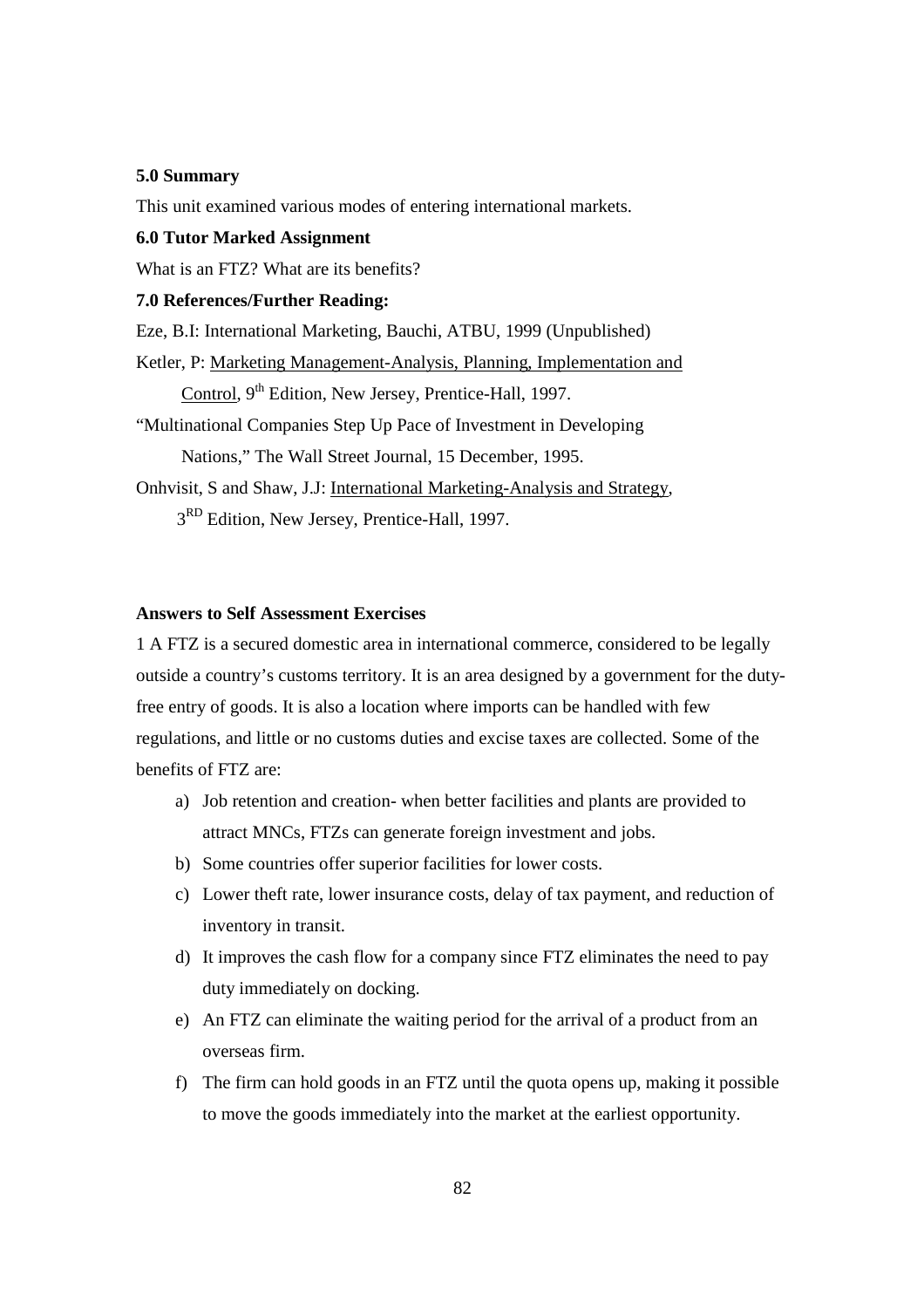### 5.0 Summary

This unit examined various modes of entering international markets.

### 6.0 Tutor Marked Assignment

What is an FTZ? What are its benefits?

### 7.0 References/Further Reading:

Eze, B.I: International Marketing, Bauchi, ATBU, 1999 (Unpublished)

Ketler, P: Marketing Management-Analysis, Planning, Implementation and Control, 9th Edition, New Jersey, Prentice-Hall, 1997.

"Multinational Companies Step Up Pace of Investment in Developing Nations," The Wall Street Journal, 15 December, 1995.

Onhvisit, S and Shaw, J.J: International Marketing-Analysis and Strategy, 3RD Edition, New Jersey, Prentice-Hall, 1997.

### Answers to Self Assessment Exercises

1 A FTZ is a secured domestic area in international commerce, considered to be legally outside a country's customs territory. It is an area designed by a government for the duty-free entry of goods. It is also a location where imports can be handled with few regulations, and little or no customs duties and excise taxes are collected. Some of the benefits of FTZ are:

a) Job retention and creation- when better facilities and plants are provided to attract MNCs, FTZs can generate foreign investment and jobs.
b) Some countries offer superior facilities for lower costs.
c) Lower theft rate, lower insurance costs, delay of tax payment, and reduction of inventory in transit.
d) It improves the cash flow for a company since FTZ eliminates the need to pay duty immediately on docking.
e) An FTZ can eliminate the waiting period for the arrival of a product from an overseas firm.
f) The firm can hold goods in an FTZ until the quota opens up, making it possible to move the goods immediately into the market at the earliest opportunity.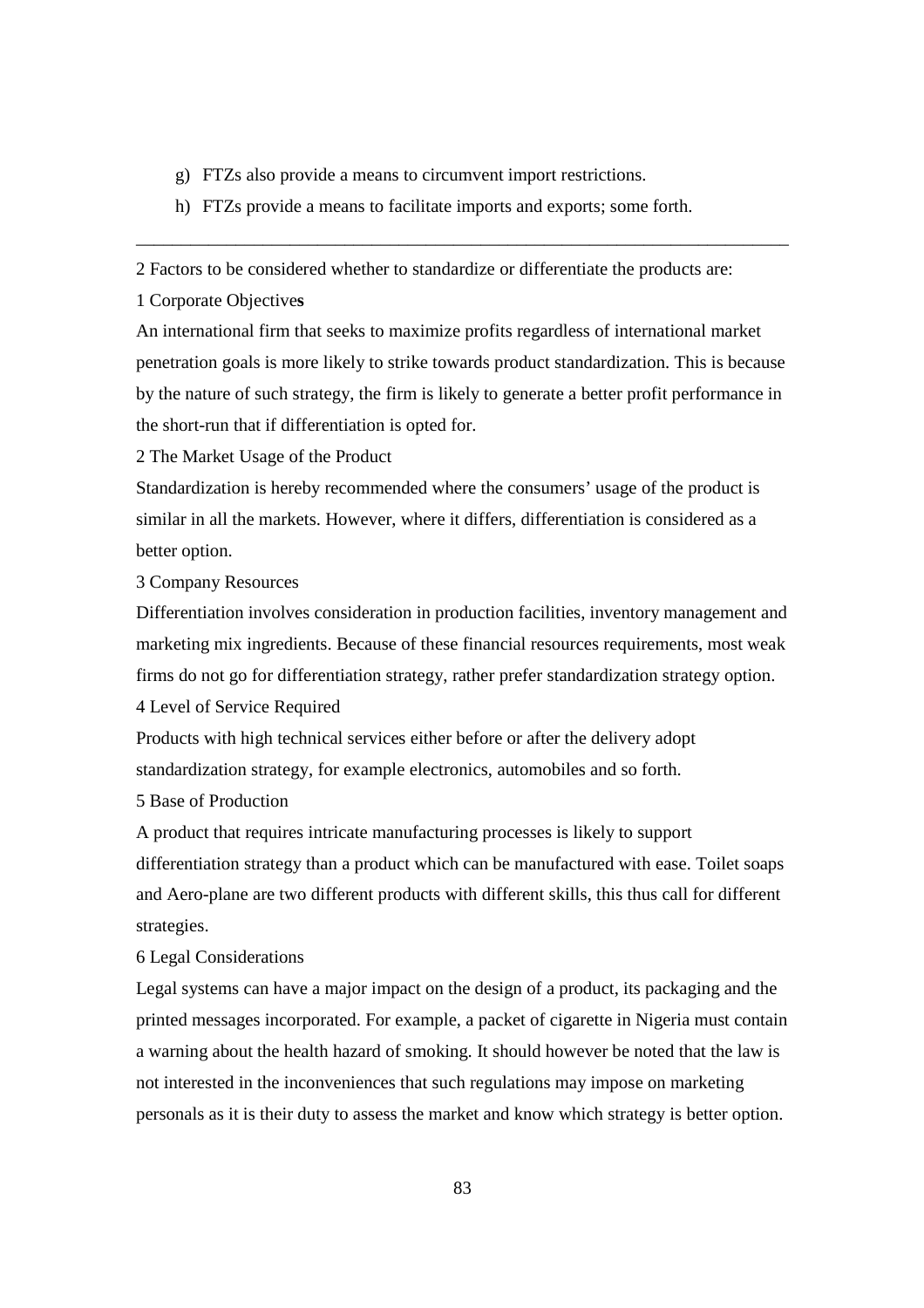g) FTZs also provide a means to circumvent import restrictions.

h) FTZs provide a means to facilitate imports and exports; some forth.

---

2 Factors to be considered whether to standardize or differentiate the products are:

1 Corporate Objective**s**

An international firm that seeks to maximize profits regardless of international market penetration goals is more likely to strike towards product standardization. This is because by the nature of such strategy, the firm is likely to generate a better profit performance in the short-run that if differentiation is opted for.

2 The Market Usage of the Product

Standardization is hereby recommended where the consumers' usage of the product is similar in all the markets. However, where it differs, differentiation is considered as a better option.

3 Company Resources

Differentiation involves consideration in production facilities, inventory management and marketing mix ingredients. Because of these financial resources requirements, most weak firms do not go for differentiation strategy, rather prefer standardization strategy option.

4 Level of Service Required

Products with high technical services either before or after the delivery adopt standardization strategy, for example electronics, automobiles and so forth.

5 Base of Production

A product that requires intricate manufacturing processes is likely to support differentiation strategy than a product which can be manufactured with ease. Toilet soaps and Aero-plane are two different products with different skills, this thus call for different strategies.

6 Legal Considerations

Legal systems can have a major impact on the design of a product, its packaging and the printed messages incorporated. For example, a packet of cigarette in Nigeria must contain a warning about the health hazard of smoking. It should however be noted that the law is not interested in the inconveniences that such regulations may impose on marketing personals as it is their duty to assess the market and know which strategy is better option.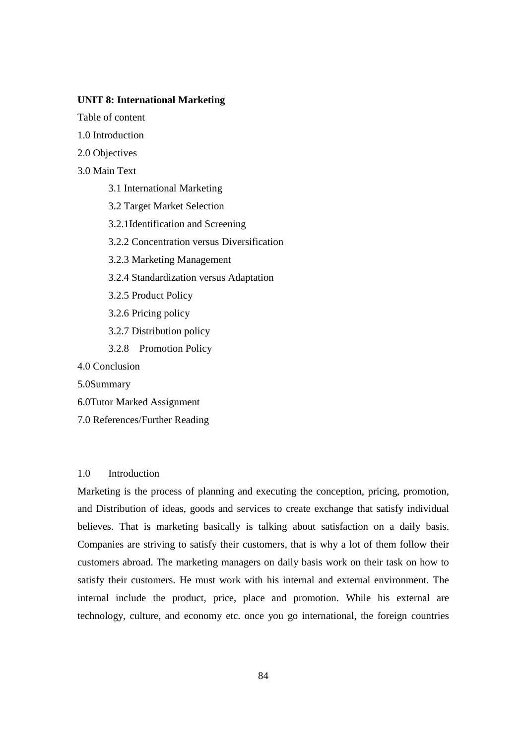**UNIT 8: International Marketing**

Table of content

1.0 Introduction

2.0 Objectives

3.0 Main Text

- 3.1 International Marketing
- 3.2 Target Market Selection
- 3.2.1Identification and Screening
- 3.2.2 Concentration versus Diversification
- 3.2.3 Marketing Management
- 3.2.4 Standardization versus Adaptation
- 3.2.5 Product Policy
- 3.2.6 Pricing policy
- 3.2.7 Distribution policy
- 3.2.8 Promotion Policy

4.0 Conclusion

5.0Summary

6.0Tutor Marked Assignment

7.0 References/Further Reading

## 1.0 Introduction

Marketing is the process of planning and executing the conception, pricing, promotion, and Distribution of ideas, goods and services to create exchange that satisfy individual believes. That is marketing basically is talking about satisfaction on a daily basis. Companies are striving to satisfy their customers, that is why a lot of them follow their customers abroad. The marketing managers on daily basis work on their task on how to satisfy their customers. He must work with his internal and external environment. The internal include the product, price, place and promotion. While his external are technology, culture, and economy etc. once you go international, the foreign countries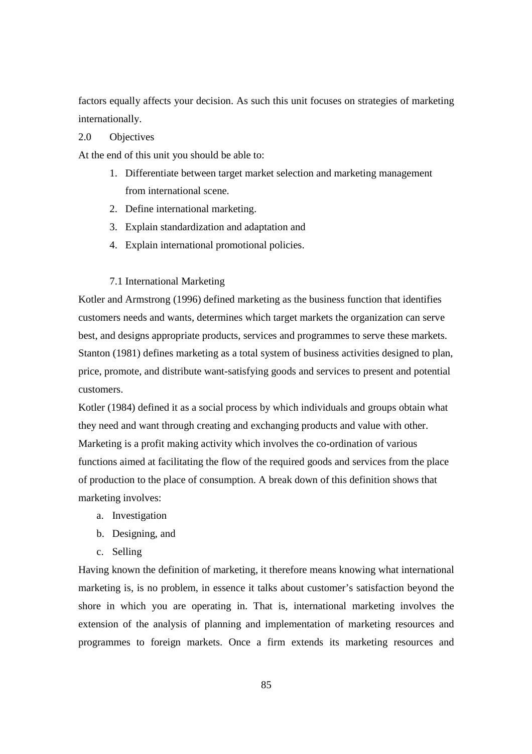factors equally affects your decision. As such this unit focuses on strategies of marketing internationally.

## 2.0 Objectives

At the end of this unit you should be able to:

1. Differentiate between target market selection and marketing management from international scene.
2. Define international marketing.
3. Explain standardization and adaptation and
4. Explain international promotional policies.

### 7.1 International Marketing

Kotler and Armstrong (1996) defined marketing as the business function that identifies customers needs and wants, determines which target markets the organization can serve best, and designs appropriate products, services and programmes to serve these markets. Stanton (1981) defines marketing as a total system of business activities designed to plan, price, promote, and distribute want-satisfying goods and services to present and potential customers.

Kotler (1984) defined it as a social process by which individuals and groups obtain what they need and want through creating and exchanging products and value with other. Marketing is a profit making activity which involves the co-ordination of various functions aimed at facilitating the flow of the required goods and services from the place of production to the place of consumption. A break down of this definition shows that marketing involves:

a. Investigation
b. Designing, and
c. Selling

Having known the definition of marketing, it therefore means knowing what international marketing is, is no problem, in essence it talks about customer's satisfaction beyond the shore in which you are operating in. That is, international marketing involves the extension of the analysis of planning and implementation of marketing resources and programmes to foreign markets. Once a firm extends its marketing resources and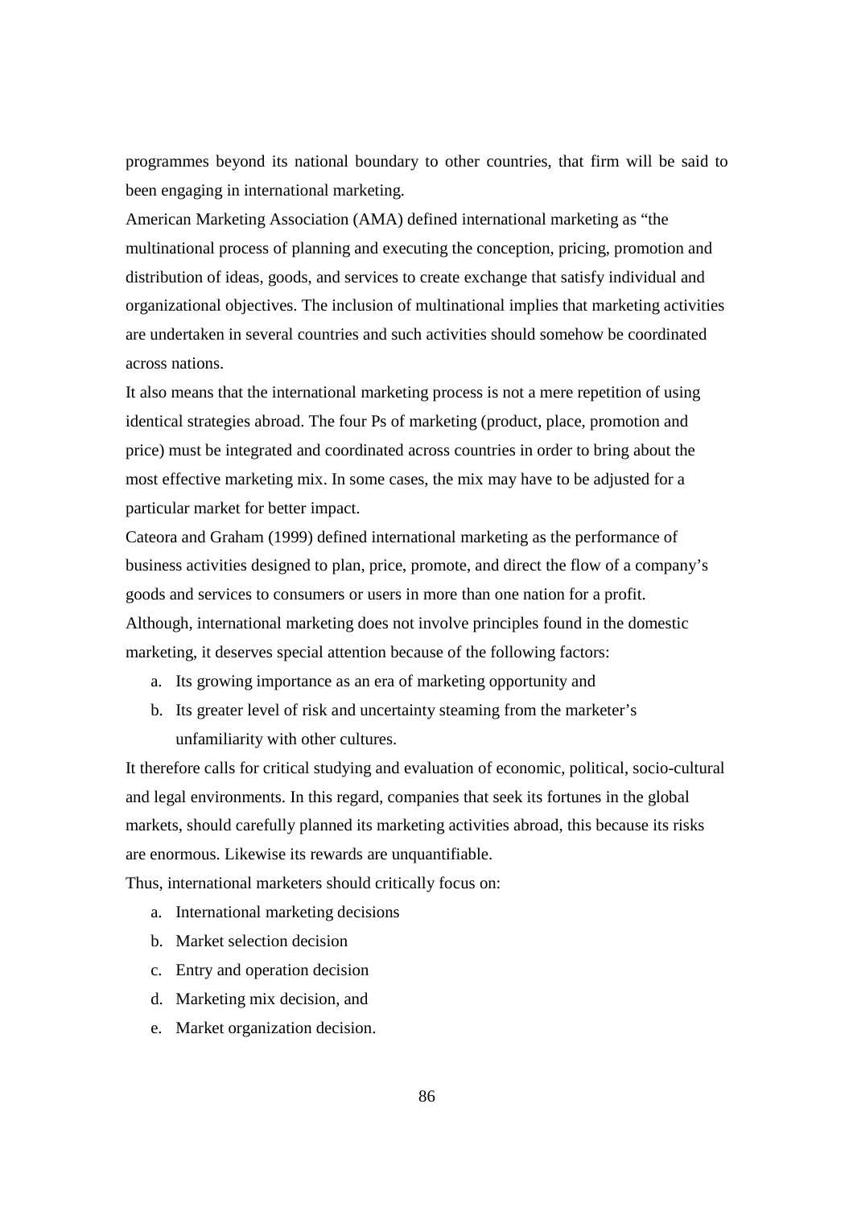programmes beyond its national boundary to other countries, that firm will be said to been engaging in international marketing.

American Marketing Association (AMA) defined international marketing as "the multinational process of planning and executing the conception, pricing, promotion and distribution of ideas, goods, and services to create exchange that satisfy individual and organizational objectives. The inclusion of multinational implies that marketing activities are undertaken in several countries and such activities should somehow be coordinated across nations.

It also means that the international marketing process is not a mere repetition of using identical strategies abroad. The four Ps of marketing (product, place, promotion and price) must be integrated and coordinated across countries in order to bring about the most effective marketing mix. In some cases, the mix may have to be adjusted for a particular market for better impact.

Cateora and Graham (1999) defined international marketing as the performance of business activities designed to plan, price, promote, and direct the flow of a company's goods and services to consumers or users in more than one nation for a profit.

Although, international marketing does not involve principles found in the domestic marketing, it deserves special attention because of the following factors:

a. Its growing importance as an era of marketing opportunity and
b. Its greater level of risk and uncertainty steaming from the marketer's unfamiliarity with other cultures.

It therefore calls for critical studying and evaluation of economic, political, socio-cultural and legal environments. In this regard, companies that seek its fortunes in the global markets, should carefully planned its marketing activities abroad, this because its risks are enormous. Likewise its rewards are unquantifiable.

Thus, international marketers should critically focus on:

a. International marketing decisions
b. Market selection decision
c. Entry and operation decision
d. Marketing mix decision, and
e. Market organization decision.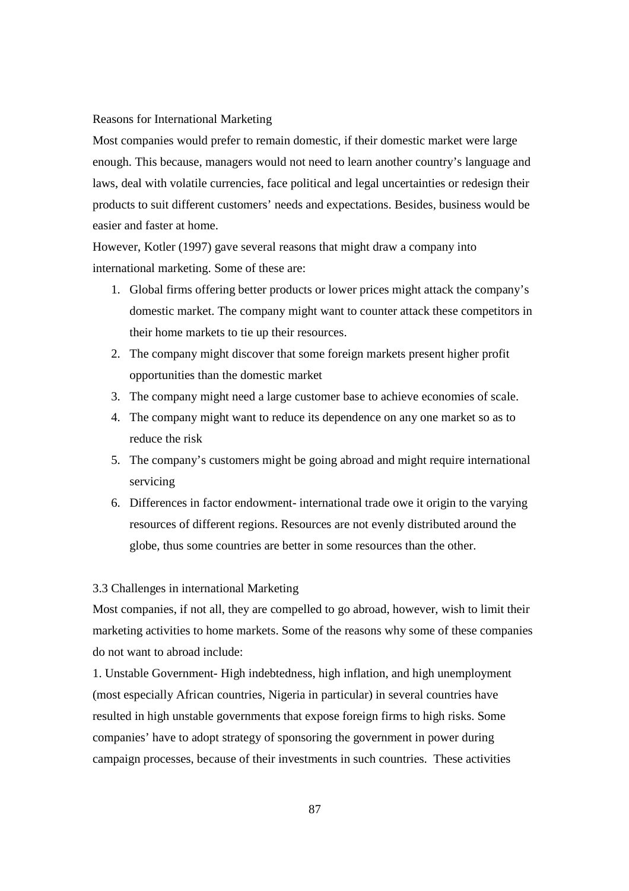### Reasons for International Marketing

Most companies would prefer to remain domestic, if their domestic market were large enough. This because, managers would not need to learn another country's language and laws, deal with volatile currencies, face political and legal uncertainties or redesign their products to suit different customers' needs and expectations. Besides, business would be easier and faster at home.

However, Kotler (1997) gave several reasons that might draw a company into international marketing. Some of these are:

1. Global firms offering better products or lower prices might attack the company's domestic market. The company might want to counter attack these competitors in their home markets to tie up their resources.
2. The company might discover that some foreign markets present higher profit opportunities than the domestic market
3. The company might need a large customer base to achieve economies of scale.
4. The company might want to reduce its dependence on any one market so as to reduce the risk
5. The company's customers might be going abroad and might require international servicing
6. Differences in factor endowment- international trade owe it origin to the varying resources of different regions. Resources are not evenly distributed around the globe, thus some countries are better in some resources than the other.

### 3.3 Challenges in international Marketing

Most companies, if not all, they are compelled to go abroad, however, wish to limit their marketing activities to home markets. Some of the reasons why some of these companies do not want to abroad include:

1. Unstable Government- High indebtedness, high inflation, and high unemployment (most especially African countries, Nigeria in particular) in several countries have resulted in high unstable governments that expose foreign firms to high risks. Some companies' have to adopt strategy of sponsoring the government in power during campaign processes, because of their investments in such countries. These activities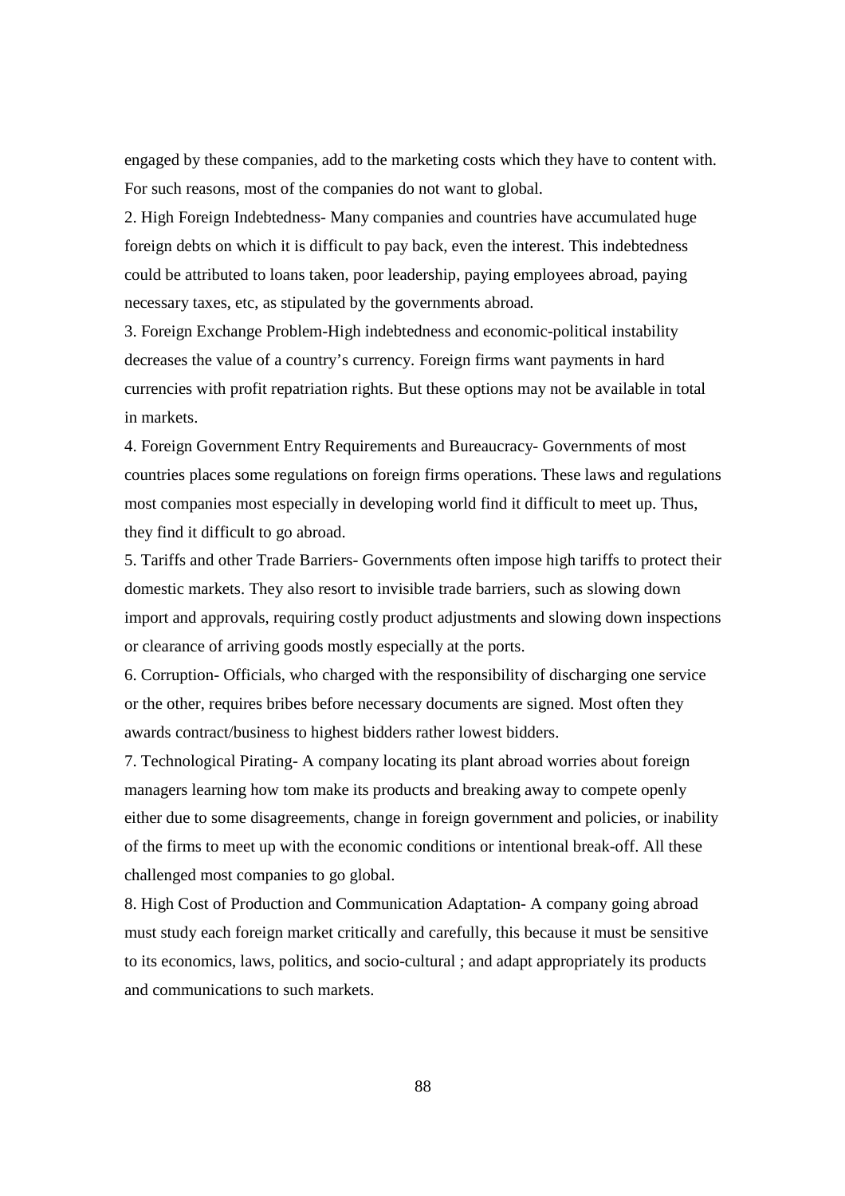engaged by these companies, add to the marketing costs which they have to content with. For such reasons, most of the companies do not want to global.

2. High Foreign Indebtedness- Many companies and countries have accumulated huge foreign debts on which it is difficult to pay back, even the interest. This indebtedness could be attributed to loans taken, poor leadership, paying employees abroad, paying necessary taxes, etc, as stipulated by the governments abroad.

3. Foreign Exchange Problem-High indebtedness and economic-political instability decreases the value of a country's currency. Foreign firms want payments in hard currencies with profit repatriation rights. But these options may not be available in total in markets.

4. Foreign Government Entry Requirements and Bureaucracy- Governments of most countries places some regulations on foreign firms operations. These laws and regulations most companies most especially in developing world find it difficult to meet up. Thus, they find it difficult to go abroad.

5. Tariffs and other Trade Barriers- Governments often impose high tariffs to protect their domestic markets. They also resort to invisible trade barriers, such as slowing down import and approvals, requiring costly product adjustments and slowing down inspections or clearance of arriving goods mostly especially at the ports.

6. Corruption- Officials, who charged with the responsibility of discharging one service or the other, requires bribes before necessary documents are signed. Most often they awards contract/business to highest bidders rather lowest bidders.

7. Technological Pirating- A company locating its plant abroad worries about foreign managers learning how tom make its products and breaking away to compete openly either due to some disagreements, change in foreign government and policies, or inability of the firms to meet up with the economic conditions or intentional break-off. All these challenged most companies to go global.

8. High Cost of Production and Communication Adaptation- A company going abroad must study each foreign market critically and carefully, this because it must be sensitive to its economics, laws, politics, and socio-cultural ; and adapt appropriately its products and communications to such markets.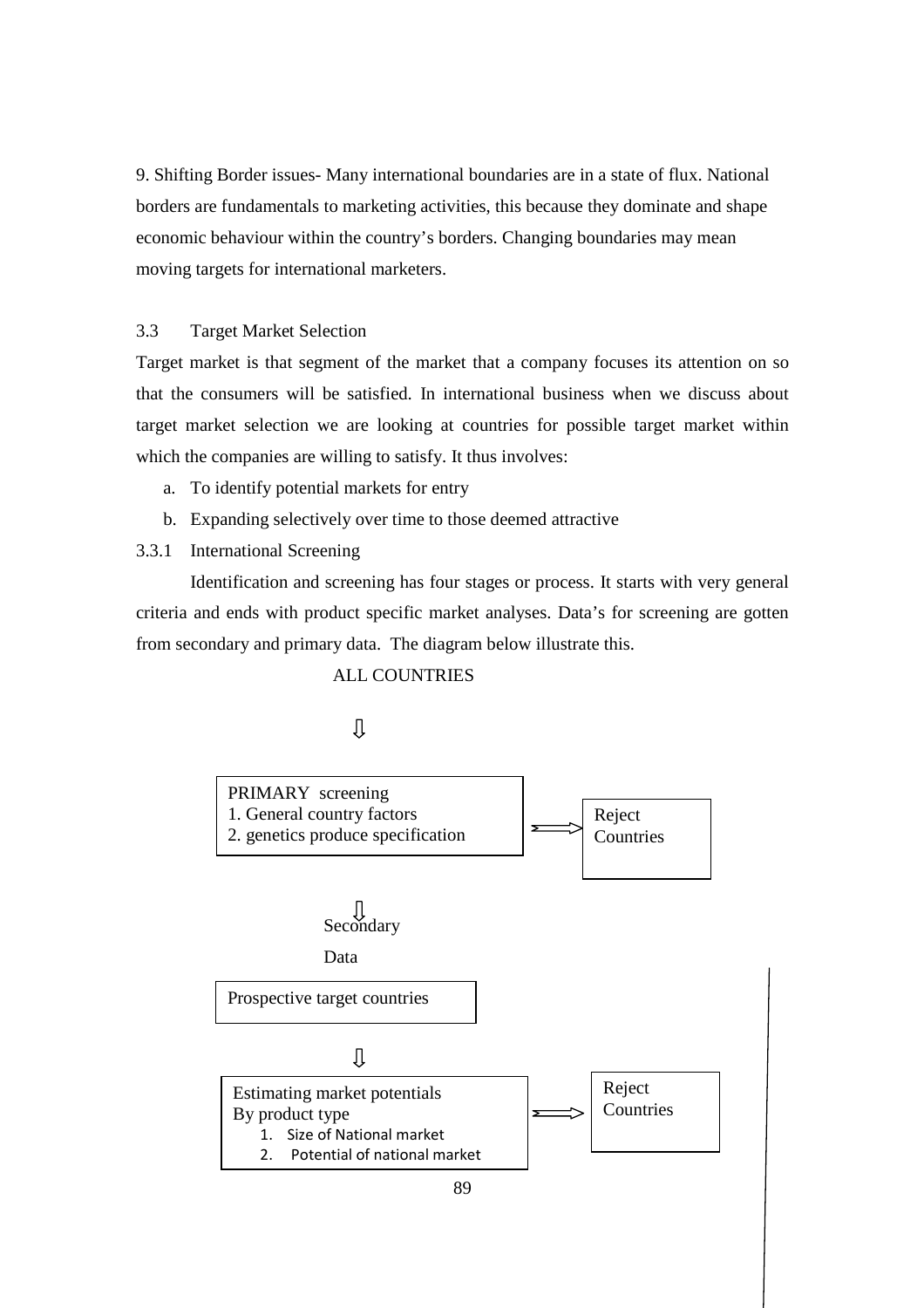9. Shifting Border issues- Many international boundaries are in a state of flux. National borders are fundamentals to marketing activities, this because they dominate and shape economic behaviour within the country's borders. Changing boundaries may mean moving targets for international marketers.

## 3.3 Target Market Selection

Target market is that segment of the market that a company focuses its attention on so that the consumers will be satisfied. In international business when we discuss about target market selection we are looking at countries for possible target market within which the companies are willing to satisfy. It thus involves:

a. To identify potential markets for entry
b. Expanding selectively over time to those deemed attractive

### 3.3.1 International Screening

Identification and screening has four stages or process. It starts with very general criteria and ends with product specific market analyses. Data's for screening are gotten from secondary and primary data. The diagram below illustrate this.

ALL COUNTRIES

⇩

PRIMARY screening
1. General country factors
2. genetics produce specification

⟹ Reject Countries

⇩ Secondary Data

Prospective target countries

⇩

Estimating market potentials By product type
1. Size of National market
2. Potential of national market

⟹ Reject Countries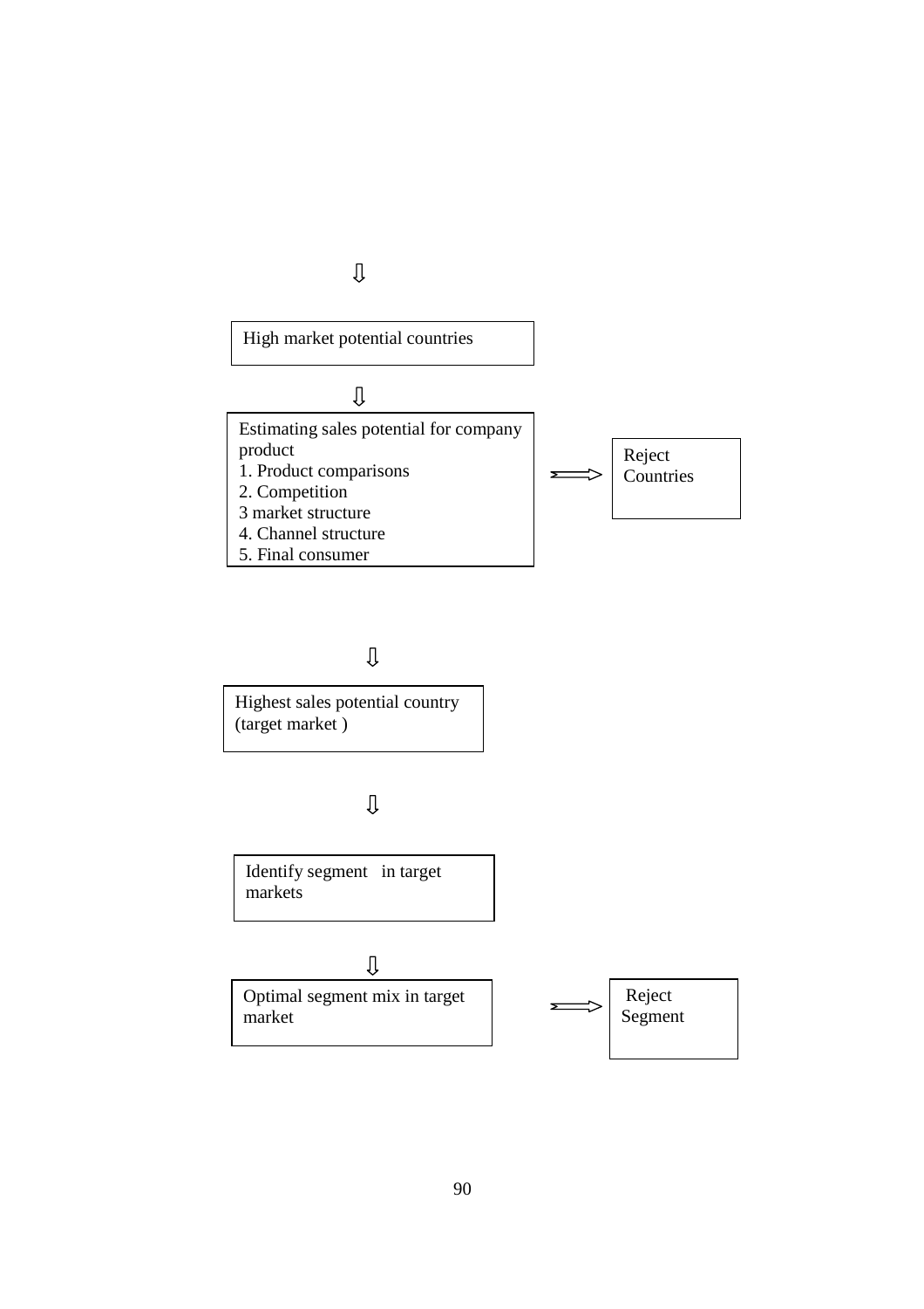⇩

High market potential countries

⇩

Estimating sales potential for company product
1. Product comparisons
2. Competition
3 market structure
4. Channel structure
5. Final consumer

⟹ Reject Countries

⇩

Highest sales potential country (target market )

⇩

Identify segment in target markets

⇩

Optimal segment mix in target market

⟹ Reject Segment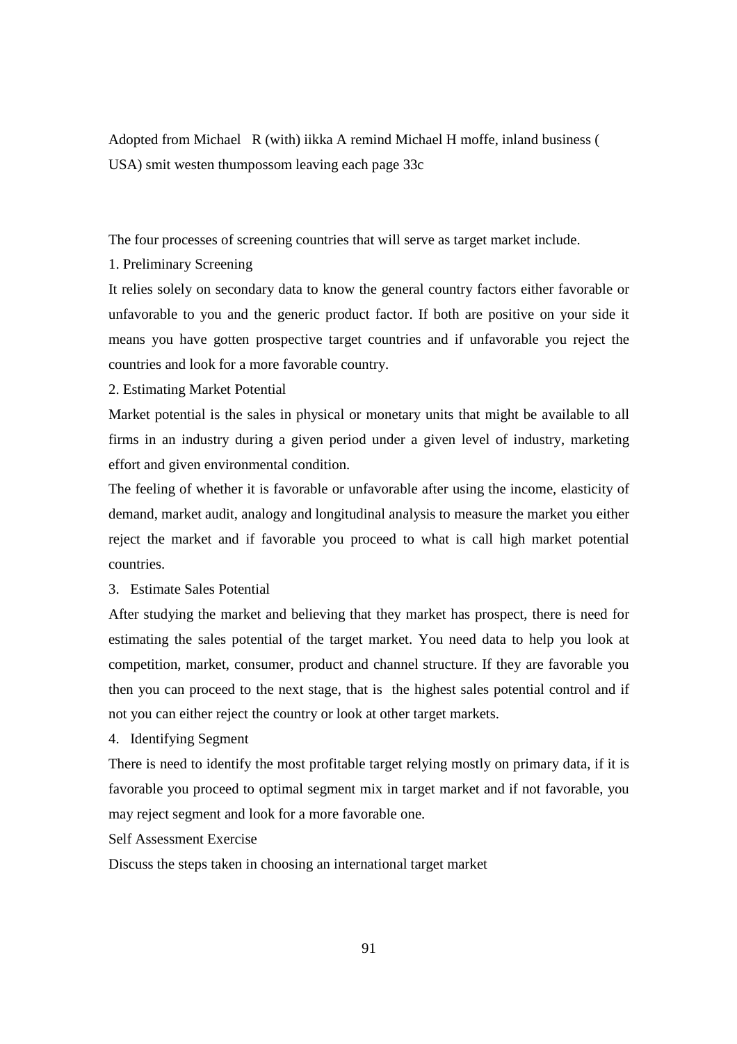Adopted from Michael R (with) iikka A remind Michael H moffe, inland business ( USA) smit westen thumpossom leaving each page 33c

The four processes of screening countries that will serve as target market include.

1. Preliminary Screening

It relies solely on secondary data to know the general country factors either favorable or unfavorable to you and the generic product factor. If both are positive on your side it means you have gotten prospective target countries and if unfavorable you reject the countries and look for a more favorable country.

2. Estimating Market Potential

Market potential is the sales in physical or monetary units that might be available to all firms in an industry during a given period under a given level of industry, marketing effort and given environmental condition.

The feeling of whether it is favorable or unfavorable after using the income, elasticity of demand, market audit, analogy and longitudinal analysis to measure the market you either reject the market and if favorable you proceed to what is call high market potential countries.

3. Estimate Sales Potential

After studying the market and believing that they market has prospect, there is need for estimating the sales potential of the target market. You need data to help you look at competition, market, consumer, product and channel structure. If they are favorable you then you can proceed to the next stage, that is the highest sales potential control and if not you can either reject the country or look at other target markets.

4. Identifying Segment

There is need to identify the most profitable target relying mostly on primary data, if it is favorable you proceed to optimal segment mix in target market and if not favorable, you may reject segment and look for a more favorable one.

Self Assessment Exercise

Discuss the steps taken in choosing an international target market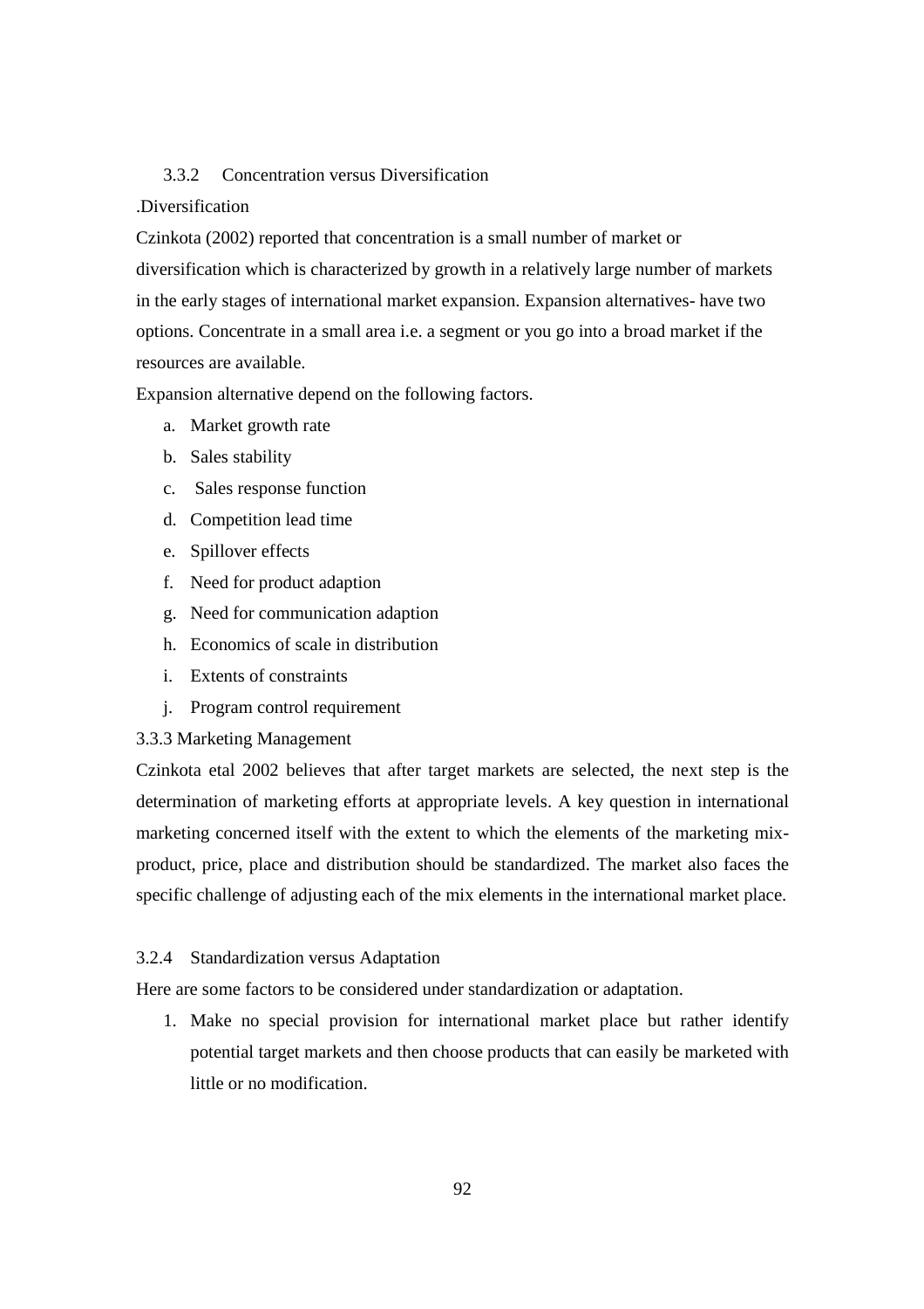### 3.3.2 Concentration versus Diversification

.Diversification

Czinkota (2002) reported that concentration is a small number of market or diversification which is characterized by growth in a relatively large number of markets in the early stages of international market expansion. Expansion alternatives- have two options. Concentrate in a small area i.e. a segment or you go into a broad market if the resources are available.

Expansion alternative depend on the following factors.

a. Market growth rate
b. Sales stability
c. Sales response function
d. Competition lead time
e. Spillover effects
f. Need for product adaption
g. Need for communication adaption
h. Economics of scale in distribution
i. Extents of constraints
j. Program control requirement

### 3.3.3 Marketing Management

Czinkota etal 2002 believes that after target markets are selected, the next step is the determination of marketing efforts at appropriate levels. A key question in international marketing concerned itself with the extent to which the elements of the marketing mix- product, price, place and distribution should be standardized. The market also faces the specific challenge of adjusting each of the mix elements in the international market place.

### 3.2.4 Standardization versus Adaptation

Here are some factors to be considered under standardization or adaptation.

1. Make no special provision for international market place but rather identify potential target markets and then choose products that can easily be marketed with little or no modification.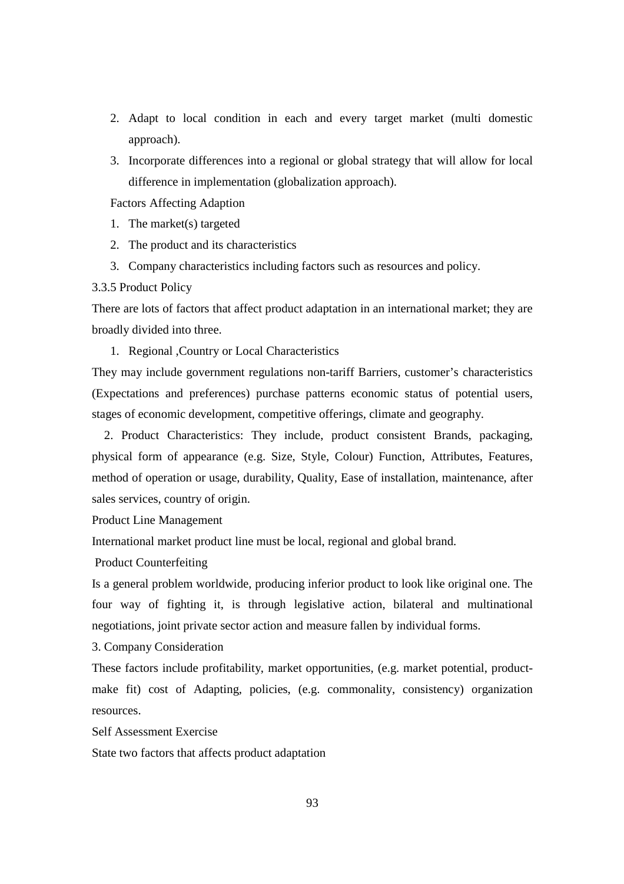2. Adapt to local condition in each and every target market (multi domestic approach).
3. Incorporate differences into a regional or global strategy that will allow for local difference in implementation (globalization approach).

Factors Affecting Adaption

1. The market(s) targeted
2. The product and its characteristics
3. Company characteristics including factors such as resources and policy.

### 3.3.5 Product Policy

There are lots of factors that affect product adaptation in an international market; they are broadly divided into three.

1. Regional ,Country or Local Characteristics

They may include government regulations non-tariff Barriers, customer's characteristics (Expectations and preferences) purchase patterns economic status of potential users, stages of economic development, competitive offerings, climate and geography.

2. Product Characteristics: They include, product consistent Brands, packaging, physical form of appearance (e.g. Size, Style, Colour) Function, Attributes, Features, method of operation or usage, durability, Quality, Ease of installation, maintenance, after sales services, country of origin.

Product Line Management

International market product line must be local, regional and global brand.

Product Counterfeiting

Is a general problem worldwide, producing inferior product to look like original one. The four way of fighting it, is through legislative action, bilateral and multinational negotiations, joint private sector action and measure fallen by individual forms.

3. Company Consideration

These factors include profitability, market opportunities, (e.g. market potential, product-make fit) cost of Adapting, policies, (e.g. commonality, consistency) organization resources.

Self Assessment Exercise

State two factors that affects product adaptation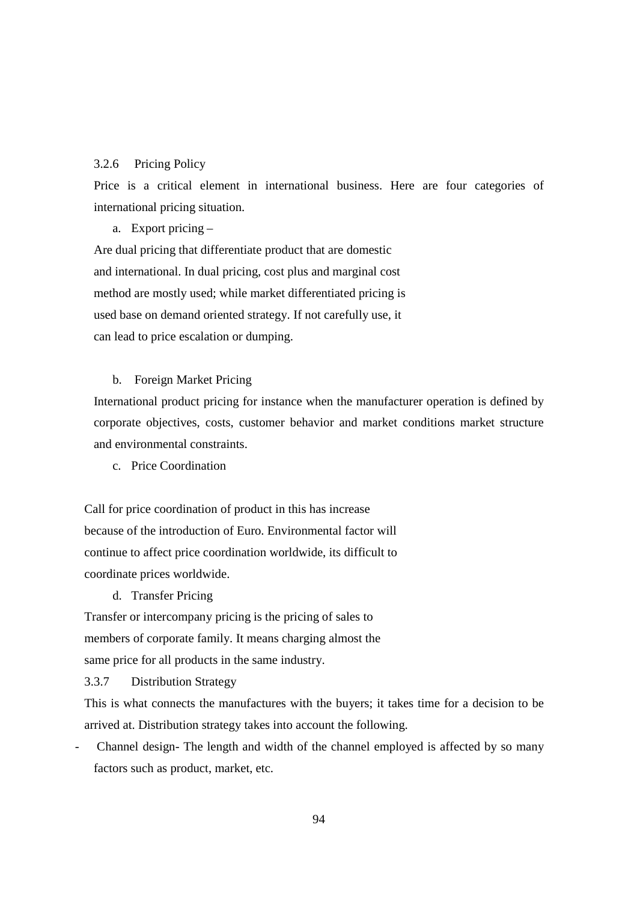### 3.2.6 Pricing Policy

Price is a critical element in international business. Here are four categories of international pricing situation.

a. Export pricing –

Are dual pricing that differentiate product that are domestic and international. In dual pricing, cost plus and marginal cost method are mostly used; while market differentiated pricing is used base on demand oriented strategy. If not carefully use, it can lead to price escalation or dumping.

b. Foreign Market Pricing

International product pricing for instance when the manufacturer operation is defined by corporate objectives, costs, customer behavior and market conditions market structure and environmental constraints.

c. Price Coordination

Call for price coordination of product in this has increase because of the introduction of Euro. Environmental factor will continue to affect price coordination worldwide, its difficult to coordinate prices worldwide.

d. Transfer Pricing

Transfer or intercompany pricing is the pricing of sales to members of corporate family. It means charging almost the same price for all products in the same industry.

### 3.3.7 Distribution Strategy

This is what connects the manufactures with the buyers; it takes time for a decision to be arrived at. Distribution strategy takes into account the following.

- Channel design- The length and width of the channel employed is affected by so many factors such as product, market, etc.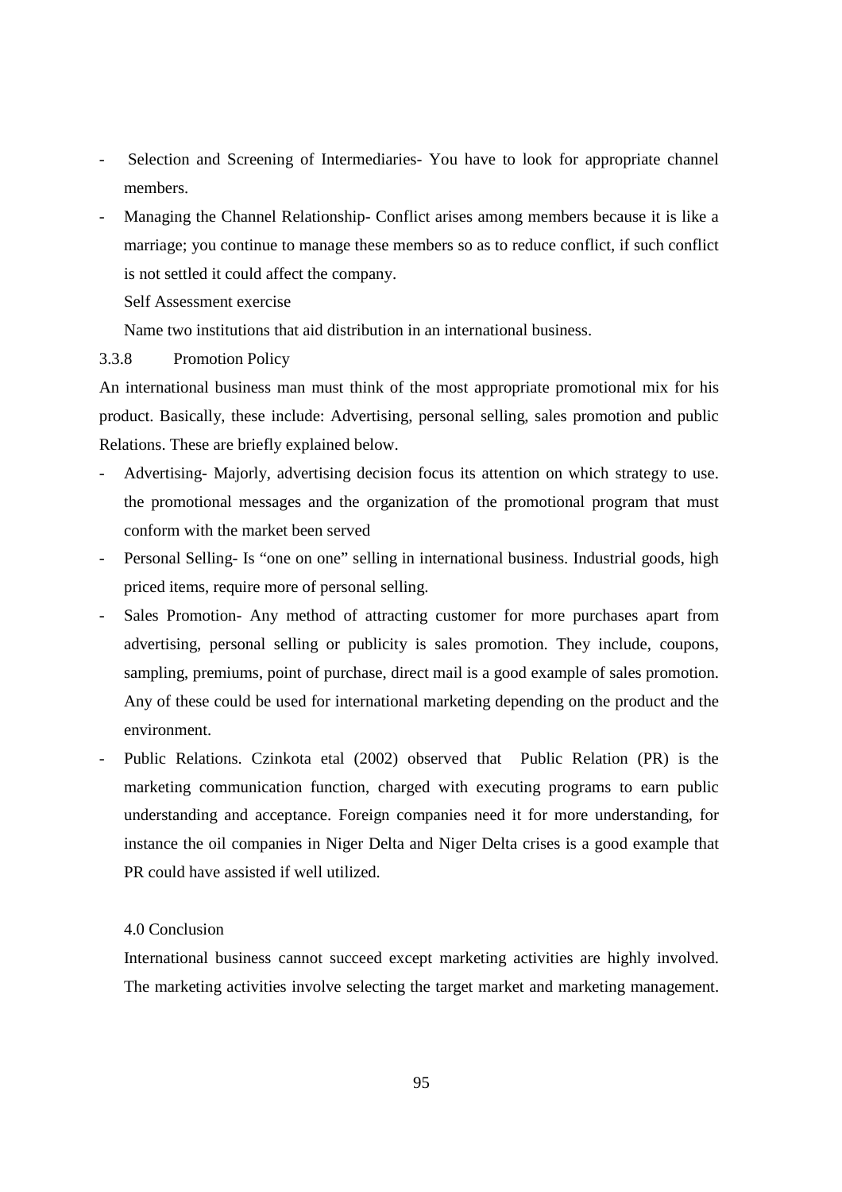- Selection and Screening of Intermediaries- You have to look for appropriate channel members.
- Managing the Channel Relationship- Conflict arises among members because it is like a marriage; you continue to manage these members so as to reduce conflict, if such conflict is not settled it could affect the company.

Self Assessment exercise

Name two institutions that aid distribution in an international business.

### 3.3.8 Promotion Policy

An international business man must think of the most appropriate promotional mix for his product. Basically, these include: Advertising, personal selling, sales promotion and public Relations. These are briefly explained below.

- Advertising- Majorly, advertising decision focus its attention on which strategy to use. the promotional messages and the organization of the promotional program that must conform with the market been served
- Personal Selling- Is "one on one" selling in international business. Industrial goods, high priced items, require more of personal selling.
- Sales Promotion- Any method of attracting customer for more purchases apart from advertising, personal selling or publicity is sales promotion. They include, coupons, sampling, premiums, point of purchase, direct mail is a good example of sales promotion. Any of these could be used for international marketing depending on the product and the environment.
- Public Relations. Czinkota etal (2002) observed that Public Relation (PR) is the marketing communication function, charged with executing programs to earn public understanding and acceptance. Foreign companies need it for more understanding, for instance the oil companies in Niger Delta and Niger Delta crises is a good example that PR could have assisted if well utilized.

## 4.0 Conclusion

International business cannot succeed except marketing activities are highly involved. The marketing activities involve selecting the target market and marketing management.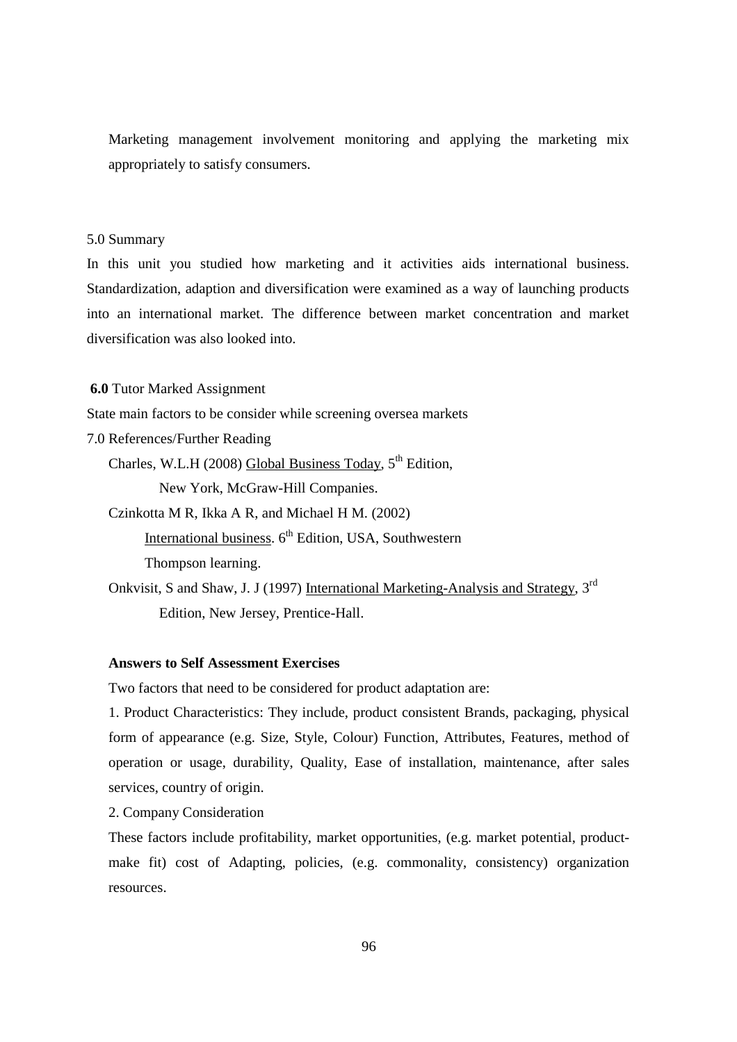Marketing management involvement monitoring and applying the marketing mix appropriately to satisfy consumers.

## 5.0 Summary

In this unit you studied how marketing and it activities aids international business. Standardization, adaption and diversification were examined as a way of launching products into an international market. The difference between market concentration and market diversification was also looked into.

## **6.0** Tutor Marked Assignment

State main factors to be consider while screening oversea markets

## 7.0 References/Further Reading

Charles, W.L.H (2008) Global Business Today, 5th Edition, New York, McGraw-Hill Companies.

Czinkotta M R, Ikka A R, and Michael H M. (2002) International business. 6th Edition, USA, Southwestern Thompson learning.

Onkvisit, S and Shaw, J. J (1997) International Marketing-Analysis and Strategy, 3rd Edition, New Jersey, Prentice-Hall.

**Answers to Self Assessment Exercises**

Two factors that need to be considered for product adaptation are:

1. Product Characteristics: They include, product consistent Brands, packaging, physical form of appearance (e.g. Size, Style, Colour) Function, Attributes, Features, method of operation or usage, durability, Quality, Ease of installation, maintenance, after sales services, country of origin.

2. Company Consideration

These factors include profitability, market opportunities, (e.g. market potential, product-make fit) cost of Adapting, policies, (e.g. commonality, consistency) organization resources.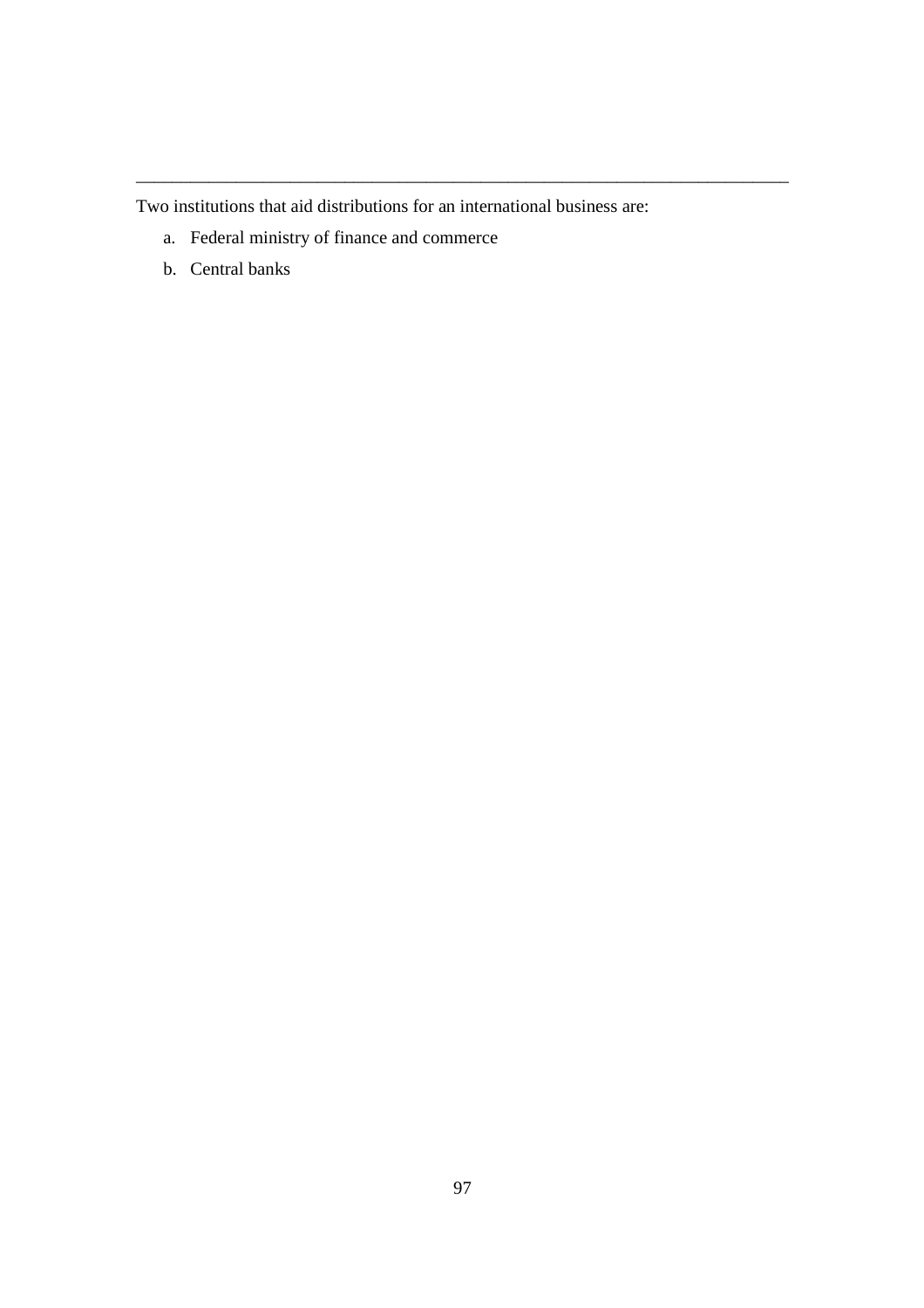---

Two institutions that aid distributions for an international business are:

a. Federal ministry of finance and commerce
b. Central banks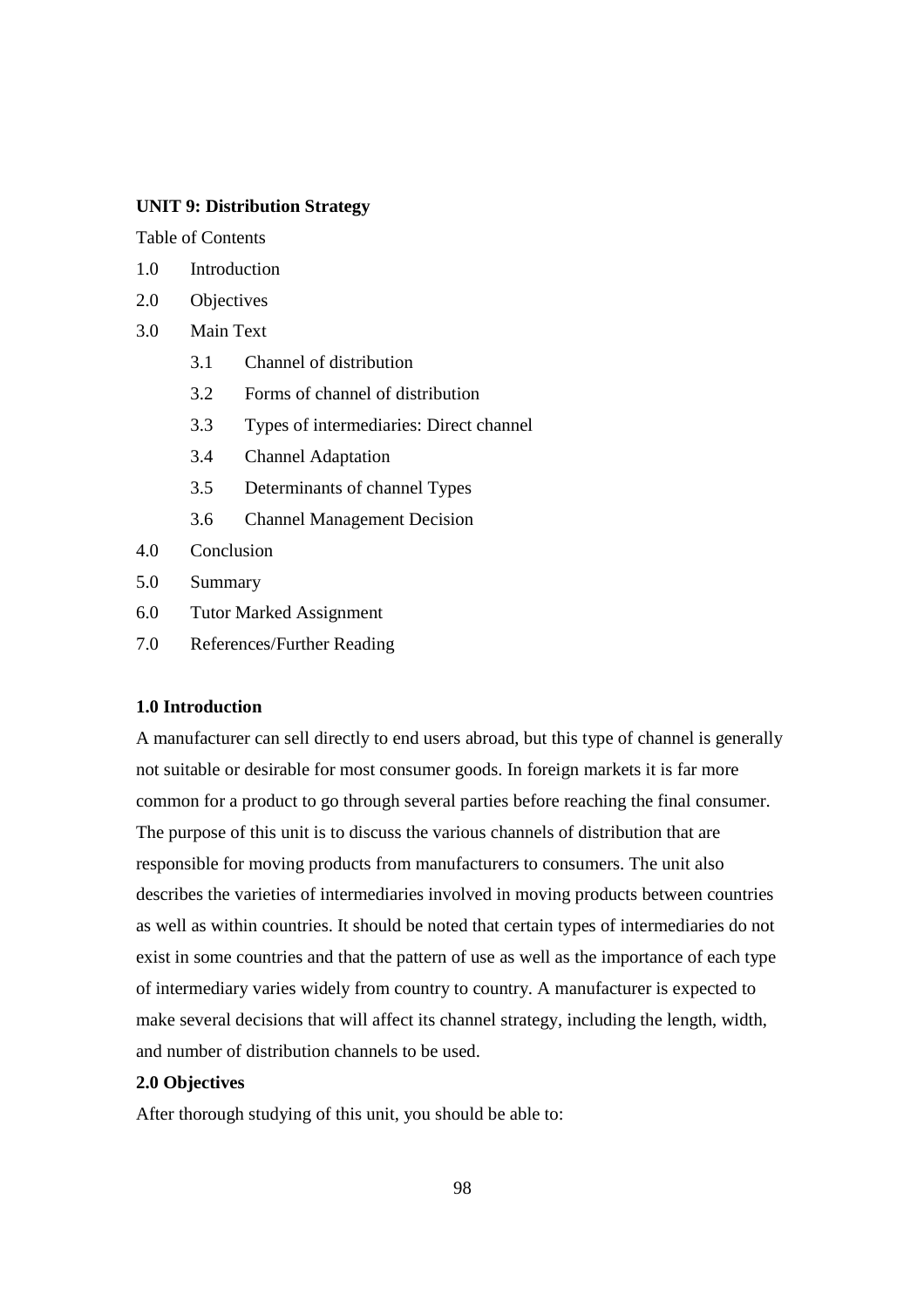**UNIT 9: Distribution Strategy**

Table of Contents

1.0 Introduction

2.0 Objectives

3.0 Main Text

- 3.1 Channel of distribution
- 3.2 Forms of channel of distribution
- 3.3 Types of intermediaries: Direct channel
- 3.4 Channel Adaptation
- 3.5 Determinants of channel Types
- 3.6 Channel Management Decision

4.0 Conclusion

5.0 Summary

6.0 Tutor Marked Assignment

7.0 References/Further Reading

**1.0 Introduction**

A manufacturer can sell directly to end users abroad, but this type of channel is generally not suitable or desirable for most consumer goods. In foreign markets it is far more common for a product to go through several parties before reaching the final consumer. The purpose of this unit is to discuss the various channels of distribution that are responsible for moving products from manufacturers to consumers. The unit also describes the varieties of intermediaries involved in moving products between countries as well as within countries. It should be noted that certain types of intermediaries do not exist in some countries and that the pattern of use as well as the importance of each type of intermediary varies widely from country to country. A manufacturer is expected to make several decisions that will affect its channel strategy, including the length, width, and number of distribution channels to be used.

**2.0 Objectives**

After thorough studying of this unit, you should be able to: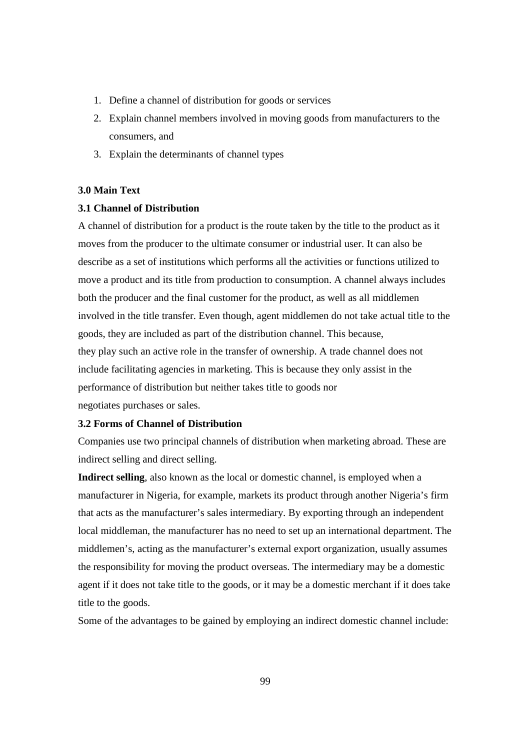1. Define a channel of distribution for goods or services
2. Explain channel members involved in moving goods from manufacturers to the consumers, and
3. Explain the determinants of channel types

**3.0 Main Text**

**3.1 Channel of Distribution**

A channel of distribution for a product is the route taken by the title to the product as it moves from the producer to the ultimate consumer or industrial user. It can also be describe as a set of institutions which performs all the activities or functions utilized to move a product and its title from production to consumption. A channel always includes both the producer and the final customer for the product, as well as all middlemen involved in the title transfer. Even though, agent middlemen do not take actual title to the goods, they are included as part of the distribution channel. This because, they play such an active role in the transfer of ownership. A trade channel does not include facilitating agencies in marketing. This is because they only assist in the performance of distribution but neither takes title to goods nor negotiates purchases or sales.

**3.2 Forms of Channel of Distribution**

Companies use two principal channels of distribution when marketing abroad. These are indirect selling and direct selling.

**Indirect selling**, also known as the local or domestic channel, is employed when a manufacturer in Nigeria, for example, markets its product through another Nigeria's firm that acts as the manufacturer's sales intermediary. By exporting through an independent local middleman, the manufacturer has no need to set up an international department. The middlemen's, acting as the manufacturer's external export organization, usually assumes the responsibility for moving the product overseas. The intermediary may be a domestic agent if it does not take title to the goods, or it may be a domestic merchant if it does take title to the goods.

Some of the advantages to be gained by employing an indirect domestic channel include: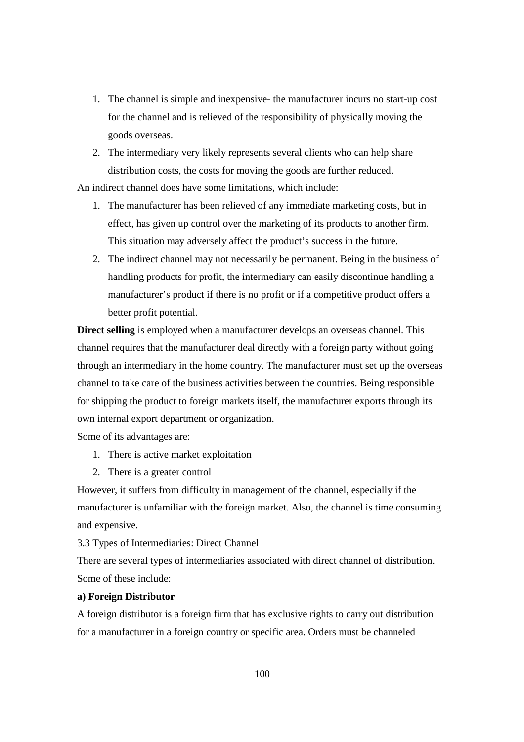1. The channel is simple and inexpensive- the manufacturer incurs no start-up cost for the channel and is relieved of the responsibility of physically moving the goods overseas.
2. The intermediary very likely represents several clients who can help share distribution costs, the costs for moving the goods are further reduced.

An indirect channel does have some limitations, which include:

1. The manufacturer has been relieved of any immediate marketing costs, but in effect, has given up control over the marketing of its products to another firm. This situation may adversely affect the product's success in the future.
2. The indirect channel may not necessarily be permanent. Being in the business of handling products for profit, the intermediary can easily discontinue handling a manufacturer's product if there is no profit or if a competitive product offers a better profit potential.

**Direct selling** is employed when a manufacturer develops an overseas channel. This channel requires that the manufacturer deal directly with a foreign party without going through an intermediary in the home country. The manufacturer must set up the overseas channel to take care of the business activities between the countries. Being responsible for shipping the product to foreign markets itself, the manufacturer exports through its own internal export department or organization.

Some of its advantages are:

1. There is active market exploitation
2. There is a greater control

However, it suffers from difficulty in management of the channel, especially if the manufacturer is unfamiliar with the foreign market. Also, the channel is time consuming and expensive.

3.3 Types of Intermediaries: Direct Channel

There are several types of intermediaries associated with direct channel of distribution. Some of these include:

**a) Foreign Distributor**

A foreign distributor is a foreign firm that has exclusive rights to carry out distribution for a manufacturer in a foreign country or specific area. Orders must be channeled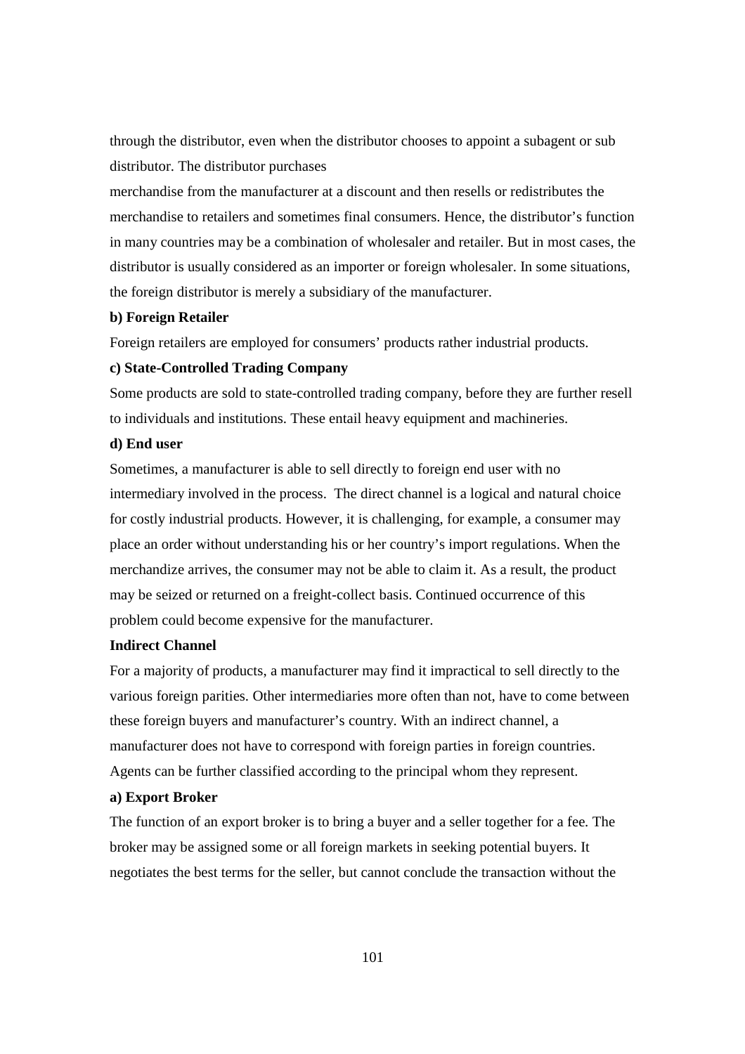through the distributor, even when the distributor chooses to appoint a subagent or sub distributor. The distributor purchases

merchandise from the manufacturer at a discount and then resells or redistributes the merchandise to retailers and sometimes final consumers. Hence, the distributor's function in many countries may be a combination of wholesaler and retailer. But in most cases, the distributor is usually considered as an importer or foreign wholesaler. In some situations, the foreign distributor is merely a subsidiary of the manufacturer.

**b) Foreign Retailer**

Foreign retailers are employed for consumers' products rather industrial products.

**c) State-Controlled Trading Company**

Some products are sold to state-controlled trading company, before they are further resell to individuals and institutions. These entail heavy equipment and machineries.

**d) End user**

Sometimes, a manufacturer is able to sell directly to foreign end user with no intermediary involved in the process. The direct channel is a logical and natural choice for costly industrial products. However, it is challenging, for example, a consumer may place an order without understanding his or her country's import regulations. When the merchandize arrives, the consumer may not be able to claim it. As a result, the product may be seized or returned on a freight-collect basis. Continued occurrence of this problem could become expensive for the manufacturer.

**Indirect Channel**

For a majority of products, a manufacturer may find it impractical to sell directly to the various foreign parities. Other intermediaries more often than not, have to come between these foreign buyers and manufacturer's country. With an indirect channel, a manufacturer does not have to correspond with foreign parties in foreign countries. Agents can be further classified according to the principal whom they represent.

**a) Export Broker**

The function of an export broker is to bring a buyer and a seller together for a fee. The broker may be assigned some or all foreign markets in seeking potential buyers. It negotiates the best terms for the seller, but cannot conclude the transaction without the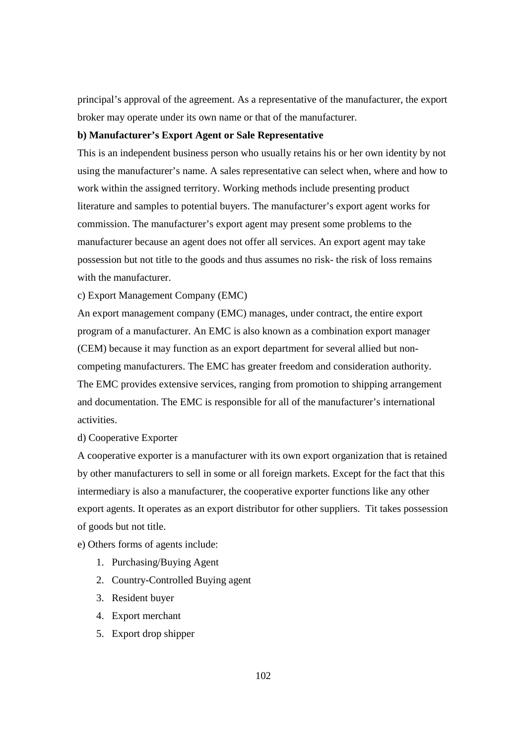principal's approval of the agreement. As a representative of the manufacturer, the export broker may operate under its own name or that of the manufacturer.

**b) Manufacturer's Export Agent or Sale Representative**

This is an independent business person who usually retains his or her own identity by not using the manufacturer's name. A sales representative can select when, where and how to work within the assigned territory. Working methods include presenting product literature and samples to potential buyers. The manufacturer's export agent works for commission. The manufacturer's export agent may present some problems to the manufacturer because an agent does not offer all services. An export agent may take possession but not title to the goods and thus assumes no risk- the risk of loss remains with the manufacturer.

c) Export Management Company (EMC)

An export management company (EMC) manages, under contract, the entire export program of a manufacturer. An EMC is also known as a combination export manager (CEM) because it may function as an export department for several allied but non-competing manufacturers. The EMC has greater freedom and consideration authority. The EMC provides extensive services, ranging from promotion to shipping arrangement and documentation. The EMC is responsible for all of the manufacturer's international activities.

d) Cooperative Exporter

A cooperative exporter is a manufacturer with its own export organization that is retained by other manufacturers to sell in some or all foreign markets. Except for the fact that this intermediary is also a manufacturer, the cooperative exporter functions like any other export agents. It operates as an export distributor for other suppliers. Tit takes possession of goods but not title.

e) Others forms of agents include:

1. Purchasing/Buying Agent
2. Country-Controlled Buying agent
3. Resident buyer
4. Export merchant
5. Export drop shipper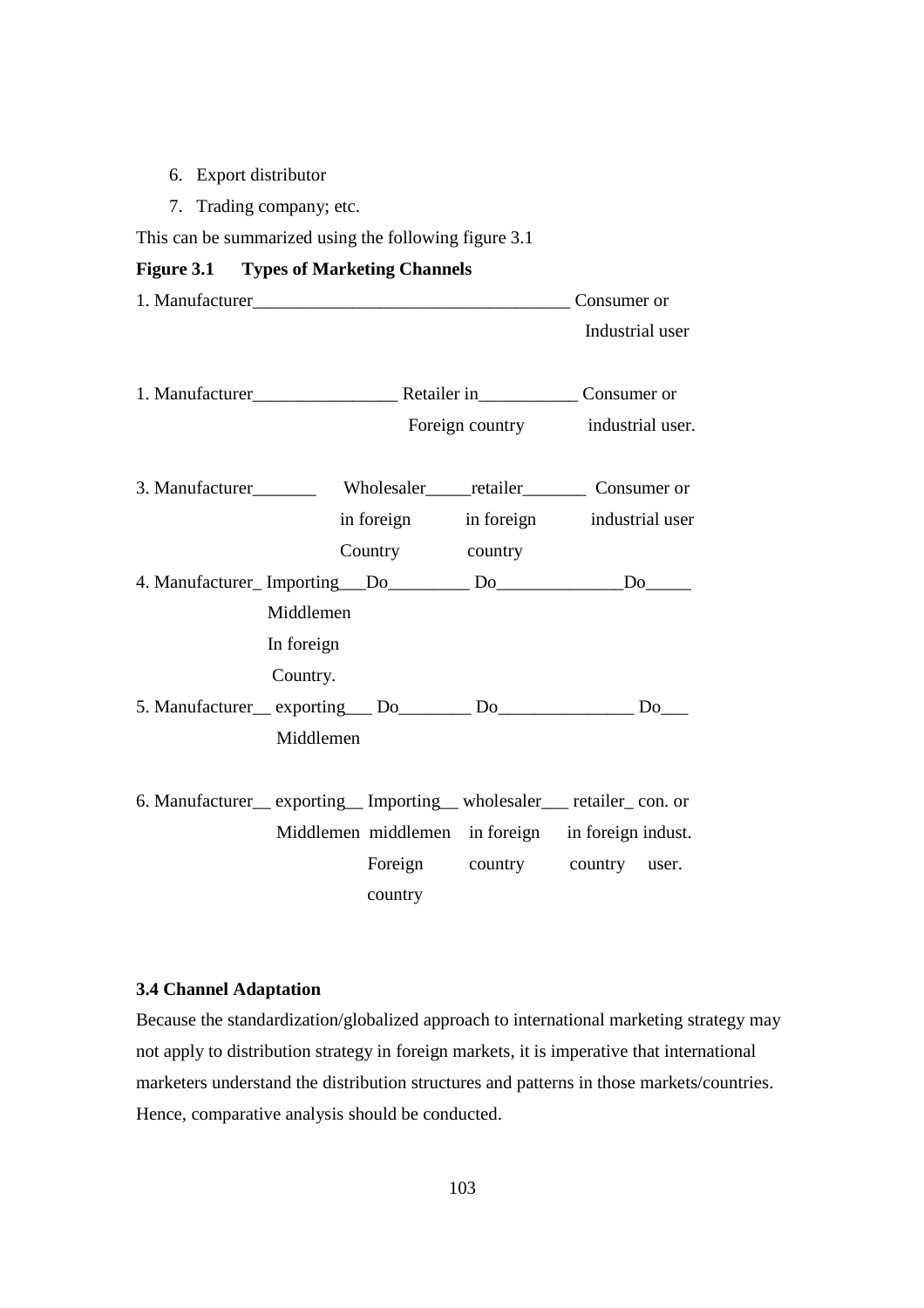6. Export distributor
7. Trading company; etc.

This can be summarized using the following figure 3.1

**Figure 3.1 Types of Marketing Channels**

1. Manufacturer___________________________________ Consumer or Industrial user

1. Manufacturer________________ Retailer in Foreign country___________ Consumer or industrial user.

3. Manufacturer_______ Wholesaler in foreign Country_____retailer in foreign country_______ Consumer or industrial user

4. Manufacturer_ Importing Middlemen In foreign Country.___Do_________ Do______________Do_____

5. Manufacturer__ exporting Middlemen___ Do________ Do_______________ Do___

6. Manufacturer__ exporting Middlemen__ Importing middlemen Foreign country__ wholesaler in foreign country___ retailer in foreign country_ con. or indust. user.

### 3.4 Channel Adaptation

Because the standardization/globalized approach to international marketing strategy may not apply to distribution strategy in foreign markets, it is imperative that international marketers understand the distribution structures and patterns in those markets/countries. Hence, comparative analysis should be conducted.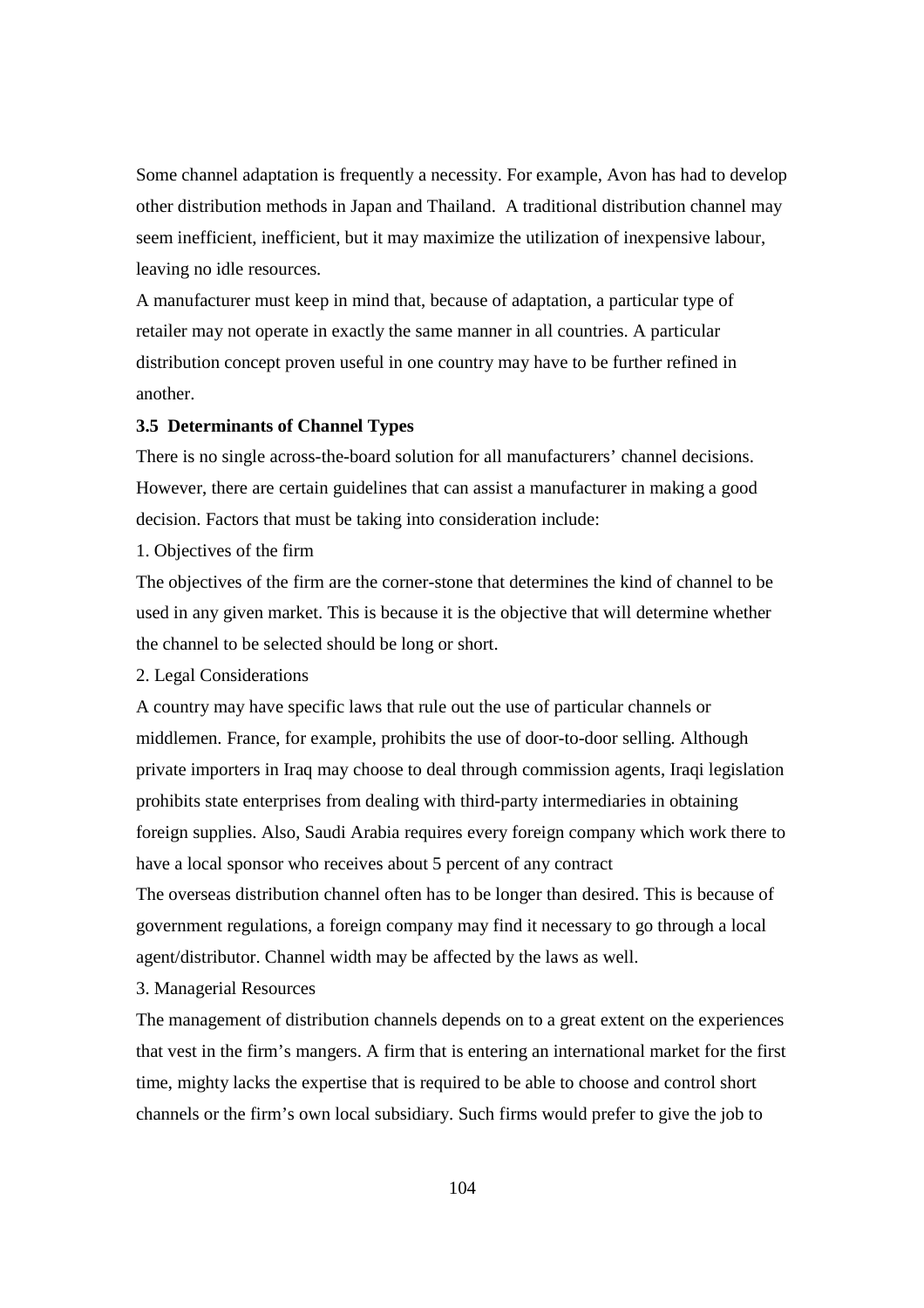Some channel adaptation is frequently a necessity. For example, Avon has had to develop other distribution methods in Japan and Thailand. A traditional distribution channel may seem inefficient, inefficient, but it may maximize the utilization of inexpensive labour, leaving no idle resources.

A manufacturer must keep in mind that, because of adaptation, a particular type of retailer may not operate in exactly the same manner in all countries. A particular distribution concept proven useful in one country may have to be further refined in another.

### 3.5 Determinants of Channel Types

There is no single across-the-board solution for all manufacturers' channel decisions. However, there are certain guidelines that can assist a manufacturer in making a good decision. Factors that must be taking into consideration include:

1. Objectives of the firm

The objectives of the firm are the corner-stone that determines the kind of channel to be used in any given market. This is because it is the objective that will determine whether the channel to be selected should be long or short.

2. Legal Considerations

A country may have specific laws that rule out the use of particular channels or middlemen. France, for example, prohibits the use of door-to-door selling. Although private importers in Iraq may choose to deal through commission agents, Iraqi legislation prohibits state enterprises from dealing with third-party intermediaries in obtaining foreign supplies. Also, Saudi Arabia requires every foreign company which work there to have a local sponsor who receives about 5 percent of any contract

The overseas distribution channel often has to be longer than desired. This is because of government regulations, a foreign company may find it necessary to go through a local agent/distributor. Channel width may be affected by the laws as well.

3. Managerial Resources

The management of distribution channels depends on to a great extent on the experiences that vest in the firm's mangers. A firm that is entering an international market for the first time, mighty lacks the expertise that is required to be able to choose and control short channels or the firm's own local subsidiary. Such firms would prefer to give the job to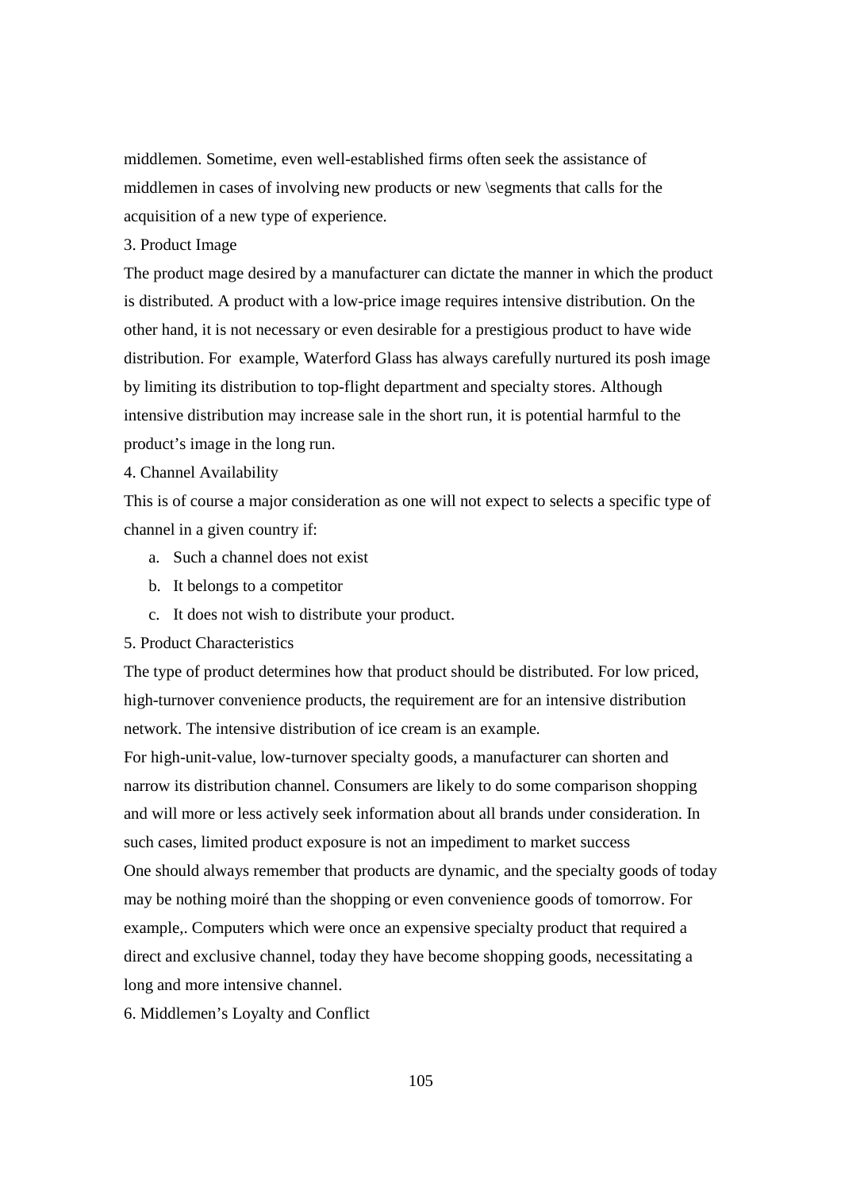middlemen. Sometime, even well-established firms often seek the assistance of middlemen in cases of involving new products or new \segments that calls for the acquisition of a new type of experience.

3. Product Image

The product mage desired by a manufacturer can dictate the manner in which the product is distributed. A product with a low-price image requires intensive distribution. On the other hand, it is not necessary or even desirable for a prestigious product to have wide distribution. For example, Waterford Glass has always carefully nurtured its posh image by limiting its distribution to top-flight department and specialty stores. Although intensive distribution may increase sale in the short run, it is potential harmful to the product's image in the long run.

4. Channel Availability

This is of course a major consideration as one will not expect to selects a specific type of channel in a given country if:

a. Such a channel does not exist
b. It belongs to a competitor
c. It does not wish to distribute your product.

5. Product Characteristics

The type of product determines how that product should be distributed. For low priced, high-turnover convenience products, the requirement are for an intensive distribution network. The intensive distribution of ice cream is an example.

For high-unit-value, low-turnover specialty goods, a manufacturer can shorten and narrow its distribution channel. Consumers are likely to do some comparison shopping and will more or less actively seek information about all brands under consideration. In such cases, limited product exposure is not an impediment to market success

One should always remember that products are dynamic, and the specialty goods of today may be nothing moiré than the shopping or even convenience goods of tomorrow. For example,. Computers which were once an expensive specialty product that required a direct and exclusive channel, today they have become shopping goods, necessitating a long and more intensive channel.

6. Middlemen's Loyalty and Conflict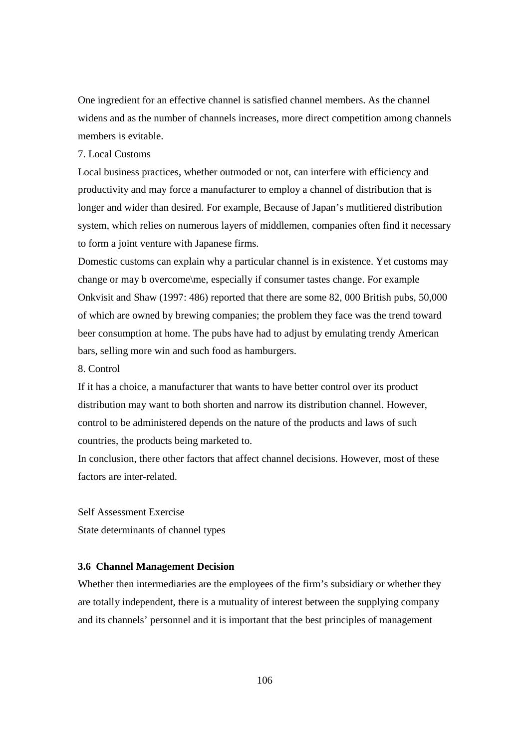One ingredient for an effective channel is satisfied channel members. As the channel widens and as the number of channels increases, more direct competition among channels members is evitable.

7. Local Customs

Local business practices, whether outmoded or not, can interfere with efficiency and productivity and may force a manufacturer to employ a channel of distribution that is longer and wider than desired. For example, Because of Japan's mutlitiered distribution system, which relies on numerous layers of middlemen, companies often find it necessary to form a joint venture with Japanese firms.

Domestic customs can explain why a particular channel is in existence. Yet customs may change or may b overcome\me, especially if consumer tastes change. For example Onkvisit and Shaw (1997: 486) reported that there are some 82, 000 British pubs, 50,000 of which are owned by brewing companies; the problem they face was the trend toward beer consumption at home. The pubs have had to adjust by emulating trendy American bars, selling more win and such food as hamburgers.

8. Control

If it has a choice, a manufacturer that wants to have better control over its product distribution may want to both shorten and narrow its distribution channel. However, control to be administered depends on the nature of the products and laws of such countries, the products being marketed to.

In conclusion, there other factors that affect channel decisions. However, most of these factors are inter-related.

Self Assessment Exercise

State determinants of channel types

### 3.6 Channel Management Decision

Whether then intermediaries are the employees of the firm's subsidiary or whether they are totally independent, there is a mutuality of interest between the supplying company and its channels' personnel and it is important that the best principles of management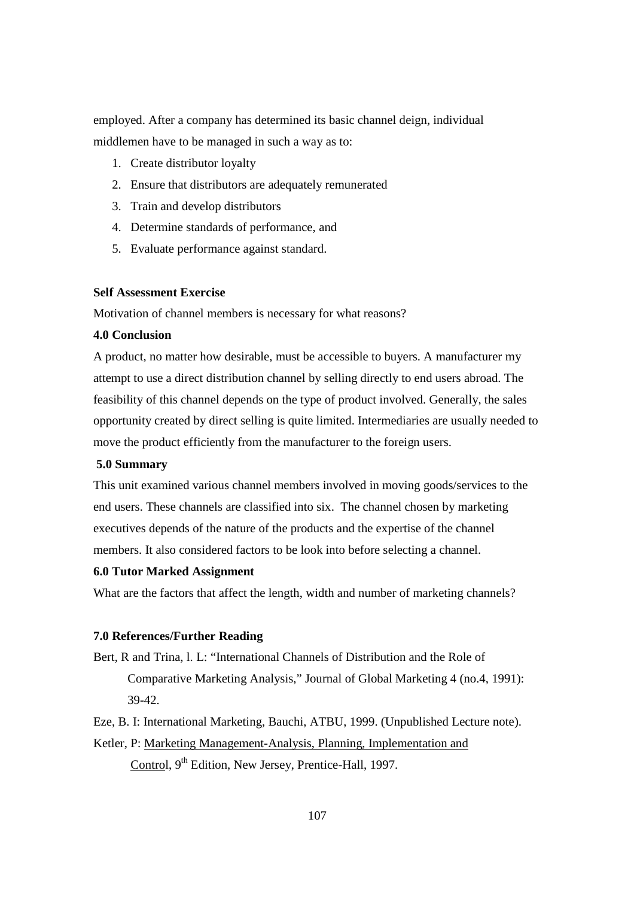employed. After a company has determined its basic channel deign, individual middlemen have to be managed in such a way as to:

1. Create distributor loyalty
2. Ensure that distributors are adequately remunerated
3. Train and develop distributors
4. Determine standards of performance, and
5. Evaluate performance against standard.

**Self Assessment Exercise**

Motivation of channel members is necessary for what reasons?

**4.0 Conclusion**

A product, no matter how desirable, must be accessible to buyers. A manufacturer my attempt to use a direct distribution channel by selling directly to end users abroad. The feasibility of this channel depends on the type of product involved. Generally, the sales opportunity created by direct selling is quite limited. Intermediaries are usually needed to move the product efficiently from the manufacturer to the foreign users.

**5.0 Summary**

This unit examined various channel members involved in moving goods/services to the end users. These channels are classified into six. The channel chosen by marketing executives depends of the nature of the products and the expertise of the channel members. It also considered factors to be look into before selecting a channel.

**6.0 Tutor Marked Assignment**

What are the factors that affect the length, width and number of marketing channels?

**7.0 References/Further Reading**

Bert, R and Trina, l. L: "International Channels of Distribution and the Role of Comparative Marketing Analysis," Journal of Global Marketing 4 (no.4, 1991): 39-42.

Eze, B. I: International Marketing, Bauchi, ATBU, 1999. (Unpublished Lecture note).

Ketler, P: Marketing Management-Analysis, Planning, Implementation and Control, 9th Edition, New Jersey, Prentice-Hall, 1997.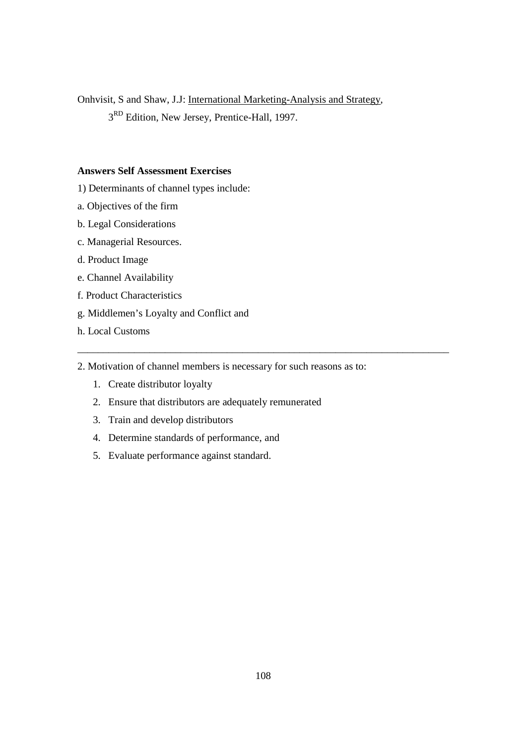Onhvisit, S and Shaw, J.J: International Marketing-Analysis and Strategy, 3RD Edition, New Jersey, Prentice-Hall, 1997.

**Answers Self Assessment Exercises**

1) Determinants of channel types include:

a. Objectives of the firm

b. Legal Considerations

c. Managerial Resources.

d. Product Image

e. Channel Availability

f. Product Characteristics

g. Middlemen's Loyalty and Conflict and

h. Local Customs

---

2. Motivation of channel members is necessary for such reasons as to:

1. Create distributor loyalty
2. Ensure that distributors are adequately remunerated
3. Train and develop distributors
4. Determine standards of performance, and
5. Evaluate performance against standard.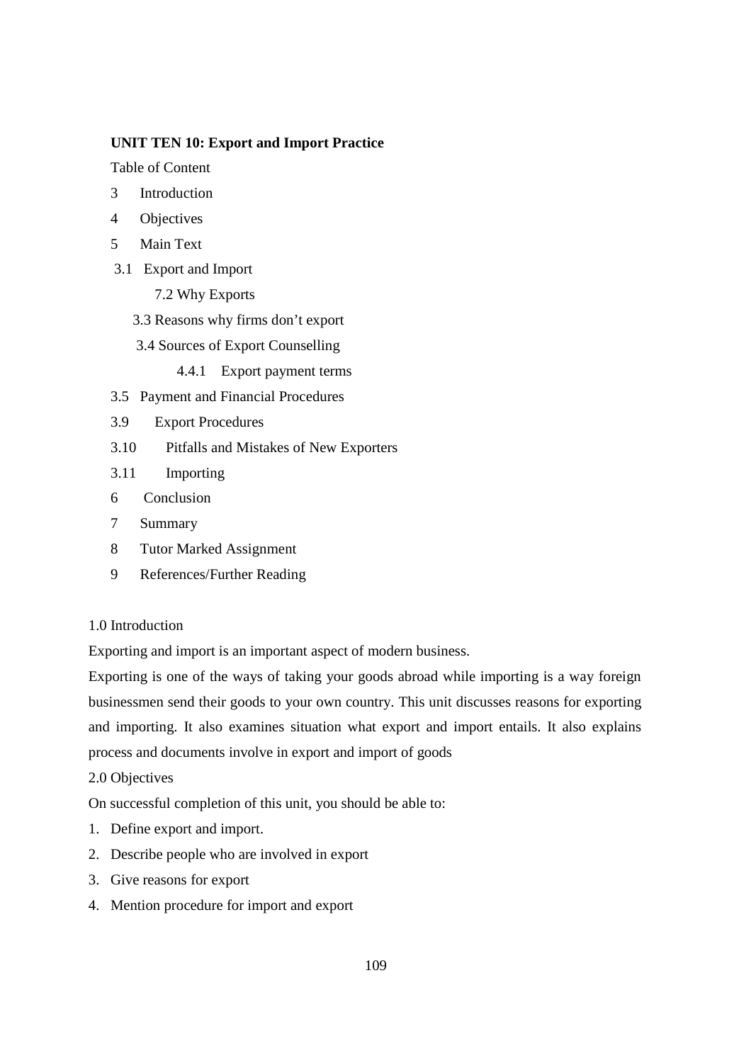**UNIT TEN 10: Export and Import Practice**

Table of Content

3 Introduction

4 Objectives

5 Main Text

3.1 Export and Import

7.2 Why Exports

3.3 Reasons why firms don't export

3.4 Sources of Export Counselling

4.4.1 Export payment terms

3.5 Payment and Financial Procedures

3.9 Export Procedures

3.10 Pitfalls and Mistakes of New Exporters

3.11 Importing

6 Conclusion

7 Summary

8 Tutor Marked Assignment

9 References/Further Reading

1.0 Introduction

Exporting and import is an important aspect of modern business.

Exporting is one of the ways of taking your goods abroad while importing is a way foreign businessmen send their goods to your own country. This unit discusses reasons for exporting and importing. It also examines situation what export and import entails. It also explains process and documents involve in export and import of goods

2.0 Objectives

On successful completion of this unit, you should be able to:

1. Define export and import.
2. Describe people who are involved in export
3. Give reasons for export
4. Mention procedure for import and export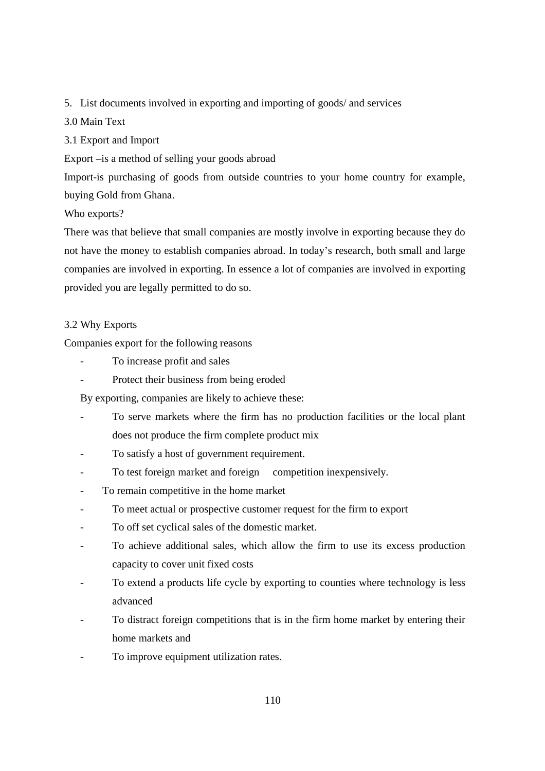5. List documents involved in exporting and importing of goods/ and services

3.0 Main Text

3.1 Export and Import

Export –is a method of selling your goods abroad

Import-is purchasing of goods from outside countries to your home country for example, buying Gold from Ghana.

Who exports?

There was that believe that small companies are mostly involve in exporting because they do not have the money to establish companies abroad. In today's research, both small and large companies are involved in exporting. In essence a lot of companies are involved in exporting provided you are legally permitted to do so.

3.2 Why Exports

Companies export for the following reasons

- To increase profit and sales
- Protect their business from being eroded

By exporting, companies are likely to achieve these:

- To serve markets where the firm has no production facilities or the local plant does not produce the firm complete product mix
- To satisfy a host of government requirement.
- To test foreign market and foreign competition inexpensively.
- To remain competitive in the home market
- To meet actual or prospective customer request for the firm to export
- To off set cyclical sales of the domestic market.
- To achieve additional sales, which allow the firm to use its excess production capacity to cover unit fixed costs
- To extend a products life cycle by exporting to counties where technology is less advanced
- To distract foreign competitions that is in the firm home market by entering their home markets and
- To improve equipment utilization rates.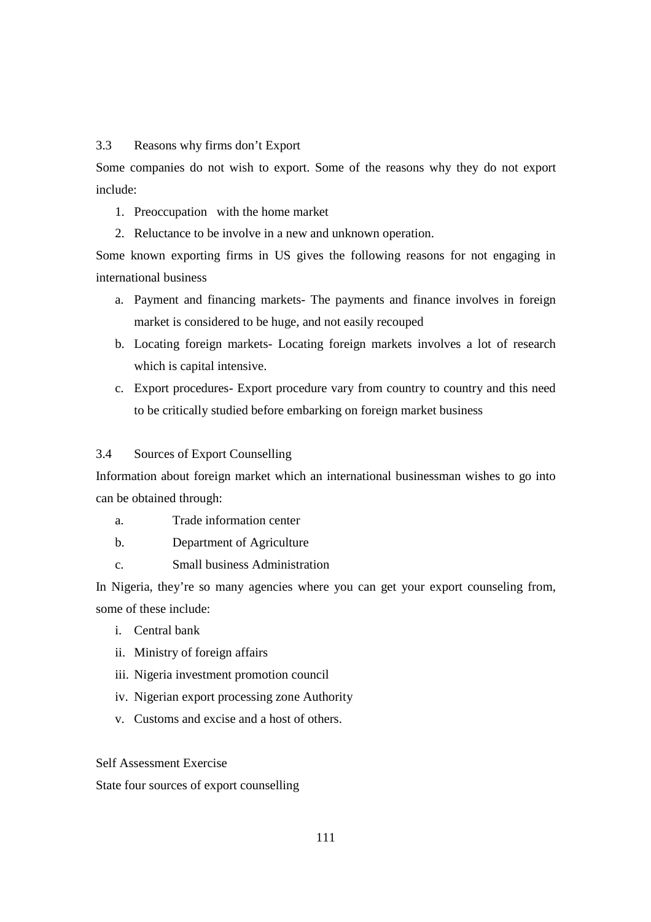### 3.3 Reasons why firms don't Export

Some companies do not wish to export. Some of the reasons why they do not export include:

1. Preoccupation with the home market
2. Reluctance to be involve in a new and unknown operation.

Some known exporting firms in US gives the following reasons for not engaging in international business

a. Payment and financing markets- The payments and finance involves in foreign market is considered to be huge, and not easily recouped
b. Locating foreign markets- Locating foreign markets involves a lot of research which is capital intensive.
c. Export procedures- Export procedure vary from country to country and this need to be critically studied before embarking on foreign market business

### 3.4 Sources of Export Counselling

Information about foreign market which an international businessman wishes to go into can be obtained through:

a. Trade information center
b. Department of Agriculture
c. Small business Administration

In Nigeria, they're so many agencies where you can get your export counseling from, some of these include:

i. Central bank
ii. Ministry of foreign affairs
iii. Nigeria investment promotion council
iv. Nigerian export processing zone Authority
v. Customs and excise and a host of others.

Self Assessment Exercise

State four sources of export counselling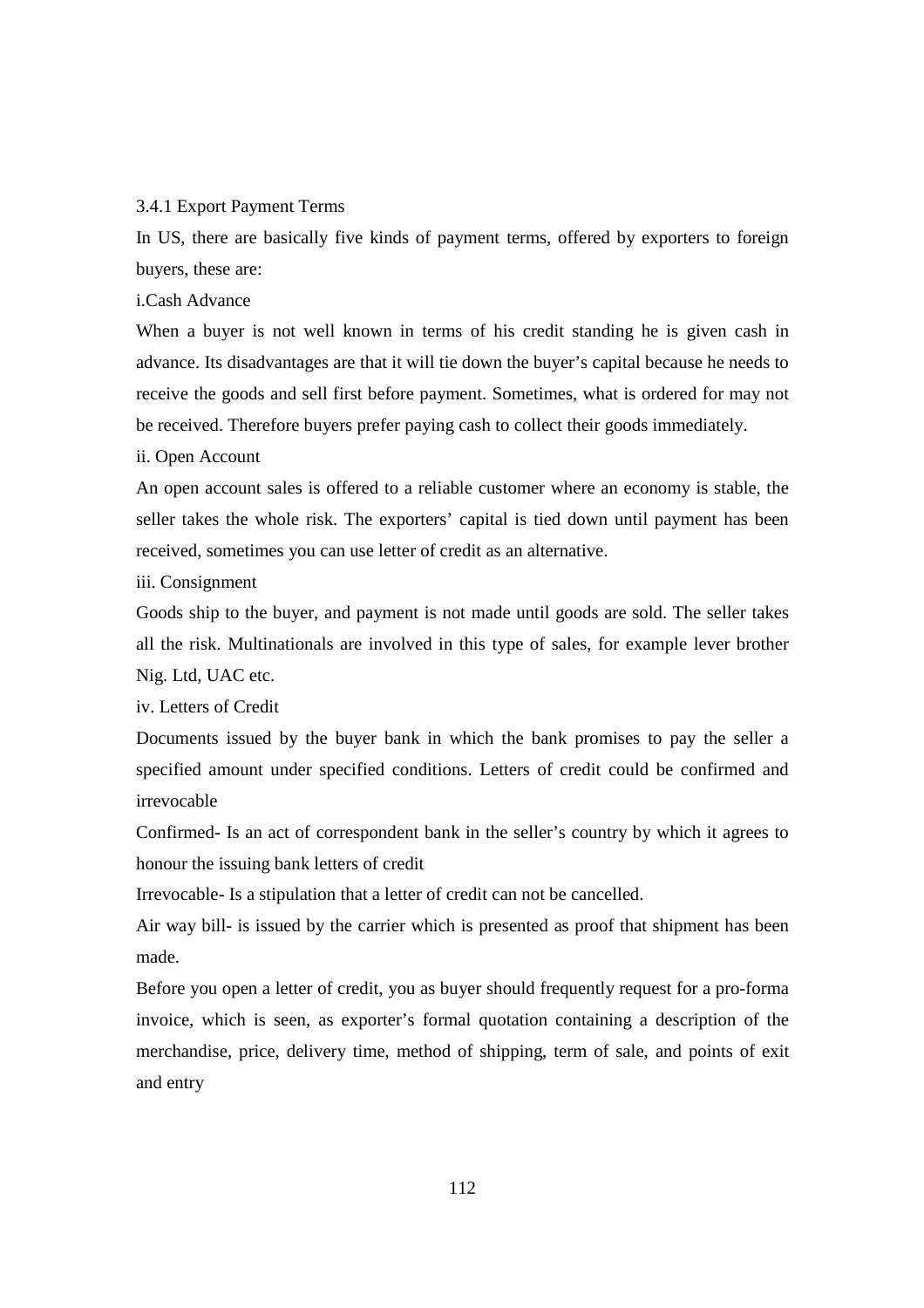### 3.4.1 Export Payment Terms

In US, there are basically five kinds of payment terms, offered by exporters to foreign buyers, these are:

i.Cash Advance

When a buyer is not well known in terms of his credit standing he is given cash in advance. Its disadvantages are that it will tie down the buyer's capital because he needs to receive the goods and sell first before payment. Sometimes, what is ordered for may not be received. Therefore buyers prefer paying cash to collect their goods immediately.

ii. Open Account

An open account sales is offered to a reliable customer where an economy is stable, the seller takes the whole risk. The exporters' capital is tied down until payment has been received, sometimes you can use letter of credit as an alternative.

iii. Consignment

Goods ship to the buyer, and payment is not made until goods are sold. The seller takes all the risk. Multinationals are involved in this type of sales, for example lever brother Nig. Ltd, UAC etc.

iv. Letters of Credit

Documents issued by the buyer bank in which the bank promises to pay the seller a specified amount under specified conditions. Letters of credit could be confirmed and irrevocable

Confirmed- Is an act of correspondent bank in the seller's country by which it agrees to honour the issuing bank letters of credit

Irrevocable- Is a stipulation that a letter of credit can not be cancelled.

Air way bill- is issued by the carrier which is presented as proof that shipment has been made.

Before you open a letter of credit, you as buyer should frequently request for a pro-forma invoice, which is seen, as exporter's formal quotation containing a description of the merchandise, price, delivery time, method of shipping, term of sale, and points of exit and entry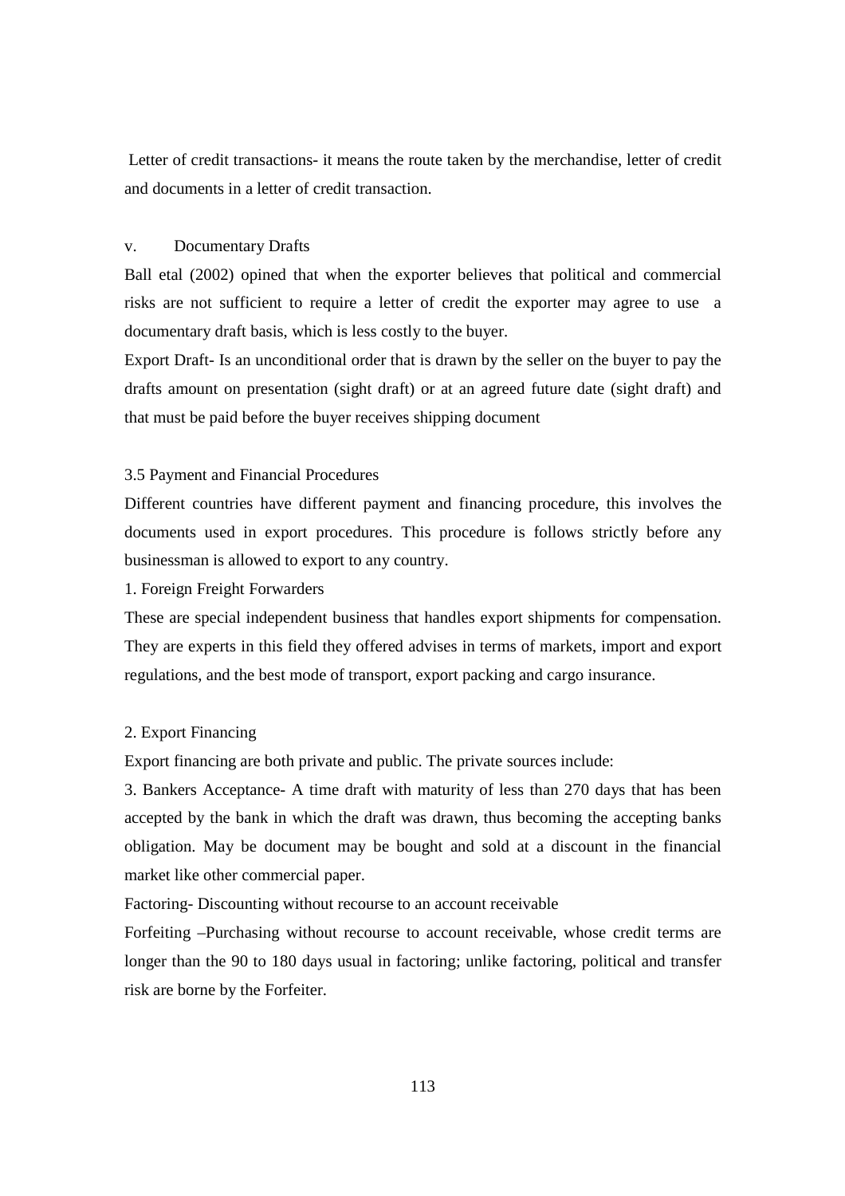Letter of credit transactions- it means the route taken by the merchandise, letter of credit and documents in a letter of credit transaction.

v. Documentary Drafts

Ball etal (2002) opined that when the exporter believes that political and commercial risks are not sufficient to require a letter of credit the exporter may agree to use a documentary draft basis, which is less costly to the buyer.

Export Draft- Is an unconditional order that is drawn by the seller on the buyer to pay the drafts amount on presentation (sight draft) or at an agreed future date (sight draft) and that must be paid before the buyer receives shipping document

### 3.5 Payment and Financial Procedures

Different countries have different payment and financing procedure, this involves the documents used in export procedures. This procedure is follows strictly before any businessman is allowed to export to any country.

1. Foreign Freight Forwarders

These are special independent business that handles export shipments for compensation. They are experts in this field they offered advises in terms of markets, import and export regulations, and the best mode of transport, export packing and cargo insurance.

2. Export Financing

Export financing are both private and public. The private sources include:

3. Bankers Acceptance- A time draft with maturity of less than 270 days that has been accepted by the bank in which the draft was drawn, thus becoming the accepting banks obligation. May be document may be bought and sold at a discount in the financial market like other commercial paper.

Factoring- Discounting without recourse to an account receivable

Forfeiting –Purchasing without recourse to account receivable, whose credit terms are longer than the 90 to 180 days usual in factoring; unlike factoring, political and transfer risk are borne by the Forfeiter.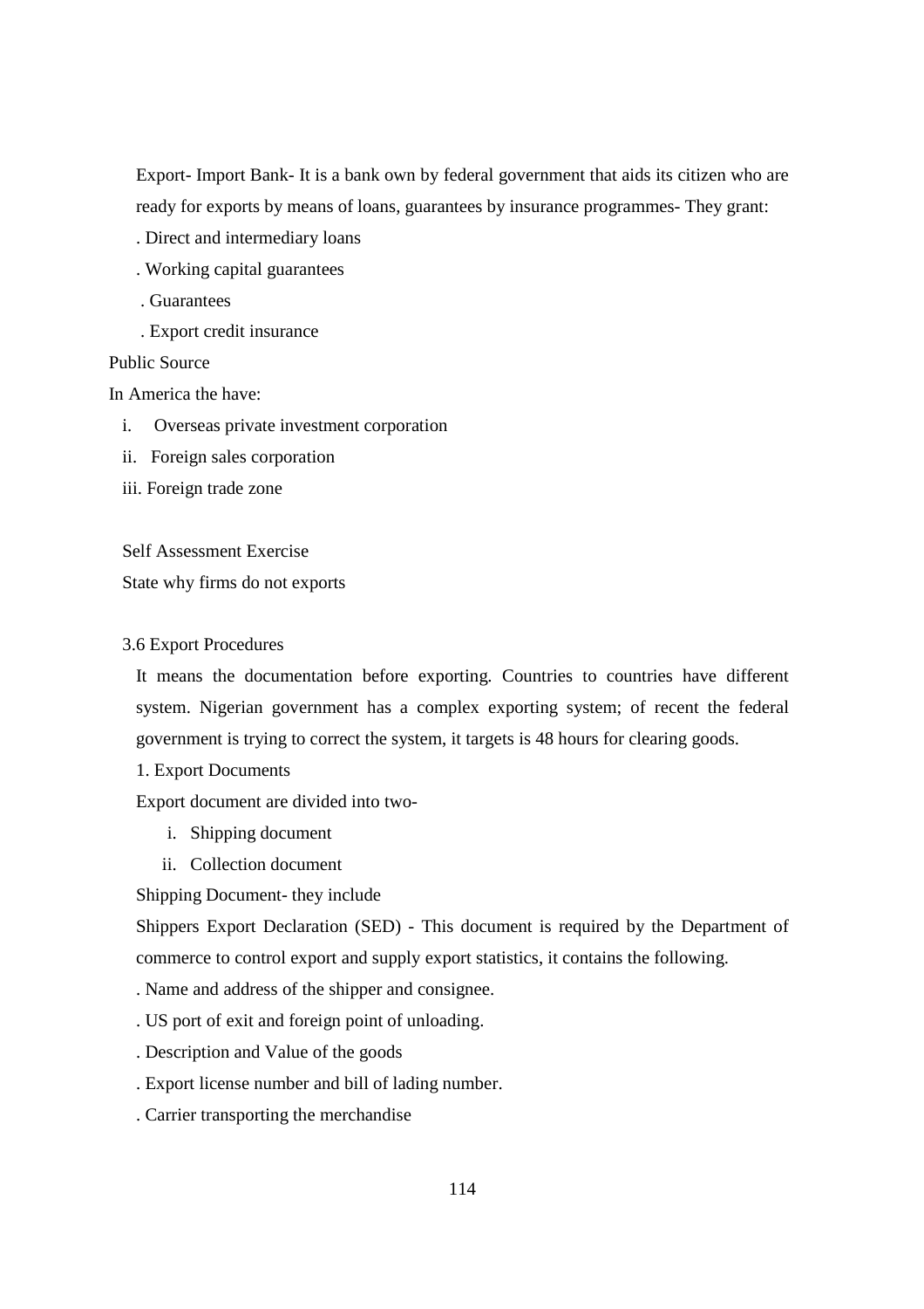Export- Import Bank- It is a bank own by federal government that aids its citizen who are ready for exports by means of loans, guarantees by insurance programmes- They grant:

. Direct and intermediary loans

. Working capital guarantees

. Guarantees

. Export credit insurance

Public Source

In America the have:

i. Overseas private investment corporation
ii. Foreign sales corporation
iii. Foreign trade zone

Self Assessment Exercise

State why firms do not exports

3.6 Export Procedures

It means the documentation before exporting. Countries to countries have different system. Nigerian government has a complex exporting system; of recent the federal government is trying to correct the system, it targets is 48 hours for clearing goods.

1. Export Documents

Export document are divided into two-

i. Shipping document
ii. Collection document

Shipping Document- they include

Shippers Export Declaration (SED) - This document is required by the Department of commerce to control export and supply export statistics, it contains the following.

. Name and address of the shipper and consignee.

. US port of exit and foreign point of unloading.

. Description and Value of the goods

. Export license number and bill of lading number.

. Carrier transporting the merchandise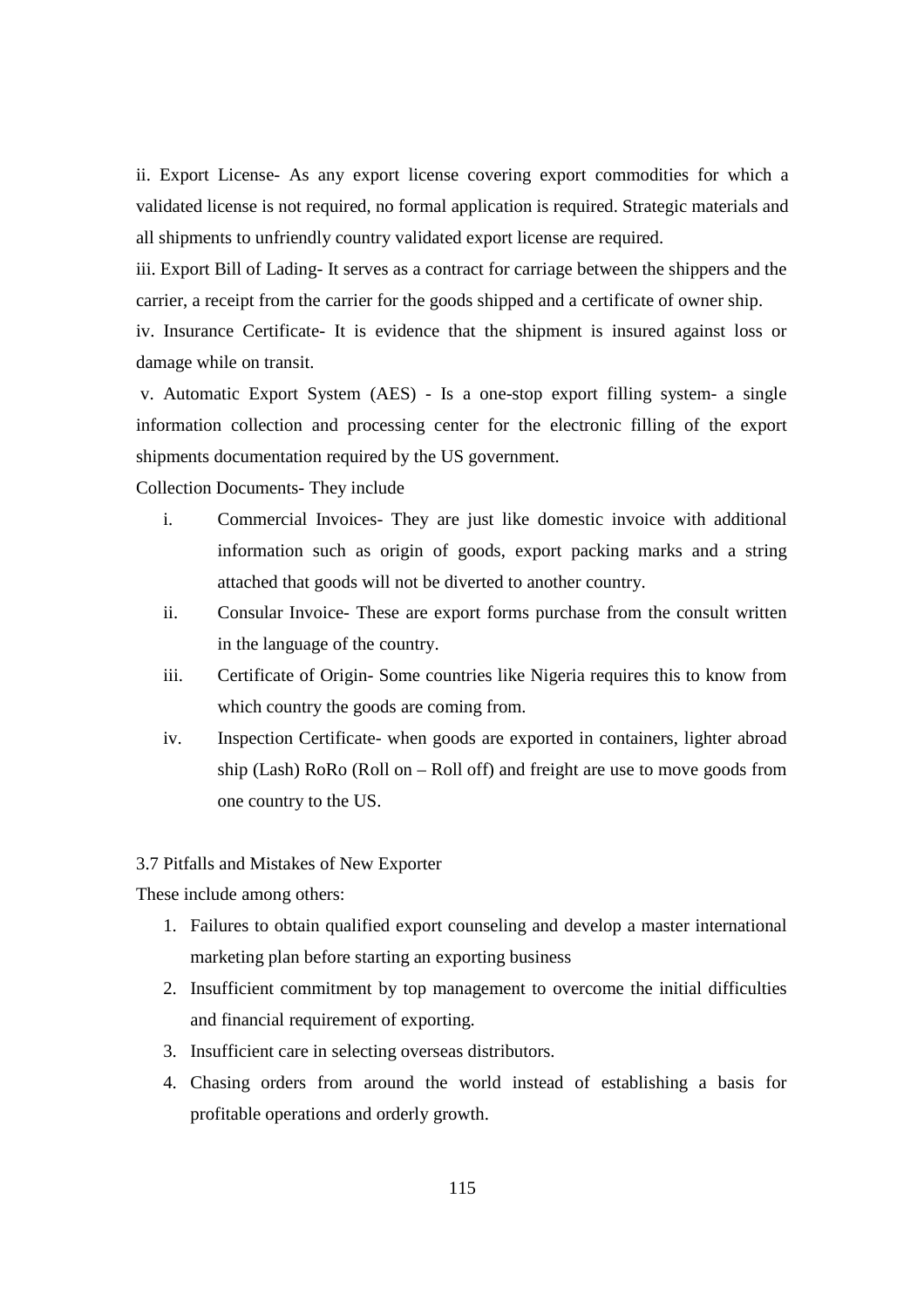ii. Export License- As any export license covering export commodities for which a validated license is not required, no formal application is required. Strategic materials and all shipments to unfriendly country validated export license are required.

iii. Export Bill of Lading- It serves as a contract for carriage between the shippers and the carrier, a receipt from the carrier for the goods shipped and a certificate of owner ship.

iv. Insurance Certificate- It is evidence that the shipment is insured against loss or damage while on transit.

v. Automatic Export System (AES) - Is a one-stop export filling system- a single information collection and processing center for the electronic filling of the export shipments documentation required by the US government.

Collection Documents- They include

i. Commercial Invoices- They are just like domestic invoice with additional information such as origin of goods, export packing marks and a string attached that goods will not be diverted to another country.

ii. Consular Invoice- These are export forms purchase from the consult written in the language of the country.

iii. Certificate of Origin- Some countries like Nigeria requires this to know from which country the goods are coming from.

iv. Inspection Certificate- when goods are exported in containers, lighter abroad ship (Lash) RoRo (Roll on – Roll off) and freight are use to move goods from one country to the US.

### 3.7 Pitfalls and Mistakes of New Exporter

These include among others:

1. Failures to obtain qualified export counseling and develop a master international marketing plan before starting an exporting business
2. Insufficient commitment by top management to overcome the initial difficulties and financial requirement of exporting.
3. Insufficient care in selecting overseas distributors.
4. Chasing orders from around the world instead of establishing a basis for profitable operations and orderly growth.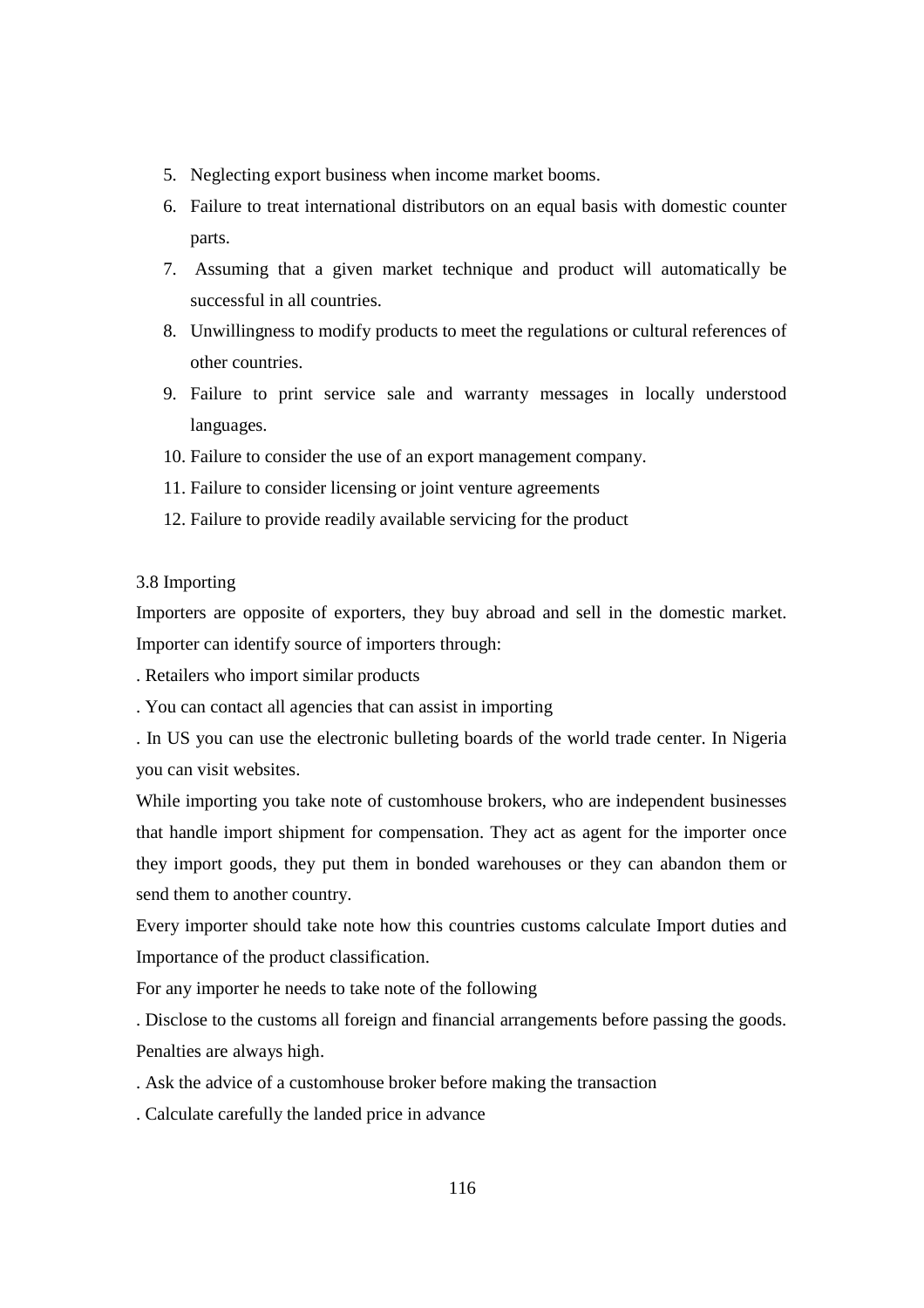5. Neglecting export business when income market booms.
6. Failure to treat international distributors on an equal basis with domestic counter parts.
7. Assuming that a given market technique and product will automatically be successful in all countries.
8. Unwillingness to modify products to meet the regulations or cultural references of other countries.
9. Failure to print service sale and warranty messages in locally understood languages.
10. Failure to consider the use of an export management company.
11. Failure to consider licensing or joint venture agreements
12. Failure to provide readily available servicing for the product

3.8 Importing

Importers are opposite of exporters, they buy abroad and sell in the domestic market. Importer can identify source of importers through:

. Retailers who import similar products

. You can contact all agencies that can assist in importing

. In US you can use the electronic bulleting boards of the world trade center. In Nigeria you can visit websites.

While importing you take note of customhouse brokers, who are independent businesses that handle import shipment for compensation. They act as agent for the importer once they import goods, they put them in bonded warehouses or they can abandon them or send them to another country.

Every importer should take note how this countries customs calculate Import duties and Importance of the product classification.

For any importer he needs to take note of the following

. Disclose to the customs all foreign and financial arrangements before passing the goods. Penalties are always high.

. Ask the advice of a customhouse broker before making the transaction

. Calculate carefully the landed price in advance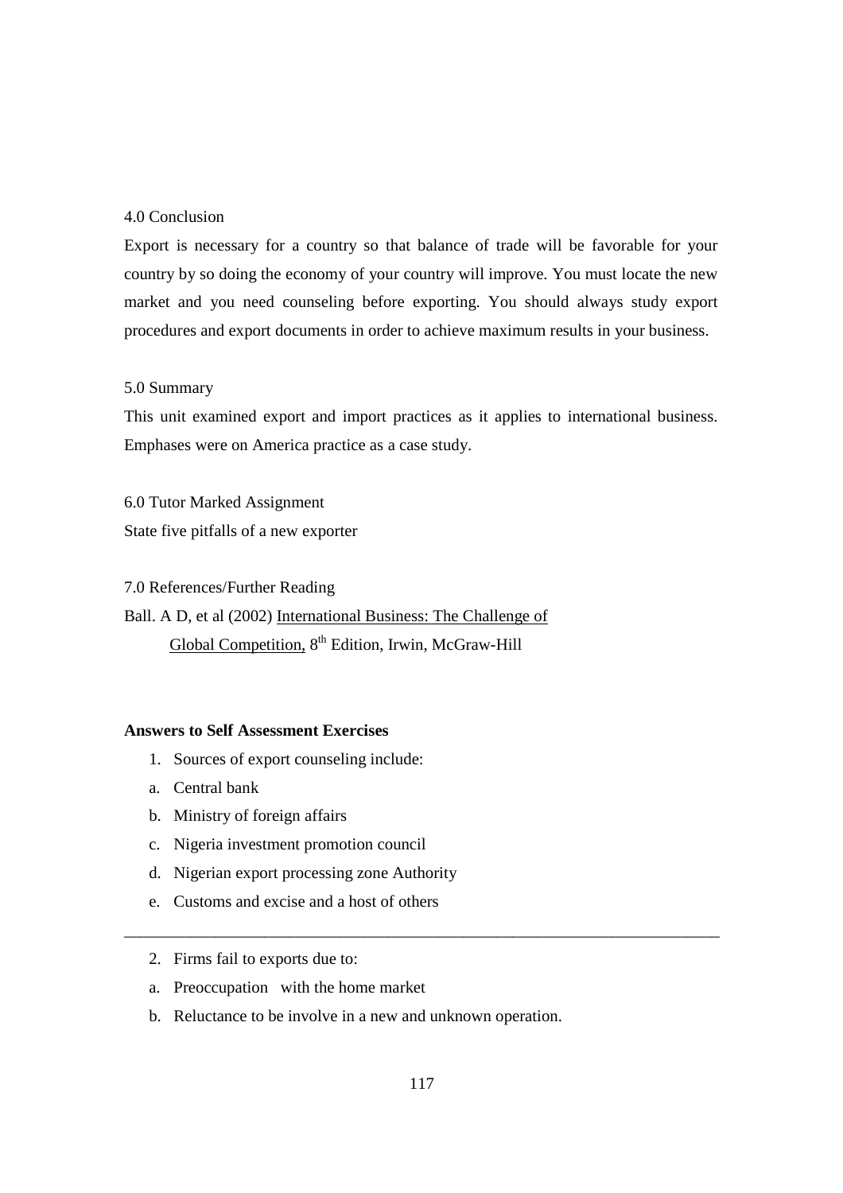## 4.0 Conclusion

Export is necessary for a country so that balance of trade will be favorable for your country by so doing the economy of your country will improve. You must locate the new market and you need counseling before exporting. You should always study export procedures and export documents in order to achieve maximum results in your business.

## 5.0 Summary

This unit examined export and import practices as it applies to international business. Emphases were on America practice as a case study.

## 6.0 Tutor Marked Assignment

State five pitfalls of a new exporter

## 7.0 References/Further Reading

Ball. A D, et al (2002) International Business: The Challenge of Global Competition, 8th Edition, Irwin, McGraw-Hill

**Answers to Self Assessment Exercises**

1. Sources of export counseling include:

a. Central bank
b. Ministry of foreign affairs
c. Nigeria investment promotion council
d. Nigerian export processing zone Authority
e. Customs and excise and a host of others

---

2. Firms fail to exports due to:

a. Preoccupation with the home market
b. Reluctance to be involve in a new and unknown operation.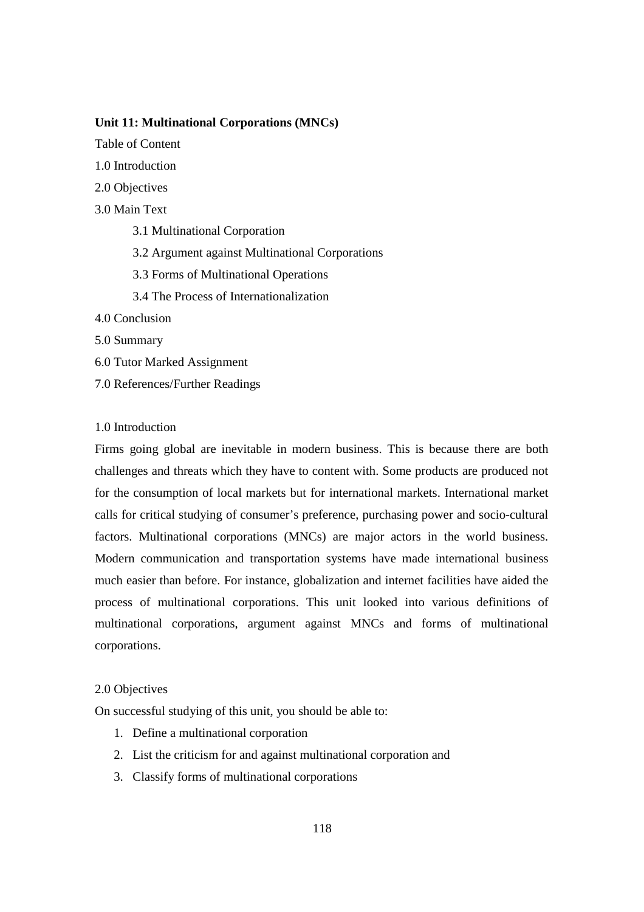**Unit 11: Multinational Corporations (MNCs)**

Table of Content

1.0 Introduction

2.0 Objectives

3.0 Main Text

- 3.1 Multinational Corporation
- 3.2 Argument against Multinational Corporations
- 3.3 Forms of Multinational Operations
- 3.4 The Process of Internationalization

4.0 Conclusion

5.0 Summary

6.0 Tutor Marked Assignment

7.0 References/Further Readings

1.0 Introduction

Firms going global are inevitable in modern business. This is because there are both challenges and threats which they have to content with. Some products are produced not for the consumption of local markets but for international markets. International market calls for critical studying of consumer's preference, purchasing power and socio-cultural factors. Multinational corporations (MNCs) are major actors in the world business. Modern communication and transportation systems have made international business much easier than before. For instance, globalization and internet facilities have aided the process of multinational corporations. This unit looked into various definitions of multinational corporations, argument against MNCs and forms of multinational corporations.

2.0 Objectives

On successful studying of this unit, you should be able to:

1. Define a multinational corporation
2. List the criticism for and against multinational corporation and
3. Classify forms of multinational corporations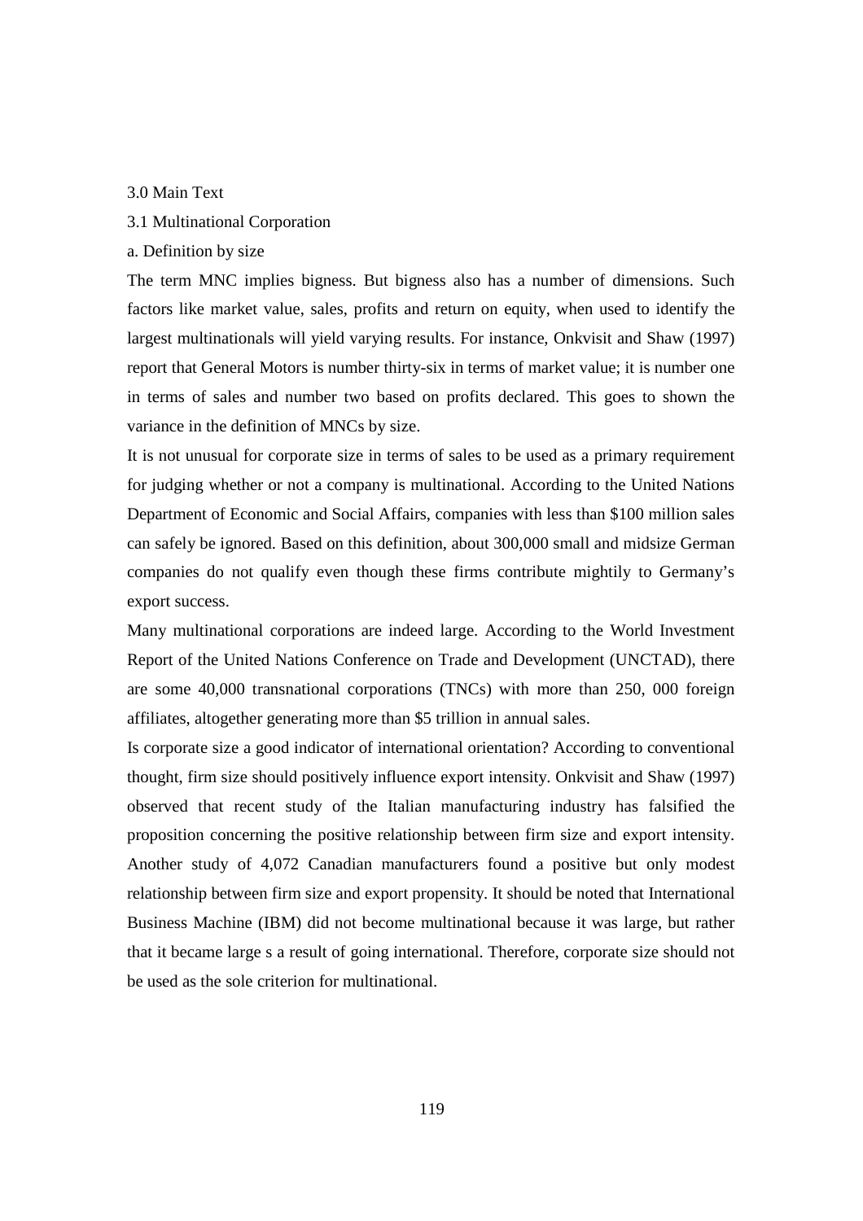## 3.0 Main Text

### 3.1 Multinational Corporation

a. Definition by size

The term MNC implies bigness. But bigness also has a number of dimensions. Such factors like market value, sales, profits and return on equity, when used to identify the largest multinationals will yield varying results. For instance, Onkvisit and Shaw (1997) report that General Motors is number thirty-six in terms of market value; it is number one in terms of sales and number two based on profits declared. This goes to shown the variance in the definition of MNCs by size.

It is not unusual for corporate size in terms of sales to be used as a primary requirement for judging whether or not a company is multinational. According to the United Nations Department of Economic and Social Affairs, companies with less than $100 million sales can safely be ignored. Based on this definition, about 300,000 small and midsize German companies do not qualify even though these firms contribute mightily to Germany's export success.

Many multinational corporations are indeed large. According to the World Investment Report of the United Nations Conference on Trade and Development (UNCTAD), there are some 40,000 transnational corporations (TNCs) with more than 250, 000 foreign affiliates, altogether generating more than $5 trillion in annual sales.

Is corporate size a good indicator of international orientation? According to conventional thought, firm size should positively influence export intensity. Onkvisit and Shaw (1997) observed that recent study of the Italian manufacturing industry has falsified the proposition concerning the positive relationship between firm size and export intensity. Another study of 4,072 Canadian manufacturers found a positive but only modest relationship between firm size and export propensity. It should be noted that International Business Machine (IBM) did not become multinational because it was large, but rather that it became large s a result of going international. Therefore, corporate size should not be used as the sole criterion for multinational.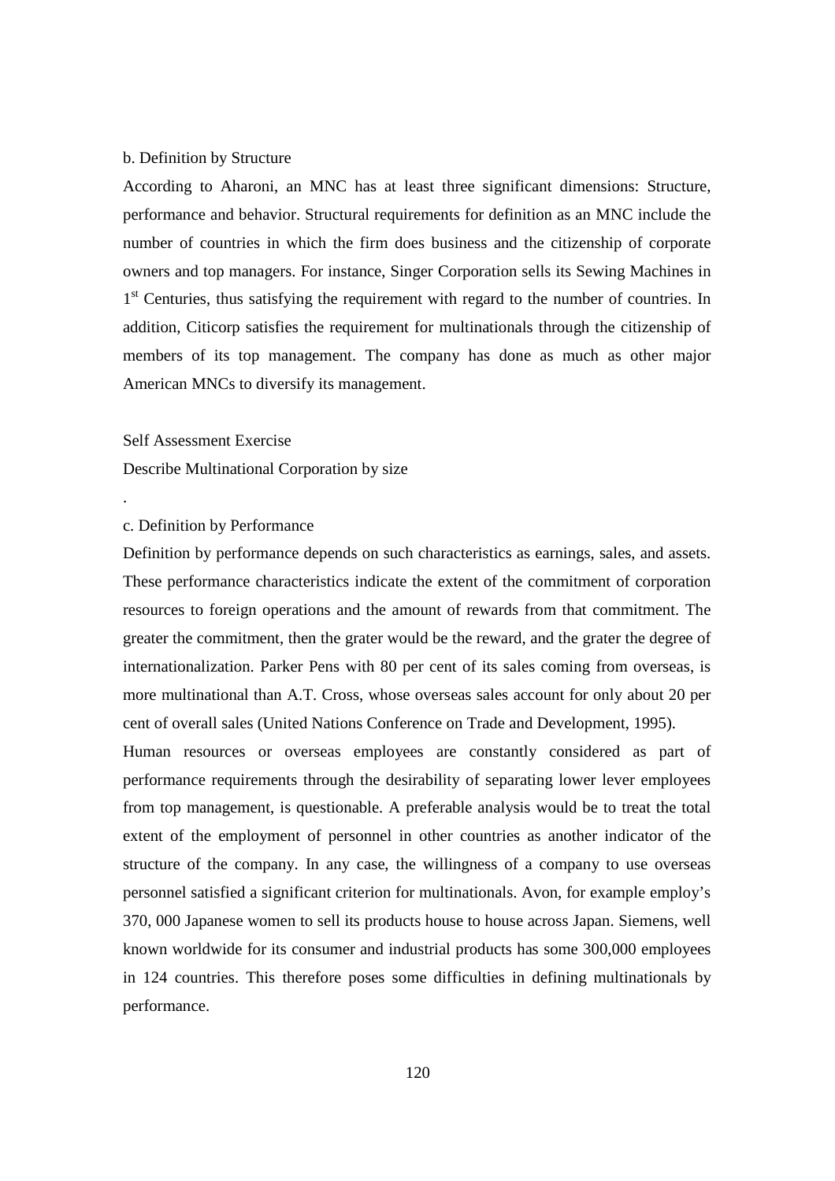b. Definition by Structure

According to Aharoni, an MNC has at least three significant dimensions: Structure, performance and behavior. Structural requirements for definition as an MNC include the number of countries in which the firm does business and the citizenship of corporate owners and top managers. For instance, Singer Corporation sells its Sewing Machines in 1st Centuries, thus satisfying the requirement with regard to the number of countries. In addition, Citicorp satisfies the requirement for multinationals through the citizenship of members of its top management. The company has done as much as other major American MNCs to diversify its management.

Self Assessment Exercise

Describe Multinational Corporation by size

.

c. Definition by Performance

Definition by performance depends on such characteristics as earnings, sales, and assets. These performance characteristics indicate the extent of the commitment of corporation resources to foreign operations and the amount of rewards from that commitment. The greater the commitment, then the grater would be the reward, and the grater the degree of internationalization. Parker Pens with 80 per cent of its sales coming from overseas, is more multinational than A.T. Cross, whose overseas sales account for only about 20 per cent of overall sales (United Nations Conference on Trade and Development, 1995).

Human resources or overseas employees are constantly considered as part of performance requirements through the desirability of separating lower lever employees from top management, is questionable. A preferable analysis would be to treat the total extent of the employment of personnel in other countries as another indicator of the structure of the company. In any case, the willingness of a company to use overseas personnel satisfied a significant criterion for multinationals. Avon, for example employ's 370, 000 Japanese women to sell its products house to house across Japan. Siemens, well known worldwide for its consumer and industrial products has some 300,000 employees in 124 countries. This therefore poses some difficulties in defining multinationals by performance.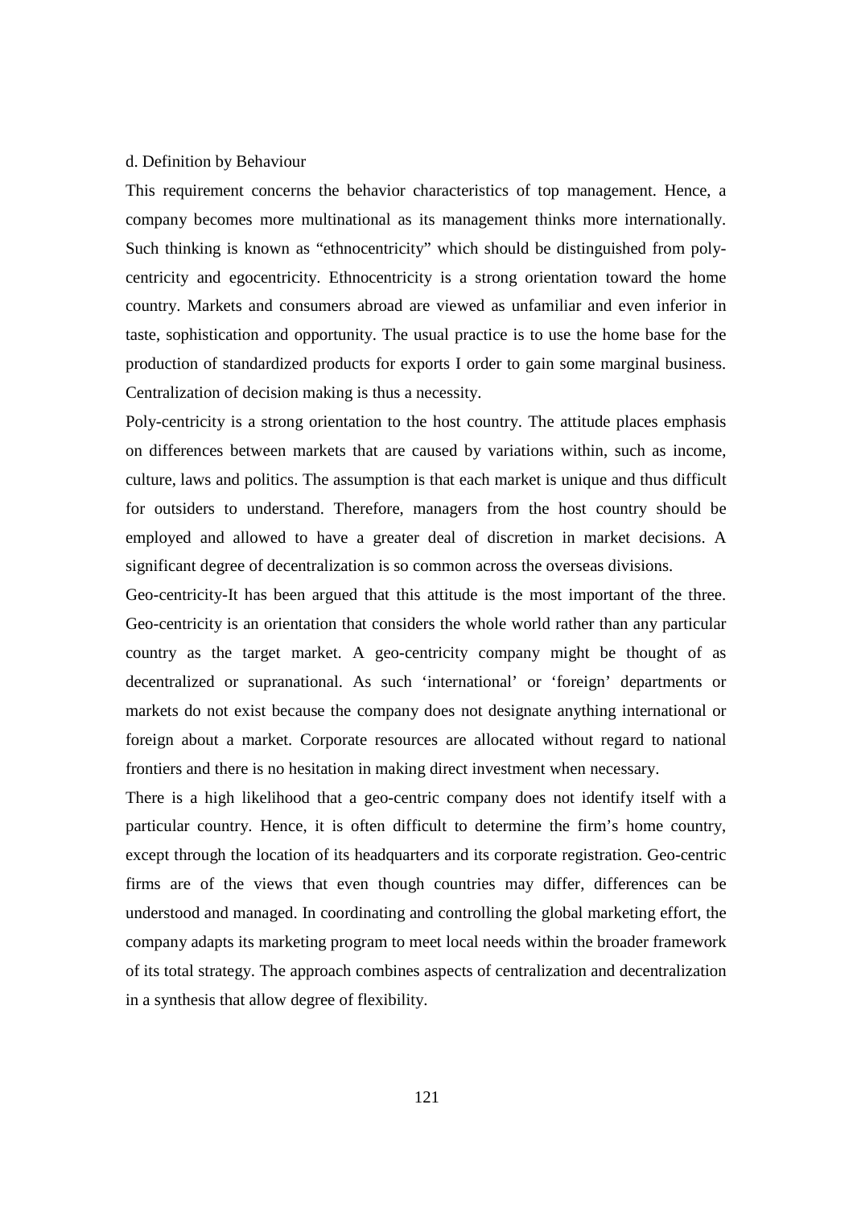d. Definition by Behaviour

This requirement concerns the behavior characteristics of top management. Hence, a company becomes more multinational as its management thinks more internationally. Such thinking is known as "ethnocentricity" which should be distinguished from poly-centricity and egocentricity. Ethnocentricity is a strong orientation toward the home country. Markets and consumers abroad are viewed as unfamiliar and even inferior in taste, sophistication and opportunity. The usual practice is to use the home base for the production of standardized products for exports I order to gain some marginal business. Centralization of decision making is thus a necessity.

Poly-centricity is a strong orientation to the host country. The attitude places emphasis on differences between markets that are caused by variations within, such as income, culture, laws and politics. The assumption is that each market is unique and thus difficult for outsiders to understand. Therefore, managers from the host country should be employed and allowed to have a greater deal of discretion in market decisions. A significant degree of decentralization is so common across the overseas divisions.

Geo-centricity-It has been argued that this attitude is the most important of the three. Geo-centricity is an orientation that considers the whole world rather than any particular country as the target market. A geo-centricity company might be thought of as decentralized or supranational. As such 'international' or 'foreign' departments or markets do not exist because the company does not designate anything international or foreign about a market. Corporate resources are allocated without regard to national frontiers and there is no hesitation in making direct investment when necessary.

There is a high likelihood that a geo-centric company does not identify itself with a particular country. Hence, it is often difficult to determine the firm's home country, except through the location of its headquarters and its corporate registration. Geo-centric firms are of the views that even though countries may differ, differences can be understood and managed. In coordinating and controlling the global marketing effort, the company adapts its marketing program to meet local needs within the broader framework of its total strategy. The approach combines aspects of centralization and decentralization in a synthesis that allow degree of flexibility.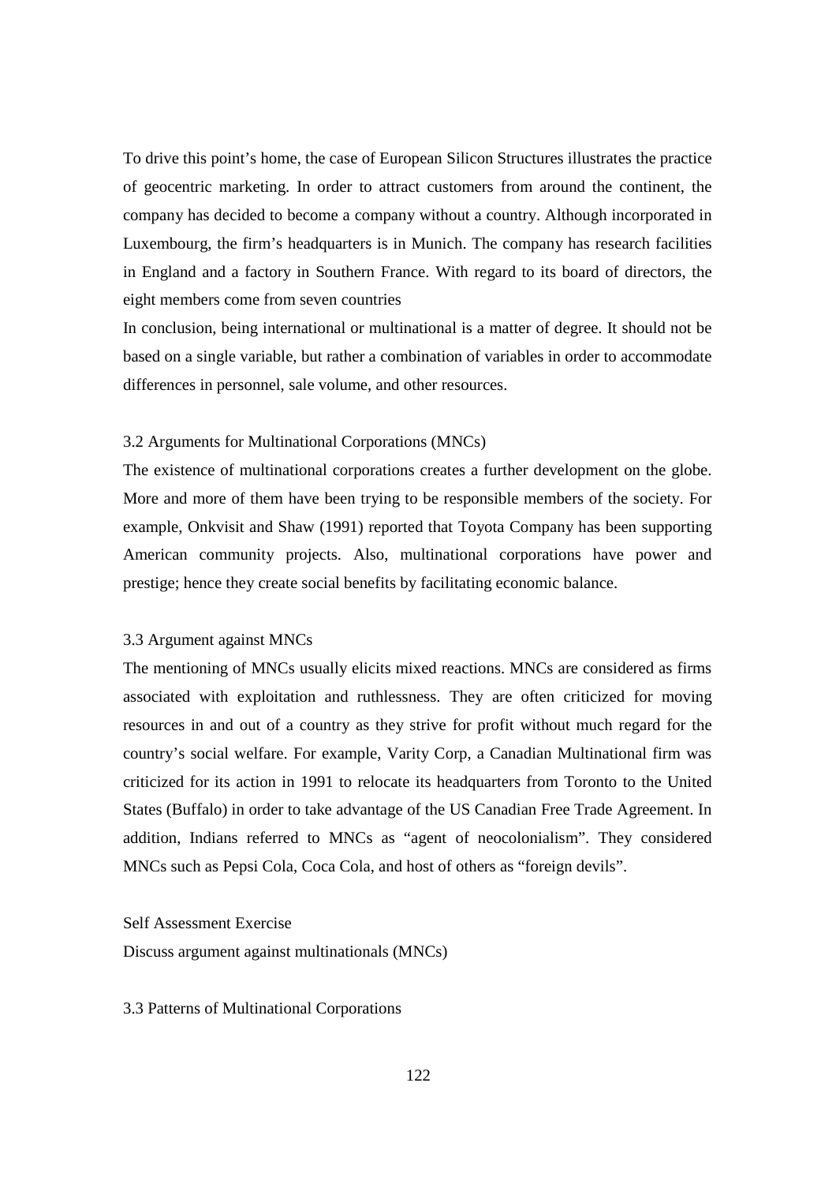To drive this point's home, the case of European Silicon Structures illustrates the practice of geocentric marketing. In order to attract customers from around the continent, the company has decided to become a company without a country. Although incorporated in Luxembourg, the firm's headquarters is in Munich. The company has research facilities in England and a factory in Southern France. With regard to its board of directors, the eight members come from seven countries

In conclusion, being international or multinational is a matter of degree. It should not be based on a single variable, but rather a combination of variables in order to accommodate differences in personnel, sale volume, and other resources.

### 3.2 Arguments for Multinational Corporations (MNCs)

The existence of multinational corporations creates a further development on the globe. More and more of them have been trying to be responsible members of the society. For example, Onkvisit and Shaw (1991) reported that Toyota Company has been supporting American community projects. Also, multinational corporations have power and prestige; hence they create social benefits by facilitating economic balance.

### 3.3 Argument against MNCs

The mentioning of MNCs usually elicits mixed reactions. MNCs are considered as firms associated with exploitation and ruthlessness. They are often criticized for moving resources in and out of a country as they strive for profit without much regard for the country's social welfare. For example, Varity Corp, a Canadian Multinational firm was criticized for its action in 1991 to relocate its headquarters from Toronto to the United States (Buffalo) in order to take advantage of the US Canadian Free Trade Agreement. In addition, Indians referred to MNCs as "agent of neocolonialism". They considered MNCs such as Pepsi Cola, Coca Cola, and host of others as "foreign devils".

Self Assessment Exercise

Discuss argument against multinationals (MNCs)

### 3.3 Patterns of Multinational Corporations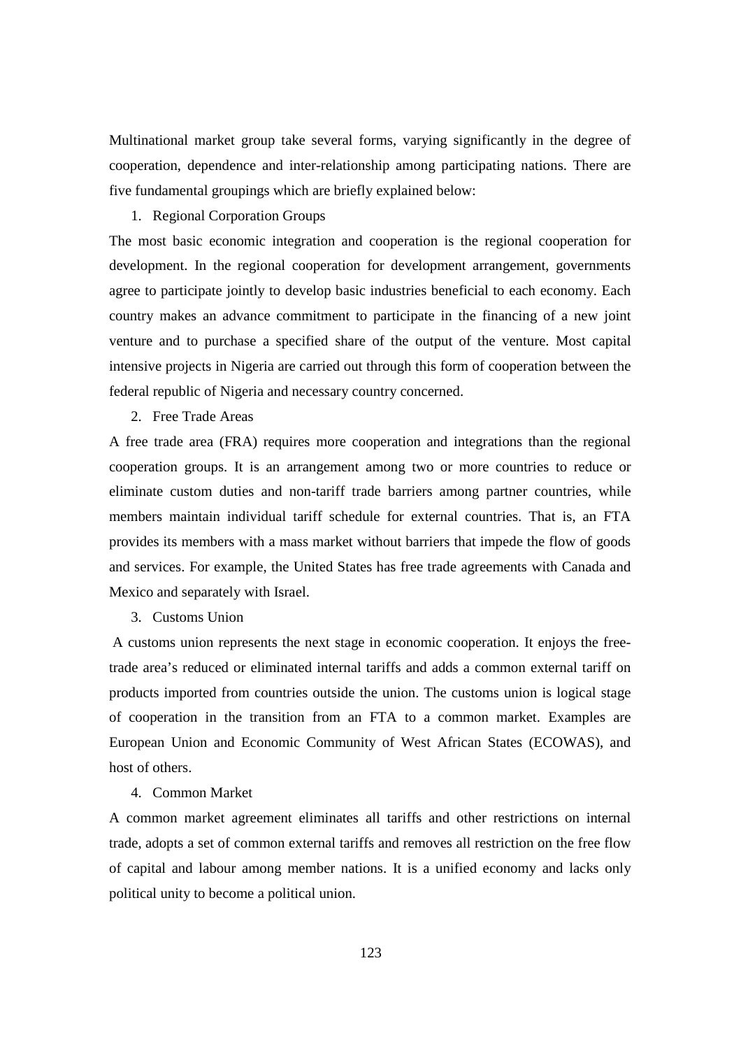Multinational market group take several forms, varying significantly in the degree of cooperation, dependence and inter-relationship among participating nations. There are five fundamental groupings which are briefly explained below:

1. Regional Corporation Groups

The most basic economic integration and cooperation is the regional cooperation for development. In the regional cooperation for development arrangement, governments agree to participate jointly to develop basic industries beneficial to each economy. Each country makes an advance commitment to participate in the financing of a new joint venture and to purchase a specified share of the output of the venture. Most capital intensive projects in Nigeria are carried out through this form of cooperation between the federal republic of Nigeria and necessary country concerned.

2. Free Trade Areas

A free trade area (FRA) requires more cooperation and integrations than the regional cooperation groups. It is an arrangement among two or more countries to reduce or eliminate custom duties and non-tariff trade barriers among partner countries, while members maintain individual tariff schedule for external countries. That is, an FTA provides its members with a mass market without barriers that impede the flow of goods and services. For example, the United States has free trade agreements with Canada and Mexico and separately with Israel.

3. Customs Union

A customs union represents the next stage in economic cooperation. It enjoys the free-trade area's reduced or eliminated internal tariffs and adds a common external tariff on products imported from countries outside the union. The customs union is logical stage of cooperation in the transition from an FTA to a common market. Examples are European Union and Economic Community of West African States (ECOWAS), and host of others.

4. Common Market

A common market agreement eliminates all tariffs and other restrictions on internal trade, adopts a set of common external tariffs and removes all restriction on the free flow of capital and labour among member nations. It is a unified economy and lacks only political unity to become a political union.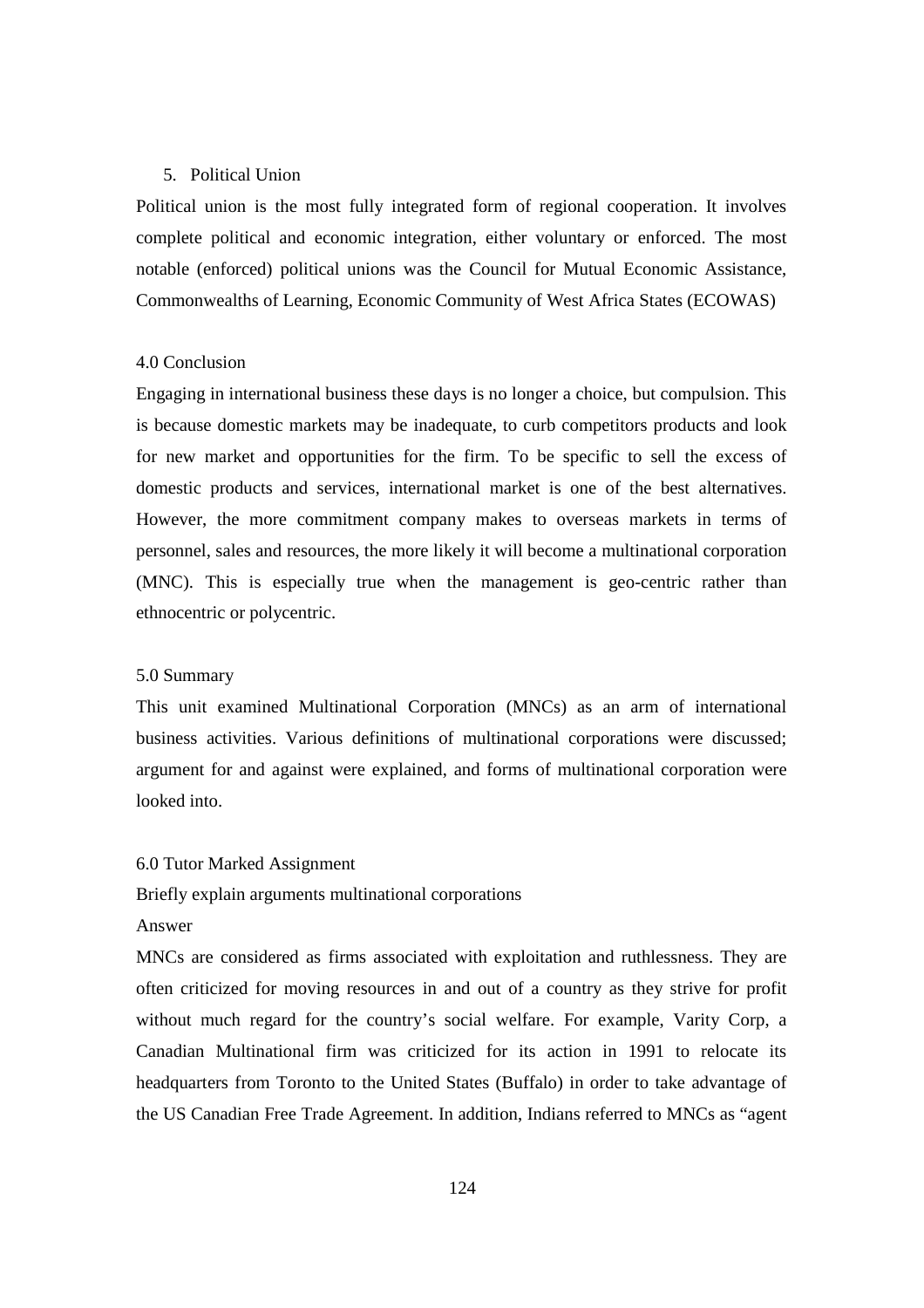5. Political Union

Political union is the most fully integrated form of regional cooperation. It involves complete political and economic integration, either voluntary or enforced. The most notable (enforced) political unions was the Council for Mutual Economic Assistance, Commonwealths of Learning, Economic Community of West Africa States (ECOWAS)

## 4.0 Conclusion

Engaging in international business these days is no longer a choice, but compulsion. This is because domestic markets may be inadequate, to curb competitors products and look for new market and opportunities for the firm. To be specific to sell the excess of domestic products and services, international market is one of the best alternatives. However, the more commitment company makes to overseas markets in terms of personnel, sales and resources, the more likely it will become a multinational corporation (MNC). This is especially true when the management is geo-centric rather than ethnocentric or polycentric.

## 5.0 Summary

This unit examined Multinational Corporation (MNCs) as an arm of international business activities. Various definitions of multinational corporations were discussed; argument for and against were explained, and forms of multinational corporation were looked into.

## 6.0 Tutor Marked Assignment

Briefly explain arguments multinational corporations

Answer

MNCs are considered as firms associated with exploitation and ruthlessness. They are often criticized for moving resources in and out of a country as they strive for profit without much regard for the country's social welfare. For example, Varity Corp, a Canadian Multinational firm was criticized for its action in 1991 to relocate its headquarters from Toronto to the United States (Buffalo) in order to take advantage of the US Canadian Free Trade Agreement. In addition, Indians referred to MNCs as "agent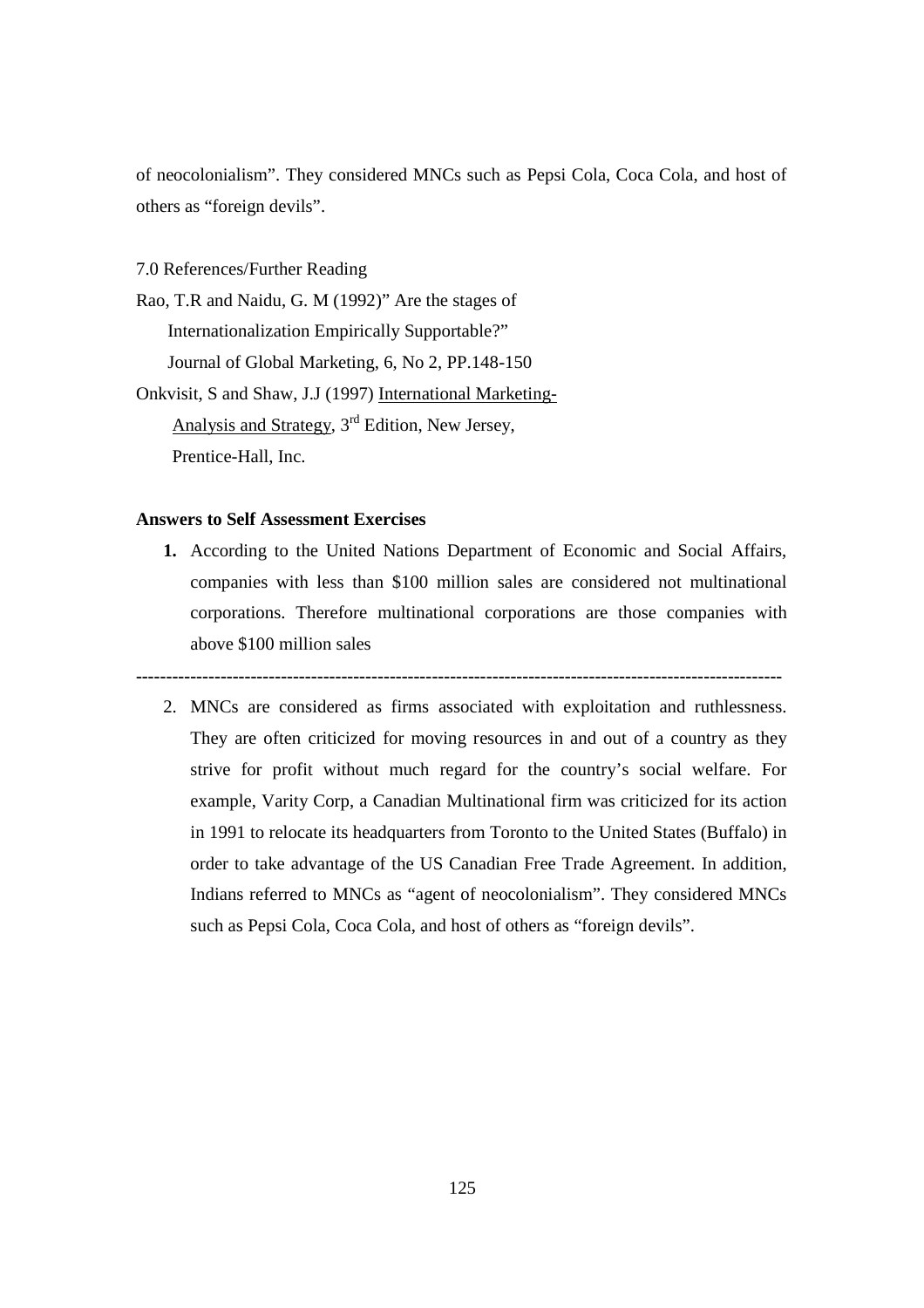of neocolonialism". They considered MNCs such as Pepsi Cola, Coca Cola, and host of others as "foreign devils".

7.0 References/Further Reading

Rao, T.R and Naidu, G. M (1992)" Are the stages of Internationalization Empirically Supportable?" Journal of Global Marketing, 6, No 2, PP.148-150

Onkvisit, S and Shaw, J.J (1997) International Marketing-Analysis and Strategy, 3rd Edition, New Jersey, Prentice-Hall, Inc.

**Answers to Self Assessment Exercises**

1. According to the United Nations Department of Economic and Social Affairs, companies with less than $100 million sales are considered not multinational corporations. Therefore multinational corporations are those companies with above $100 million sales

---

2. MNCs are considered as firms associated with exploitation and ruthlessness. They are often criticized for moving resources in and out of a country as they strive for profit without much regard for the country's social welfare. For example, Varity Corp, a Canadian Multinational firm was criticized for its action in 1991 to relocate its headquarters from Toronto to the United States (Buffalo) in order to take advantage of the US Canadian Free Trade Agreement. In addition, Indians referred to MNCs as "agent of neocolonialism". They considered MNCs such as Pepsi Cola, Coca Cola, and host of others as "foreign devils".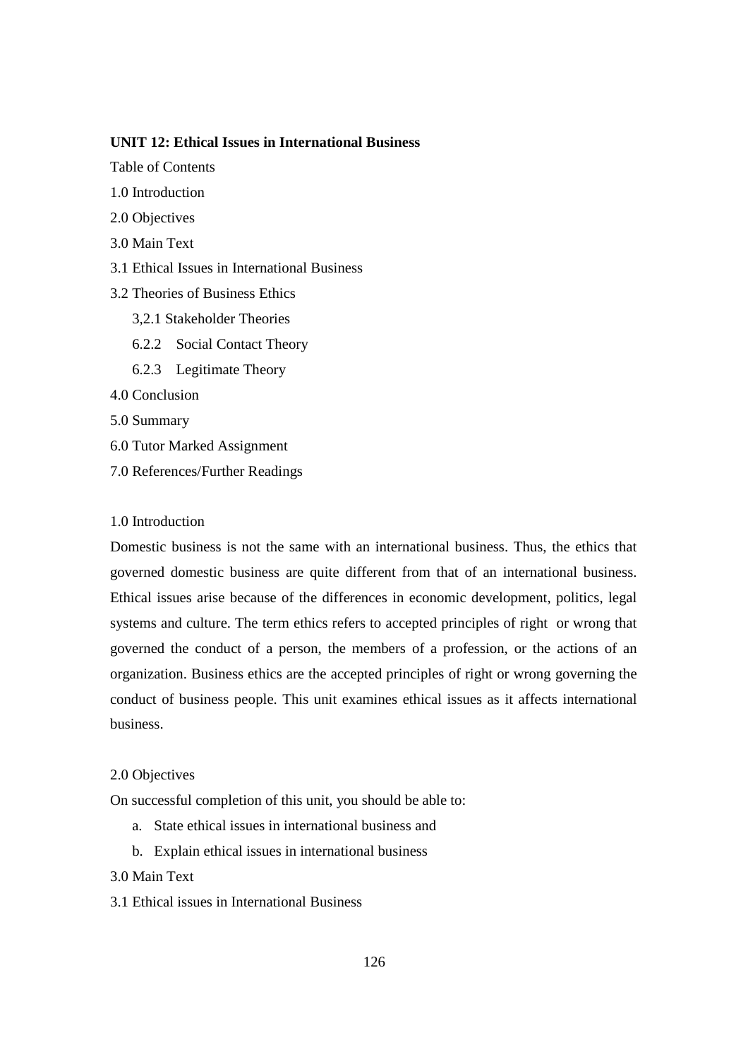**UNIT 12: Ethical Issues in International Business**

Table of Contents

1.0 Introduction

2.0 Objectives

3.0 Main Text

3.1 Ethical Issues in International Business

3.2 Theories of Business Ethics

3,2.1 Stakeholder Theories

6.2.2 Social Contact Theory

6.2.3 Legitimate Theory

4.0 Conclusion

5.0 Summary

6.0 Tutor Marked Assignment

7.0 References/Further Readings

1.0 Introduction

Domestic business is not the same with an international business. Thus, the ethics that governed domestic business are quite different from that of an international business. Ethical issues arise because of the differences in economic development, politics, legal systems and culture. The term ethics refers to accepted principles of right or wrong that governed the conduct of a person, the members of a profession, or the actions of an organization. Business ethics are the accepted principles of right or wrong governing the conduct of business people. This unit examines ethical issues as it affects international business.

2.0 Objectives

On successful completion of this unit, you should be able to:

a. State ethical issues in international business and
b. Explain ethical issues in international business

3.0 Main Text

3.1 Ethical issues in International Business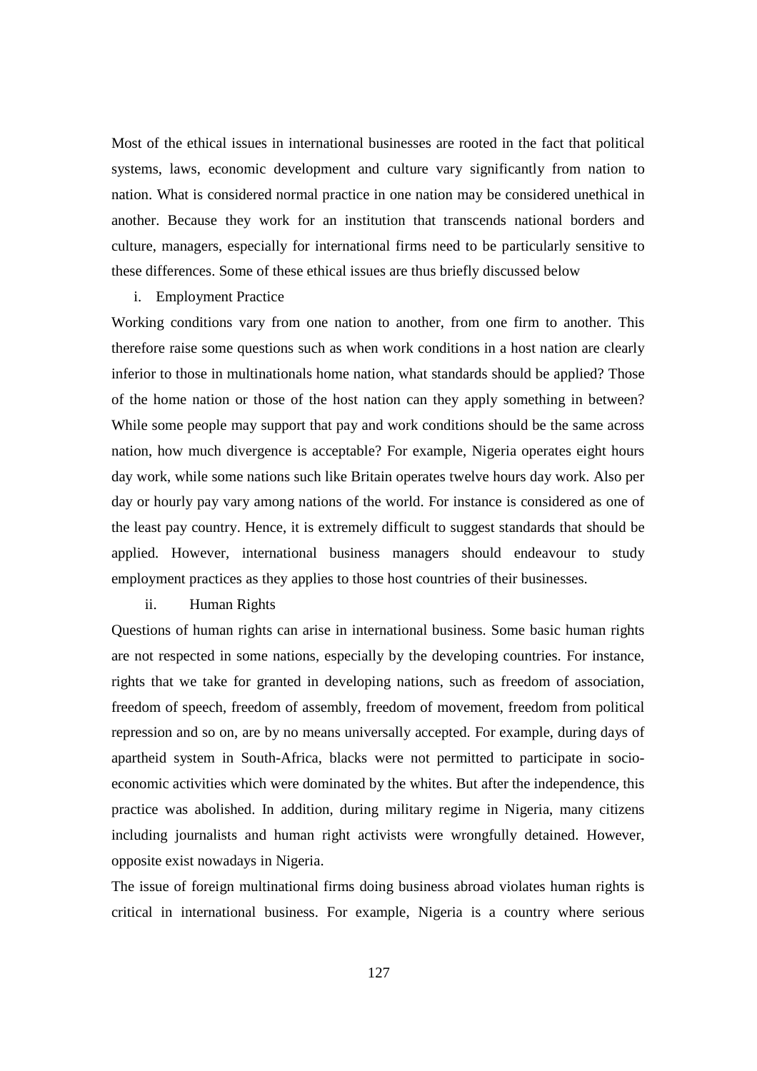Most of the ethical issues in international businesses are rooted in the fact that political systems, laws, economic development and culture vary significantly from nation to nation. What is considered normal practice in one nation may be considered unethical in another. Because they work for an institution that transcends national borders and culture, managers, especially for international firms need to be particularly sensitive to these differences. Some of these ethical issues are thus briefly discussed below

i. Employment Practice

Working conditions vary from one nation to another, from one firm to another. This therefore raise some questions such as when work conditions in a host nation are clearly inferior to those in multinationals home nation, what standards should be applied? Those of the home nation or those of the host nation can they apply something in between? While some people may support that pay and work conditions should be the same across nation, how much divergence is acceptable? For example, Nigeria operates eight hours day work, while some nations such like Britain operates twelve hours day work. Also per day or hourly pay vary among nations of the world. For instance is considered as one of the least pay country. Hence, it is extremely difficult to suggest standards that should be applied. However, international business managers should endeavour to study employment practices as they applies to those host countries of their businesses.

ii. Human Rights

Questions of human rights can arise in international business. Some basic human rights are not respected in some nations, especially by the developing countries. For instance, rights that we take for granted in developing nations, such as freedom of association, freedom of speech, freedom of assembly, freedom of movement, freedom from political repression and so on, are by no means universally accepted. For example, during days of apartheid system in South-Africa, blacks were not permitted to participate in socio-economic activities which were dominated by the whites. But after the independence, this practice was abolished. In addition, during military regime in Nigeria, many citizens including journalists and human right activists were wrongfully detained. However, opposite exist nowadays in Nigeria.

The issue of foreign multinational firms doing business abroad violates human rights is critical in international business. For example, Nigeria is a country where serious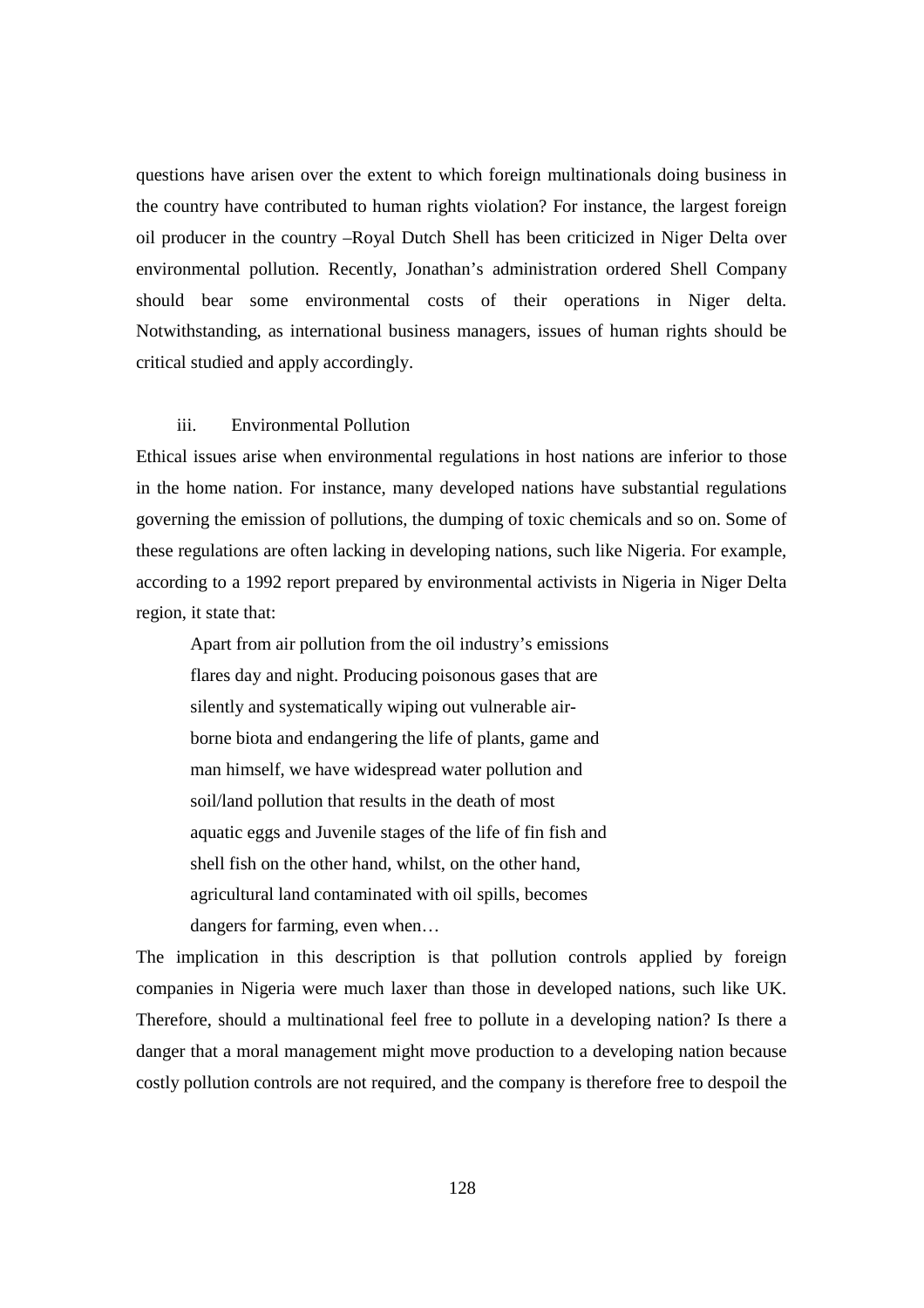questions have arisen over the extent to which foreign multinationals doing business in the country have contributed to human rights violation? For instance, the largest foreign oil producer in the country –Royal Dutch Shell has been criticized in Niger Delta over environmental pollution. Recently, Jonathan's administration ordered Shell Company should bear some environmental costs of their operations in Niger delta. Notwithstanding, as international business managers, issues of human rights should be critical studied and apply accordingly.

iii. Environmental Pollution

Ethical issues arise when environmental regulations in host nations are inferior to those in the home nation. For instance, many developed nations have substantial regulations governing the emission of pollutions, the dumping of toxic chemicals and so on. Some of these regulations are often lacking in developing nations, such like Nigeria. For example, according to a 1992 report prepared by environmental activists in Nigeria in Niger Delta region, it state that:

> Apart from air pollution from the oil industry's emissions flares day and night. Producing poisonous gases that are silently and systematically wiping out vulnerable air-borne biota and endangering the life of plants, game and man himself, we have widespread water pollution and soil/land pollution that results in the death of most aquatic eggs and Juvenile stages of the life of fin fish and shell fish on the other hand, whilst, on the other hand, agricultural land contaminated with oil spills, becomes dangers for farming, even when…

The implication in this description is that pollution controls applied by foreign companies in Nigeria were much laxer than those in developed nations, such like UK. Therefore, should a multinational feel free to pollute in a developing nation? Is there a danger that a moral management might move production to a developing nation because costly pollution controls are not required, and the company is therefore free to despoil the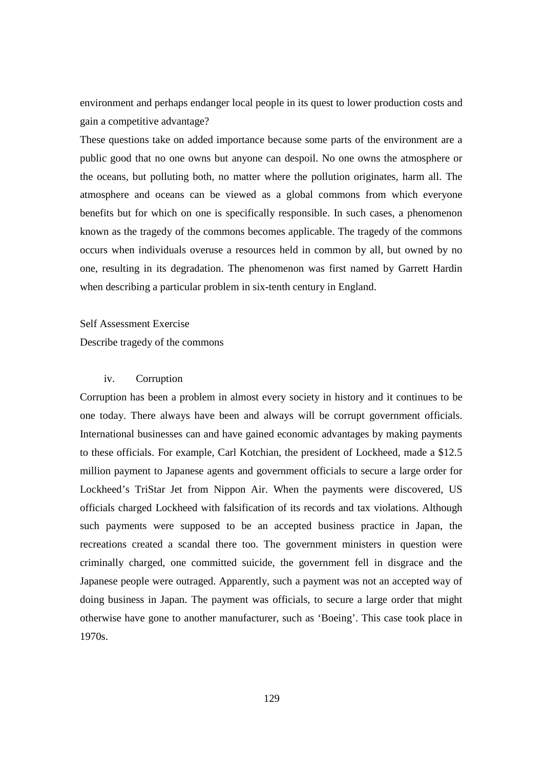environment and perhaps endanger local people in its quest to lower production costs and gain a competitive advantage?

These questions take on added importance because some parts of the environment are a public good that no one owns but anyone can despoil. No one owns the atmosphere or the oceans, but polluting both, no matter where the pollution originates, harm all. The atmosphere and oceans can be viewed as a global commons from which everyone benefits but for which on one is specifically responsible. In such cases, a phenomenon known as the tragedy of the commons becomes applicable. The tragedy of the commons occurs when individuals overuse a resources held in common by all, but owned by no one, resulting in its degradation. The phenomenon was first named by Garrett Hardin when describing a particular problem in six-tenth century in England.

Self Assessment Exercise

Describe tragedy of the commons

iv. Corruption

Corruption has been a problem in almost every society in history and it continues to be one today. There always have been and always will be corrupt government officials. International businesses can and have gained economic advantages by making payments to these officials. For example, Carl Kotchian, the president of Lockheed, made a $12.5 million payment to Japanese agents and government officials to secure a large order for Lockheed's TriStar Jet from Nippon Air. When the payments were discovered, US officials charged Lockheed with falsification of its records and tax violations. Although such payments were supposed to be an accepted business practice in Japan, the recreations created a scandal there too. The government ministers in question were criminally charged, one committed suicide, the government fell in disgrace and the Japanese people were outraged. Apparently, such a payment was not an accepted way of doing business in Japan. The payment was officials, to secure a large order that might otherwise have gone to another manufacturer, such as 'Boeing'. This case took place in 1970s.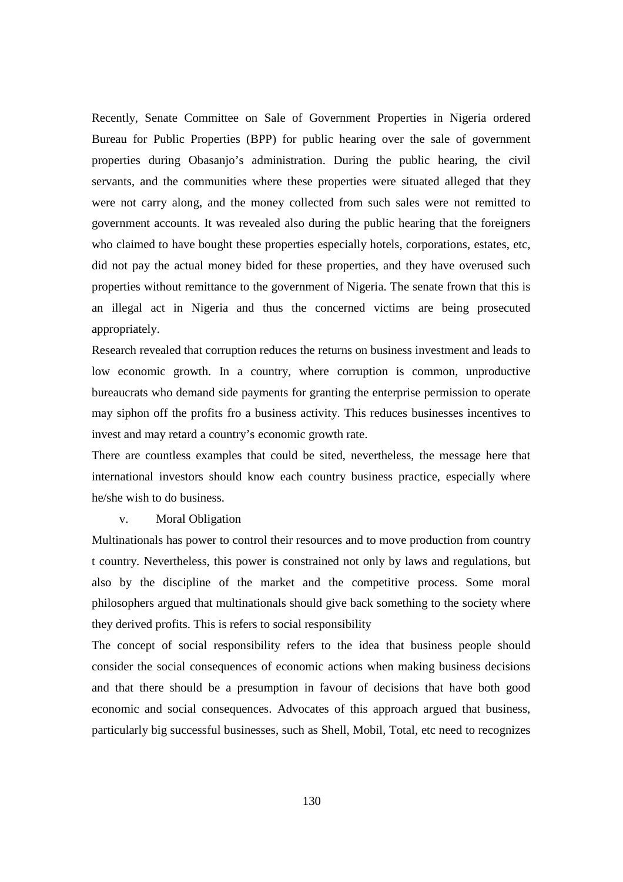Recently, Senate Committee on Sale of Government Properties in Nigeria ordered Bureau for Public Properties (BPP) for public hearing over the sale of government properties during Obasanjo's administration. During the public hearing, the civil servants, and the communities where these properties were situated alleged that they were not carry along, and the money collected from such sales were not remitted to government accounts. It was revealed also during the public hearing that the foreigners who claimed to have bought these properties especially hotels, corporations, estates, etc, did not pay the actual money bided for these properties, and they have overused such properties without remittance to the government of Nigeria. The senate frown that this is an illegal act in Nigeria and thus the concerned victims are being prosecuted appropriately.

Research revealed that corruption reduces the returns on business investment and leads to low economic growth. In a country, where corruption is common, unproductive bureaucrats who demand side payments for granting the enterprise permission to operate may siphon off the profits fro a business activity. This reduces businesses incentives to invest and may retard a country's economic growth rate.

There are countless examples that could be sited, nevertheless, the message here that international investors should know each country business practice, especially where he/she wish to do business.

v. Moral Obligation

Multinationals has power to control their resources and to move production from country t country. Nevertheless, this power is constrained not only by laws and regulations, but also by the discipline of the market and the competitive process. Some moral philosophers argued that multinationals should give back something to the society where they derived profits. This is refers to social responsibility

The concept of social responsibility refers to the idea that business people should consider the social consequences of economic actions when making business decisions and that there should be a presumption in favour of decisions that have both good economic and social consequences. Advocates of this approach argued that business, particularly big successful businesses, such as Shell, Mobil, Total, etc need to recognizes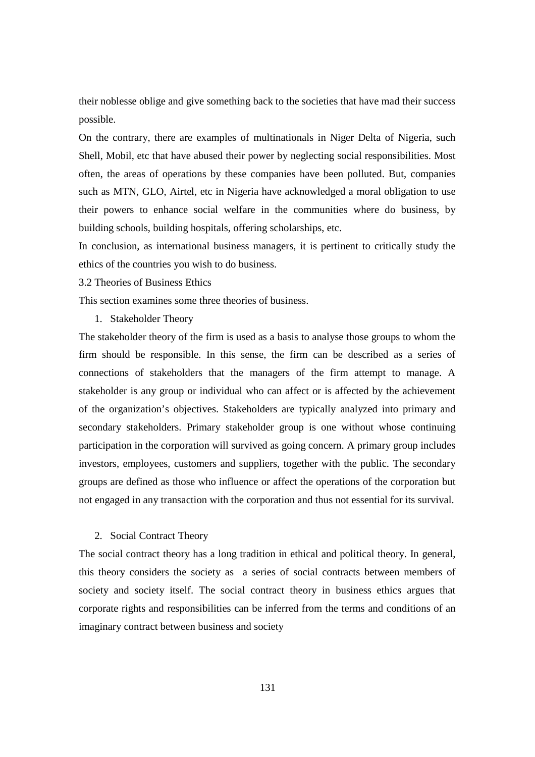their noblesse oblige and give something back to the societies that have mad their success possible.

On the contrary, there are examples of multinationals in Niger Delta of Nigeria, such Shell, Mobil, etc that have abused their power by neglecting social responsibilities. Most often, the areas of operations by these companies have been polluted. But, companies such as MTN, GLO, Airtel, etc in Nigeria have acknowledged a moral obligation to use their powers to enhance social welfare in the communities where do business, by building schools, building hospitals, offering scholarships, etc.

In conclusion, as international business managers, it is pertinent to critically study the ethics of the countries you wish to do business.

### 3.2 Theories of Business Ethics

This section examines some three theories of business.

1. Stakeholder Theory

The stakeholder theory of the firm is used as a basis to analyse those groups to whom the firm should be responsible. In this sense, the firm can be described as a series of connections of stakeholders that the managers of the firm attempt to manage. A stakeholder is any group or individual who can affect or is affected by the achievement of the organization's objectives. Stakeholders are typically analyzed into primary and secondary stakeholders. Primary stakeholder group is one without whose continuing participation in the corporation will survived as going concern. A primary group includes investors, employees, customers and suppliers, together with the public. The secondary groups are defined as those who influence or affect the operations of the corporation but not engaged in any transaction with the corporation and thus not essential for its survival.

2. Social Contract Theory

The social contract theory has a long tradition in ethical and political theory. In general, this theory considers the society as a series of social contracts between members of society and society itself. The social contract theory in business ethics argues that corporate rights and responsibilities can be inferred from the terms and conditions of an imaginary contract between business and society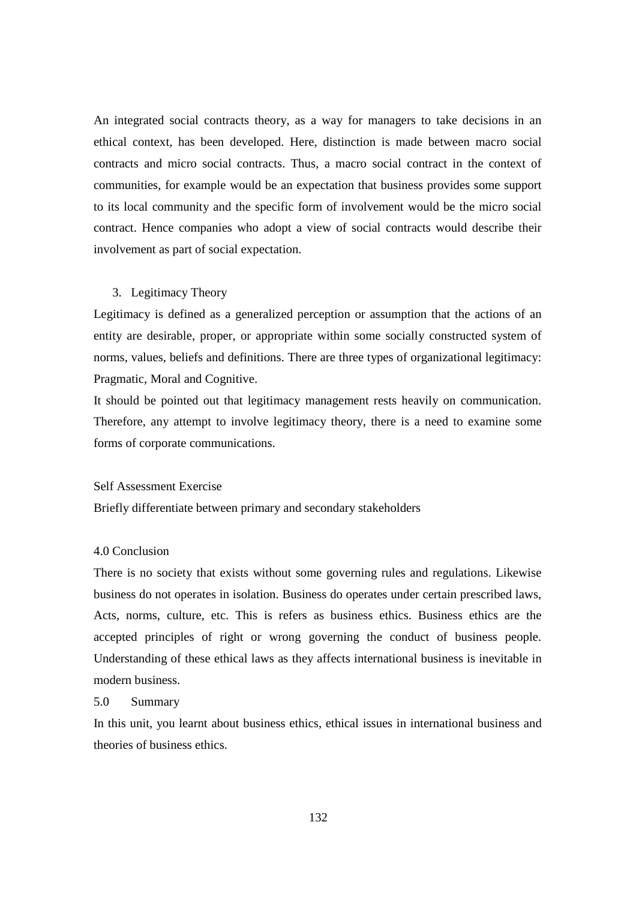An integrated social contracts theory, as a way for managers to take decisions in an ethical context, has been developed. Here, distinction is made between macro social contracts and micro social contracts. Thus, a macro social contract in the context of communities, for example would be an expectation that business provides some support to its local community and the specific form of involvement would be the micro social contract. Hence companies who adopt a view of social contracts would describe their involvement as part of social expectation.

3. Legitimacy Theory

Legitimacy is defined as a generalized perception or assumption that the actions of an entity are desirable, proper, or appropriate within some socially constructed system of norms, values, beliefs and definitions. There are three types of organizational legitimacy: Pragmatic, Moral and Cognitive.

It should be pointed out that legitimacy management rests heavily on communication. Therefore, any attempt to involve legitimacy theory, there is a need to examine some forms of corporate communications.

Self Assessment Exercise

Briefly differentiate between primary and secondary stakeholders

## 4.0 Conclusion

There is no society that exists without some governing rules and regulations. Likewise business do not operates in isolation. Business do operates under certain prescribed laws, Acts, norms, culture, etc. This is refers as business ethics. Business ethics are the accepted principles of right or wrong governing the conduct of business people. Understanding of these ethical laws as they affects international business is inevitable in modern business.

## 5.0 Summary

In this unit, you learnt about business ethics, ethical issues in international business and theories of business ethics.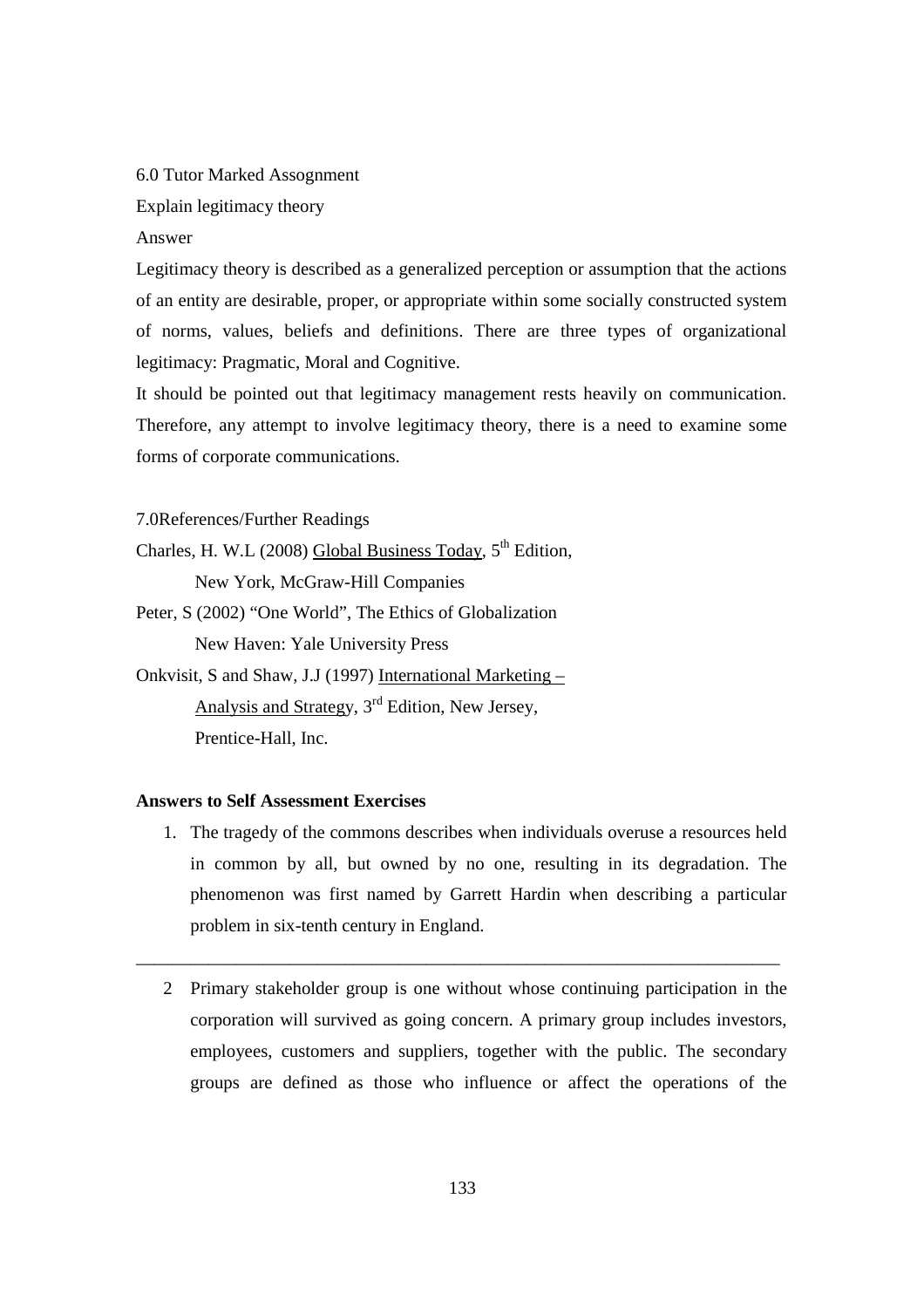6.0 Tutor Marked Assognment

Explain legitimacy theory

Answer

Legitimacy theory is described as a generalized perception or assumption that the actions of an entity are desirable, proper, or appropriate within some socially constructed system of norms, values, beliefs and definitions. There are three types of organizational legitimacy: Pragmatic, Moral and Cognitive.

It should be pointed out that legitimacy management rests heavily on communication. Therefore, any attempt to involve legitimacy theory, there is a need to examine some forms of corporate communications.

7.0References/Further Readings

Charles, H. W.L (2008) Global Business Today, 5th Edition,
    New York, McGraw-Hill Companies

Peter, S (2002) "One World", The Ethics of Globalization
    New Haven: Yale University Press

Onkvisit, S and Shaw, J.J (1997) International Marketing – Analysis and Strategy, 3rd Edition, New Jersey, Prentice-Hall, Inc.

**Answers to Self Assessment Exercises**

1. The tragedy of the commons describes when individuals overuse a resources held in common by all, but owned by no one, resulting in its degradation. The phenomenon was first named by Garrett Hardin when describing a particular problem in six-tenth century in England.

---

2. Primary stakeholder group is one without whose continuing participation in the corporation will survived as going concern. A primary group includes investors, employees, customers and suppliers, together with the public. The secondary groups are defined as those who influence or affect the operations of the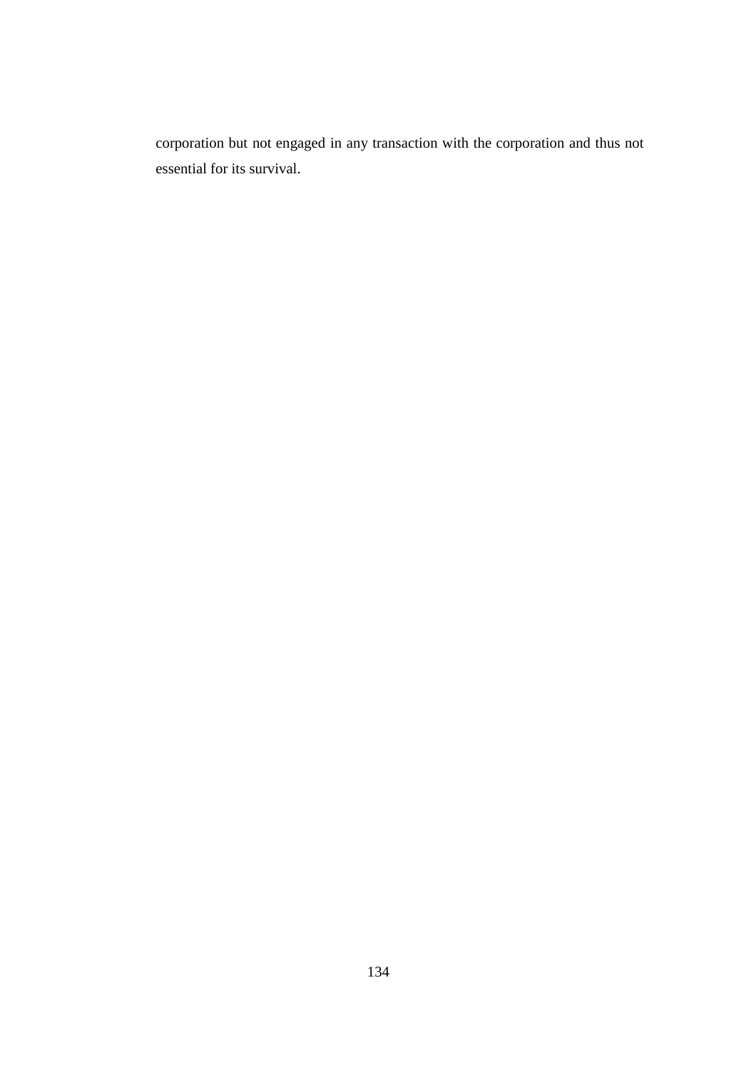corporation but not engaged in any transaction with the corporation and thus not essential for its survival.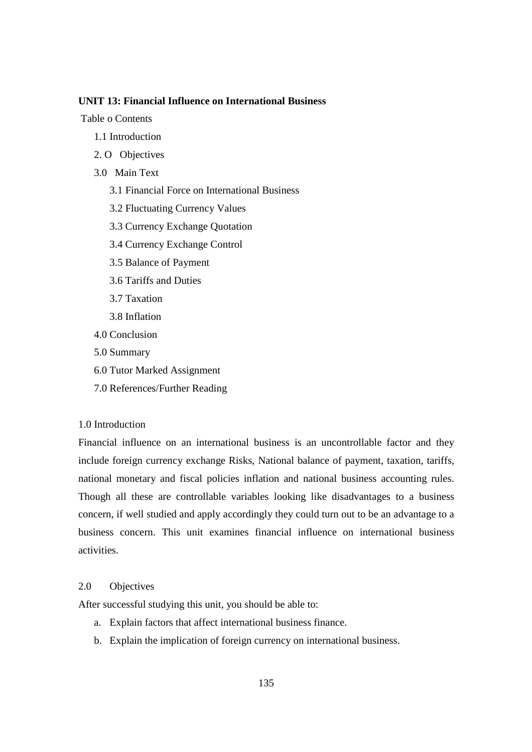**UNIT 13: Financial Influence on International Business**

Table o Contents

- 1.1 Introduction
- 2. O Objectives
- 3.0 Main Text
    - 3.1 Financial Force on International Business
    - 3.2 Fluctuating Currency Values
    - 3.3 Currency Exchange Quotation
    - 3.4 Currency Exchange Control
    - 3.5 Balance of Payment
    - 3.6 Tariffs and Duties
    - 3.7 Taxation
    - 3.8 Inflation
- 4.0 Conclusion
- 5.0 Summary
- 6.0 Tutor Marked Assignment
- 7.0 References/Further Reading

1.0 Introduction

Financial influence on an international business is an uncontrollable factor and they include foreign currency exchange Risks, National balance of payment, taxation, tariffs, national monetary and fiscal policies inflation and national business accounting rules. Though all these are controllable variables looking like disadvantages to a business concern, if well studied and apply accordingly they could turn out to be an advantage to a business concern. This unit examines financial influence on international business activities.

2.0 Objectives

After successful studying this unit, you should be able to:

a. Explain factors that affect international business finance.
b. Explain the implication of foreign currency on international business.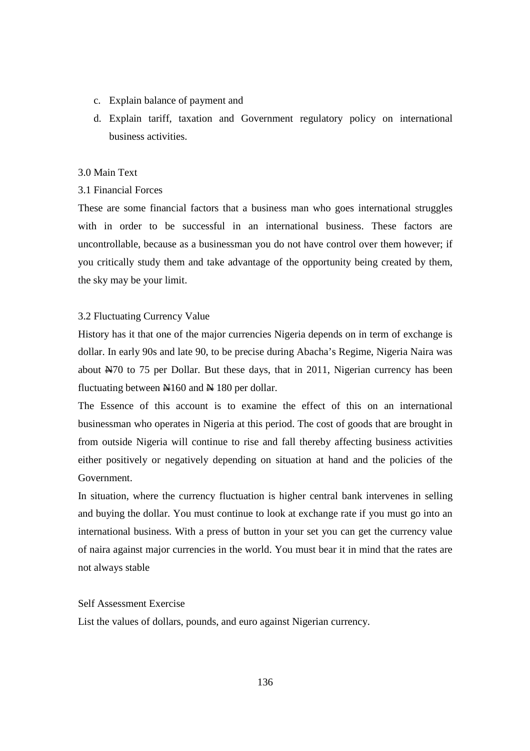c. Explain balance of payment and
d. Explain tariff, taxation and Government regulatory policy on international business activities.

## 3.0 Main Text

### 3.1 Financial Forces

These are some financial factors that a business man who goes international struggles with in order to be successful in an international business. These factors are uncontrollable, because as a businessman you do not have control over them however; if you critically study them and take advantage of the opportunity being created by them, the sky may be your limit.

### 3.2 Fluctuating Currency Value

History has it that one of the major currencies Nigeria depends on in term of exchange is dollar. In early 90s and late 90, to be precise during Abacha's Regime, Nigeria Naira was about ₦70 to 75 per Dollar. But these days, that in 2011, Nigerian currency has been fluctuating between ₦160 and ₦ 180 per dollar.

The Essence of this account is to examine the effect of this on an international businessman who operates in Nigeria at this period. The cost of goods that are brought in from outside Nigeria will continue to rise and fall thereby affecting business activities either positively or negatively depending on situation at hand and the policies of the Government.

In situation, where the currency fluctuation is higher central bank intervenes in selling and buying the dollar. You must continue to look at exchange rate if you must go into an international business. With a press of button in your set you can get the currency value of naira against major currencies in the world. You must bear it in mind that the rates are not always stable

Self Assessment Exercise

List the values of dollars, pounds, and euro against Nigerian currency.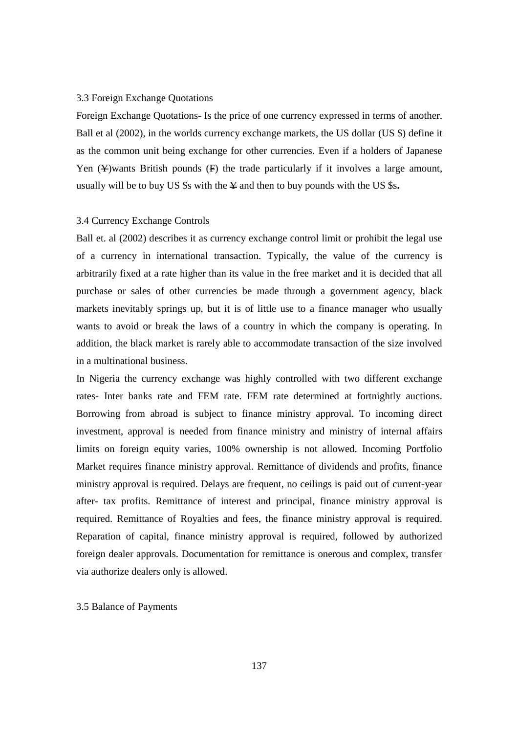### 3.3 Foreign Exchange Quotations

Foreign Exchange Quotations- Is the price of one currency expressed in terms of another. Ball et al (2002), in the worlds currency exchange markets, the US dollar (US $) define it as the common unit being exchange for other currencies. Even if a holders of Japanese Yen (¥)wants British pounds (₤) the trade particularly if it involves a large amount, usually will be to buy US $s with the ¥ and then to buy pounds with the US $s**.**

### 3.4 Currency Exchange Controls

Ball et. al (2002) describes it as currency exchange control limit or prohibit the legal use of a currency in international transaction. Typically, the value of the currency is arbitrarily fixed at a rate higher than its value in the free market and it is decided that all purchase or sales of other currencies be made through a government agency, black markets inevitably springs up, but it is of little use to a finance manager who usually wants to avoid or break the laws of a country in which the company is operating. In addition, the black market is rarely able to accommodate transaction of the size involved in a multinational business.

In Nigeria the currency exchange was highly controlled with two different exchange rates- Inter banks rate and FEM rate. FEM rate determined at fortnightly auctions. Borrowing from abroad is subject to finance ministry approval. To incoming direct investment, approval is needed from finance ministry and ministry of internal affairs limits on foreign equity varies, 100% ownership is not allowed. Incoming Portfolio Market requires finance ministry approval. Remittance of dividends and profits, finance ministry approval is required. Delays are frequent, no ceilings is paid out of current-year after- tax profits. Remittance of interest and principal, finance ministry approval is required. Remittance of Royalties and fees, the finance ministry approval is required. Reparation of capital, finance ministry approval is required, followed by authorized foreign dealer approvals. Documentation for remittance is onerous and complex, transfer via authorize dealers only is allowed.

### 3.5 Balance of Payments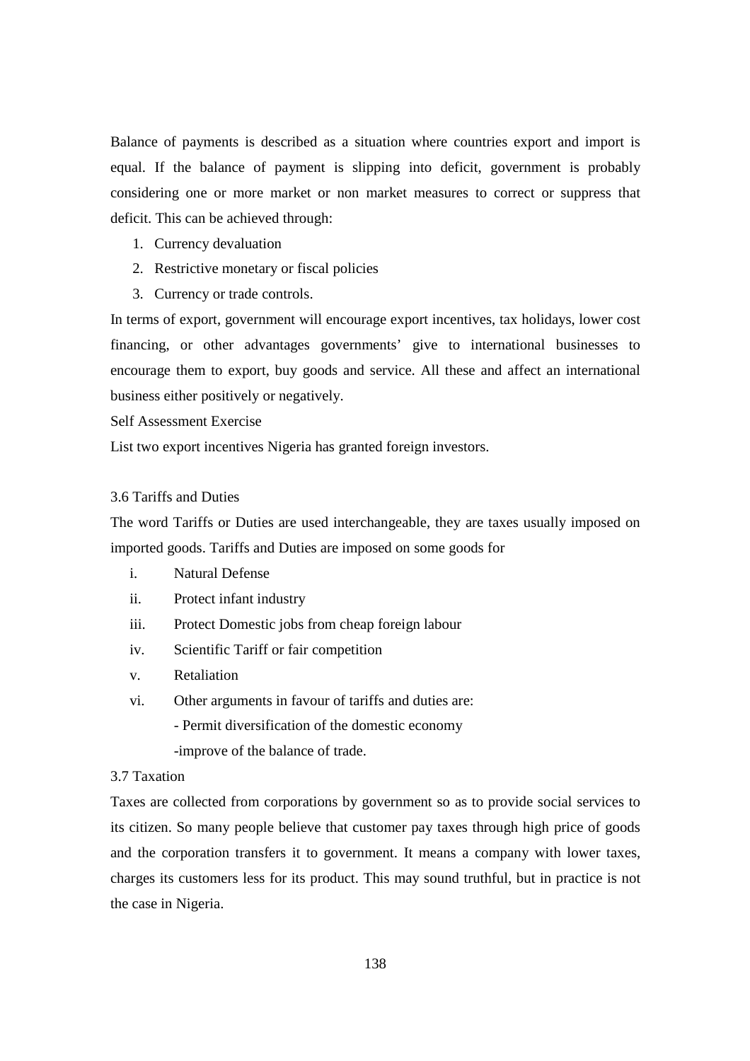Balance of payments is described as a situation where countries export and import is equal. If the balance of payment is slipping into deficit, government is probably considering one or more market or non market measures to correct or suppress that deficit. This can be achieved through:

1. Currency devaluation
2. Restrictive monetary or fiscal policies
3. Currency or trade controls.

In terms of export, government will encourage export incentives, tax holidays, lower cost financing, or other advantages governments' give to international businesses to encourage them to export, buy goods and service. All these and affect an international business either positively or negatively.

Self Assessment Exercise

List two export incentives Nigeria has granted foreign investors.

### 3.6 Tariffs and Duties

The word Tariffs or Duties are used interchangeable, they are taxes usually imposed on imported goods. Tariffs and Duties are imposed on some goods for

i. Natural Defense
ii. Protect infant industry
iii. Protect Domestic jobs from cheap foreign labour
iv. Scientific Tariff or fair competition
v. Retaliation
vi. Other arguments in favour of tariffs and duties are:
   - Permit diversification of the domestic economy
   - improve of the balance of trade.

### 3.7 Taxation

Taxes are collected from corporations by government so as to provide social services to its citizen. So many people believe that customer pay taxes through high price of goods and the corporation transfers it to government. It means a company with lower taxes, charges its customers less for its product. This may sound truthful, but in practice is not the case in Nigeria.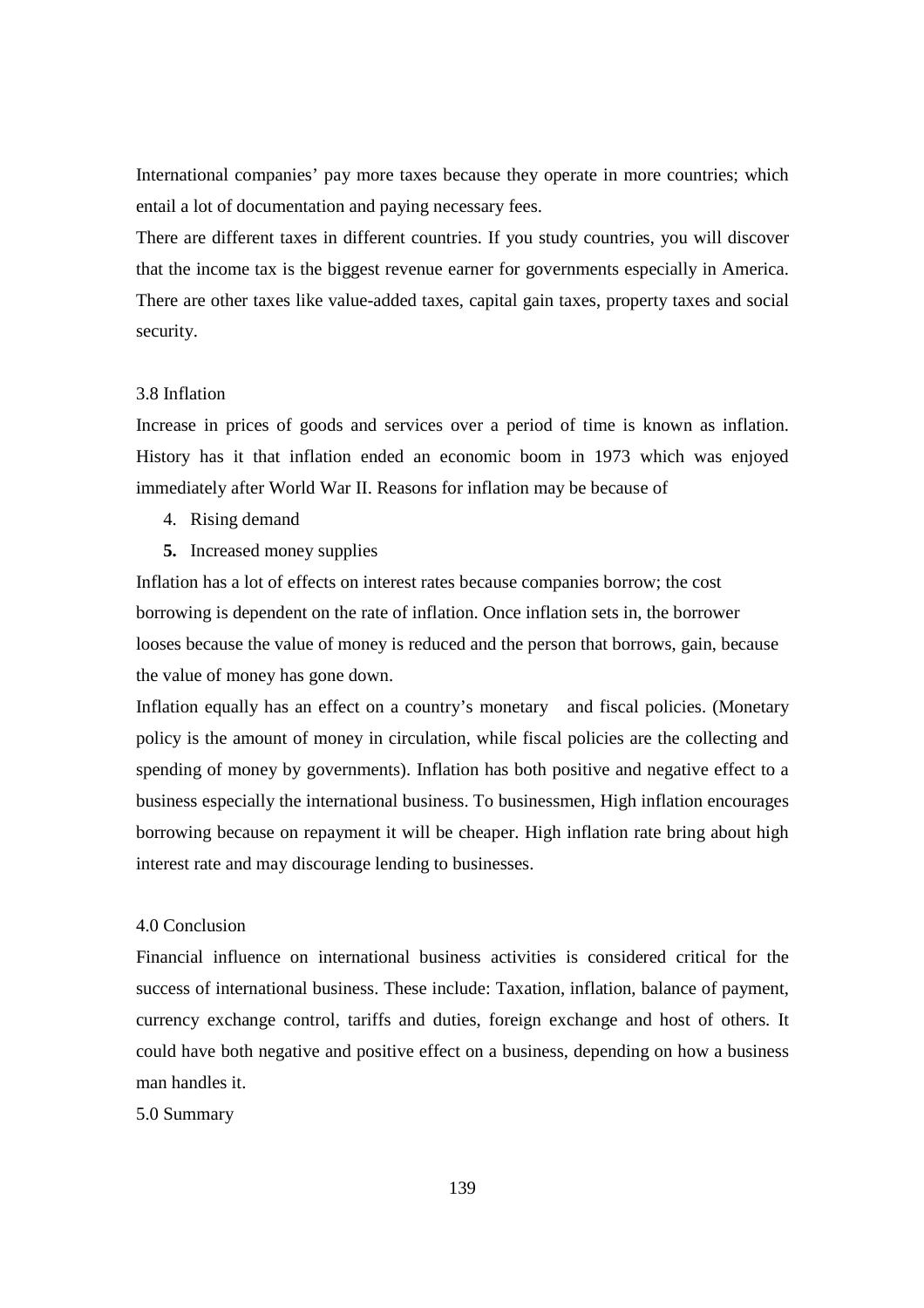International companies' pay more taxes because they operate in more countries; which entail a lot of documentation and paying necessary fees.

There are different taxes in different countries. If you study countries, you will discover that the income tax is the biggest revenue earner for governments especially in America. There are other taxes like value-added taxes, capital gain taxes, property taxes and social security.

## 3.8 Inflation

Increase in prices of goods and services over a period of time is known as inflation. History has it that inflation ended an economic boom in 1973 which was enjoyed immediately after World War II. Reasons for inflation may be because of

4. Rising demand
5. Increased money supplies

Inflation has a lot of effects on interest rates because companies borrow; the cost borrowing is dependent on the rate of inflation. Once inflation sets in, the borrower looses because the value of money is reduced and the person that borrows, gain, because the value of money has gone down.

Inflation equally has an effect on a country's monetary and fiscal policies. (Monetary policy is the amount of money in circulation, while fiscal policies are the collecting and spending of money by governments). Inflation has both positive and negative effect to a business especially the international business. To businessmen, High inflation encourages borrowing because on repayment it will be cheaper. High inflation rate bring about high interest rate and may discourage lending to businesses.

## 4.0 Conclusion

Financial influence on international business activities is considered critical for the success of international business. These include: Taxation, inflation, balance of payment, currency exchange control, tariffs and duties, foreign exchange and host of others. It could have both negative and positive effect on a business, depending on how a business man handles it.

## 5.0 Summary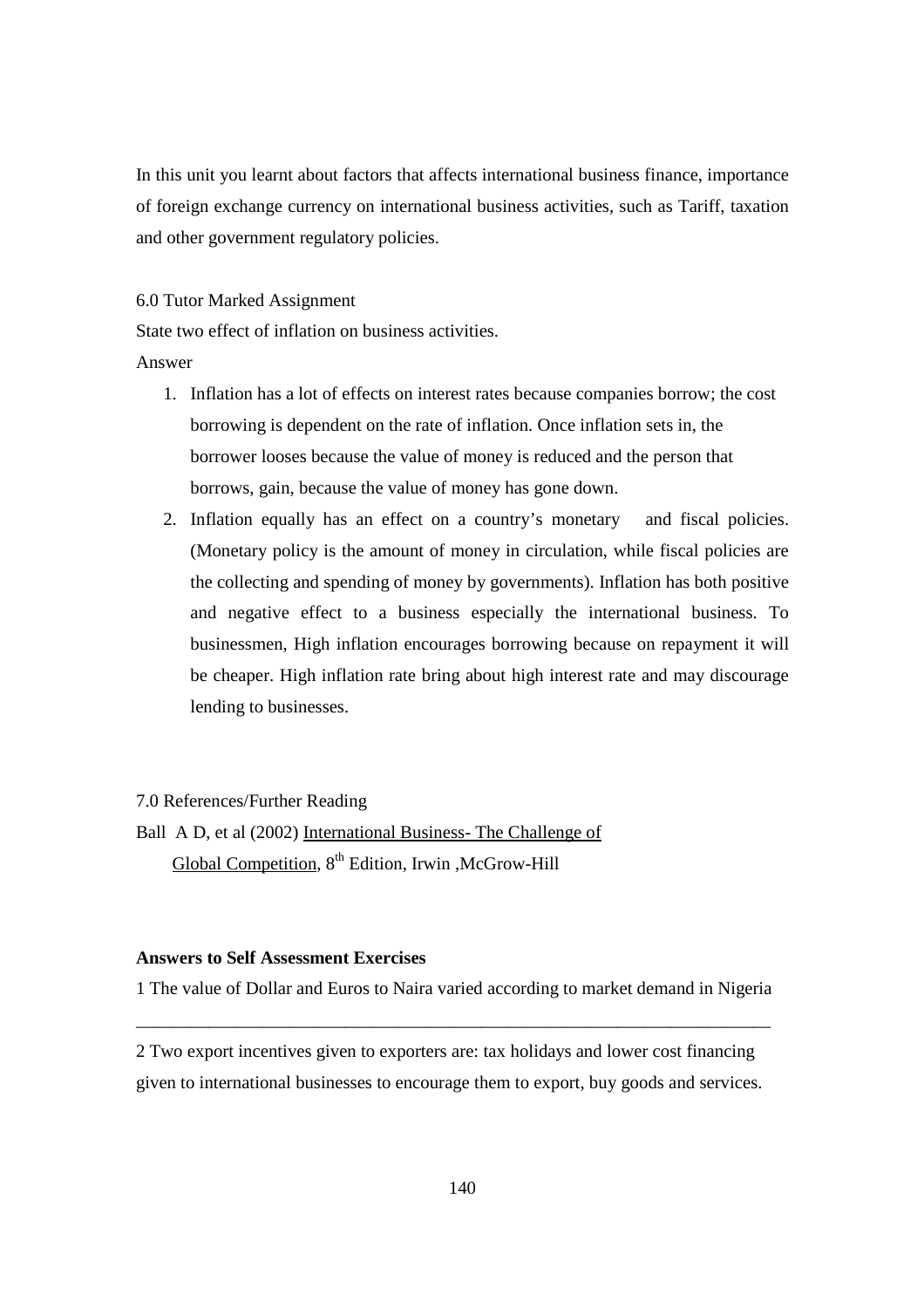In this unit you learnt about factors that affects international business finance, importance of foreign exchange currency on international business activities, such as Tariff, taxation and other government regulatory policies.

6.0 Tutor Marked Assignment

State two effect of inflation on business activities.

Answer

1. Inflation has a lot of effects on interest rates because companies borrow; the cost borrowing is dependent on the rate of inflation. Once inflation sets in, the borrower looses because the value of money is reduced and the person that borrows, gain, because the value of money has gone down.
2. Inflation equally has an effect on a country's monetary and fiscal policies. (Monetary policy is the amount of money in circulation, while fiscal policies are the collecting and spending of money by governments). Inflation has both positive and negative effect to a business especially the international business. To businessmen, High inflation encourages borrowing because on repayment it will be cheaper. High inflation rate bring about high interest rate and may discourage lending to businesses.

7.0 References/Further Reading

Ball A D, et al (2002) International Business- The Challenge of Global Competition, 8th Edition, Irwin ,McGrow-Hill

**Answers to Self Assessment Exercises**

1 The value of Dollar and Euros to Naira varied according to market demand in Nigeria

---

2 Two export incentives given to exporters are: tax holidays and lower cost financing given to international businesses to encourage them to export, buy goods and services.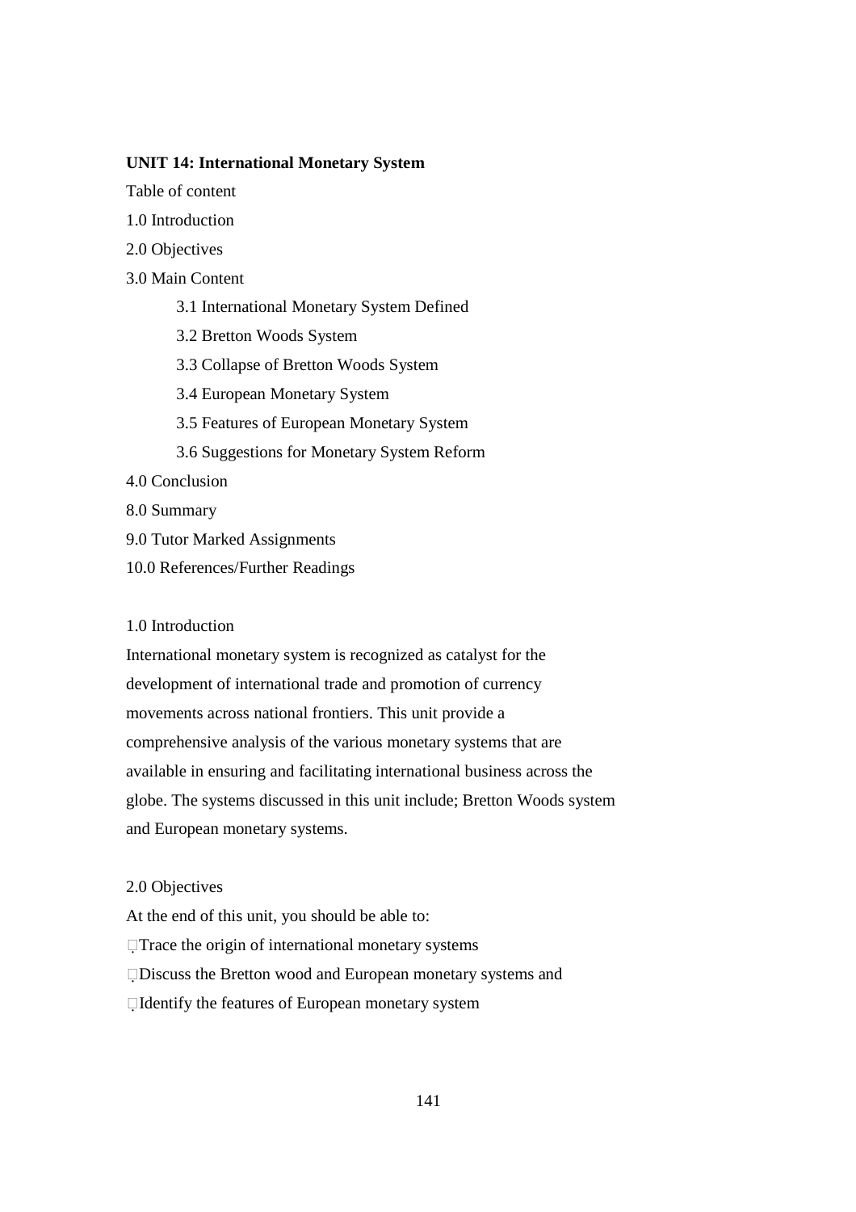**UNIT 14: International Monetary System**

Table of content

1.0 Introduction

2.0 Objectives

3.0 Main Content

- 3.1 International Monetary System Defined
- 3.2 Bretton Woods System
- 3.3 Collapse of Bretton Woods System
- 3.4 European Monetary System
- 3.5 Features of European Monetary System
- 3.6 Suggestions for Monetary System Reform

4.0 Conclusion

8.0 Summary

9.0 Tutor Marked Assignments

10.0 References/Further Readings

1.0 Introduction

International monetary system is recognized as catalyst for the development of international trade and promotion of currency movements across national frontiers. This unit provide a comprehensive analysis of the various monetary systems that are available in ensuring and facilitating international business across the globe. The systems discussed in this unit include; Bretton Woods system and European monetary systems.

2.0 Objectives

At the end of this unit, you should be able to:

- Trace the origin of international monetary systems
- Discuss the Bretton wood and European monetary systems and
- Identify the features of European monetary system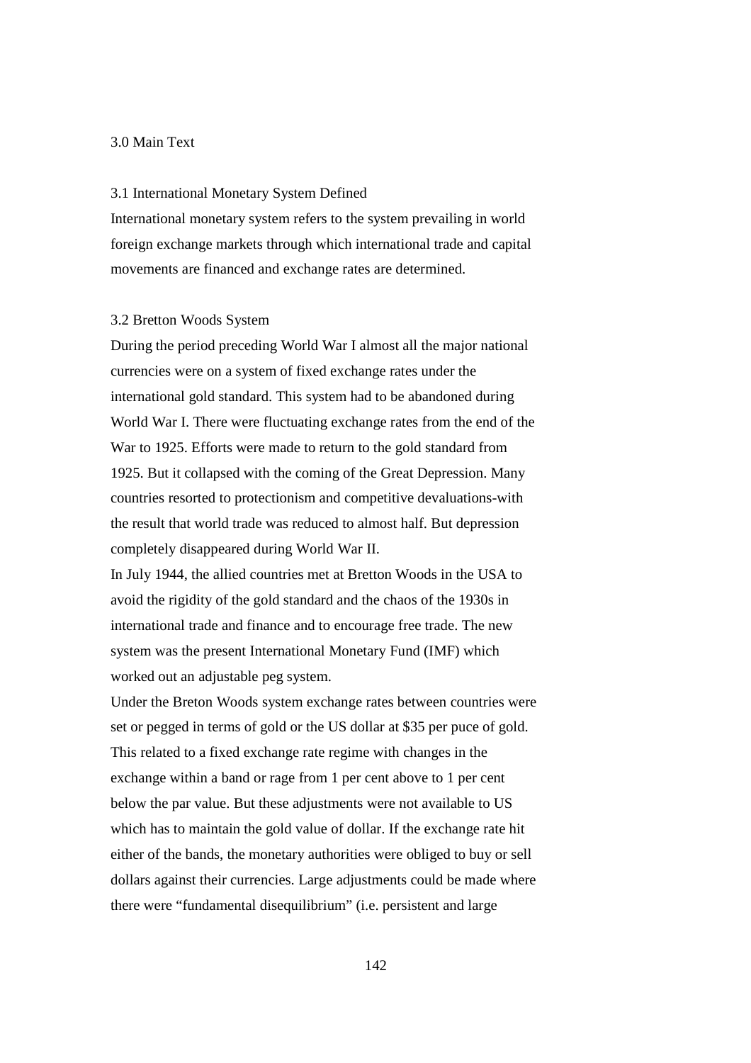## 3.0 Main Text

### 3.1 International Monetary System Defined

International monetary system refers to the system prevailing in world foreign exchange markets through which international trade and capital movements are financed and exchange rates are determined.

### 3.2 Bretton Woods System

During the period preceding World War I almost all the major national currencies were on a system of fixed exchange rates under the international gold standard. This system had to be abandoned during World War I. There were fluctuating exchange rates from the end of the War to 1925. Efforts were made to return to the gold standard from 1925. But it collapsed with the coming of the Great Depression. Many countries resorted to protectionism and competitive devaluations-with the result that world trade was reduced to almost half. But depression completely disappeared during World War II.

In July 1944, the allied countries met at Bretton Woods in the USA to avoid the rigidity of the gold standard and the chaos of the 1930s in international trade and finance and to encourage free trade. The new system was the present International Monetary Fund (IMF) which worked out an adjustable peg system.

Under the Breton Woods system exchange rates between countries were set or pegged in terms of gold or the US dollar at $35 per puce of gold. This related to a fixed exchange rate regime with changes in the exchange within a band or rage from 1 per cent above to 1 per cent below the par value. But these adjustments were not available to US which has to maintain the gold value of dollar. If the exchange rate hit either of the bands, the monetary authorities were obliged to buy or sell dollars against their currencies. Large adjustments could be made where there were "fundamental disequilibrium" (i.e. persistent and large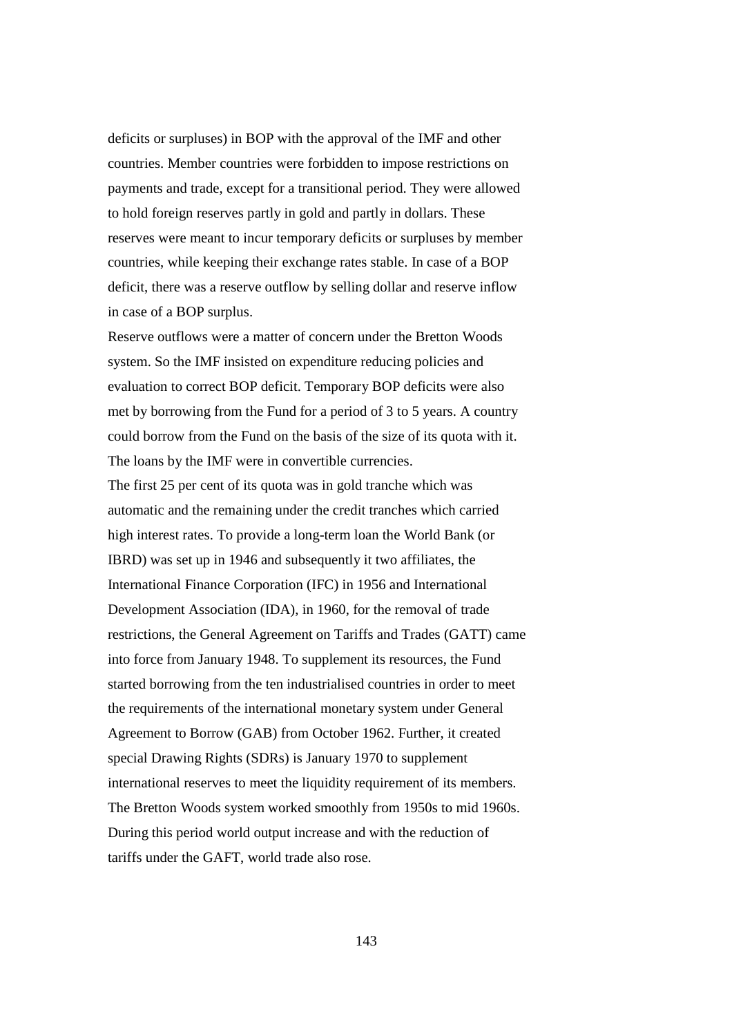deficits or surpluses) in BOP with the approval of the IMF and other countries. Member countries were forbidden to impose restrictions on payments and trade, except for a transitional period. They were allowed to hold foreign reserves partly in gold and partly in dollars. These reserves were meant to incur temporary deficits or surpluses by member countries, while keeping their exchange rates stable. In case of a BOP deficit, there was a reserve outflow by selling dollar and reserve inflow in case of a BOP surplus.

Reserve outflows were a matter of concern under the Bretton Woods system. So the IMF insisted on expenditure reducing policies and evaluation to correct BOP deficit. Temporary BOP deficits were also met by borrowing from the Fund for a period of 3 to 5 years. A country could borrow from the Fund on the basis of the size of its quota with it. The loans by the IMF were in convertible currencies.

The first 25 per cent of its quota was in gold tranche which was automatic and the remaining under the credit tranches which carried high interest rates. To provide a long-term loan the World Bank (or IBRD) was set up in 1946 and subsequently it two affiliates, the International Finance Corporation (IFC) in 1956 and International Development Association (IDA), in 1960, for the removal of trade restrictions, the General Agreement on Tariffs and Trades (GATT) came into force from January 1948. To supplement its resources, the Fund started borrowing from the ten industrialised countries in order to meet the requirements of the international monetary system under General Agreement to Borrow (GAB) from October 1962. Further, it created special Drawing Rights (SDRs) is January 1970 to supplement international reserves to meet the liquidity requirement of its members. The Bretton Woods system worked smoothly from 1950s to mid 1960s. During this period world output increase and with the reduction of tariffs under the GAFT, world trade also rose.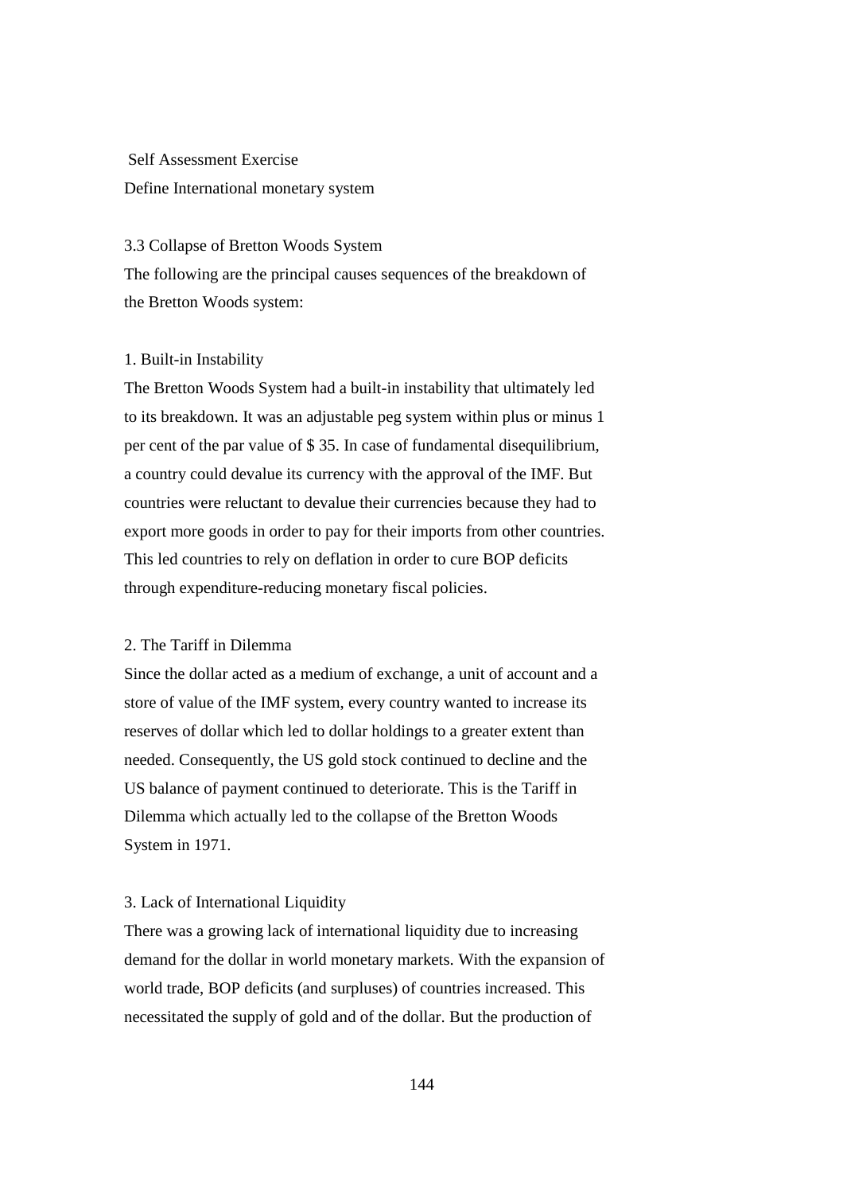Self Assessment Exercise

Define International monetary system

### 3.3 Collapse of Bretton Woods System

The following are the principal causes sequences of the breakdown of the Bretton Woods system:

#### 1. Built-in Instability

The Bretton Woods System had a built-in instability that ultimately led to its breakdown. It was an adjustable peg system within plus or minus 1 per cent of the par value of $ 35. In case of fundamental disequilibrium, a country could devalue its currency with the approval of the IMF. But countries were reluctant to devalue their currencies because they had to export more goods in order to pay for their imports from other countries. This led countries to rely on deflation in order to cure BOP deficits through expenditure-reducing monetary fiscal policies.

#### 2. The Tariff in Dilemma

Since the dollar acted as a medium of exchange, a unit of account and a store of value of the IMF system, every country wanted to increase its reserves of dollar which led to dollar holdings to a greater extent than needed. Consequently, the US gold stock continued to decline and the US balance of payment continued to deteriorate. This is the Tariff in Dilemma which actually led to the collapse of the Bretton Woods System in 1971.

#### 3. Lack of International Liquidity

There was a growing lack of international liquidity due to increasing demand for the dollar in world monetary markets. With the expansion of world trade, BOP deficits (and surpluses) of countries increased. This necessitated the supply of gold and of the dollar. But the production of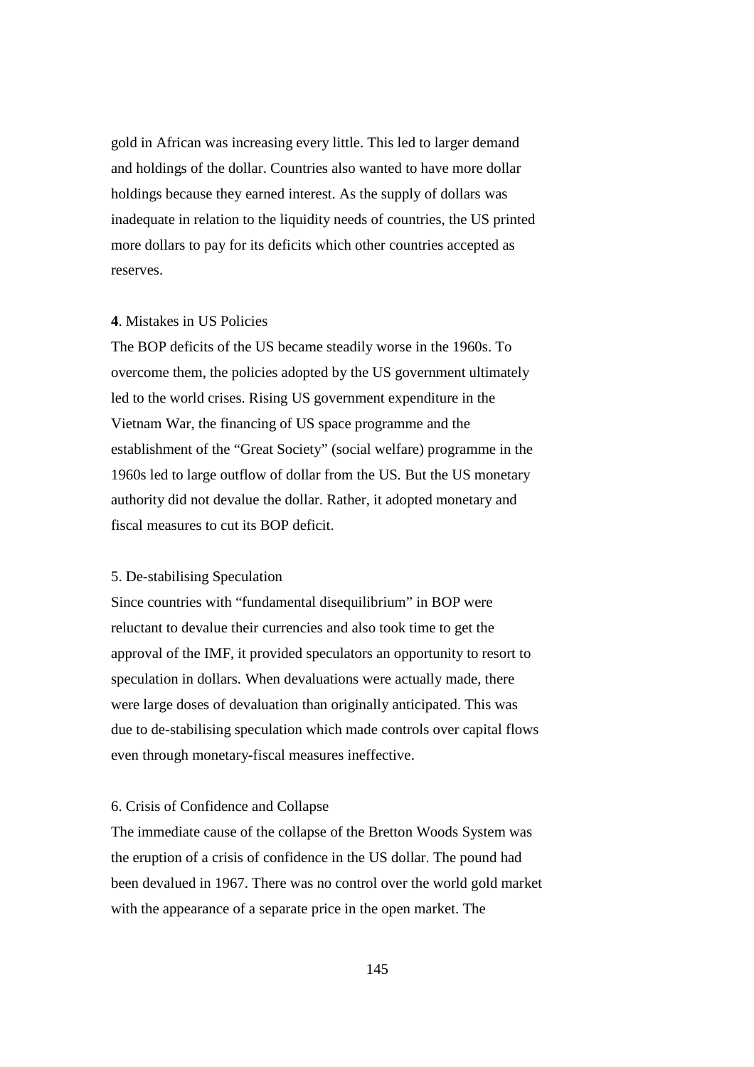gold in African was increasing every little. This led to larger demand and holdings of the dollar. Countries also wanted to have more dollar holdings because they earned interest. As the supply of dollars was inadequate in relation to the liquidity needs of countries, the US printed more dollars to pay for its deficits which other countries accepted as reserves.

**4**. Mistakes in US Policies

The BOP deficits of the US became steadily worse in the 1960s. To overcome them, the policies adopted by the US government ultimately led to the world crises. Rising US government expenditure in the Vietnam War, the financing of US space programme and the establishment of the "Great Society" (social welfare) programme in the 1960s led to large outflow of dollar from the US. But the US monetary authority did not devalue the dollar. Rather, it adopted monetary and fiscal measures to cut its BOP deficit.

5. De-stabilising Speculation

Since countries with "fundamental disequilibrium" in BOP were reluctant to devalue their currencies and also took time to get the approval of the IMF, it provided speculators an opportunity to resort to speculation in dollars. When devaluations were actually made, there were large doses of devaluation than originally anticipated. This was due to de-stabilising speculation which made controls over capital flows even through monetary-fiscal measures ineffective.

6. Crisis of Confidence and Collapse

The immediate cause of the collapse of the Bretton Woods System was the eruption of a crisis of confidence in the US dollar. The pound had been devalued in 1967. There was no control over the world gold market with the appearance of a separate price in the open market. The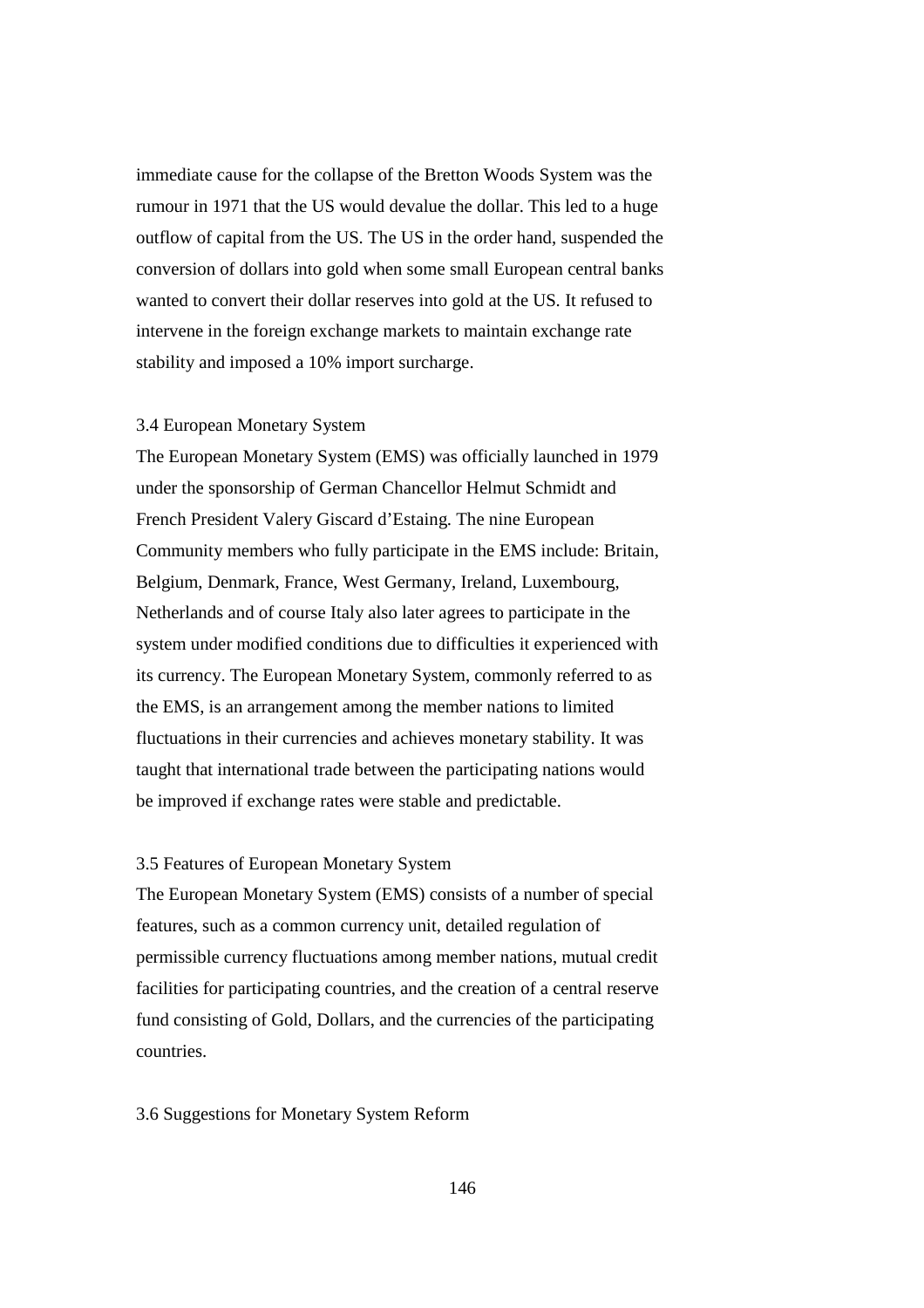immediate cause for the collapse of the Bretton Woods System was the rumour in 1971 that the US would devalue the dollar. This led to a huge outflow of capital from the US. The US in the order hand, suspended the conversion of dollars into gold when some small European central banks wanted to convert their dollar reserves into gold at the US. It refused to intervene in the foreign exchange markets to maintain exchange rate stability and imposed a 10% import surcharge.

### 3.4 European Monetary System

The European Monetary System (EMS) was officially launched in 1979 under the sponsorship of German Chancellor Helmut Schmidt and French President Valery Giscard d'Estaing. The nine European Community members who fully participate in the EMS include: Britain, Belgium, Denmark, France, West Germany, Ireland, Luxembourg, Netherlands and of course Italy also later agrees to participate in the system under modified conditions due to difficulties it experienced with its currency. The European Monetary System, commonly referred to as the EMS, is an arrangement among the member nations to limited fluctuations in their currencies and achieves monetary stability. It was taught that international trade between the participating nations would be improved if exchange rates were stable and predictable.

### 3.5 Features of European Monetary System

The European Monetary System (EMS) consists of a number of special features, such as a common currency unit, detailed regulation of permissible currency fluctuations among member nations, mutual credit facilities for participating countries, and the creation of a central reserve fund consisting of Gold, Dollars, and the currencies of the participating countries.

### 3.6 Suggestions for Monetary System Reform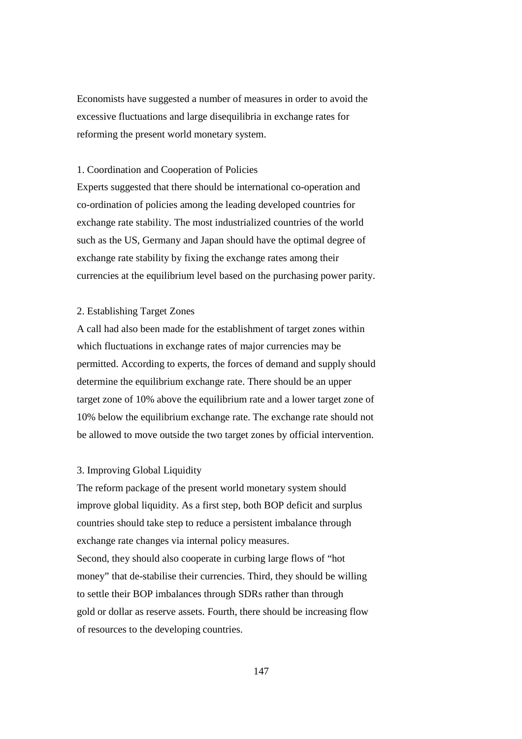Economists have suggested a number of measures in order to avoid the excessive fluctuations and large disequilibria in exchange rates for reforming the present world monetary system.

### 1. Coordination and Cooperation of Policies

Experts suggested that there should be international co-operation and co-ordination of policies among the leading developed countries for exchange rate stability. The most industrialized countries of the world such as the US, Germany and Japan should have the optimal degree of exchange rate stability by fixing the exchange rates among their currencies at the equilibrium level based on the purchasing power parity.

### 2. Establishing Target Zones

A call had also been made for the establishment of target zones within which fluctuations in exchange rates of major currencies may be permitted. According to experts, the forces of demand and supply should determine the equilibrium exchange rate. There should be an upper target zone of 10% above the equilibrium rate and a lower target zone of 10% below the equilibrium exchange rate. The exchange rate should not be allowed to move outside the two target zones by official intervention.

### 3. Improving Global Liquidity

The reform package of the present world monetary system should improve global liquidity. As a first step, both BOP deficit and surplus countries should take step to reduce a persistent imbalance through exchange rate changes via internal policy measures.

Second, they should also cooperate in curbing large flows of "hot money" that de-stabilise their currencies. Third, they should be willing to settle their BOP imbalances through SDRs rather than through gold or dollar as reserve assets. Fourth, there should be increasing flow of resources to the developing countries.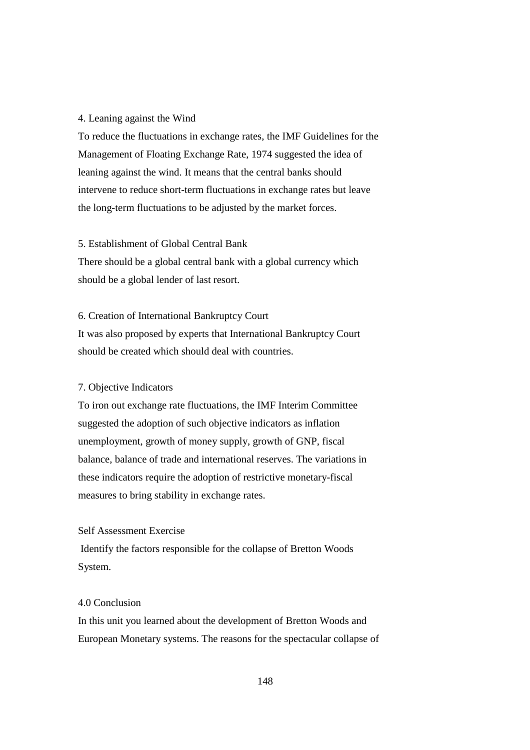4. Leaning against the Wind

To reduce the fluctuations in exchange rates, the IMF Guidelines for the Management of Floating Exchange Rate, 1974 suggested the idea of leaning against the wind. It means that the central banks should intervene to reduce short-term fluctuations in exchange rates but leave the long-term fluctuations to be adjusted by the market forces.

5. Establishment of Global Central Bank

There should be a global central bank with a global currency which should be a global lender of last resort.

6. Creation of International Bankruptcy Court

It was also proposed by experts that International Bankruptcy Court should be created which should deal with countries.

7. Objective Indicators

To iron out exchange rate fluctuations, the IMF Interim Committee suggested the adoption of such objective indicators as inflation unemployment, growth of money supply, growth of GNP, fiscal balance, balance of trade and international reserves. The variations in these indicators require the adoption of restrictive monetary-fiscal measures to bring stability in exchange rates.

Self Assessment Exercise

Identify the factors responsible for the collapse of Bretton Woods System.

## 4.0 Conclusion

In this unit you learned about the development of Bretton Woods and European Monetary systems. The reasons for the spectacular collapse of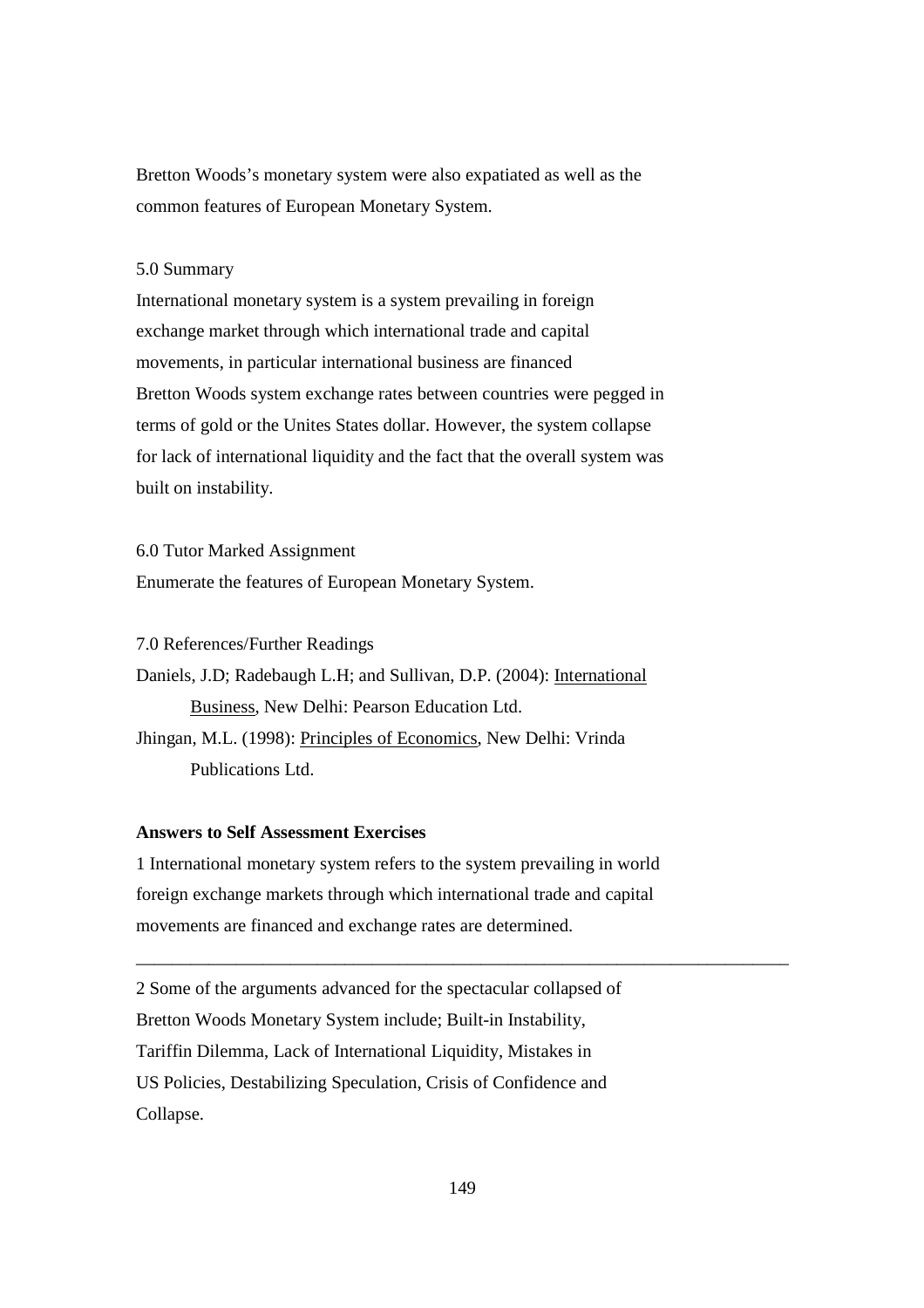Bretton Woods's monetary system were also expatiated as well as the common features of European Monetary System.

5.0 Summary

International monetary system is a system prevailing in foreign exchange market through which international trade and capital movements, in particular international business are financed Bretton Woods system exchange rates between countries were pegged in terms of gold or the Unites States dollar. However, the system collapse for lack of international liquidity and the fact that the overall system was built on instability.

6.0 Tutor Marked Assignment

Enumerate the features of European Monetary System.

7.0 References/Further Readings

Daniels, J.D; Radebaugh L.H; and Sullivan, D.P. (2004): International Business, New Delhi: Pearson Education Ltd.

Jhingan, M.L. (1998): Principles of Economics, New Delhi: Vrinda Publications Ltd.

**Answers to Self Assessment Exercises**

1 International monetary system refers to the system prevailing in world foreign exchange markets through which international trade and capital movements are financed and exchange rates are determined.

---

2 Some of the arguments advanced for the spectacular collapsed of Bretton Woods Monetary System include; Built-in Instability, Tariffin Dilemma, Lack of International Liquidity, Mistakes in US Policies, Destabilizing Speculation, Crisis of Confidence and Collapse.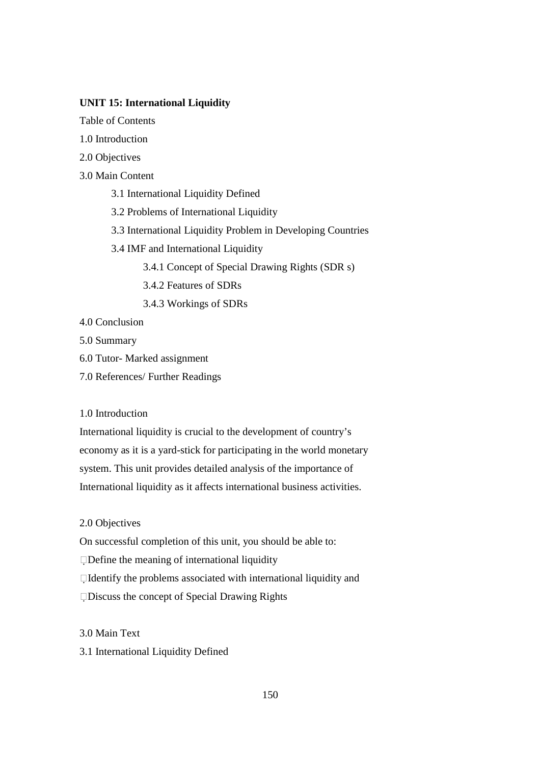**UNIT 15: International Liquidity**

Table of Contents

1.0 Introduction

2.0 Objectives

3.0 Main Content

- 3.1 International Liquidity Defined
- 3.2 Problems of International Liquidity
- 3.3 International Liquidity Problem in Developing Countries
- 3.4 IMF and International Liquidity
  - 3.4.1 Concept of Special Drawing Rights (SDR s)
  - 3.4.2 Features of SDRs
  - 3.4.3 Workings of SDRs

4.0 Conclusion

5.0 Summary

6.0 Tutor- Marked assignment

7.0 References/ Further Readings

1.0 Introduction

International liquidity is crucial to the development of country's economy as it is a yard-stick for participating in the world monetary system. This unit provides detailed analysis of the importance of International liquidity as it affects international business activities.

2.0 Objectives

On successful completion of this unit, you should be able to:

- Define the meaning of international liquidity
- Identify the problems associated with international liquidity and
- Discuss the concept of Special Drawing Rights

3.0 Main Text

3.1 International Liquidity Defined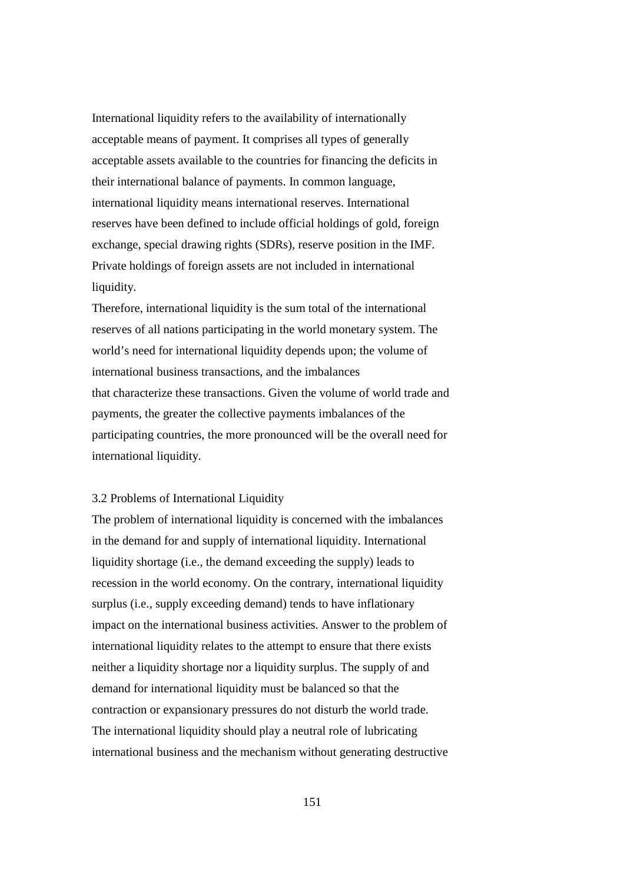International liquidity refers to the availability of internationally acceptable means of payment. It comprises all types of generally acceptable assets available to the countries for financing the deficits in their international balance of payments. In common language, international liquidity means international reserves. International reserves have been defined to include official holdings of gold, foreign exchange, special drawing rights (SDRs), reserve position in the IMF. Private holdings of foreign assets are not included in international liquidity.

Therefore, international liquidity is the sum total of the international reserves of all nations participating in the world monetary system. The world's need for international liquidity depends upon; the volume of international business transactions, and the imbalances that characterize these transactions. Given the volume of world trade and payments, the greater the collective payments imbalances of the participating countries, the more pronounced will be the overall need for international liquidity.

### 3.2 Problems of International Liquidity

The problem of international liquidity is concerned with the imbalances in the demand for and supply of international liquidity. International liquidity shortage (i.e., the demand exceeding the supply) leads to recession in the world economy. On the contrary, international liquidity surplus (i.e., supply exceeding demand) tends to have inflationary impact on the international business activities. Answer to the problem of international liquidity relates to the attempt to ensure that there exists neither a liquidity shortage nor a liquidity surplus. The supply of and demand for international liquidity must be balanced so that the contraction or expansionary pressures do not disturb the world trade. The international liquidity should play a neutral role of lubricating international business and the mechanism without generating destructive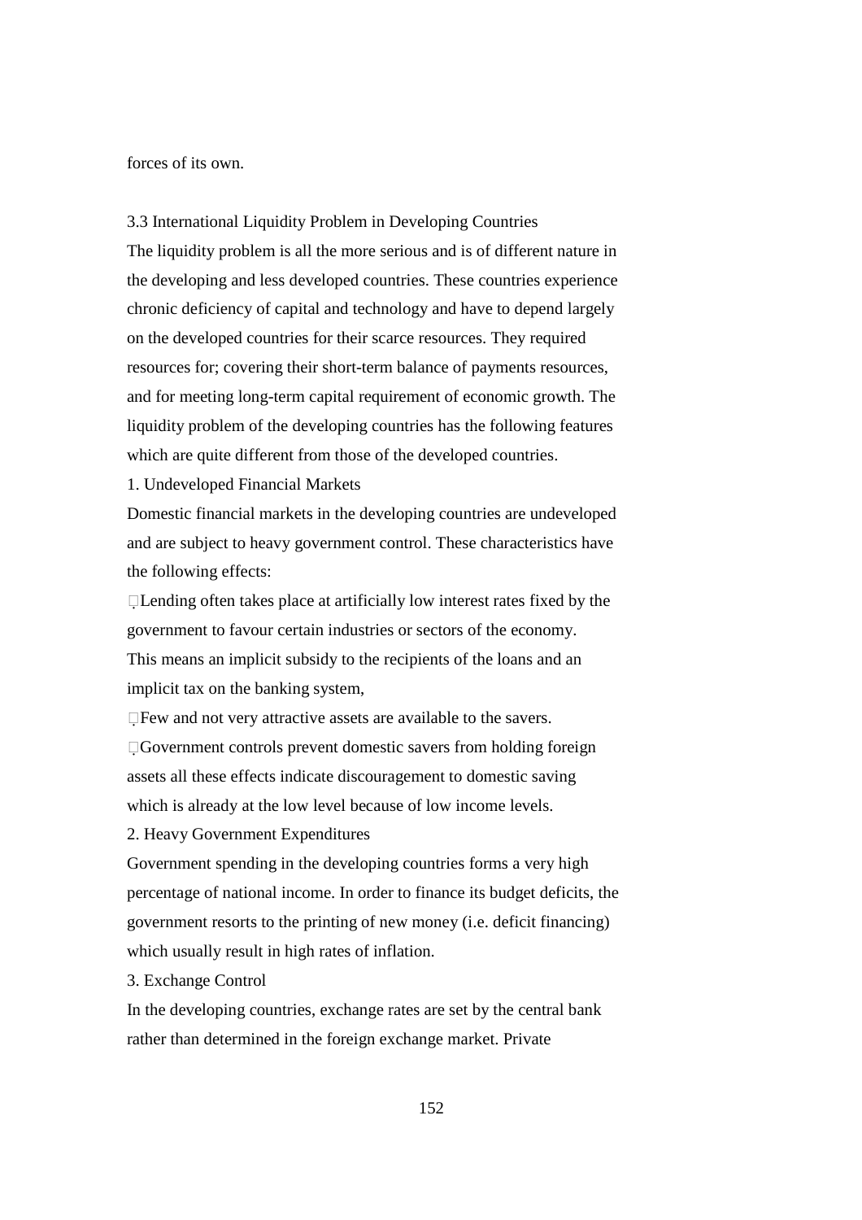forces of its own.

## 3.3 International Liquidity Problem in Developing Countries

The liquidity problem is all the more serious and is of different nature in the developing and less developed countries. These countries experience chronic deficiency of capital and technology and have to depend largely on the developed countries for their scarce resources. They required resources for; covering their short-term balance of payments resources, and for meeting long-term capital requirement of economic growth. The liquidity problem of the developing countries has the following features which are quite different from those of the developed countries.

### 1. Undeveloped Financial Markets

Domestic financial markets in the developing countries are undeveloped and are subject to heavy government control. These characteristics have the following effects:

- Lending often takes place at artificially low interest rates fixed by the government to favour certain industries or sectors of the economy. This means an implicit subsidy to the recipients of the loans and an implicit tax on the banking system,
- Few and not very attractive assets are available to the savers.
- Government controls prevent domestic savers from holding foreign assets all these effects indicate discouragement to domestic saving which is already at the low level because of low income levels.

### 2. Heavy Government Expenditures

Government spending in the developing countries forms a very high percentage of national income. In order to finance its budget deficits, the government resorts to the printing of new money (i.e. deficit financing) which usually result in high rates of inflation.

### 3. Exchange Control

In the developing countries, exchange rates are set by the central bank rather than determined in the foreign exchange market. Private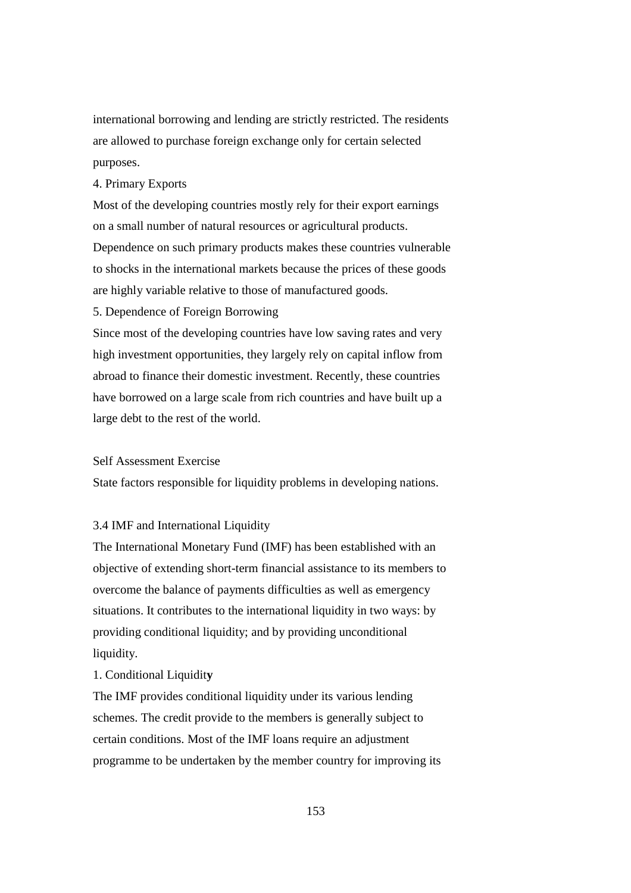international borrowing and lending are strictly restricted. The residents are allowed to purchase foreign exchange only for certain selected purposes.

4. Primary Exports

Most of the developing countries mostly rely for their export earnings on a small number of natural resources or agricultural products. Dependence on such primary products makes these countries vulnerable to shocks in the international markets because the prices of these goods are highly variable relative to those of manufactured goods.

5. Dependence of Foreign Borrowing

Since most of the developing countries have low saving rates and very high investment opportunities, they largely rely on capital inflow from abroad to finance their domestic investment. Recently, these countries have borrowed on a large scale from rich countries and have built up a large debt to the rest of the world.

Self Assessment Exercise

State factors responsible for liquidity problems in developing nations.

### 3.4 IMF and International Liquidity

The International Monetary Fund (IMF) has been established with an objective of extending short-term financial assistance to its members to overcome the balance of payments difficulties as well as emergency situations. It contributes to the international liquidity in two ways: by providing conditional liquidity; and by providing unconditional liquidity.

1. Conditional Liquidity

The IMF provides conditional liquidity under its various lending schemes. The credit provide to the members is generally subject to certain conditions. Most of the IMF loans require an adjustment programme to be undertaken by the member country for improving its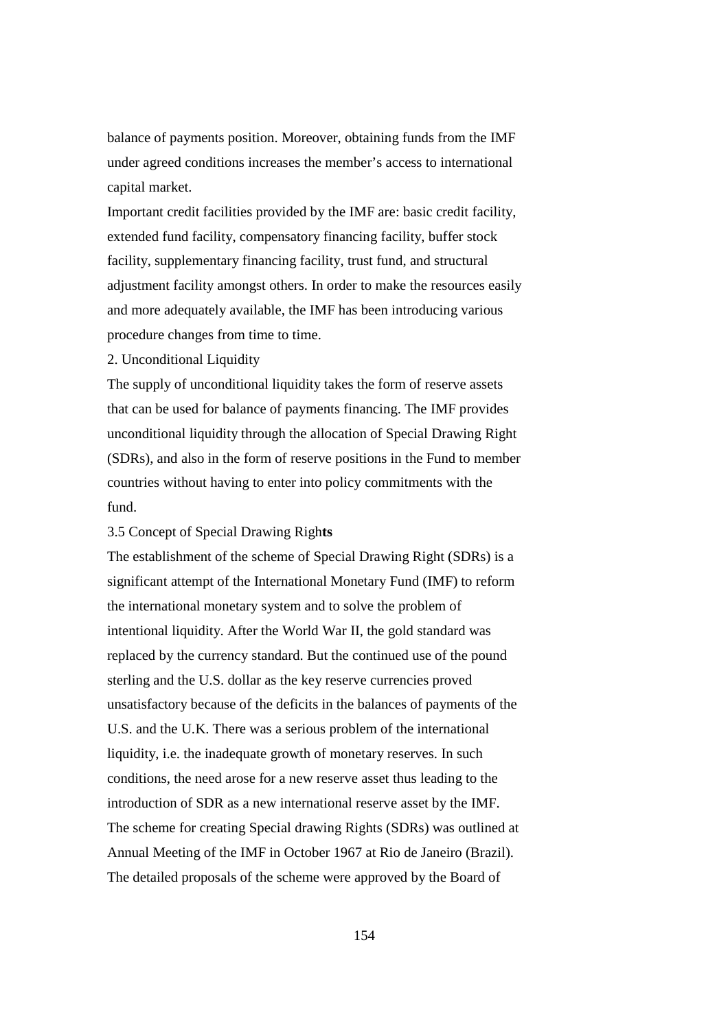balance of payments position. Moreover, obtaining funds from the IMF under agreed conditions increases the member's access to international capital market.

Important credit facilities provided by the IMF are: basic credit facility, extended fund facility, compensatory financing facility, buffer stock facility, supplementary financing facility, trust fund, and structural adjustment facility amongst others. In order to make the resources easily and more adequately available, the IMF has been introducing various procedure changes from time to time.

2. Unconditional Liquidity

The supply of unconditional liquidity takes the form of reserve assets that can be used for balance of payments financing. The IMF provides unconditional liquidity through the allocation of Special Drawing Right (SDRs), and also in the form of reserve positions in the Fund to member countries without having to enter into policy commitments with the fund.

## 3.5 Concept of Special Drawing Righ**ts**

The establishment of the scheme of Special Drawing Right (SDRs) is a significant attempt of the International Monetary Fund (IMF) to reform the international monetary system and to solve the problem of intentional liquidity. After the World War II, the gold standard was replaced by the currency standard. But the continued use of the pound sterling and the U.S. dollar as the key reserve currencies proved unsatisfactory because of the deficits in the balances of payments of the U.S. and the U.K. There was a serious problem of the international liquidity, i.e. the inadequate growth of monetary reserves. In such conditions, the need arose for a new reserve asset thus leading to the introduction of SDR as a new international reserve asset by the IMF. The scheme for creating Special drawing Rights (SDRs) was outlined at Annual Meeting of the IMF in October 1967 at Rio de Janeiro (Brazil). The detailed proposals of the scheme were approved by the Board of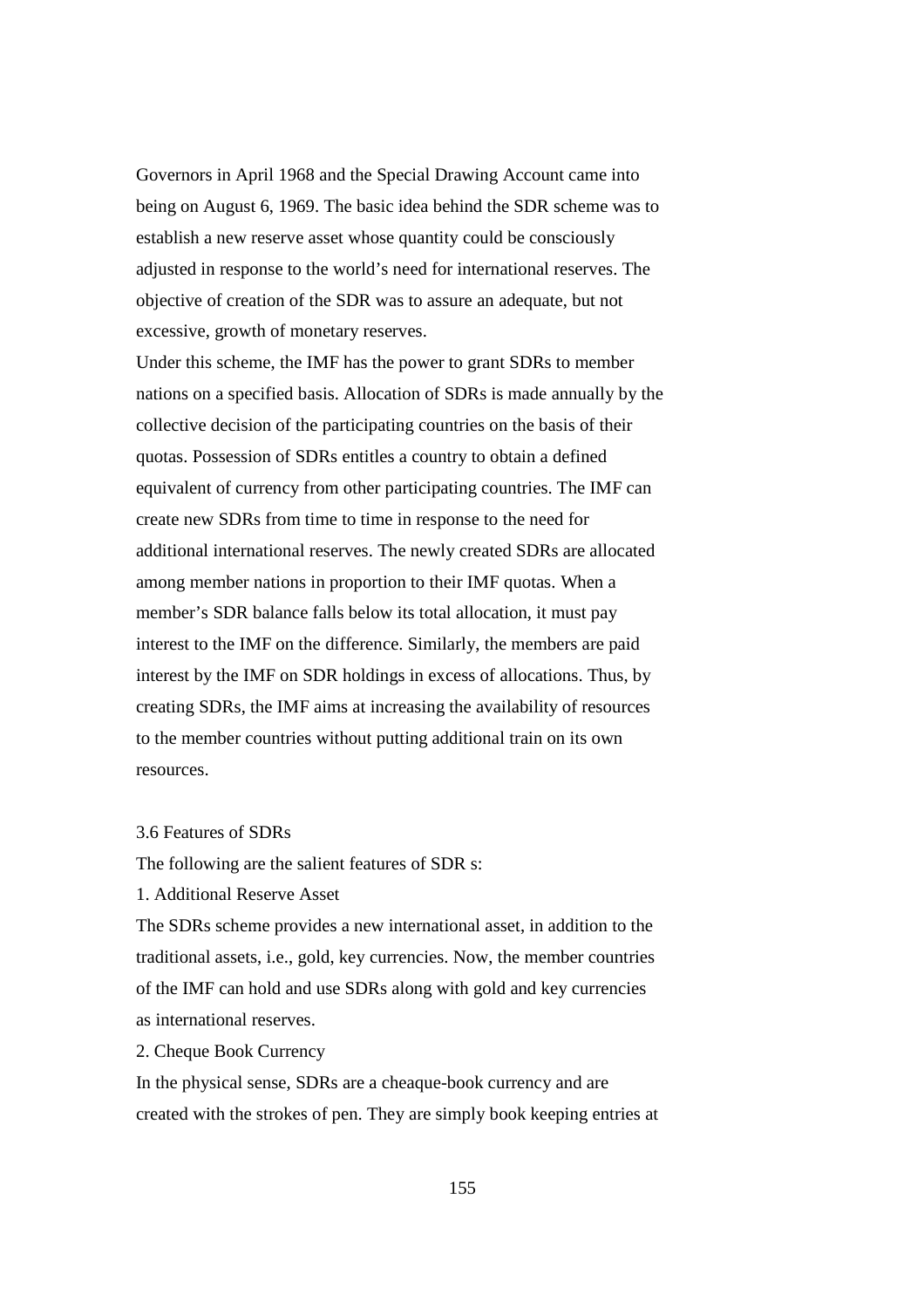Governors in April 1968 and the Special Drawing Account came into being on August 6, 1969. The basic idea behind the SDR scheme was to establish a new reserve asset whose quantity could be consciously adjusted in response to the world's need for international reserves. The objective of creation of the SDR was to assure an adequate, but not excessive, growth of monetary reserves.

Under this scheme, the IMF has the power to grant SDRs to member nations on a specified basis. Allocation of SDRs is made annually by the collective decision of the participating countries on the basis of their quotas. Possession of SDRs entitles a country to obtain a defined equivalent of currency from other participating countries. The IMF can create new SDRs from time to time in response to the need for additional international reserves. The newly created SDRs are allocated among member nations in proportion to their IMF quotas. When a member's SDR balance falls below its total allocation, it must pay interest to the IMF on the difference. Similarly, the members are paid interest by the IMF on SDR holdings in excess of allocations. Thus, by creating SDRs, the IMF aims at increasing the availability of resources to the member countries without putting additional train on its own resources.

## 3.6 Features of SDRs

The following are the salient features of SDR s:

1. Additional Reserve Asset

The SDRs scheme provides a new international asset, in addition to the traditional assets, i.e., gold, key currencies. Now, the member countries of the IMF can hold and use SDRs along with gold and key currencies as international reserves.

2. Cheque Book Currency

In the physical sense, SDRs are a cheaque-book currency and are created with the strokes of pen. They are simply book keeping entries at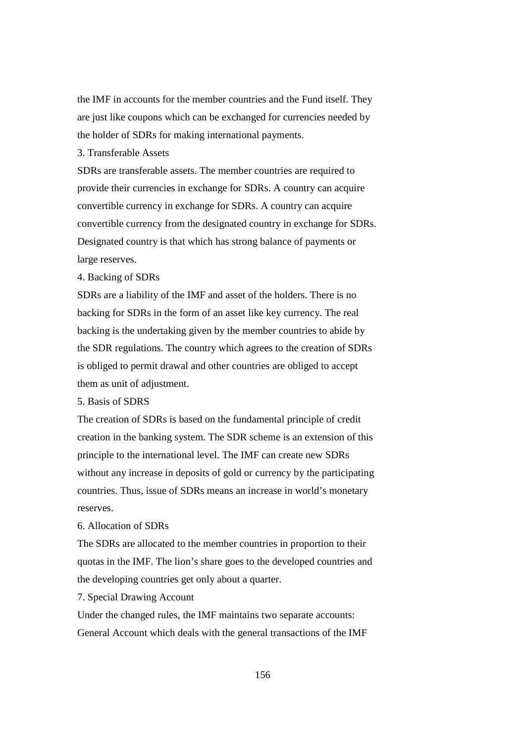the IMF in accounts for the member countries and the Fund itself. They are just like coupons which can be exchanged for currencies needed by the holder of SDRs for making international payments.

3. Transferable Assets

SDRs are transferable assets. The member countries are required to provide their currencies in exchange for SDRs. A country can acquire convertible currency in exchange for SDRs. A country can acquire convertible currency from the designated country in exchange for SDRs. Designated country is that which has strong balance of payments or large reserves.

4. Backing of SDRs

SDRs are a liability of the IMF and asset of the holders. There is no backing for SDRs in the form of an asset like key currency. The real backing is the undertaking given by the member countries to abide by the SDR regulations. The country which agrees to the creation of SDRs is obliged to permit drawal and other countries are obliged to accept them as unit of adjustment.

5. Basis of SDRS

The creation of SDRs is based on the fundamental principle of credit creation in the banking system. The SDR scheme is an extension of this principle to the international level. The IMF can create new SDRs without any increase in deposits of gold or currency by the participating countries. Thus, issue of SDRs means an increase in world's monetary reserves.

6. Allocation of SDRs

The SDRs are allocated to the member countries in proportion to their quotas in the IMF. The lion's share goes to the developed countries and the developing countries get only about a quarter.

7. Special Drawing Account

Under the changed rules, the IMF maintains two separate accounts: General Account which deals with the general transactions of the IMF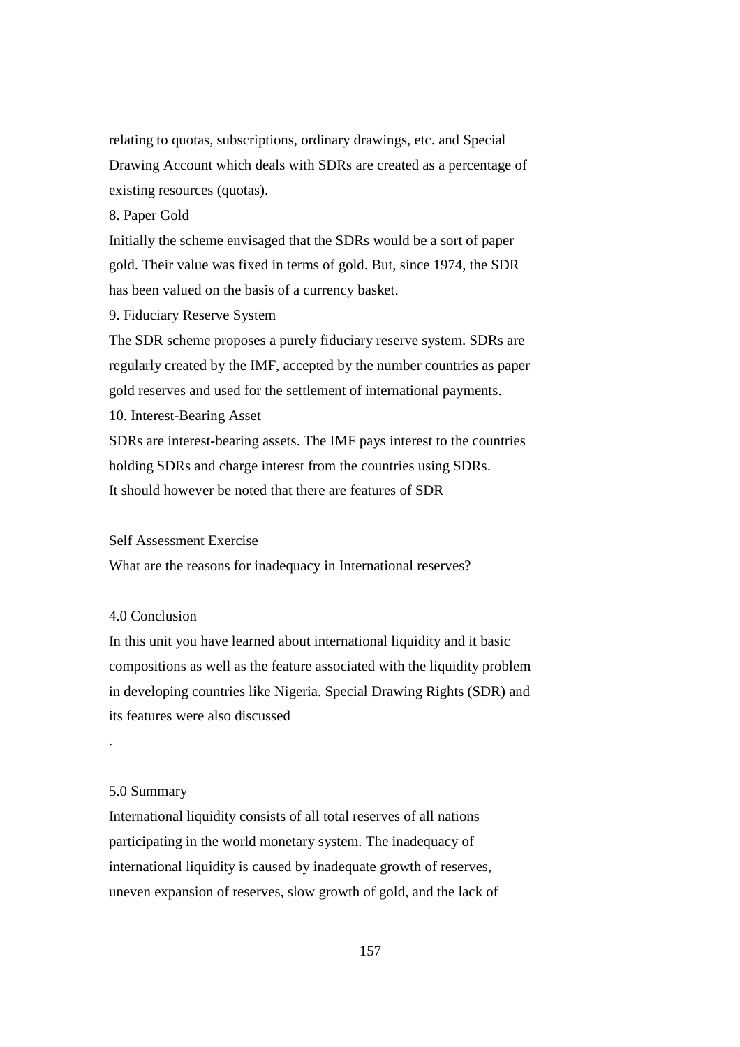relating to quotas, subscriptions, ordinary drawings, etc. and Special Drawing Account which deals with SDRs are created as a percentage of existing resources (quotas).

8. Paper Gold

Initially the scheme envisaged that the SDRs would be a sort of paper gold. Their value was fixed in terms of gold. But, since 1974, the SDR has been valued on the basis of a currency basket.

9. Fiduciary Reserve System

The SDR scheme proposes a purely fiduciary reserve system. SDRs are regularly created by the IMF, accepted by the number countries as paper gold reserves and used for the settlement of international payments.

10. Interest-Bearing Asset

SDRs are interest-bearing assets. The IMF pays interest to the countries holding SDRs and charge interest from the countries using SDRs.

It should however be noted that there are features of SDR

Self Assessment Exercise

What are the reasons for inadequacy in International reserves?

## 4.0 Conclusion

In this unit you have learned about international liquidity and it basic compositions as well as the feature associated with the liquidity problem in developing countries like Nigeria. Special Drawing Rights (SDR) and its features were also discussed

.

## 5.0 Summary

International liquidity consists of all total reserves of all nations participating in the world monetary system. The inadequacy of international liquidity is caused by inadequate growth of reserves, uneven expansion of reserves, slow growth of gold, and the lack of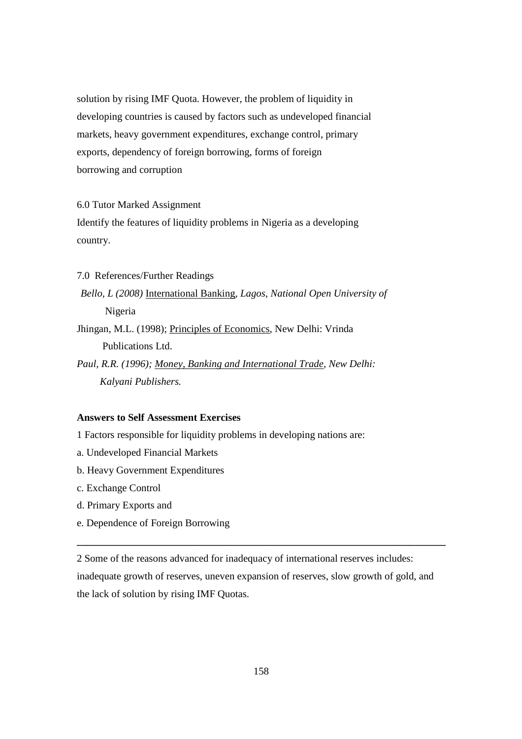solution by rising IMF Quota. However, the problem of liquidity in developing countries is caused by factors such as undeveloped financial markets, heavy government expenditures, exchange control, primary exports, dependency of foreign borrowing, forms of foreign borrowing and corruption

6.0 Tutor Marked Assignment

Identify the features of liquidity problems in Nigeria as a developing country.

7.0 References/Further Readings

*Bello, L (2008)* International Banking, *Lagos, National Open University of* Nigeria

Jhingan, M.L. (1998); Principles of Economics, New Delhi: Vrinda Publications Ltd.

*Paul, R.R. (1996); Money, Banking and International Trade, New Delhi: Kalyani Publishers.*

**Answers to Self Assessment Exercises**

1 Factors responsible for liquidity problems in developing nations are:

a. Undeveloped Financial Markets

b. Heavy Government Expenditures

c. Exchange Control

d. Primary Exports and

e. Dependence of Foreign Borrowing

---

2 Some of the reasons advanced for inadequacy of international reserves includes: inadequate growth of reserves, uneven expansion of reserves, slow growth of gold, and the lack of solution by rising IMF Quotas.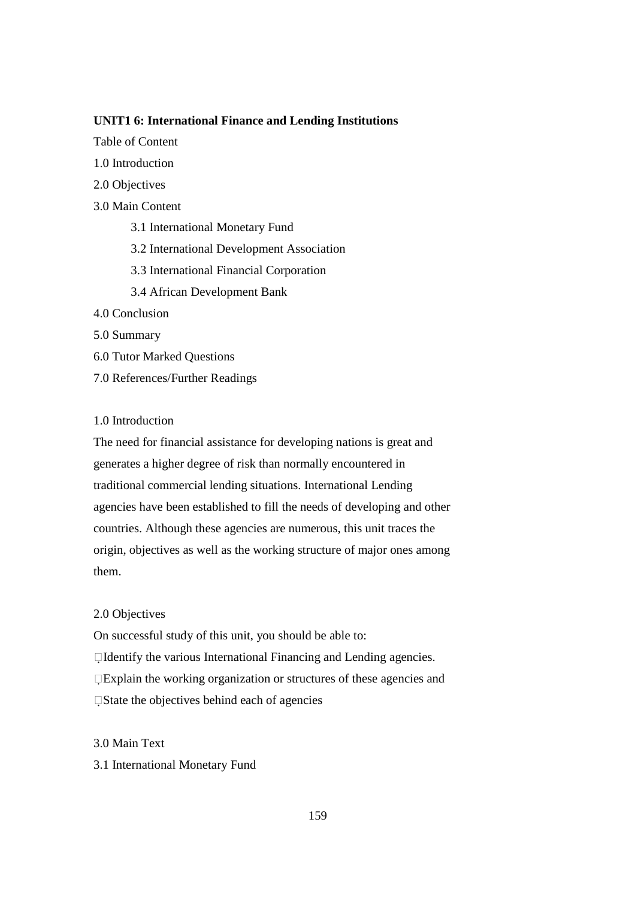**UNIT1 6: International Finance and Lending Institutions**

Table of Content

1.0 Introduction

2.0 Objectives

3.0 Main Content

- 3.1 International Monetary Fund
- 3.2 International Development Association
- 3.3 International Financial Corporation
- 3.4 African Development Bank

4.0 Conclusion

5.0 Summary

6.0 Tutor Marked Questions

7.0 References/Further Readings

1.0 Introduction

The need for financial assistance for developing nations is great and generates a higher degree of risk than normally encountered in traditional commercial lending situations. International Lending agencies have been established to fill the needs of developing and other countries. Although these agencies are numerous, this unit traces the origin, objectives as well as the working structure of major ones among them.

2.0 Objectives

On successful study of this unit, you should be able to:

- Identify the various International Financing and Lending agencies.
- Explain the working organization or structures of these agencies and
- State the objectives behind each of agencies

3.0 Main Text

3.1 International Monetary Fund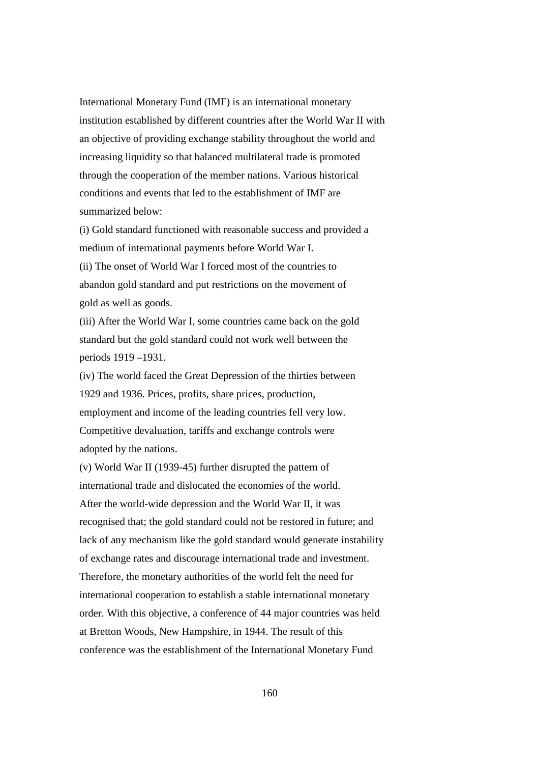International Monetary Fund (IMF) is an international monetary institution established by different countries after the World War II with an objective of providing exchange stability throughout the world and increasing liquidity so that balanced multilateral trade is promoted through the cooperation of the member nations. Various historical conditions and events that led to the establishment of IMF are summarized below:

(i) Gold standard functioned with reasonable success and provided a medium of international payments before World War I.

(ii) The onset of World War I forced most of the countries to abandon gold standard and put restrictions on the movement of gold as well as goods.

(iii) After the World War I, some countries came back on the gold standard but the gold standard could not work well between the periods 1919 –1931.

(iv) The world faced the Great Depression of the thirties between 1929 and 1936. Prices, profits, share prices, production, employment and income of the leading countries fell very low. Competitive devaluation, tariffs and exchange controls were adopted by the nations.

(v) World War II (1939-45) further disrupted the pattern of international trade and dislocated the economies of the world.

After the world-wide depression and the World War II, it was recognised that; the gold standard could not be restored in future; and lack of any mechanism like the gold standard would generate instability of exchange rates and discourage international trade and investment. Therefore, the monetary authorities of the world felt the need for international cooperation to establish a stable international monetary order. With this objective, a conference of 44 major countries was held at Bretton Woods, New Hampshire, in 1944. The result of this conference was the establishment of the International Monetary Fund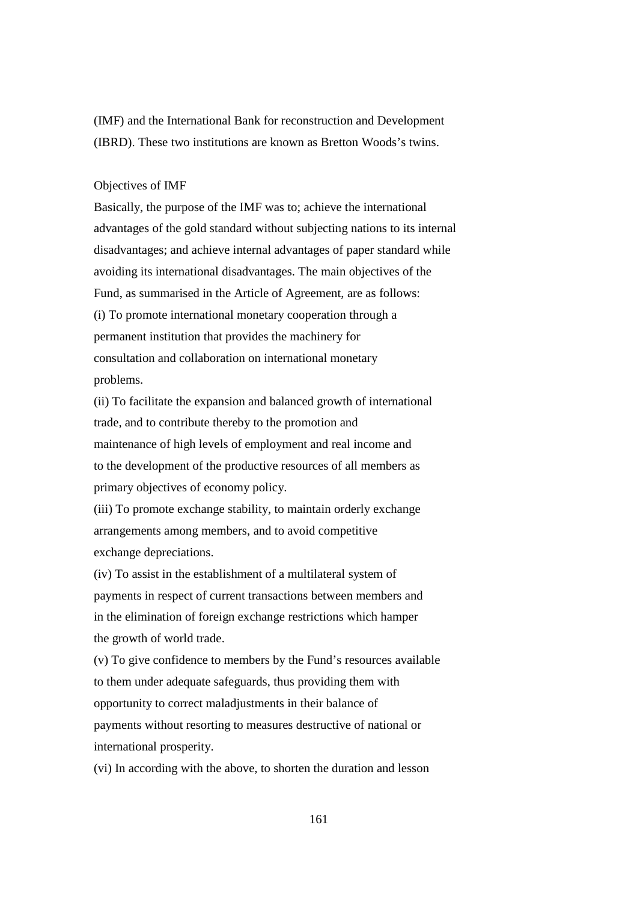(IMF) and the International Bank for reconstruction and Development (IBRD). These two institutions are known as Bretton Woods's twins.

Objectives of IMF

Basically, the purpose of the IMF was to; achieve the international advantages of the gold standard without subjecting nations to its internal disadvantages; and achieve internal advantages of paper standard while avoiding its international disadvantages. The main objectives of the Fund, as summarised in the Article of Agreement, are as follows:

(i) To promote international monetary cooperation through a permanent institution that provides the machinery for consultation and collaboration on international monetary problems.

(ii) To facilitate the expansion and balanced growth of international trade, and to contribute thereby to the promotion and maintenance of high levels of employment and real income and to the development of the productive resources of all members as primary objectives of economy policy.

(iii) To promote exchange stability, to maintain orderly exchange arrangements among members, and to avoid competitive exchange depreciations.

(iv) To assist in the establishment of a multilateral system of payments in respect of current transactions between members and in the elimination of foreign exchange restrictions which hamper the growth of world trade.

(v) To give confidence to members by the Fund's resources available to them under adequate safeguards, thus providing them with opportunity to correct maladjustments in their balance of payments without resorting to measures destructive of national or international prosperity.

(vi) In according with the above, to shorten the duration and lesson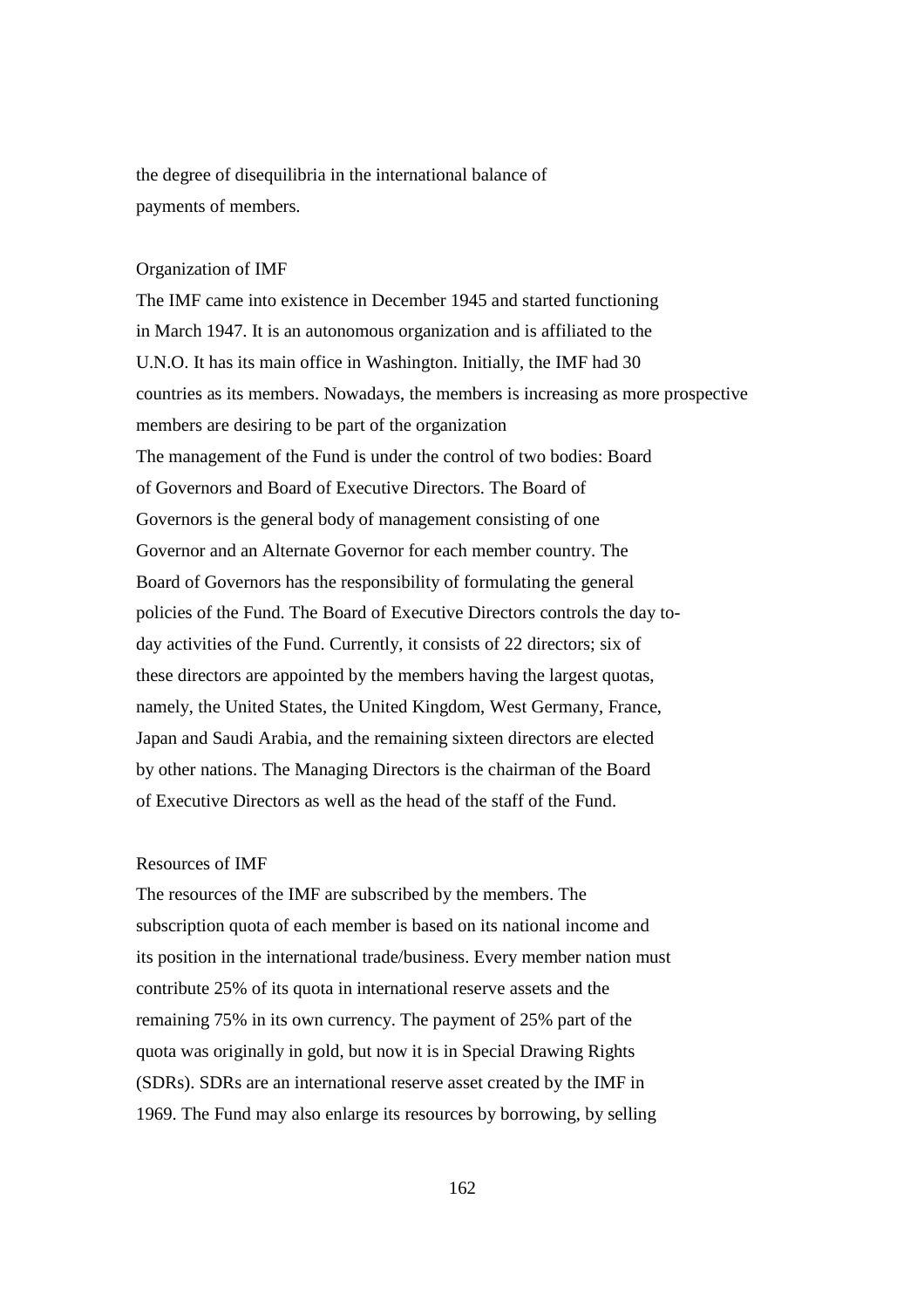the degree of disequilibria in the international balance of payments of members.

## Organization of IMF

The IMF came into existence in December 1945 and started functioning in March 1947. It is an autonomous organization and is affiliated to the U.N.O. It has its main office in Washington. Initially, the IMF had 30 countries as its members. Nowadays, the members is increasing as more prospective members are desiring to be part of the organization

The management of the Fund is under the control of two bodies: Board of Governors and Board of Executive Directors. The Board of Governors is the general body of management consisting of one Governor and an Alternate Governor for each member country. The Board of Governors has the responsibility of formulating the general policies of the Fund. The Board of Executive Directors controls the day today activities of the Fund. Currently, it consists of 22 directors; six of these directors are appointed by the members having the largest quotas, namely, the United States, the United Kingdom, West Germany, France, Japan and Saudi Arabia, and the remaining sixteen directors are elected by other nations. The Managing Directors is the chairman of the Board of Executive Directors as well as the head of the staff of the Fund.

## Resources of IMF

The resources of the IMF are subscribed by the members. The subscription quota of each member is based on its national income and its position in the international trade/business. Every member nation must contribute 25% of its quota in international reserve assets and the remaining 75% in its own currency. The payment of 25% part of the quota was originally in gold, but now it is in Special Drawing Rights (SDRs). SDRs are an international reserve asset created by the IMF in 1969. The Fund may also enlarge its resources by borrowing, by selling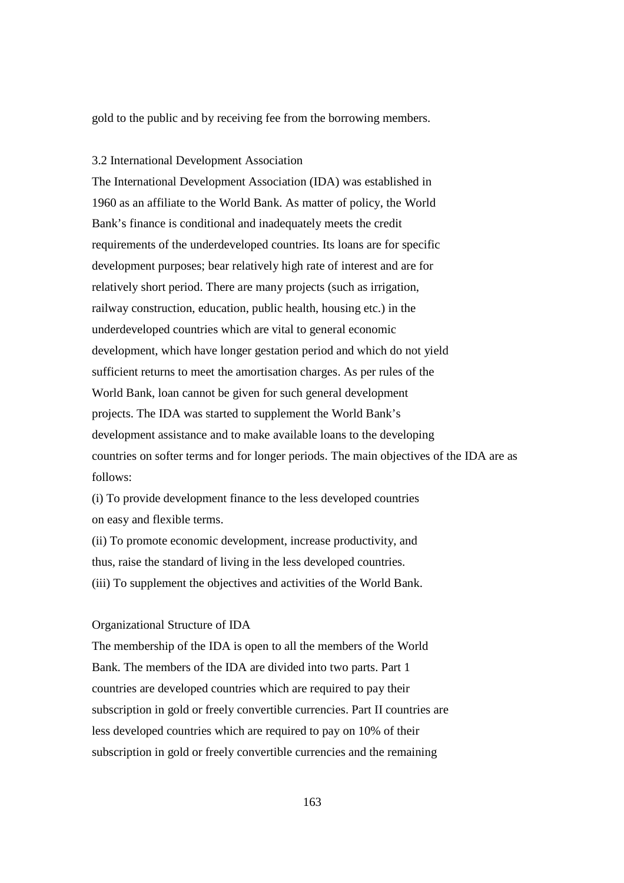gold to the public and by receiving fee from the borrowing members.

## 3.2 International Development Association

The International Development Association (IDA) was established in 1960 as an affiliate to the World Bank. As matter of policy, the World Bank's finance is conditional and inadequately meets the credit requirements of the underdeveloped countries. Its loans are for specific development purposes; bear relatively high rate of interest and are for relatively short period. There are many projects (such as irrigation, railway construction, education, public health, housing etc.) in the underdeveloped countries which are vital to general economic development, which have longer gestation period and which do not yield sufficient returns to meet the amortisation charges. As per rules of the World Bank, loan cannot be given for such general development projects. The IDA was started to supplement the World Bank's development assistance and to make available loans to the developing countries on softer terms and for longer periods. The main objectives of the IDA are as follows:

(i) To provide development finance to the less developed countries on easy and flexible terms.

(ii) To promote economic development, increase productivity, and thus, raise the standard of living in the less developed countries.

(iii) To supplement the objectives and activities of the World Bank.

### Organizational Structure of IDA

The membership of the IDA is open to all the members of the World Bank. The members of the IDA are divided into two parts. Part 1 countries are developed countries which are required to pay their subscription in gold or freely convertible currencies. Part II countries are less developed countries which are required to pay on 10% of their subscription in gold or freely convertible currencies and the remaining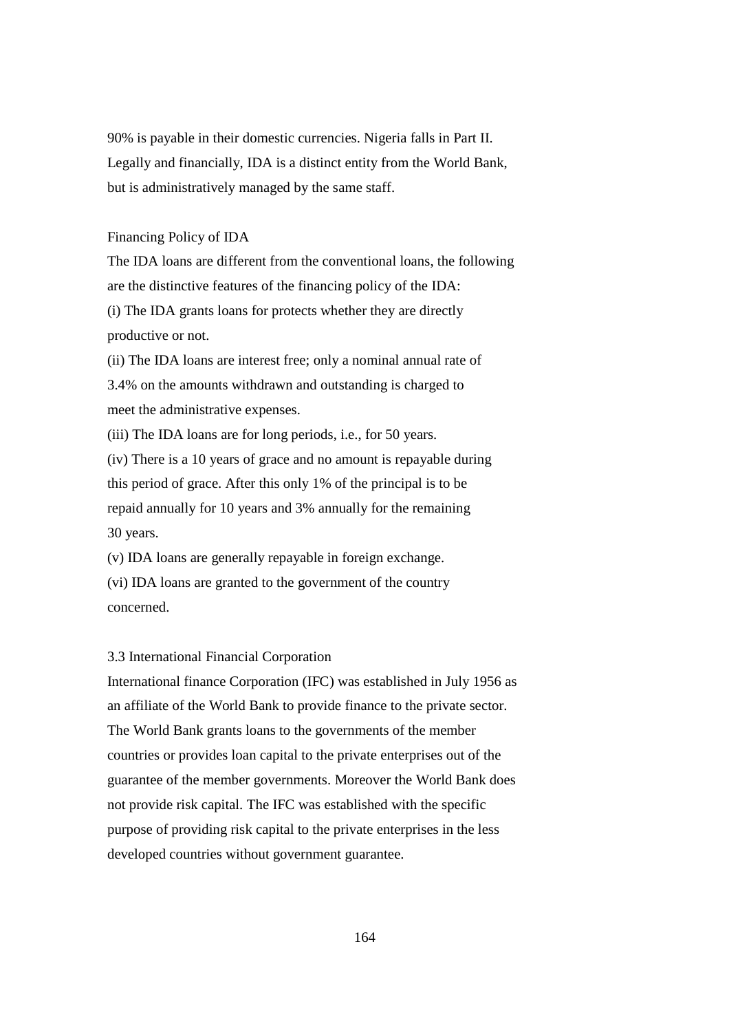90% is payable in their domestic currencies. Nigeria falls in Part II. Legally and financially, IDA is a distinct entity from the World Bank, but is administratively managed by the same staff.

### Financing Policy of IDA

The IDA loans are different from the conventional loans, the following are the distinctive features of the financing policy of the IDA:

(i) The IDA grants loans for protects whether they are directly productive or not.

(ii) The IDA loans are interest free; only a nominal annual rate of 3.4% on the amounts withdrawn and outstanding is charged to meet the administrative expenses.

(iii) The IDA loans are for long periods, i.e., for 50 years.

(iv) There is a 10 years of grace and no amount is repayable during this period of grace. After this only 1% of the principal is to be repaid annually for 10 years and 3% annually for the remaining 30 years.

(v) IDA loans are generally repayable in foreign exchange.

(vi) IDA loans are granted to the government of the country concerned.

## 3.3 International Financial Corporation

International finance Corporation (IFC) was established in July 1956 as an affiliate of the World Bank to provide finance to the private sector. The World Bank grants loans to the governments of the member countries or provides loan capital to the private enterprises out of the guarantee of the member governments. Moreover the World Bank does not provide risk capital. The IFC was established with the specific purpose of providing risk capital to the private enterprises in the less developed countries without government guarantee.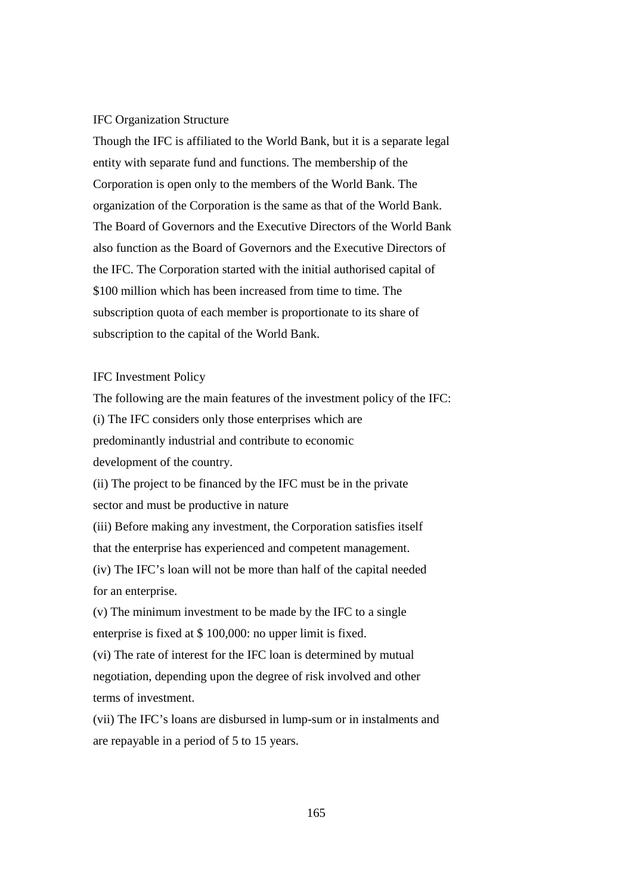## IFC Organization Structure

Though the IFC is affiliated to the World Bank, but it is a separate legal entity with separate fund and functions. The membership of the Corporation is open only to the members of the World Bank. The organization of the Corporation is the same as that of the World Bank. The Board of Governors and the Executive Directors of the World Bank also function as the Board of Governors and the Executive Directors of the IFC. The Corporation started with the initial authorised capital of $100 million which has been increased from time to time. The subscription quota of each member is proportionate to its share of subscription to the capital of the World Bank.

## IFC Investment Policy

The following are the main features of the investment policy of the IFC:

(i) The IFC considers only those enterprises which are predominantly industrial and contribute to economic development of the country.

(ii) The project to be financed by the IFC must be in the private sector and must be productive in nature

(iii) Before making any investment, the Corporation satisfies itself that the enterprise has experienced and competent management.

(iv) The IFC's loan will not be more than half of the capital needed for an enterprise.

(v) The minimum investment to be made by the IFC to a single enterprise is fixed at $ 100,000: no upper limit is fixed.

(vi) The rate of interest for the IFC loan is determined by mutual negotiation, depending upon the degree of risk involved and other terms of investment.

(vii) The IFC's loans are disbursed in lump-sum or in instalments and are repayable in a period of 5 to 15 years.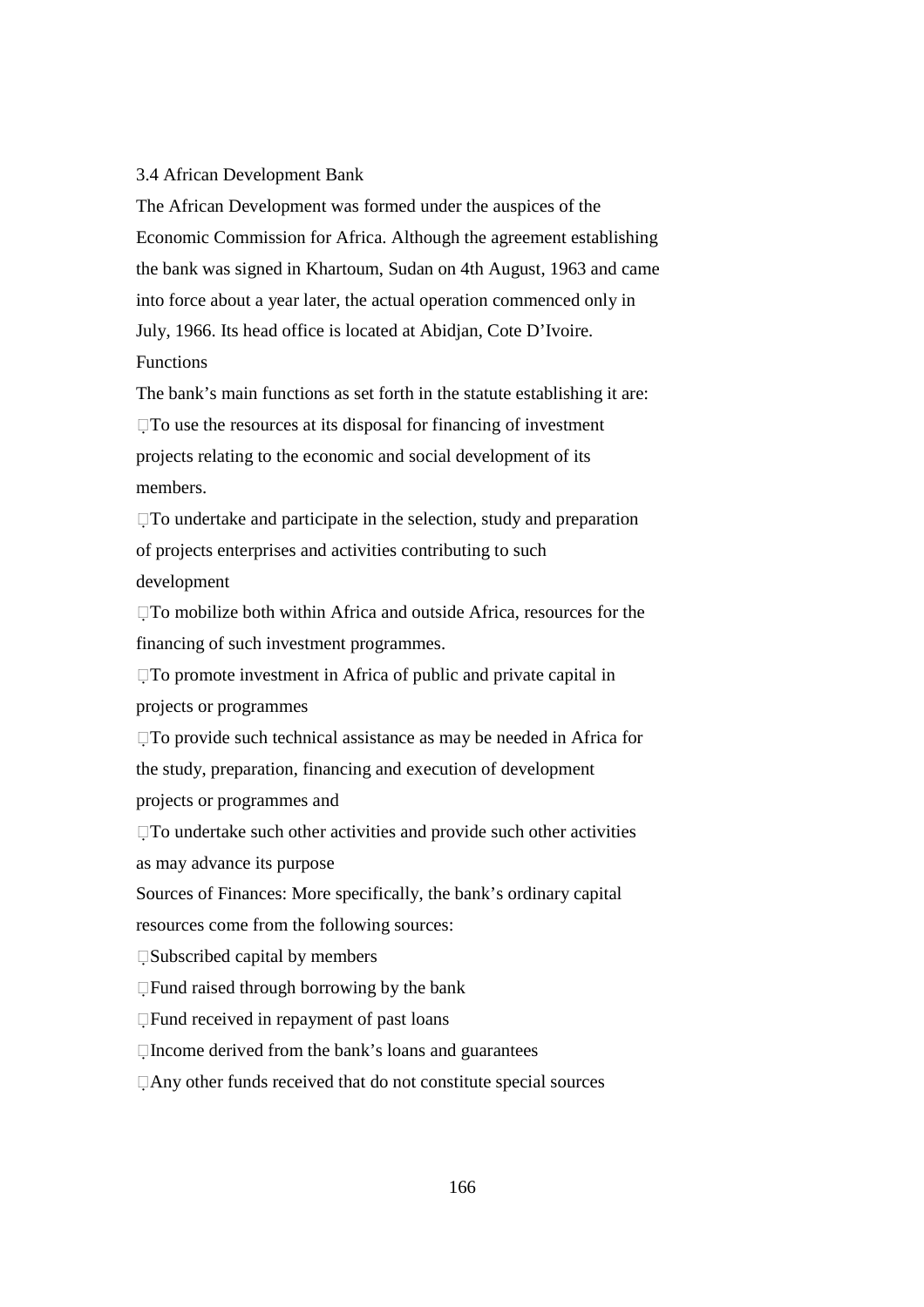### 3.4 African Development Bank

The African Development was formed under the auspices of the Economic Commission for Africa. Although the agreement establishing the bank was signed in Khartoum, Sudan on 4th August, 1963 and came into force about a year later, the actual operation commenced only in July, 1966. Its head office is located at Abidjan, Cote D'Ivoire.

**Functions**

The bank's main functions as set forth in the statute establishing it are:

- To use the resources at its disposal for financing of investment projects relating to the economic and social development of its members.
- To undertake and participate in the selection, study and preparation of projects enterprises and activities contributing to such development
- To mobilize both within Africa and outside Africa, resources for the financing of such investment programmes.
- To promote investment in Africa of public and private capital in projects or programmes
- To provide such technical assistance as may be needed in Africa for the study, preparation, financing and execution of development projects or programmes and
- To undertake such other activities and provide such other activities as may advance its purpose

Sources of Finances: More specifically, the bank's ordinary capital resources come from the following sources:

- Subscribed capital by members
- Fund raised through borrowing by the bank
- Fund received in repayment of past loans
- Income derived from the bank's loans and guarantees
- Any other funds received that do not constitute special sources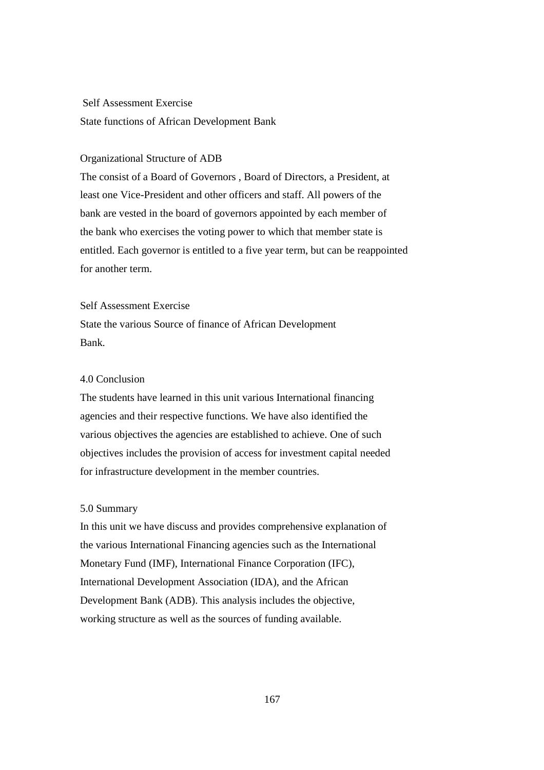Self Assessment Exercise

State functions of African Development Bank

Organizational Structure of ADB

The consist of a Board of Governors , Board of Directors, a President, at least one Vice-President and other officers and staff. All powers of the bank are vested in the board of governors appointed by each member of the bank who exercises the voting power to which that member state is entitled. Each governor is entitled to a five year term, but can be reappointed for another term.

Self Assessment Exercise

State the various Source of finance of African Development Bank.

4.0 Conclusion

The students have learned in this unit various International financing agencies and their respective functions. We have also identified the various objectives the agencies are established to achieve. One of such objectives includes the provision of access for investment capital needed for infrastructure development in the member countries.

5.0 Summary

In this unit we have discuss and provides comprehensive explanation of the various International Financing agencies such as the International Monetary Fund (IMF), International Finance Corporation (IFC), International Development Association (IDA), and the African Development Bank (ADB). This analysis includes the objective, working structure as well as the sources of funding available.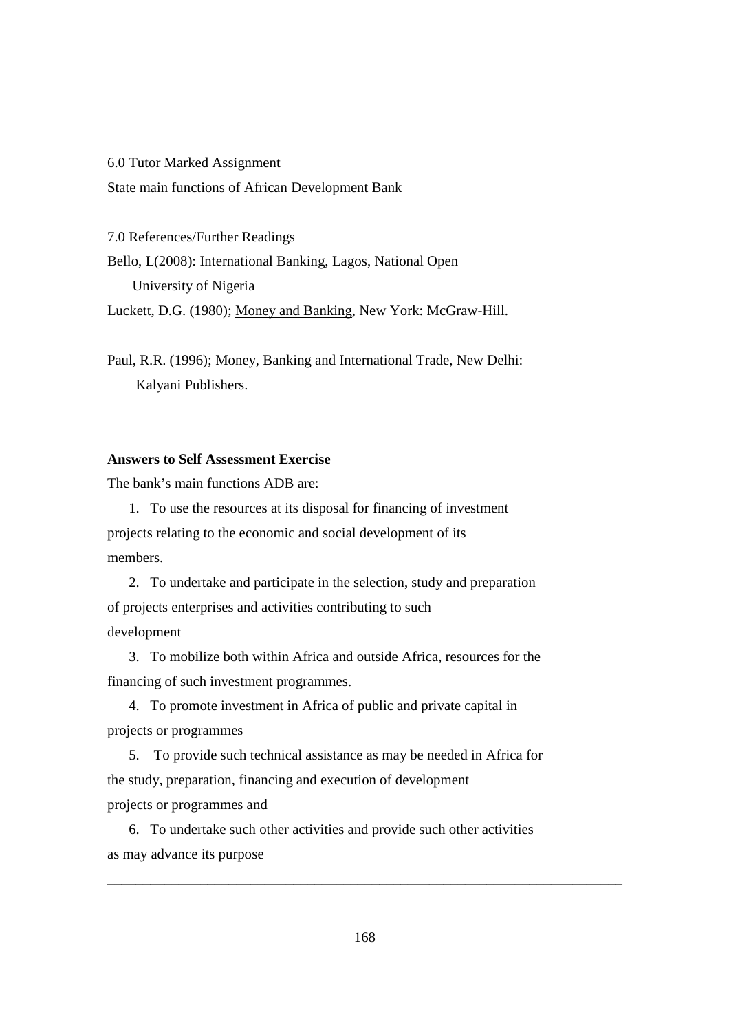6.0 Tutor Marked Assignment

State main functions of African Development Bank

7.0 References/Further Readings

Bello, L(2008): International Banking, Lagos, National Open University of Nigeria

Luckett, D.G. (1980); Money and Banking, New York: McGraw-Hill.

Paul, R.R. (1996); Money, Banking and International Trade, New Delhi: Kalyani Publishers.

**Answers to Self Assessment Exercise**

The bank's main functions ADB are:

1. To use the resources at its disposal for financing of investment projects relating to the economic and social development of its members.
2. To undertake and participate in the selection, study and preparation of projects enterprises and activities contributing to such development
3. To mobilize both within Africa and outside Africa, resources for the financing of such investment programmes.
4. To promote investment in Africa of public and private capital in projects or programmes
5. To provide such technical assistance as may be needed in Africa for the study, preparation, financing and execution of development projects or programmes and
6. To undertake such other activities and provide such other activities as may advance its purpose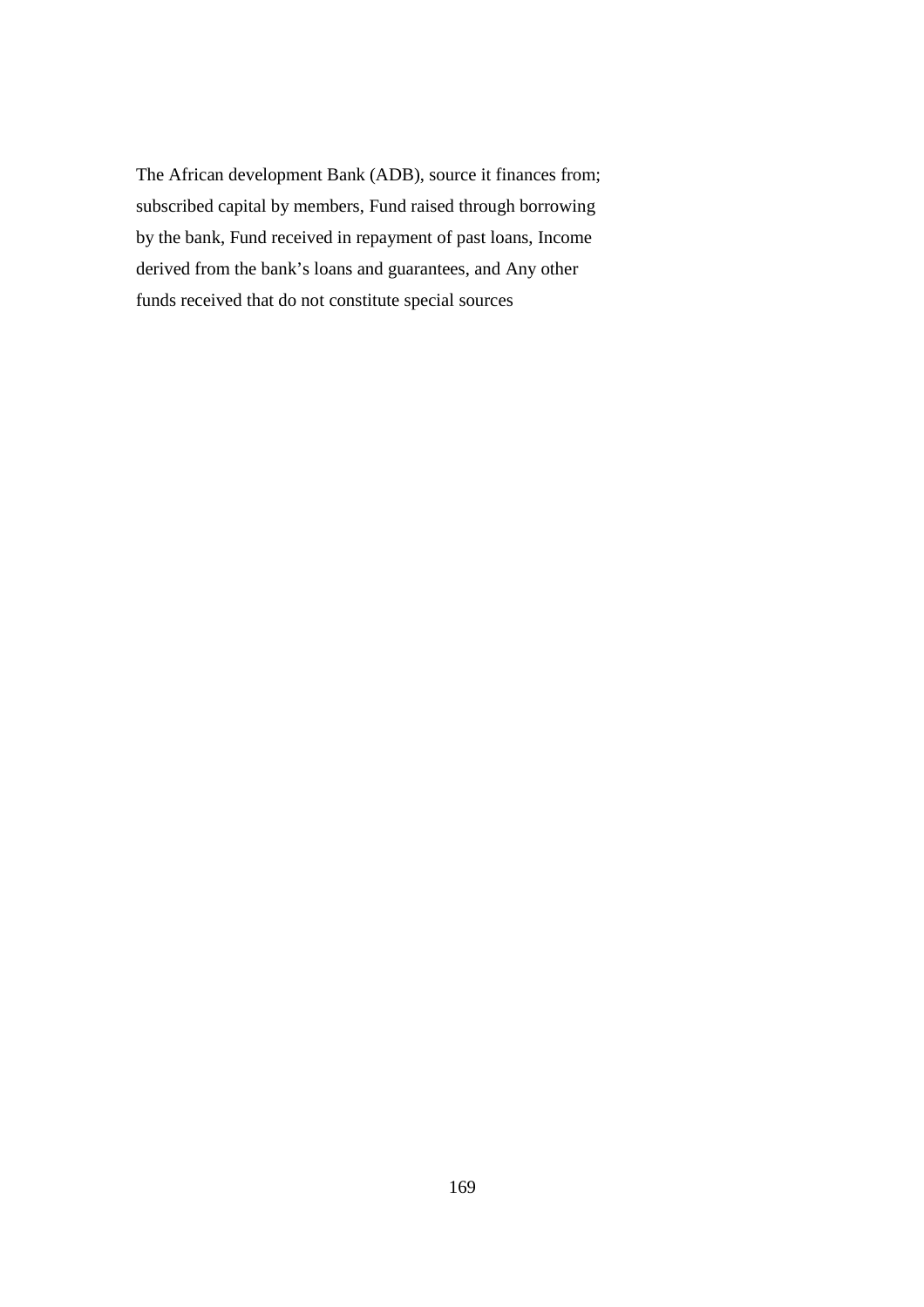The African development Bank (ADB), source it finances from; subscribed capital by members, Fund raised through borrowing by the bank, Fund received in repayment of past loans, Income derived from the bank's loans and guarantees, and Any other funds received that do not constitute special sources